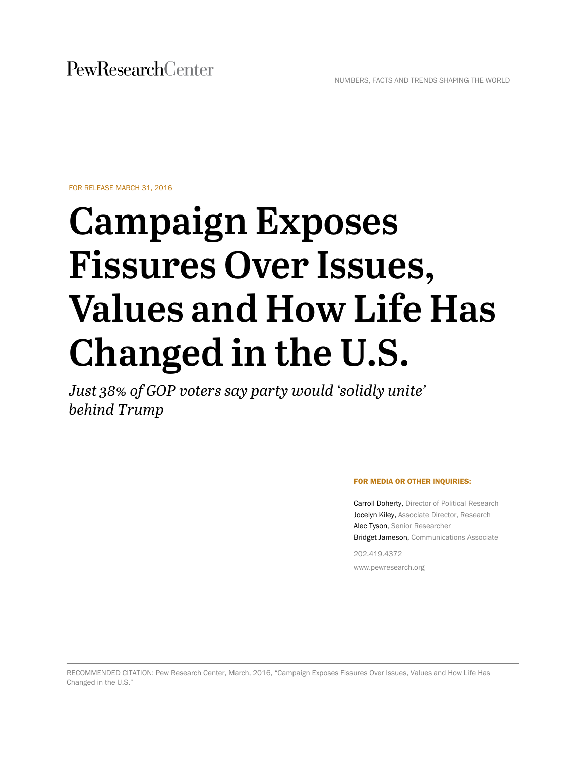PewResearchCenter

NUMBERS, FACTS AND TRENDS SHAPING THE WORLD

FOR RELEASE MARCH 31, 2016

# Campaign Exposes Fissures Over Issues, Values and How Life Has Changed in the U.S.

*Just 38% of GOP voters say party would 'solidly unite' behind Trump*

**FOR MEDIA OR OTHER INQUIRIES:**

Carroll Doherty, Director of Political Research
Jocelyn Kiley, Associate Director, Research
Alec Tyson, Senior Researcher
Bridget Jameson, Communications Associate

202.419.4372

www.pewresearch.org

RECOMMENDED CITATION: Pew Research Center, March, 2016, "Campaign Exposes Fissures Over Issues, Values and How Life Has Changed in the U.S."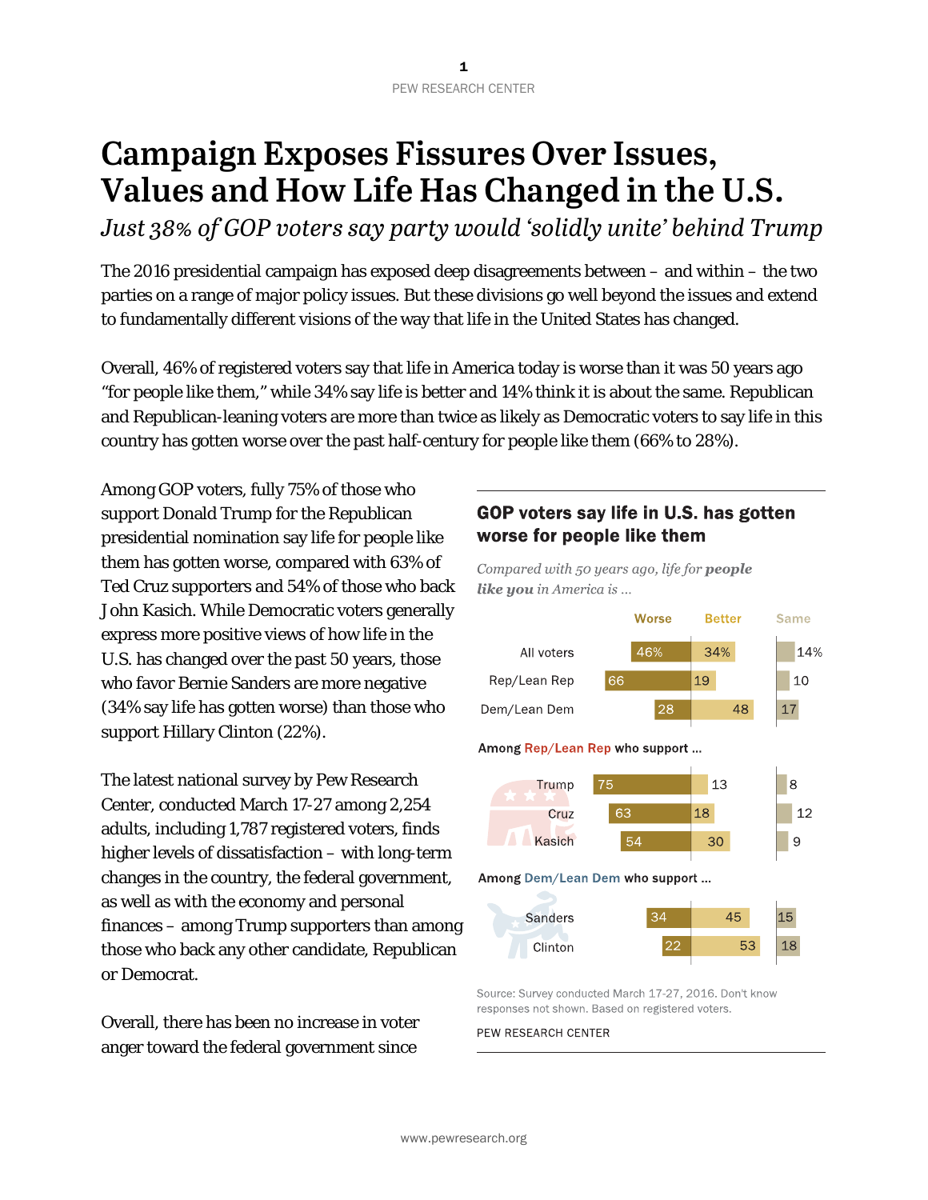# Campaign Exposes Fissures Over Issues, Values and How Life Has Changed in the U.S.

*Just 38% of GOP voters say party would 'solidly unite' behind Trump*

The 2016 presidential campaign has exposed deep disagreements between – and within – the two parties on a range of major policy issues. But these divisions go well beyond the issues and extend to fundamentally different visions of the way that life in the United States has changed.

Overall, 46% of registered voters say that life in America today is worse than it was 50 years ago "for people like them," while 34% say life is better and 14% think it is about the same. Republican and Republican-leaning voters are more than twice as likely as Democratic voters to say life in this country has gotten worse over the past half-century for people like them (66% to 28%).

Among GOP voters, fully 75% of those who support Donald Trump for the Republican presidential nomination say life for people like them has gotten worse, compared with 63% of Ted Cruz supporters and 54% of those who back John Kasich. While Democratic voters generally express more positive views of how life in the U.S. has changed over the past 50 years, those who favor Bernie Sanders are more negative (34% say life has gotten worse) than those who support Hillary Clinton (22%).

**GOP voters say life in U.S. has gotten worse for people like them**

*Compared with 50 years ago, life for* ***people like you*** *in America is ...*

| | Worse | Better | Same |
|---|---|---|---|
| All voters | 46% | 34% | 14% |
| Rep/Lean Rep | 66 | 19 | 10 |
| Dem/Lean Dem | 28 | 48 | 17 |
| **Among Rep/Lean Rep who support ...** | | | |
| Trump | 75 | 13 | 8 |
| Cruz | 63 | 18 | 12 |
| Kasich | 54 | 30 | 9 |
| **Among Dem/Lean Dem who support ...** | | | |
| Sanders | 34 | 45 | 15 |
| Clinton | 22 | 53 | 18 |

Source: Survey conducted March 17-27, 2016. Don't know responses not shown. Based on registered voters.

PEW RESEARCH CENTER

The latest national survey by Pew Research Center, conducted March 17-27 among 2,254 adults, including 1,787 registered voters, finds higher levels of dissatisfaction – with long-term changes in the country, the federal government, as well as with the economy and personal finances – among Trump supporters than among those who back any other candidate, Republican or Democrat.

Overall, there has been no increase in voter anger toward the federal government since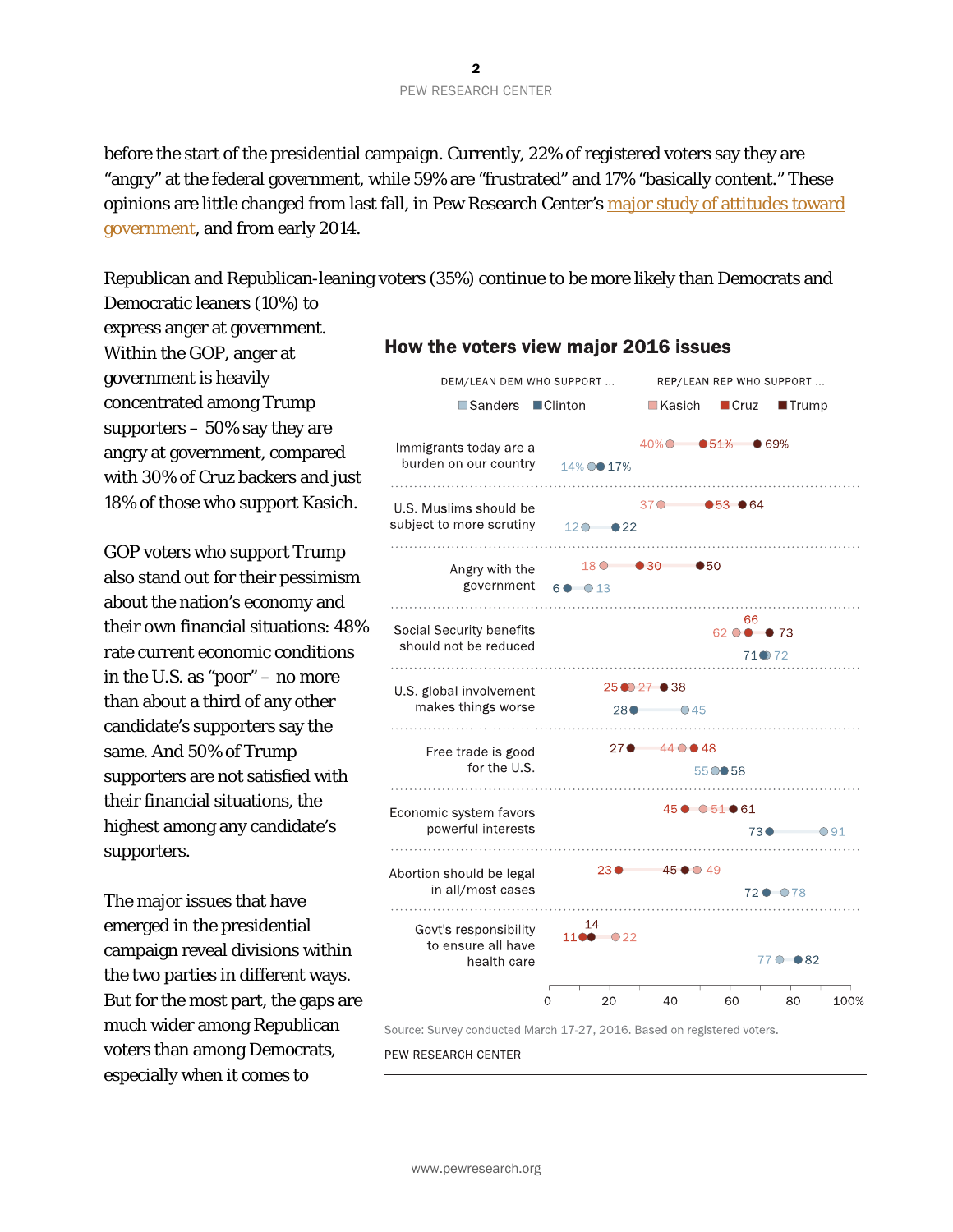before the start of the presidential campaign. Currently, 22% of registered voters say they are "angry" at the federal government, while 59% are "frustrated" and 17% "basically content." These opinions are little changed from last fall, in Pew Research Center's [major study of attitudes toward government](), and from early 2014.

Republican and Republican-leaning voters (35%) continue to be more likely than Democrats and Democratic leaners (10%) to express anger at government. Within the GOP, anger at government is heavily concentrated among Trump supporters – 50% say they are angry at government, compared with 30% of Cruz backers and just 18% of those who support Kasich.

GOP voters who support Trump also stand out for their pessimism about the nation's economy and their own financial situations: 48% rate current economic conditions in the U.S. as "poor" – no more than about a third of any other candidate's supporters say the same. And 50% of Trump supporters are not satisfied with their financial situations, the highest among any candidate's supporters.

The major issues that have emerged in the presidential campaign reveal divisions within the two parties in different ways. But for the most part, the gaps are much wider among Republican voters than among Democrats, especially when it comes to

## How the voters view major 2016 issues

| | Dem/lean Dem who support ... Sanders | Clinton | Rep/lean Rep who support ... Kasich | Cruz | Trump |
|---|---|---|---|---|---|
| Immigrants today are a burden on our country | 14% | 17% | 40% | 51% | 69% |
| U.S. Muslims should be subject to more scrutiny | 12 | 22 | 37 | 53 | 64 |
| Angry with the government | 13 | 6 | 18 | 30 | 50 |
| Social Security benefits should not be reduced | 72 | 71 | 62 | 66 | 73 |
| U.S. global involvement makes things worse | 45 | 28 | 27 | 25 | 38 |
| Free trade is good for the U.S. | 55 | 58 | 44 | 48 | 27 |
| Economic system favors powerful interests | 91 | 73 | 51 | 45 | 61 |
| Abortion should be legal in all/most cases | 78 | 72 | 49 | 23 | 45 |
| Govt's responsibility to ensure all have health care | 77 | 82 | 22 | 11 | 14 |

Source: Survey conducted March 17-27, 2016. Based on registered voters.

PEW RESEARCH CENTER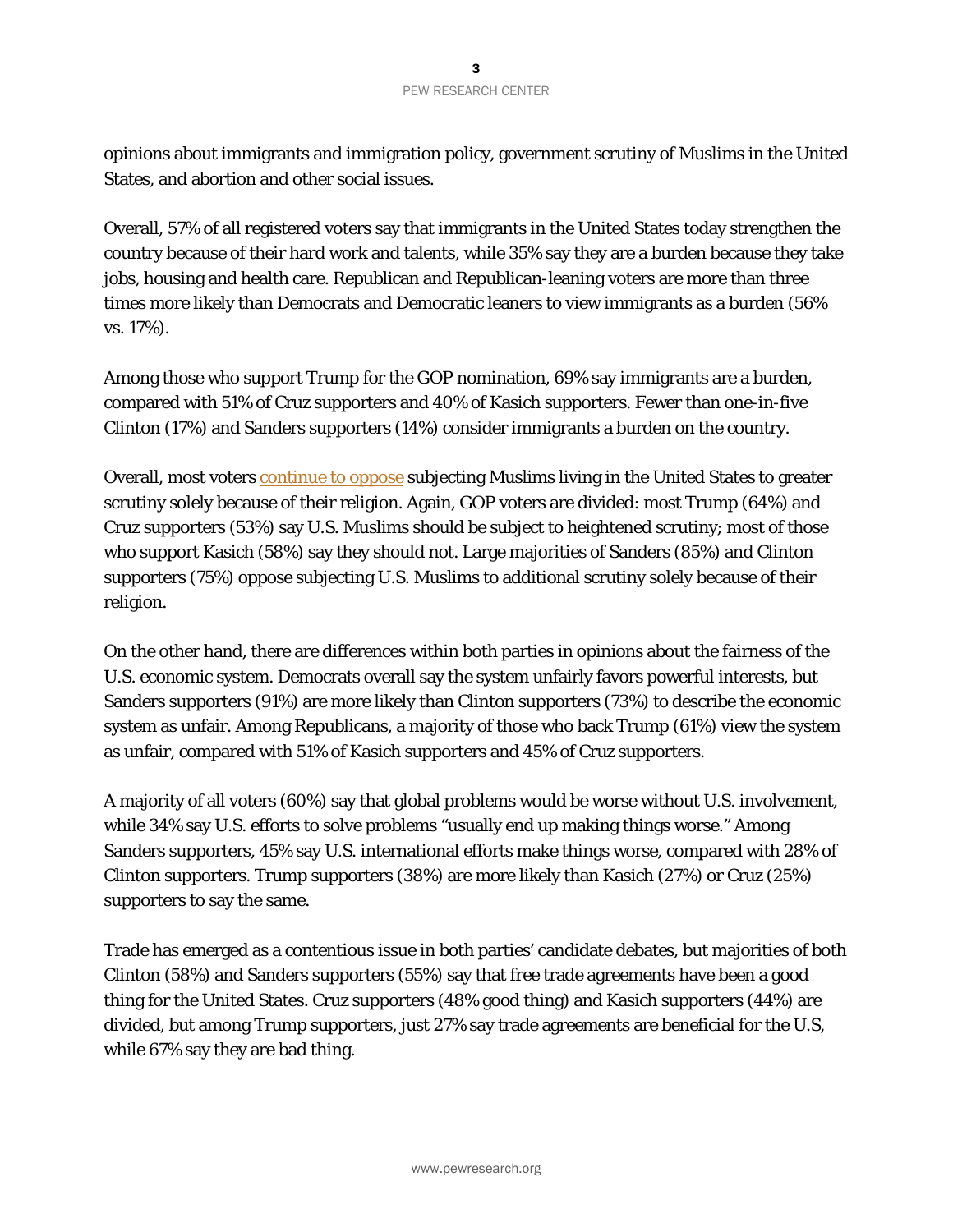opinions about immigrants and immigration policy, government scrutiny of Muslims in the United States, and abortion and other social issues.

Overall, 57% of all registered voters say that immigrants in the United States today strengthen the country because of their hard work and talents, while 35% say they are a burden because they take jobs, housing and health care. Republican and Republican-leaning voters are more than three times more likely than Democrats and Democratic leaners to view immigrants as a burden (56% vs. 17%).

Among those who support Trump for the GOP nomination, 69% say immigrants are a burden, compared with 51% of Cruz supporters and 40% of Kasich supporters. Fewer than one-in-five Clinton (17%) and Sanders supporters (14%) consider immigrants a burden on the country.

Overall, most voters continue to oppose subjecting Muslims living in the United States to greater scrutiny solely because of their religion. Again, GOP voters are divided: most Trump (64%) and Cruz supporters (53%) say U.S. Muslims should be subject to heightened scrutiny; most of those who support Kasich (58%) say they should not. Large majorities of Sanders (85%) and Clinton supporters (75%) oppose subjecting U.S. Muslims to additional scrutiny solely because of their religion.

On the other hand, there are differences within both parties in opinions about the fairness of the U.S. economic system. Democrats overall say the system unfairly favors powerful interests, but Sanders supporters (91%) are more likely than Clinton supporters (73%) to describe the economic system as unfair. Among Republicans, a majority of those who back Trump (61%) view the system as unfair, compared with 51% of Kasich supporters and 45% of Cruz supporters.

A majority of all voters (60%) say that global problems would be worse without U.S. involvement, while 34% say U.S. efforts to solve problems "usually end up making things worse." Among Sanders supporters, 45% say U.S. international efforts make things worse, compared with 28% of Clinton supporters. Trump supporters (38%) are more likely than Kasich (27%) or Cruz (25%) supporters to say the same.

Trade has emerged as a contentious issue in both parties' candidate debates, but majorities of both Clinton (58%) and Sanders supporters (55%) say that free trade agreements have been a good thing for the United States. Cruz supporters (48% good thing) and Kasich supporters (44%) are divided, but among Trump supporters, just 27% say trade agreements are beneficial for the U.S, while 67% say they are bad thing.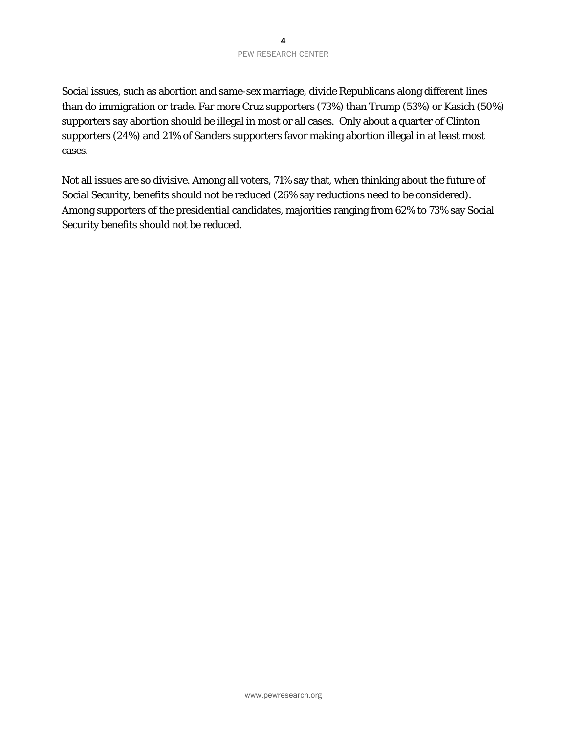Social issues, such as abortion and same-sex marriage, divide Republicans along different lines than do immigration or trade. Far more Cruz supporters (73%) than Trump (53%) or Kasich (50%) supporters say abortion should be illegal in most or all cases. Only about a quarter of Clinton supporters (24%) and 21% of Sanders supporters favor making abortion illegal in at least most cases.

Not all issues are so divisive. Among all voters, 71% say that, when thinking about the future of Social Security, benefits should not be reduced (26% say reductions need to be considered). Among supporters of the presidential candidates, majorities ranging from 62% to 73% say Social Security benefits should not be reduced.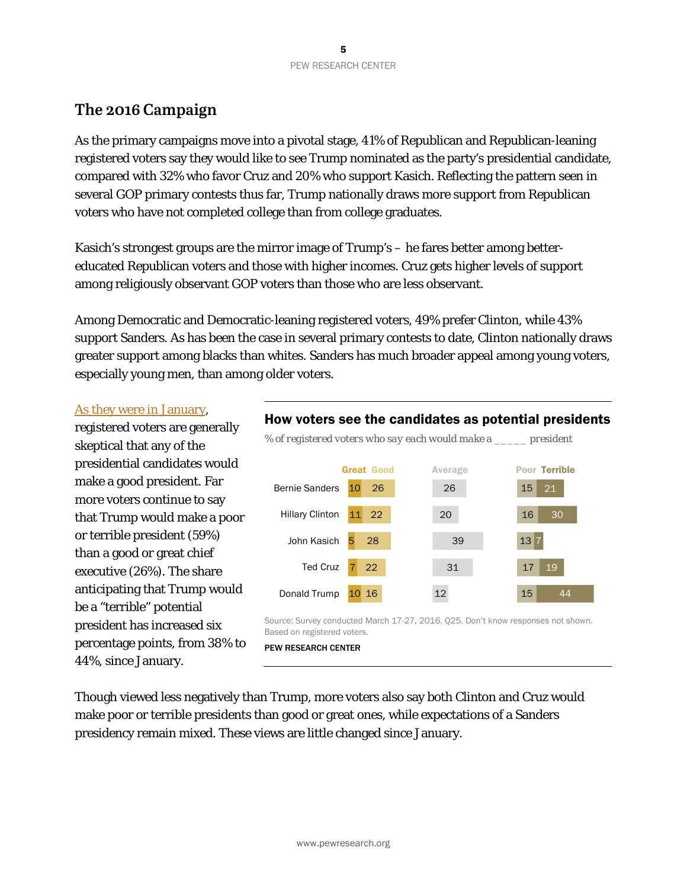## The 2016 Campaign

As the primary campaigns move into a pivotal stage, 41% of Republican and Republican-leaning registered voters say they would like to see Trump nominated as the party's presidential candidate, compared with 32% who favor Cruz and 20% who support Kasich. Reflecting the pattern seen in several GOP primary contests thus far, Trump nationally draws more support from Republican voters who have not completed college than from college graduates.

Kasich's strongest groups are the mirror image of Trump's – he fares better among better-educated Republican voters and those with higher incomes. Cruz gets higher levels of support among religiously observant GOP voters than those who are less observant.

Among Democratic and Democratic-leaning registered voters, 49% prefer Clinton, while 43% support Sanders. As has been the case in several primary contests to date, Clinton nationally draws greater support among blacks than whites. Sanders has much broader appeal among young voters, especially young men, than among older voters.

As they were in January, registered voters are generally skeptical that any of the presidential candidates would make a good president. Far more voters continue to say that Trump would make a poor or terrible president (59%) than a good or great chief executive (26%). The share anticipating that Trump would be a "terrible" potential president has increased six percentage points, from 38% to 44%, since January.

**How voters see the candidates as potential presidents**

*% of registered voters who say each would make a _____ president*

| | Great | Good | Average | Poor | Terrible |
|---|---|---|---|---|---|
| Bernie Sanders | 10 | 26 | 26 | 15 | 21 |
| Hillary Clinton | 11 | 22 | 20 | 16 | 30 |
| John Kasich | 5 | 28 | 39 | 13 | 7 |
| Ted Cruz | 7 | 22 | 31 | 17 | 19 |
| Donald Trump | 10 | 16 | 12 | 15 | 44 |

Source: Survey conducted March 17-27, 2016. Q25. Don't know responses not shown. Based on registered voters.

PEW RESEARCH CENTER

Though viewed less negatively than Trump, more voters also say both Clinton and Cruz would make poor or terrible presidents than good or great ones, while expectations of a Sanders presidency remain mixed. These views are little changed since January.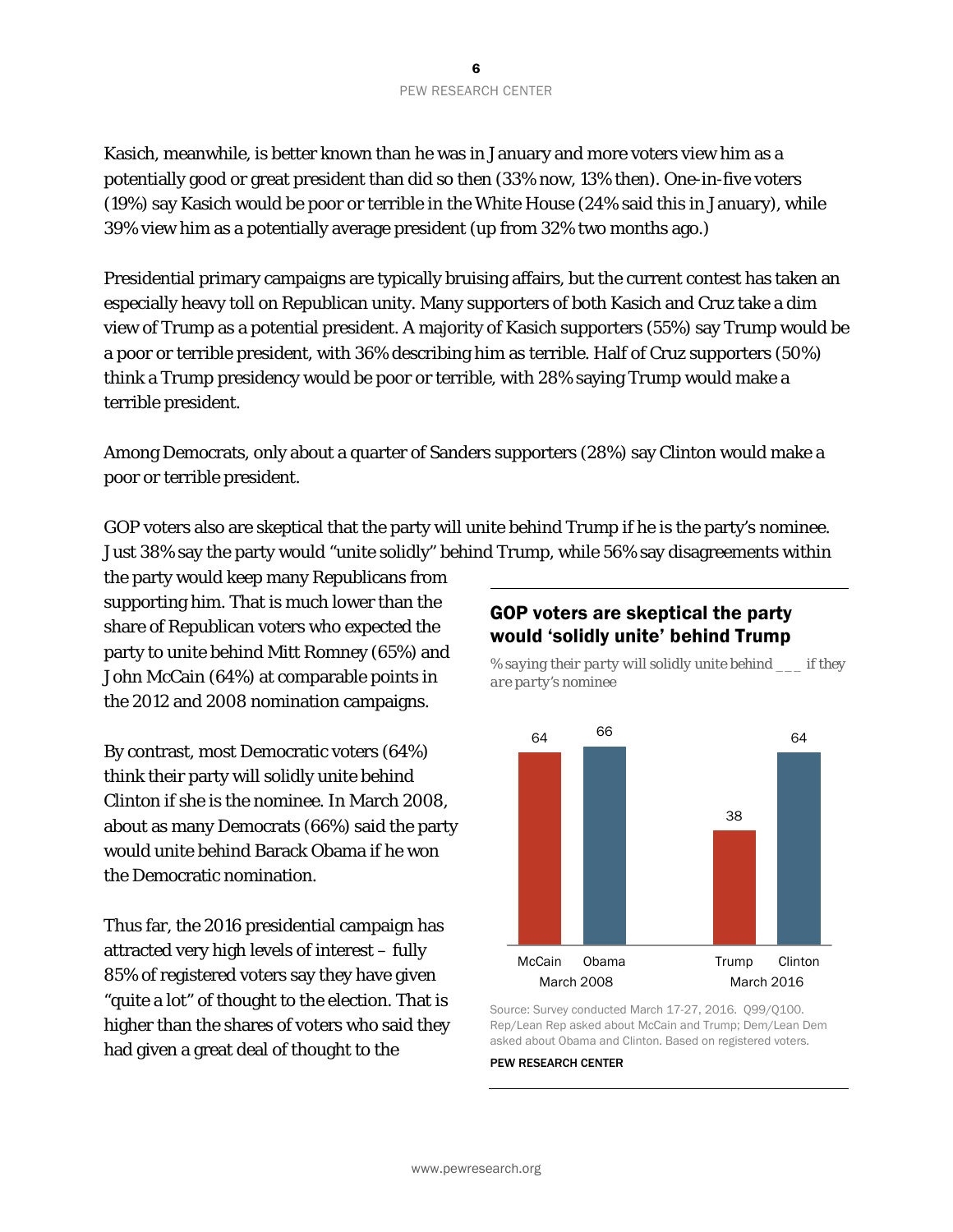Kasich, meanwhile, is better known than he was in January and more voters view him as a potentially good or great president than did so then (33% now, 13% then). One-in-five voters (19%) say Kasich would be poor or terrible in the White House (24% said this in January), while 39% view him as a potentially average president (up from 32% two months ago.)

Presidential primary campaigns are typically bruising affairs, but the current contest has taken an especially heavy toll on Republican unity. Many supporters of both Kasich and Cruz take a dim view of Trump as a potential president. A majority of Kasich supporters (55%) say Trump would be a poor or terrible president, with 36% describing him as terrible. Half of Cruz supporters (50%) think a Trump presidency would be poor or terrible, with 28% saying Trump would make a terrible president.

Among Democrats, only about a quarter of Sanders supporters (28%) say Clinton would make a poor or terrible president.

GOP voters also are skeptical that the party will unite behind Trump if he is the party's nominee. Just 38% say the party would "unite solidly" behind Trump, while 56% say disagreements within the party would keep many Republicans from supporting him. That is much lower than the share of Republican voters who expected the party to unite behind Mitt Romney (65%) and John McCain (64%) at comparable points in the 2012 and 2008 nomination campaigns.

By contrast, most Democratic voters (64%) think their party will solidly unite behind Clinton if she is the nominee. In March 2008, about as many Democrats (66%) said the party would unite behind Barack Obama if he won the Democratic nomination.

Thus far, the 2016 presidential campaign has attracted very high levels of interest – fully 85% of registered voters say they have given "quite a lot" of thought to the election. That is higher than the shares of voters who said they had given a great deal of thought to the

### GOP voters are skeptical the party would 'solidly unite' behind Trump

*% saying their party will solidly unite behind ___ if they are party's nominee*

| | McCain | Obama | Trump | Clinton |
|---|---|---|---|---|
| | March 2008 | | March 2016 | |
| % | 64 | 66 | 38 | 64 |

Source: Survey conducted March 17-27, 2016. Q99/Q100. Rep/Lean Rep asked about McCain and Trump; Dem/Lean Dem asked about Obama and Clinton. Based on registered voters.

PEW RESEARCH CENTER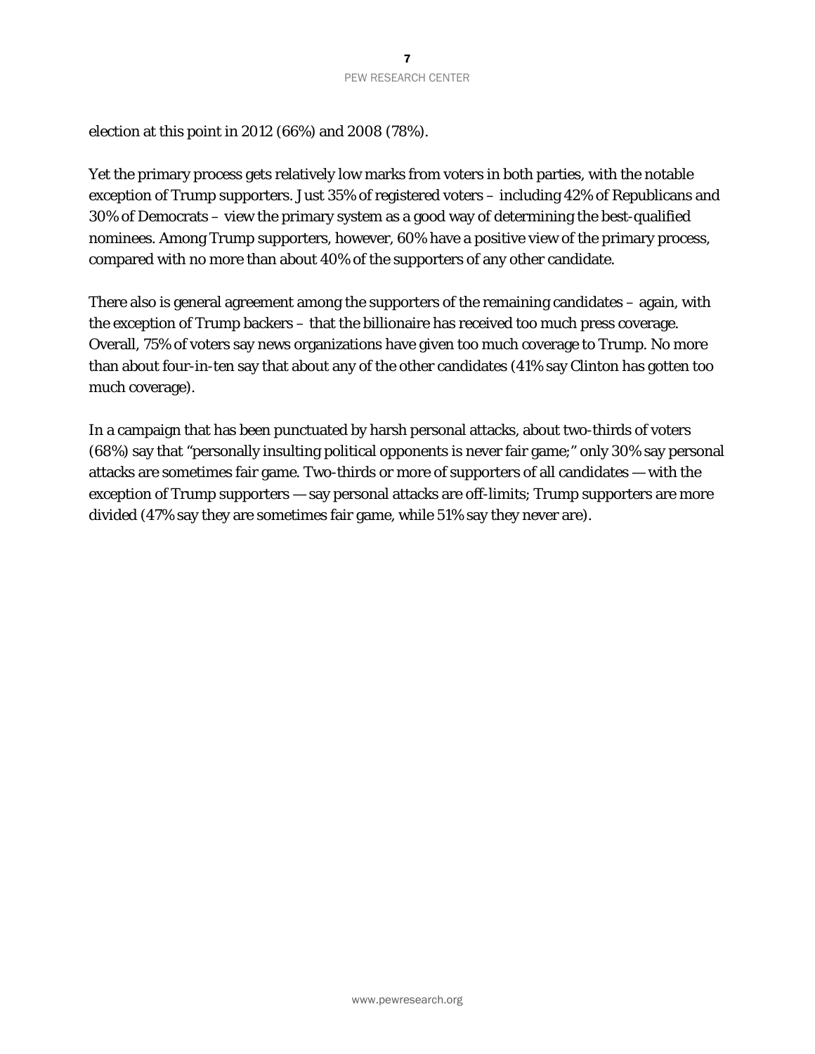election at this point in 2012 (66%) and 2008 (78%).

Yet the primary process gets relatively low marks from voters in both parties, with the notable exception of Trump supporters. Just 35% of registered voters – including 42% of Republicans and 30% of Democrats – view the primary system as a good way of determining the best-qualified nominees. Among Trump supporters, however, 60% have a positive view of the primary process, compared with no more than about 40% of the supporters of any other candidate.

There also is general agreement among the supporters of the remaining candidates – again, with the exception of Trump backers – that the billionaire has received too much press coverage. Overall, 75% of voters say news organizations have given too much coverage to Trump. No more than about four-in-ten say that about any of the other candidates (41% say Clinton has gotten too much coverage).

In a campaign that has been punctuated by harsh personal attacks, about two-thirds of voters (68%) say that "personally insulting political opponents is never fair game;" only 30% say personal attacks are sometimes fair game. Two-thirds or more of supporters of all candidates — with the exception of Trump supporters — say personal attacks are off-limits; Trump supporters are more divided (47% say they are sometimes fair game, while 51% say they never are).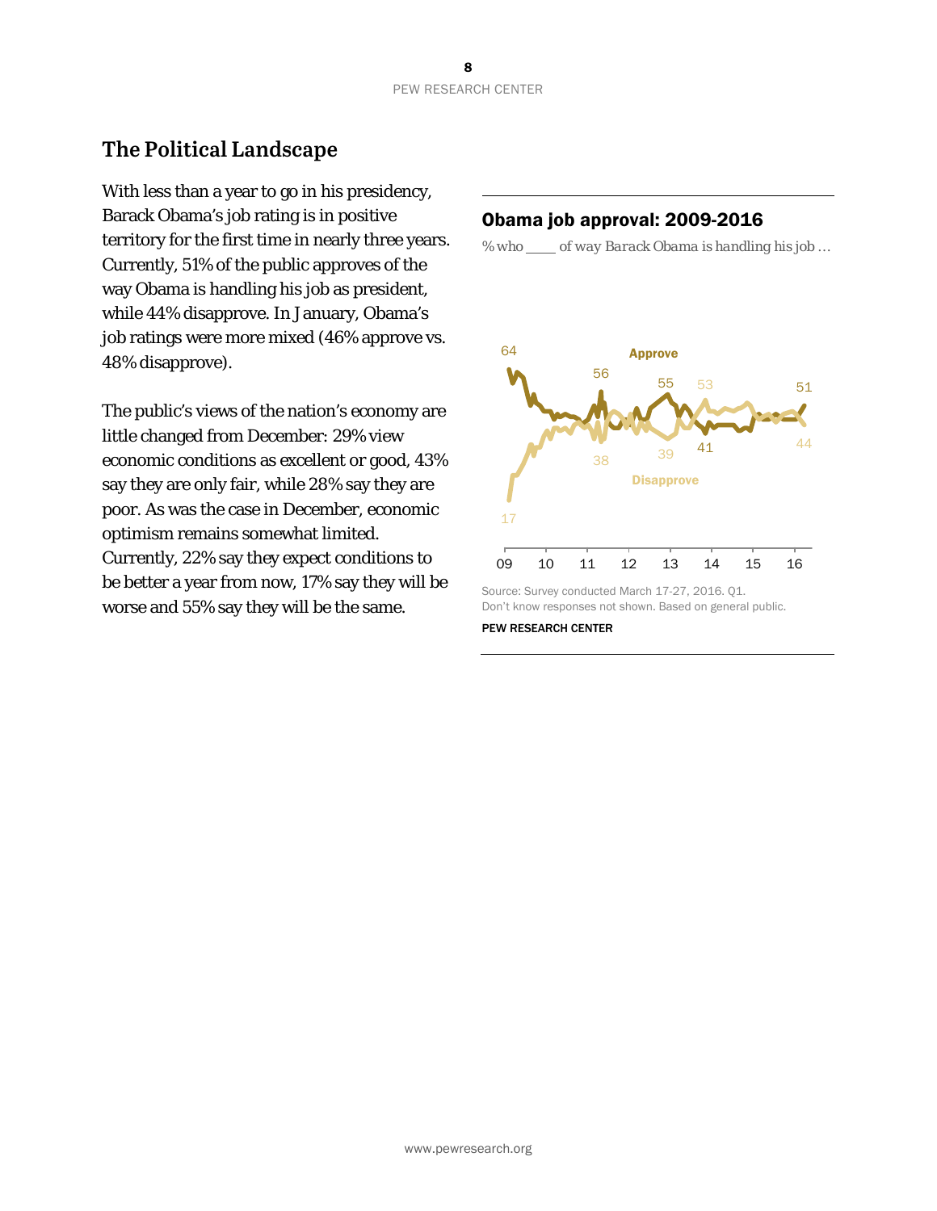## The Political Landscape

With less than a year to go in his presidency, Barack Obama's job rating is in positive territory for the first time in nearly three years. Currently, 51% of the public approves of the way Obama is handling his job as president, while 44% disapprove. In January, Obama's job ratings were more mixed (46% approve vs. 48% disapprove).

The public's views of the nation's economy are little changed from December: 29% view economic conditions as excellent or good, 43% say they are only fair, while 28% say they are poor. As was the case in December, economic optimism remains somewhat limited. Currently, 22% say they expect conditions to be better a year from now, 17% say they will be worse and 55% say they will be the same.

### Obama job approval: 2009-2016

*% who \_\_\_\_ of way Barack Obama is handling his job …*

Approve: 64, 56, 55, 41, 51

Disapprove: 17, 38, 39, 53, 44

09 10 11 12 13 14 15 16

Source: Survey conducted March 17-27, 2016. Q1.
Don't know responses not shown. Based on general public.

PEW RESEARCH CENTER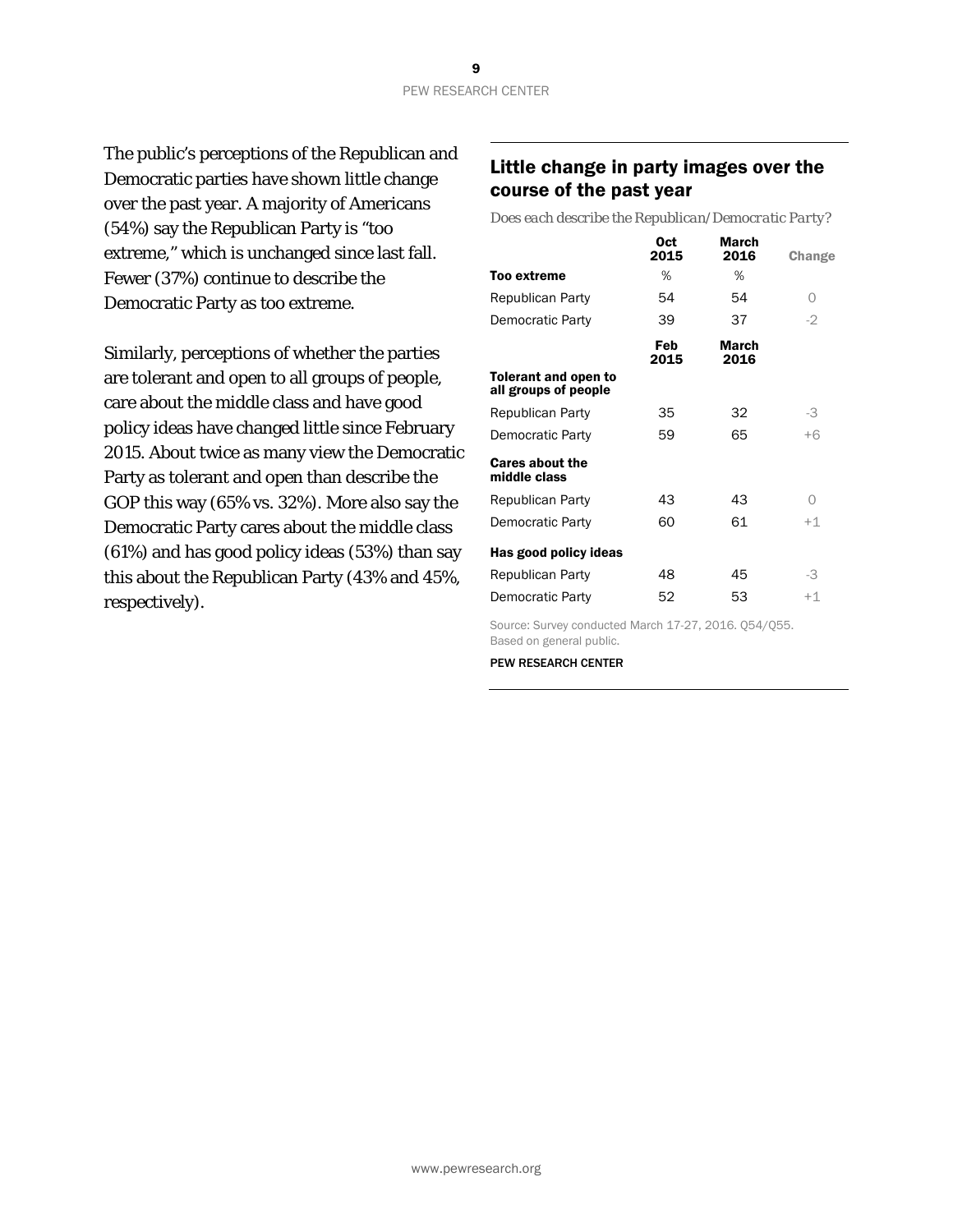The public's perceptions of the Republican and Democratic parties have shown little change over the past year. A majority of Americans (54%) say the Republican Party is "too extreme," which is unchanged since last fall. Fewer (37%) continue to describe the Democratic Party as too extreme.

Similarly, perceptions of whether the parties are tolerant and open to all groups of people, care about the middle class and have good policy ideas have changed little since February 2015. About twice as many view the Democratic Party as tolerant and open than describe the GOP this way (65% vs. 32%). More also say the Democratic Party cares about the middle class (61%) and has good policy ideas (53%) than say this about the Republican Party (43% and 45%, respectively).

## Little change in party images over the course of the past year

*Does each describe the Republican/Democratic Party?*

| | Oct 2015 | March 2016 | Change |
|---|---|---|---|
| **Too extreme** | % | % | |
| Republican Party | 54 | 54 | 0 |
| Democratic Party | 39 | 37 | -2 |
| | **Feb 2015** | **March 2016** | |
| **Tolerant and open to all groups of people** | | | |
| Republican Party | 35 | 32 | -3 |
| Democratic Party | 59 | 65 | +6 |
| **Cares about the middle class** | | | |
| Republican Party | 43 | 43 | 0 |
| Democratic Party | 60 | 61 | +1 |
| **Has good policy ideas** | | | |
| Republican Party | 48 | 45 | -3 |
| Democratic Party | 52 | 53 | +1 |

Source: Survey conducted March 17-27, 2016. Q54/Q55. Based on general public.

PEW RESEARCH CENTER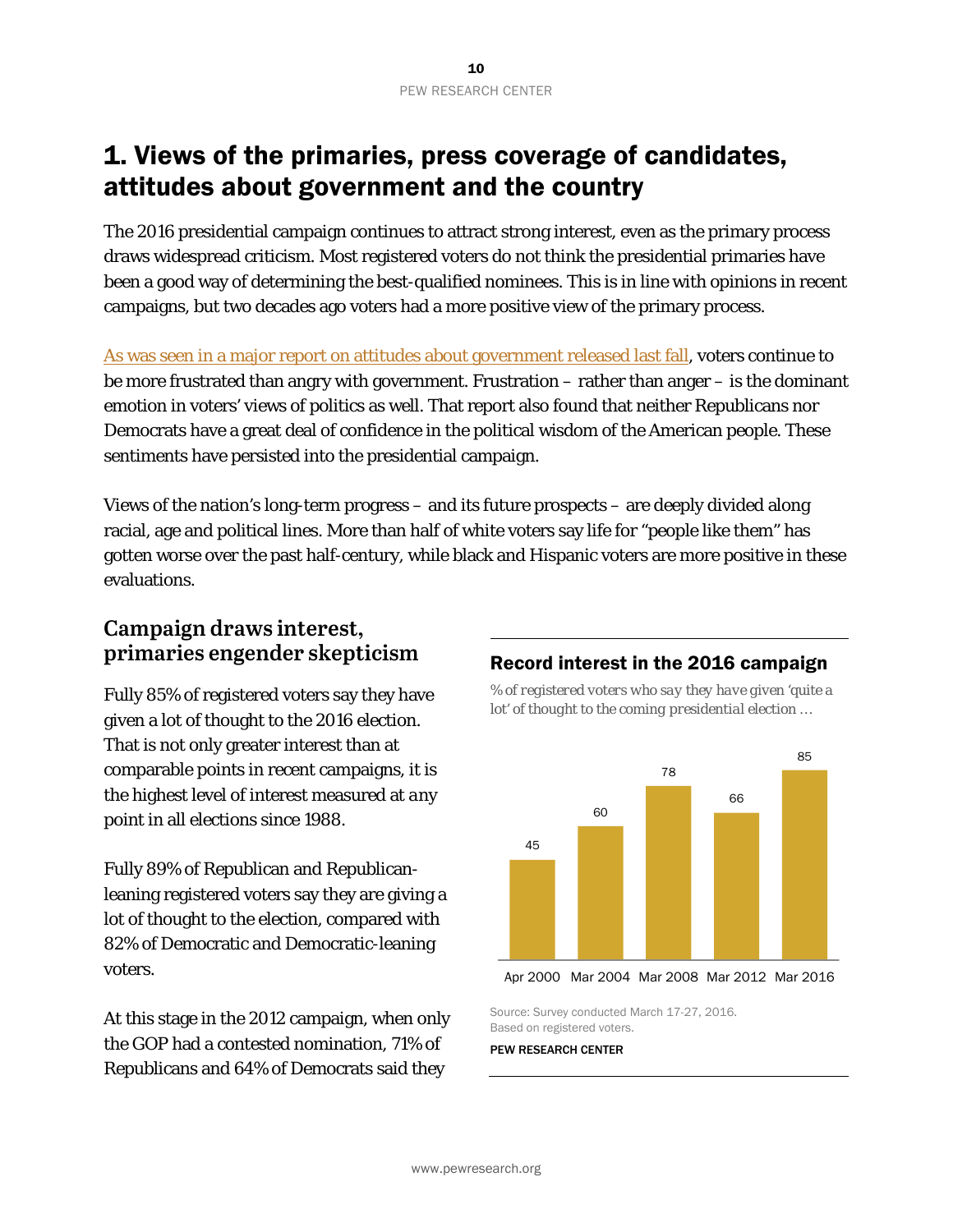# 1. Views of the primaries, press coverage of candidates, attitudes about government and the country

The 2016 presidential campaign continues to attract strong interest, even as the primary process draws widespread criticism. Most registered voters do not think the presidential primaries have been a good way of determining the best-qualified nominees. This is in line with opinions in recent campaigns, but two decades ago voters had a more positive view of the primary process.

As was seen in a major report on attitudes about government released last fall, voters continue to be more frustrated than angry with government. Frustration – rather than anger – is the dominant emotion in voters' views of politics as well. That report also found that neither Republicans nor Democrats have a great deal of confidence in the political wisdom of the American people. These sentiments have persisted into the presidential campaign.

Views of the nation's long-term progress – and its future prospects – are deeply divided along racial, age and political lines. More than half of white voters say life for "people like them" has gotten worse over the past half-century, while black and Hispanic voters are more positive in these evaluations.

## Campaign draws interest, primaries engender skepticism

Fully 85% of registered voters say they have given a lot of thought to the 2016 election. That is not only greater interest than at comparable points in recent campaigns, it is the highest level of interest measured at *any* point in all elections since 1988.

Fully 89% of Republican and Republican-leaning registered voters say they are giving a lot of thought to the election, compared with 82% of Democratic and Democratic-leaning voters.

At this stage in the 2012 campaign, when only the GOP had a contested nomination, 71% of Republicans and 64% of Democrats said they

**Record interest in the 2016 campaign**

*% of registered voters who say they have given 'quite a lot' of thought to the coming presidential election …*

| Apr 2000 | Mar 2004 | Mar 2008 | Mar 2012 | Mar 2016 |
|---|---|---|---|---|
| 45 | 60 | 78 | 66 | 85 |

Source: Survey conducted March 17-27, 2016. Based on registered voters.

PEW RESEARCH CENTER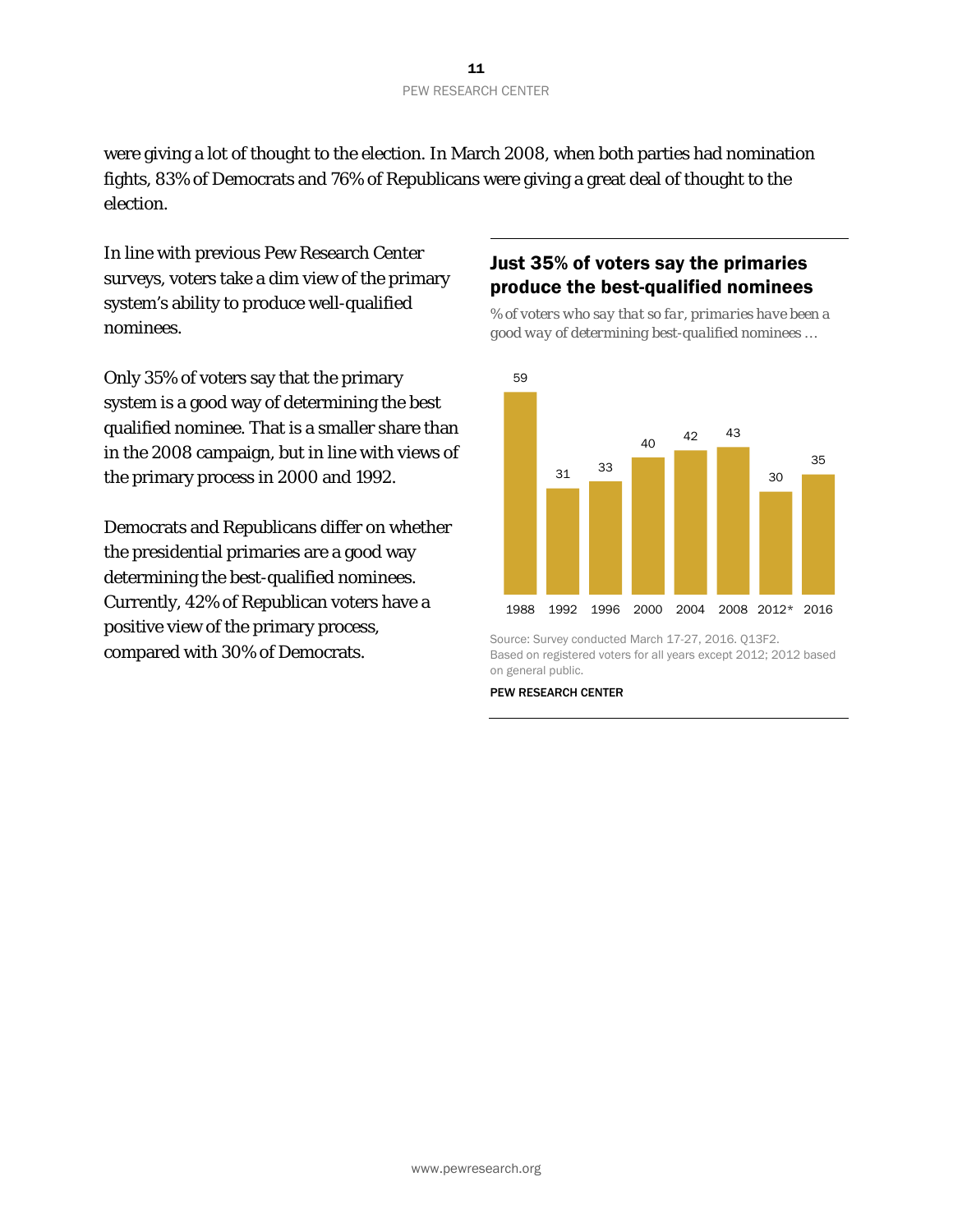were giving a lot of thought to the election. In March 2008, when both parties had nomination fights, 83% of Democrats and 76% of Republicans were giving a great deal of thought to the election.

In line with previous Pew Research Center surveys, voters take a dim view of the primary system's ability to produce well-qualified nominees.

Only 35% of voters say that the primary system is a good way of determining the best qualified nominee. That is a smaller share than in the 2008 campaign, but in line with views of the primary process in 2000 and 1992.

Democrats and Republicans differ on whether the presidential primaries are a good way determining the best-qualified nominees. Currently, 42% of Republican voters have a positive view of the primary process, compared with 30% of Democrats.

### Just 35% of voters say the primaries produce the best-qualified nominees

*% of voters who say that so far, primaries have been a good way of determining best-qualified nominees …*

| 1988 | 1992 | 1996 | 2000 | 2004 | 2008 | 2012* | 2016 |
|---|---|---|---|---|---|---|---|
| 59 | 31 | 33 | 40 | 42 | 43 | 30 | 35 |

Source: Survey conducted March 17-27, 2016. Q13F2.
Based on registered voters for all years except 2012; 2012 based on general public.

PEW RESEARCH CENTER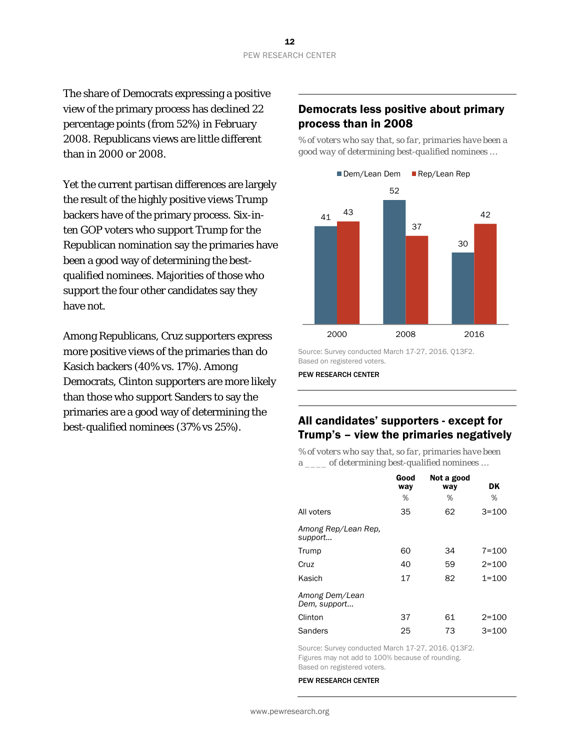The share of Democrats expressing a positive view of the primary process has declined 22 percentage points (from 52%) in February 2008. Republicans views are little different than in 2000 or 2008.

Yet the current partisan differences are largely the result of the highly positive views Trump backers have of the primary process. Six-in-ten GOP voters who support Trump for the Republican nomination say the primaries have been a good way of determining the best-qualified nominees. Majorities of those who support the four other candidates say they have not.

Among Republicans, Cruz supporters express more positive views of the primaries than do Kasich backers (40% vs. 17%). Among Democrats, Clinton supporters are more likely than those who support Sanders to say the primaries are a good way of determining the best-qualified nominees (37% vs 25%).

## Democrats less positive about primary process than in 2008

*% of voters who say that, so far, primaries have been a good way of determining best-qualified nominees …*

| | Dem/Lean Dem | Rep/Lean Rep |
|---|---|---|
| 2000 | 41 | 43 |
| 2008 | 52 | 37 |
| 2016 | 30 | 42 |

Source: Survey conducted March 17-27, 2016. Q13F2.
Based on registered voters.

PEW RESEARCH CENTER

## All candidates' supporters - except for Trump's – view the primaries negatively

*% of voters who say that, so far, primaries have been a \_\_\_\_ of determining best-qualified nominees …*

| | Good way | Not a good way | DK |
|---|---|---|---|
| | % | % | % |
| All voters | 35 | 62 | 3=100 |
| *Among Rep/Lean Rep, support…* | | | |
| Trump | 60 | 34 | 7=100 |
| Cruz | 40 | 59 | 2=100 |
| Kasich | 17 | 82 | 1=100 |
| *Among Dem/Lean Dem, support…* | | | |
| Clinton | 37 | 61 | 2=100 |
| Sanders | 25 | 73 | 3=100 |

Source: Survey conducted March 17-27, 2016. Q13F2.
Figures may not add to 100% because of rounding.
Based on registered voters.

PEW RESEARCH CENTER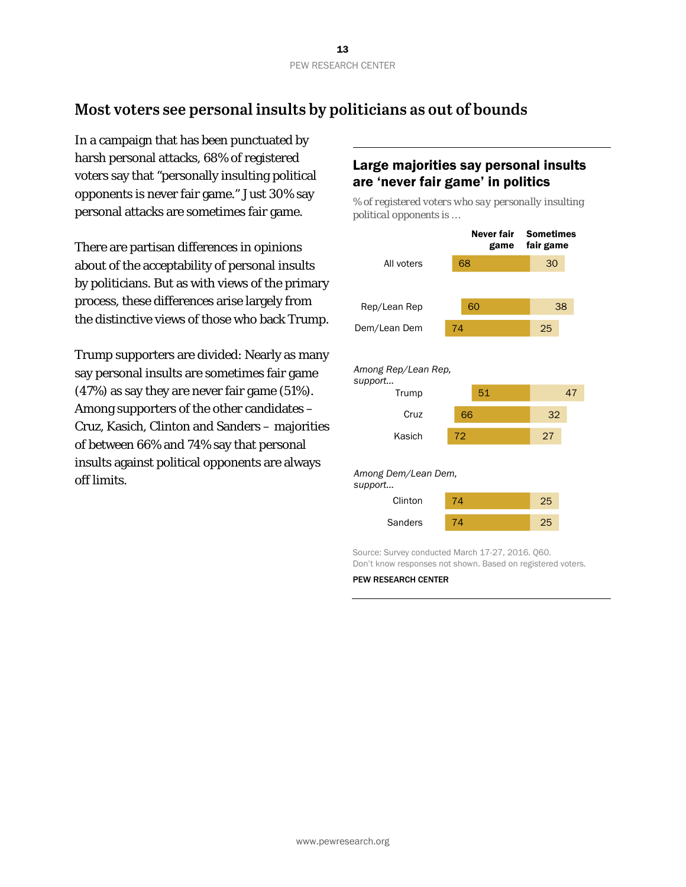## Most voters see personal insults by politicians as out of bounds

In a campaign that has been punctuated by harsh personal attacks, 68% of registered voters say that "personally insulting political opponents is never fair game." Just 30% say personal attacks are sometimes fair game.

There are partisan differences in opinions about of the acceptability of personal insults by politicians. But as with views of the primary process, these differences arise largely from the distinctive views of those who back Trump.

Trump supporters are divided: Nearly as many say personal insults are sometimes fair game (47%) as say they are never fair game (51%). Among supporters of the other candidates – Cruz, Kasich, Clinton and Sanders – majorities of between 66% and 74% say that personal insults against political opponents are always off limits.

### Large majorities say personal insults are 'never fair game' in politics

*% of registered voters who say personally insulting political opponents is …*

| | Never fair game | Sometimes fair game |
|---|---|---|
| All voters | 68 | 30 |
| Rep/Lean Rep | 60 | 38 |
| Dem/Lean Dem | 74 | 25 |
| *Among Rep/Lean Rep, support…* | | |
| Trump | 51 | 47 |
| Cruz | 66 | 32 |
| Kasich | 72 | 27 |
| *Among Dem/Lean Dem, support…* | | |
| Clinton | 74 | 25 |
| Sanders | 74 | 25 |

Source: Survey conducted March 17-27, 2016. Q60.
Don't know responses not shown. Based on registered voters.

PEW RESEARCH CENTER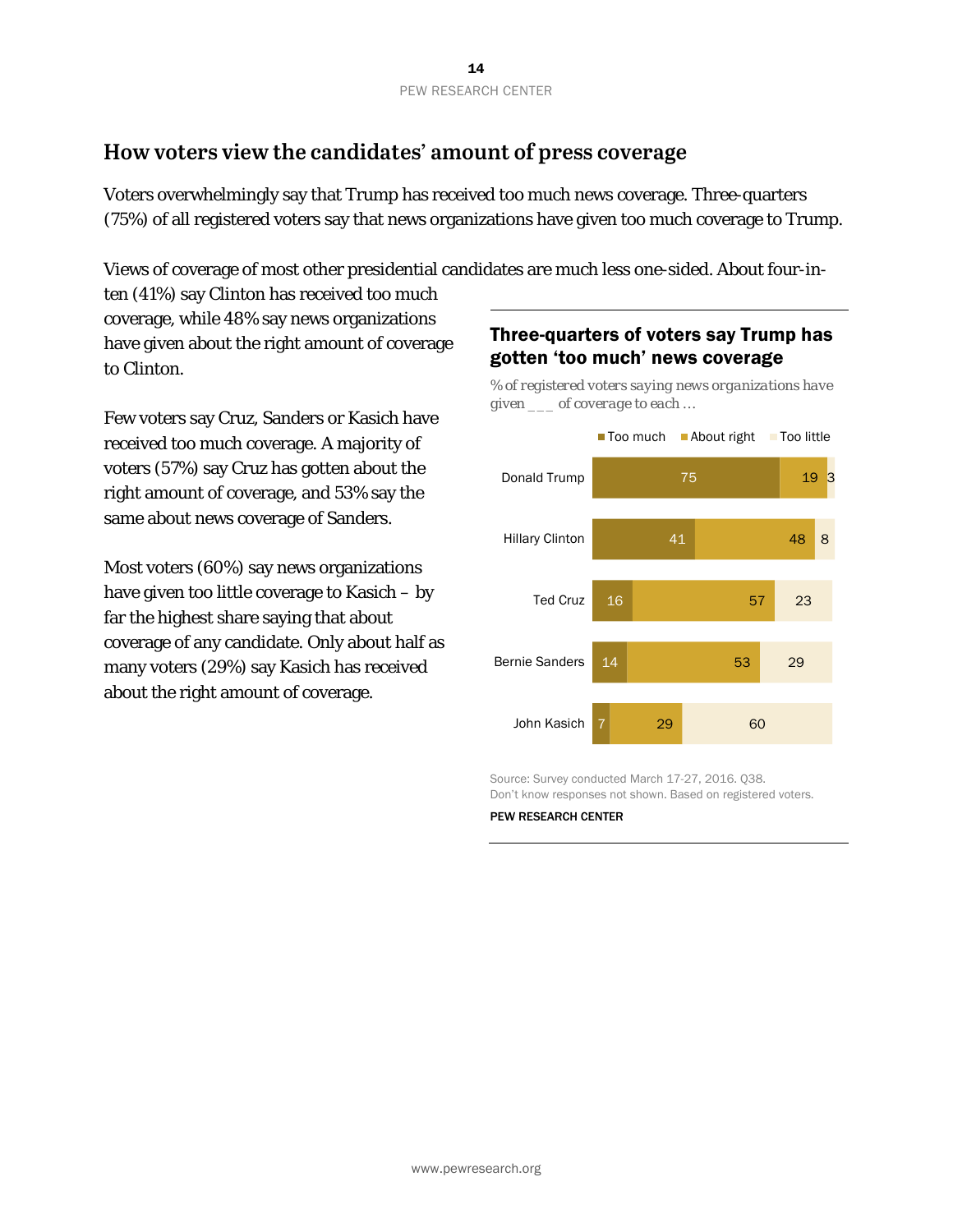## How voters view the candidates' amount of press coverage

Voters overwhelmingly say that Trump has received too much news coverage. Three-quarters (75%) of all registered voters say that news organizations have given too much coverage to Trump.

Views of coverage of most other presidential candidates are much less one-sided. About four-in-ten (41%) say Clinton has received too much coverage, while 48% say news organizations have given about the right amount of coverage to Clinton.

Few voters say Cruz, Sanders or Kasich have received too much coverage. A majority of voters (57%) say Cruz has gotten about the right amount of coverage, and 53% say the same about news coverage of Sanders.

Most voters (60%) say news organizations have given too little coverage to Kasich – by far the highest share saying that about coverage of any candidate. Only about half as many voters (29%) say Kasich has received about the right amount of coverage.

**Three-quarters of voters say Trump has gotten 'too much' news coverage**

*% of registered voters saying news organizations have given \_\_\_ of coverage to each …*

| | Too much | About right | Too little |
|---|---|---|---|
| Donald Trump | 75 | 19 | 3 |
| Hillary Clinton | 41 | 48 | 8 |
| Ted Cruz | 16 | 57 | 23 |
| Bernie Sanders | 14 | 53 | 29 |
| John Kasich | 7 | 29 | 60 |

Source: Survey conducted March 17-27, 2016. Q38.
Don't know responses not shown. Based on registered voters.

PEW RESEARCH CENTER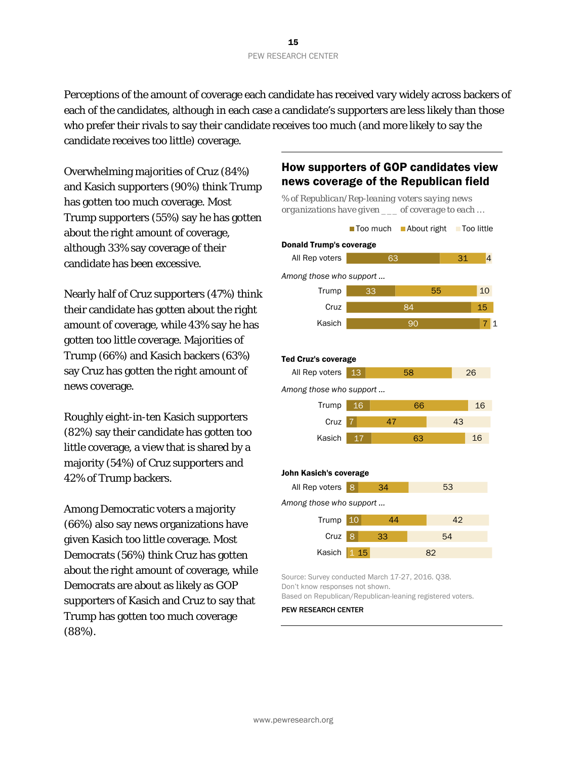Perceptions of the amount of coverage each candidate has received vary widely across backers of each of the candidates, although in each case a candidate's supporters are less likely than those who prefer their rivals to say their candidate receives too much (and more likely to say the candidate receives too little) coverage.

Overwhelming majorities of Cruz (84%) and Kasich supporters (90%) think Trump has gotten too much coverage. Most Trump supporters (55%) say he has gotten about the right amount of coverage, although 33% say coverage of their candidate has been excessive.

Nearly half of Cruz supporters (47%) think their candidate has gotten about the right amount of coverage, while 43% say he has gotten too little coverage. Majorities of Trump (66%) and Kasich backers (63%) say Cruz has gotten the right amount of news coverage.

Roughly eight-in-ten Kasich supporters (82%) say their candidate has gotten too little coverage, a view that is shared by a majority (54%) of Cruz supporters and 42% of Trump backers.

Among Democratic voters a majority (66%) also say news organizations have given Kasich too little coverage. Most Democrats (56%) think Cruz has gotten about the right amount of coverage, while Democrats are about as likely as GOP supporters of Kasich and Cruz to say that Trump has gotten too much coverage (88%).

## How supporters of GOP candidates view news coverage of the Republican field

*% of Republican/Rep-leaning voters saying news organizations have given ___ of coverage to each ...*

| | Too much | About right | Too little |
|---|---|---|---|
| **Donald Trump's coverage** | | | |
| All Rep voters | 63 | 31 | 4 |
| *Among those who support ...* | | | |
| Trump | 33 | 55 | 10 |
| Cruz | 84 | 15 | |
| Kasich | 90 | 7 | 1 |
| **Ted Cruz's coverage** | | | |
| All Rep voters | 13 | 58 | 26 |
| *Among those who support ...* | | | |
| Trump | 16 | 66 | 16 |
| Cruz | 7 | 47 | 43 |
| Kasich | 17 | 63 | 16 |
| **John Kasich's coverage** | | | |
| All Rep voters | 8 | 34 | 53 |
| *Among those who support ...* | | | |
| Trump | 10 | 44 | 42 |
| Cruz | 8 | 33 | 54 |
| Kasich | 1 | 15 | 82 |

Source: Survey conducted March 17-27, 2016. Q38.
Don't know responses not shown.
Based on Republican/Republican-leaning registered voters.

PEW RESEARCH CENTER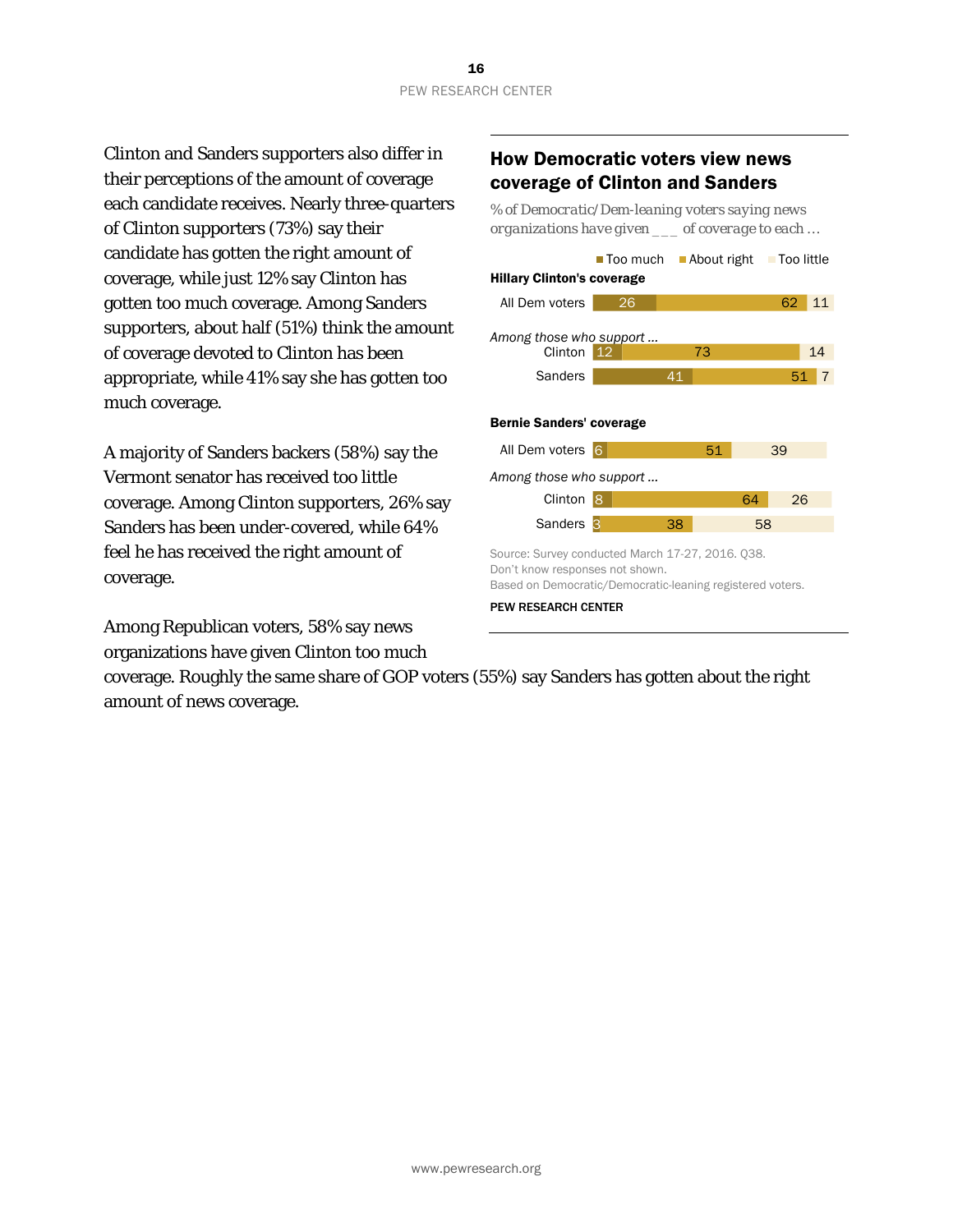Clinton and Sanders supporters also differ in their perceptions of the amount of coverage each candidate receives. Nearly three-quarters of Clinton supporters (73%) say their candidate has gotten the right amount of coverage, while just 12% say Clinton has gotten too much coverage. Among Sanders supporters, about half (51%) think the amount of coverage devoted to Clinton has been appropriate, while 41% say she has gotten too much coverage.

A majority of Sanders backers (58%) say the Vermont senator has received too little coverage. Among Clinton supporters, 26% say Sanders has been under-covered, while 64% feel he has received the right amount of coverage.

Among Republican voters, 58% say news organizations have given Clinton too much coverage. Roughly the same share of GOP voters (55%) say Sanders has gotten about the right amount of news coverage.

## How Democratic voters view news coverage of Clinton and Sanders

*% of Democratic/Dem-leaning voters saying news organizations have given ___ of coverage to each …*

**Hillary Clinton's coverage**

| | Too much | About right | Too little |
|---|---|---|---|
| All Dem voters | 26 | 62 | 11 |
| *Among those who support …* | | | |
| Clinton | 12 | 73 | 14 |
| Sanders | 41 | 51 | 7 |

**Bernie Sanders' coverage**

| | Too much | About right | Too little |
|---|---|---|---|
| All Dem voters | 6 | 51 | 39 |
| *Among those who support …* | | | |
| Clinton | 8 | 64 | 26 |
| Sanders | 3 | 38 | 58 |

Source: Survey conducted March 17-27, 2016. Q38.
Don't know responses not shown.
Based on Democratic/Democratic-leaning registered voters.

PEW RESEARCH CENTER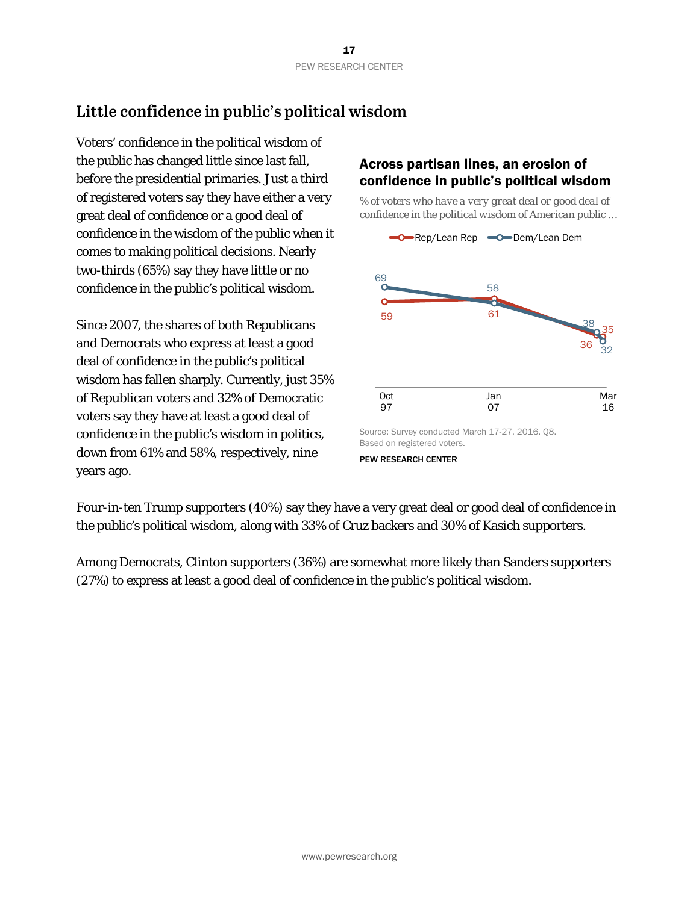## Little confidence in public's political wisdom

Voters' confidence in the political wisdom of the public has changed little since last fall, before the presidential primaries. Just a third of registered voters say they have either a very great deal of confidence or a good deal of confidence in the wisdom of the public when it comes to making political decisions. Nearly two-thirds (65%) say they have little or no confidence in the public's political wisdom.

Since 2007, the shares of both Republicans and Democrats who express at least a good deal of confidence in the public's political wisdom has fallen sharply. Currently, just 35% of Republican voters and 32% of Democratic voters say they have at least a good deal of confidence in the public's wisdom in politics, down from 61% and 58%, respectively, nine years ago.

**Across partisan lines, an erosion of confidence in public's political wisdom**

*% of voters who have a very great deal or good deal of confidence in the political wisdom of American public …*

| | Oct 97 | Jan 07 | Mar 16 |
|---|---|---|---|
| Rep/Lean Rep | 59 | 61 | 36 |
| Dem/Lean Dem | 69 | 58 | 38 |

Note: Mar 16 also labels 35 (Rep/Lean Rep) and 32 (Dem/Lean Dem).

Source: Survey conducted March 17-27, 2016. Q8. Based on registered voters.

PEW RESEARCH CENTER

Four-in-ten Trump supporters (40%) say they have a very great deal or good deal of confidence in the public's political wisdom, along with 33% of Cruz backers and 30% of Kasich supporters.

Among Democrats, Clinton supporters (36%) are somewhat more likely than Sanders supporters (27%) to express at least a good deal of confidence in the public's political wisdom.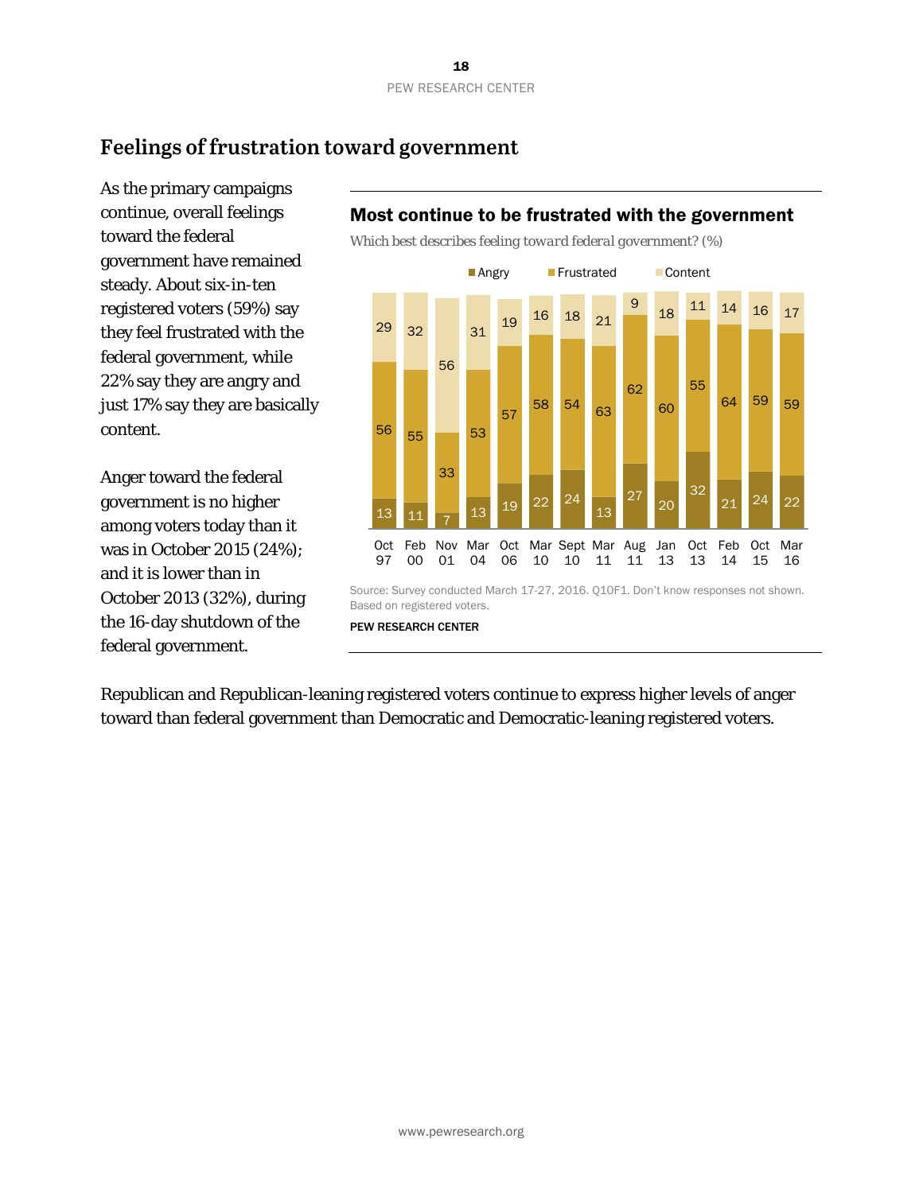## Feelings of frustration toward government

As the primary campaigns continue, overall feelings toward the federal government have remained steady. About six-in-ten registered voters (59%) say they feel frustrated with the federal government, while 22% say they are angry and just 17% say they are basically content.

Anger toward the federal government is no higher among voters today than it was in October 2015 (24%); and it is lower than in October 2013 (32%), during the 16-day shutdown of the federal government.

### Most continue to be frustrated with the government

*Which best describes feeling toward federal government? (%)*

| | Oct 97 | Feb 00 | Nov 01 | Mar 04 | Oct 06 | Mar 10 | Sept 10 | Mar 11 | Aug 11 | Jan 13 | Oct 13 | Feb 14 | Oct 15 | Mar 16 |
|---|---|---|---|---|---|---|---|---|---|---|---|---|---|---|
| Angry | 13 | 11 | 7 | 13 | 19 | 22 | 24 | 13 | 27 | 20 | 32 | 21 | 24 | 22 |
| Frustrated | 56 | 55 | 33 | 53 | 57 | 58 | 54 | 63 | 62 | 60 | 55 | 64 | 59 | 59 |
| Content | 29 | 32 | 56 | 31 | 19 | 16 | 18 | 21 | 9 | 18 | 11 | 14 | 16 | 17 |

Source: Survey conducted March 17-27, 2016. Q10F1. Don't know responses not shown. Based on registered voters.

PEW RESEARCH CENTER

Republican and Republican-leaning registered voters continue to express higher levels of anger toward than federal government than Democratic and Democratic-leaning registered voters.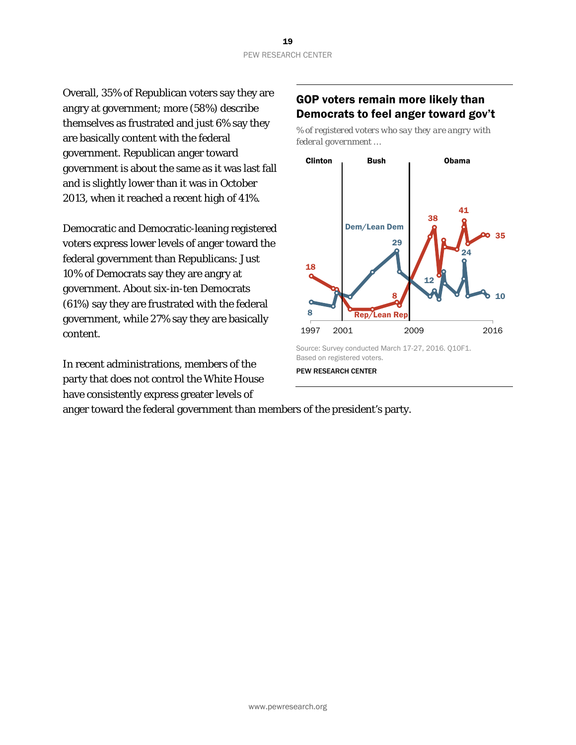Overall, 35% of Republican voters say they are angry at government; more (58%) describe themselves as frustrated and just 6% say they are basically content with the federal government. Republican anger toward government is about the same as it was last fall and is slightly lower than it was in October 2013, when it reached a recent high of 41%.

Democratic and Democratic-leaning registered voters express lower levels of anger toward the federal government than Republicans: Just 10% of Democrats say they are angry at government. About six-in-ten Democrats (61%) say they are frustrated with the federal government, while 27% say they are basically content.

In recent administrations, members of the party that does not control the White House have consistently express greater levels of anger toward the federal government than members of the president's party.

## GOP voters remain more likely than Democrats to feel anger toward gov't

*% of registered voters who say they are angry with federal government …*

Clinton | Bush | Obama

Dem/Lean Dem: 8 (1997), 29, 12, 24, 10 (2016)

Rep/Lean Rep: 18 (1997), 8, 38, 41, 35 (2016)

1997 | 2001 | 2009 | 2016

Source: Survey conducted March 17-27, 2016. Q10F1.
Based on registered voters.

PEW RESEARCH CENTER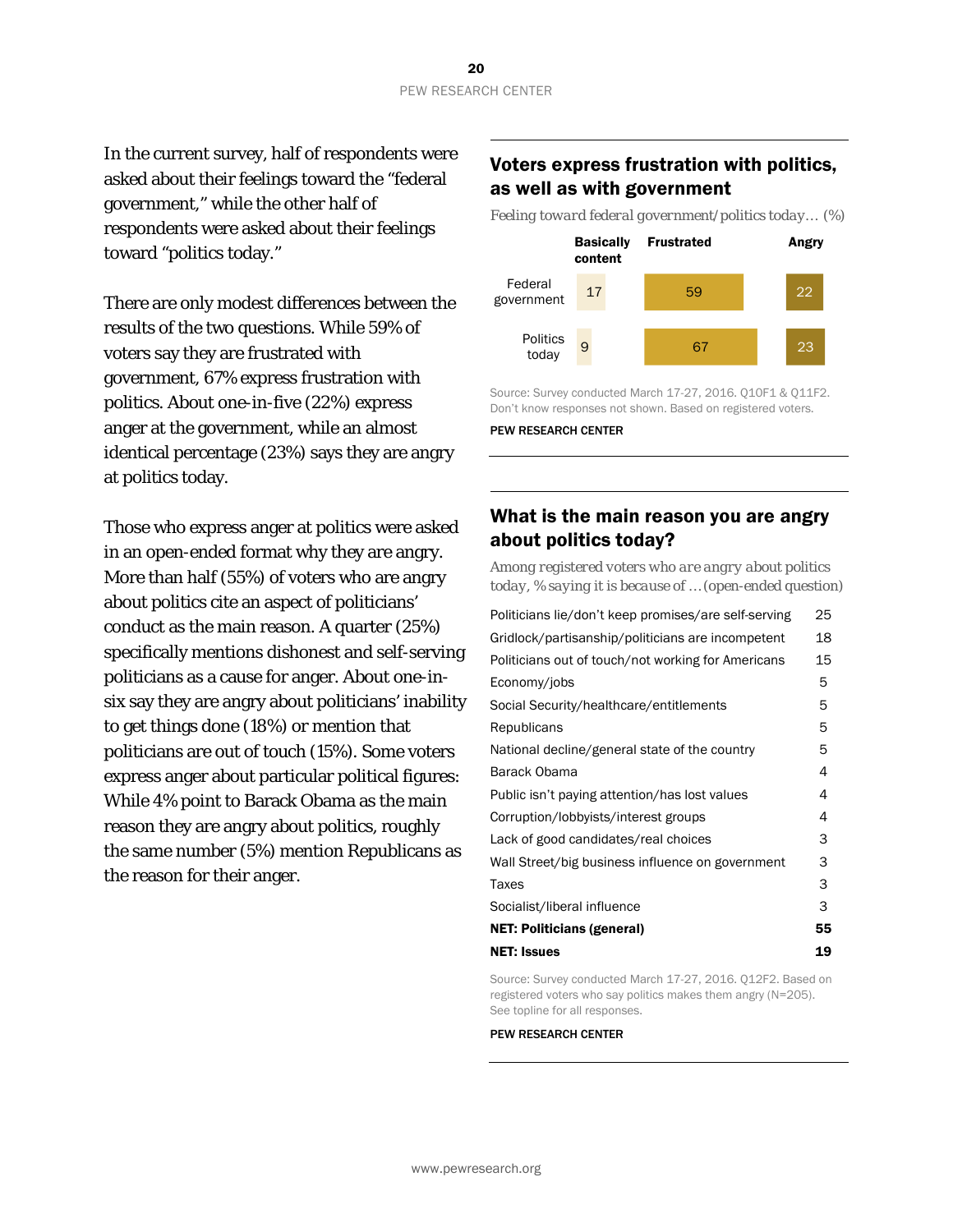In the current survey, half of respondents were asked about their feelings toward the "federal government," while the other half of respondents were asked about their feelings toward "politics today."

There are only modest differences between the results of the two questions. While 59% of voters say they are frustrated with government, 67% express frustration with politics. About one-in-five (22%) express anger at the government, while an almost identical percentage (23%) says they are angry at politics today.

Those who express anger at politics were asked in an open-ended format why they are angry. More than half (55%) of voters who are angry about politics cite an aspect of politicians' conduct as the main reason. A quarter (25%) specifically mentions dishonest and self-serving politicians as a cause for anger. About one-in-six say they are angry about politicians' inability to get things done (18%) or mention that politicians are out of touch (15%). Some voters express anger about particular political figures: While 4% point to Barack Obama as the main reason they are angry about politics, roughly the same number (5%) mention Republicans as the reason for their anger.

## Voters express frustration with politics, as well as with government

*Feeling toward federal government/politics today… (%)*

| | Basically content | Frustrated | Angry |
|---|---|---|---|
| Federal government | 17 | 59 | 22 |
| Politics today | 9 | 67 | 23 |

Source: Survey conducted March 17-27, 2016. Q10F1 & Q11F2. Don't know responses not shown. Based on registered voters.

PEW RESEARCH CENTER

## What is the main reason you are angry about politics today?

*Among registered voters who are angry about politics today, % saying it is because of … (open-ended question)*

| | |
|---|---|
| Politicians lie/don't keep promises/are self-serving | 25 |
| Gridlock/partisanship/politicians are incompetent | 18 |
| Politicians out of touch/not working for Americans | 15 |
| Economy/jobs | 5 |
| Social Security/healthcare/entitlements | 5 |
| Republicans | 5 |
| National decline/general state of the country | 5 |
| Barack Obama | 4 |
| Public isn't paying attention/has lost values | 4 |
| Corruption/lobbyists/interest groups | 4 |
| Lack of good candidates/real choices | 3 |
| Wall Street/big business influence on government | 3 |
| Taxes | 3 |
| Socialist/liberal influence | 3 |
| **NET: Politicians (general)** | **55** |
| **NET: Issues** | **19** |

Source: Survey conducted March 17-27, 2016. Q12F2. Based on registered voters who say politics makes them angry (N=205). See topline for all responses.

PEW RESEARCH CENTER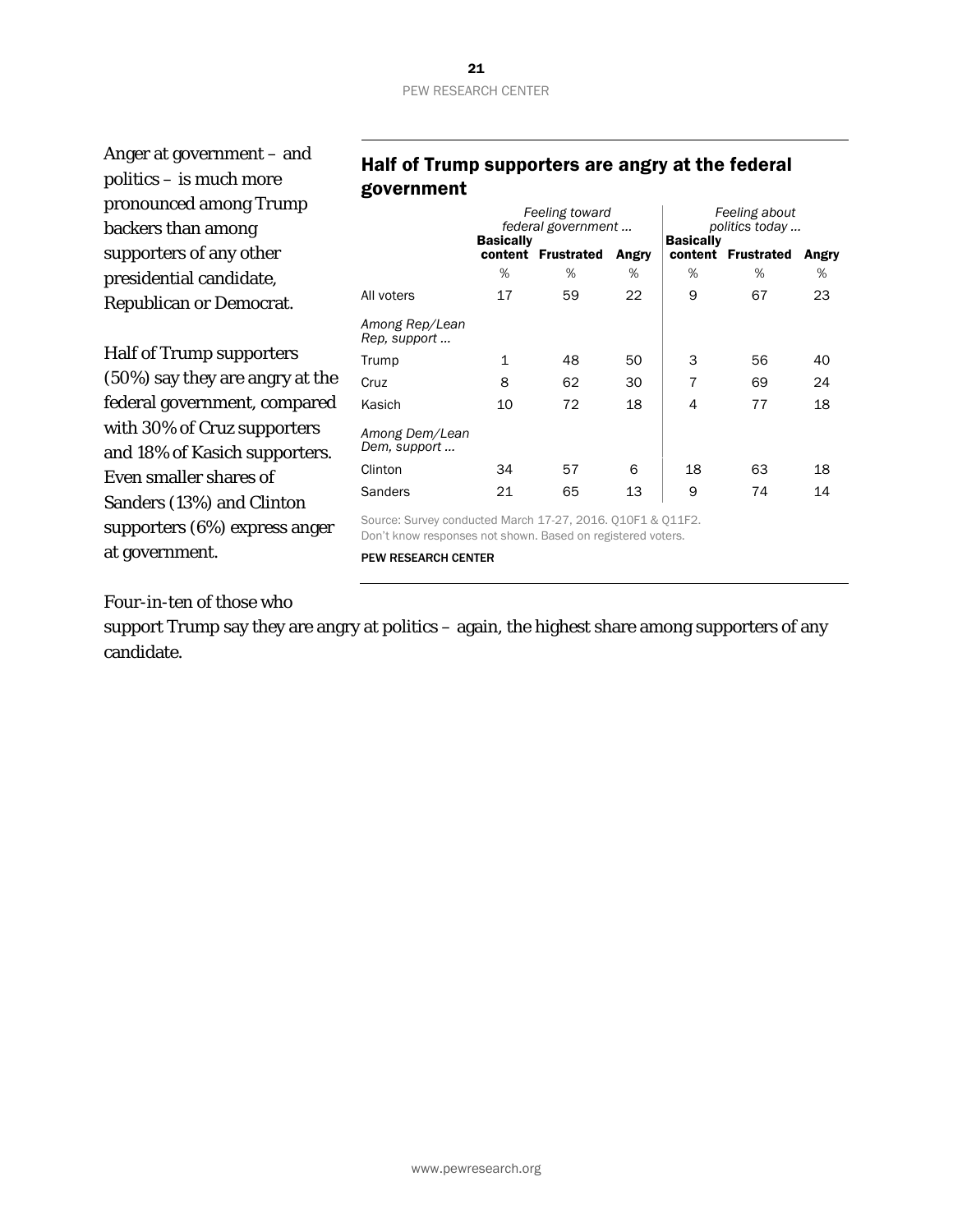Anger at government – and politics – is much more pronounced among Trump backers than among supporters of any other presidential candidate, Republican or Democrat.

Half of Trump supporters (50%) say they are angry at the federal government, compared with 30% of Cruz supporters and 18% of Kasich supporters. Even smaller shares of Sanders (13%) and Clinton supporters (6%) express anger at government.

Four-in-ten of those who support Trump say they are angry at politics – again, the highest share among supporters of any candidate.

## Half of Trump supporters are angry at the federal government

| | *Feeling toward federal government …* | | | *Feeling about politics today …* | | |
|---|---|---|---|---|---|---|
| | **Basically content** | **Frustrated** | **Angry** | **Basically content** | **Frustrated** | **Angry** |
| | % | % | % | % | % | % |
| All voters | 17 | 59 | 22 | 9 | 67 | 23 |
| *Among Rep/Lean Rep, support …* | | | | | | |
| Trump | 1 | 48 | 50 | 3 | 56 | 40 |
| Cruz | 8 | 62 | 30 | 7 | 69 | 24 |
| Kasich | 10 | 72 | 18 | 4 | 77 | 18 |
| *Among Dem/Lean Dem, support …* | | | | | | |
| Clinton | 34 | 57 | 6 | 18 | 63 | 18 |
| Sanders | 21 | 65 | 13 | 9 | 74 | 14 |

Source: Survey conducted March 17-27, 2016. Q10F1 & Q11F2.
Don't know responses not shown. Based on registered voters.

PEW RESEARCH CENTER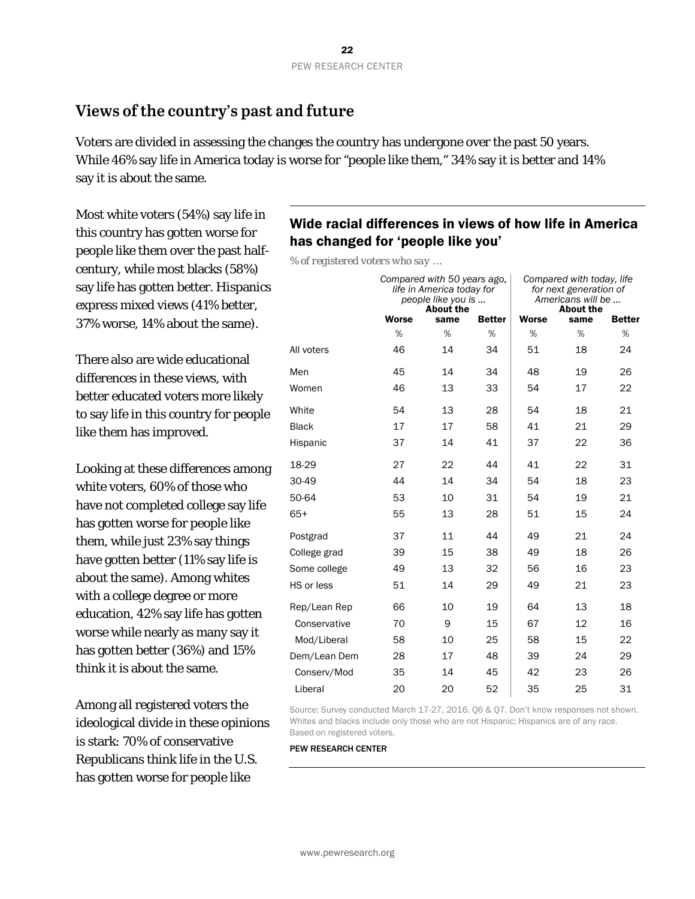## Views of the country's past and future

Voters are divided in assessing the changes the country has undergone over the past 50 years. While 46% say life in America today is worse for "people like them," 34% say it is better and 14% say it is about the same.

Most white voters (54%) say life in this country has gotten worse for people like them over the past half-century, while most blacks (58%) say life has gotten better. Hispanics express mixed views (41% better, 37% worse, 14% about the same).

There also are wide educational differences in these views, with better educated voters more likely to say life in this country for people like them has improved.

Looking at these differences among white voters, 60% of those who have not completed college say life has gotten worse for people like them, while just 23% say things have gotten better (11% say life is about the same). Among whites with a college degree or more education, 42% say life has gotten worse while nearly as many say it has gotten better (36%) and 15% think it is about the same.

Among all registered voters the ideological divide in these opinions is stark: 70% of conservative Republicans think life in the U.S. has gotten worse for people like

### Wide racial differences in views of how life in America has changed for 'people like you'

*% of registered voters who say …*

| | *Compared with 50 years ago, life in America today for people like you is …* | | | *Compared with today, life for next generation of Americans will be …* | | |
|---|---|---|---|---|---|---|
| | **Worse** | **About the same** | **Better** | **Worse** | **About the same** | **Better** |
| | % | % | % | % | % | % |
| All voters | 46 | 14 | 34 | 51 | 18 | 24 |
| Men | 45 | 14 | 34 | 48 | 19 | 26 |
| Women | 46 | 13 | 33 | 54 | 17 | 22 |
| White | 54 | 13 | 28 | 54 | 18 | 21 |
| Black | 17 | 17 | 58 | 41 | 21 | 29 |
| Hispanic | 37 | 14 | 41 | 37 | 22 | 36 |
| 18-29 | 27 | 22 | 44 | 41 | 22 | 31 |
| 30-49 | 44 | 14 | 34 | 54 | 18 | 23 |
| 50-64 | 53 | 10 | 31 | 54 | 19 | 21 |
| 65+ | 55 | 13 | 28 | 51 | 15 | 24 |
| Postgrad | 37 | 11 | 44 | 49 | 21 | 24 |
| College grad | 39 | 15 | 38 | 49 | 18 | 26 |
| Some college | 49 | 13 | 32 | 56 | 16 | 23 |
| HS or less | 51 | 14 | 29 | 49 | 21 | 23 |
| Rep/Lean Rep | 66 | 10 | 19 | 64 | 13 | 18 |
| Conservative | 70 | 9 | 15 | 67 | 12 | 16 |
| Mod/Liberal | 58 | 10 | 25 | 58 | 15 | 22 |
| Dem/Lean Dem | 28 | 17 | 48 | 39 | 24 | 29 |
| Conserv/Mod | 35 | 14 | 45 | 42 | 23 | 26 |
| Liberal | 20 | 20 | 52 | 35 | 25 | 31 |

Source: Survey conducted March 17-27, 2016. Q6 & Q7. Don't know responses not shown. Whites and blacks include only those who are not Hispanic; Hispanics are of any race. Based on registered voters.

PEW RESEARCH CENTER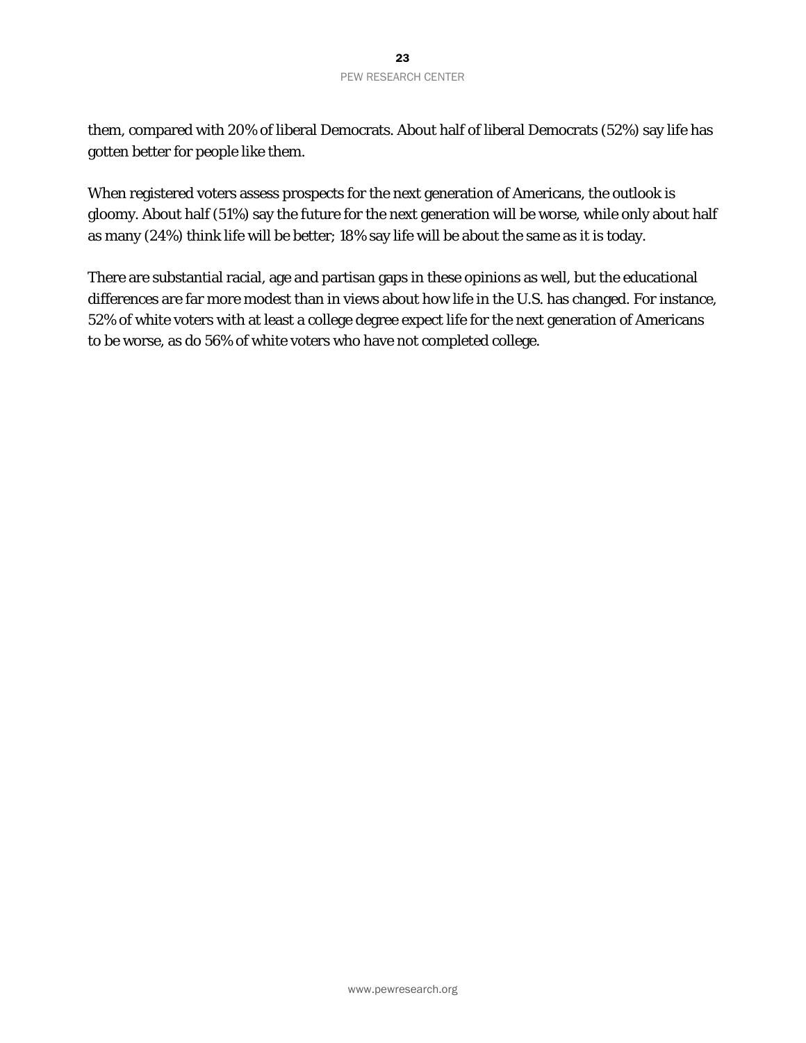them, compared with 20% of liberal Democrats. About half of liberal Democrats (52%) say life has gotten better for people like them.

When registered voters assess prospects for the next generation of Americans, the outlook is gloomy. About half (51%) say the future for the next generation will be worse, while only about half as many (24%) think life will be better; 18% say life will be about the same as it is today.

There are substantial racial, age and partisan gaps in these opinions as well, but the educational differences are far more modest than in views about how life in the U.S. has changed. For instance, 52% of white voters with at least a college degree expect life for the next generation of Americans to be worse, as do 56% of white voters who have not completed college.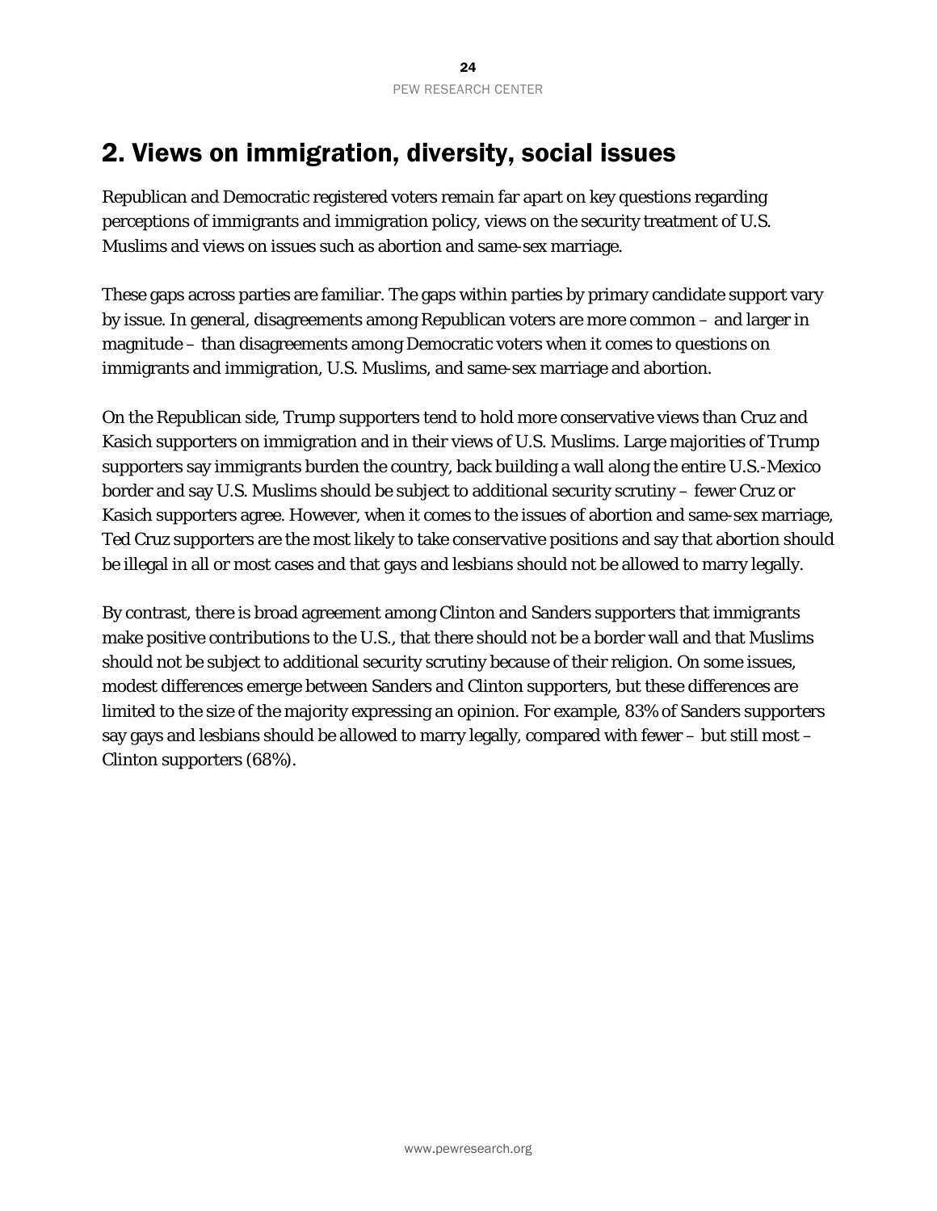## 2. Views on immigration, diversity, social issues

Republican and Democratic registered voters remain far apart on key questions regarding perceptions of immigrants and immigration policy, views on the security treatment of U.S. Muslims and views on issues such as abortion and same-sex marriage.

These gaps across parties are familiar. The gaps within parties by primary candidate support vary by issue. In general, disagreements among Republican voters are more common – and larger in magnitude – than disagreements among Democratic voters when it comes to questions on immigrants and immigration, U.S. Muslims, and same-sex marriage and abortion.

On the Republican side, Trump supporters tend to hold more conservative views than Cruz and Kasich supporters on immigration and in their views of U.S. Muslims. Large majorities of Trump supporters say immigrants burden the country, back building a wall along the entire U.S.-Mexico border and say U.S. Muslims should be subject to additional security scrutiny – fewer Cruz or Kasich supporters agree. However, when it comes to the issues of abortion and same-sex marriage, Ted Cruz supporters are the most likely to take conservative positions and say that abortion should be illegal in all or most cases and that gays and lesbians should not be allowed to marry legally.

By contrast, there is broad agreement among Clinton and Sanders supporters that immigrants make positive contributions to the U.S., that there should not be a border wall and that Muslims should not be subject to additional security scrutiny because of their religion. On some issues, modest differences emerge between Sanders and Clinton supporters, but these differences are limited to the size of the majority expressing an opinion. For example, 83% of Sanders supporters say gays and lesbians should be allowed to marry legally, compared with fewer – but still most – Clinton supporters (68%).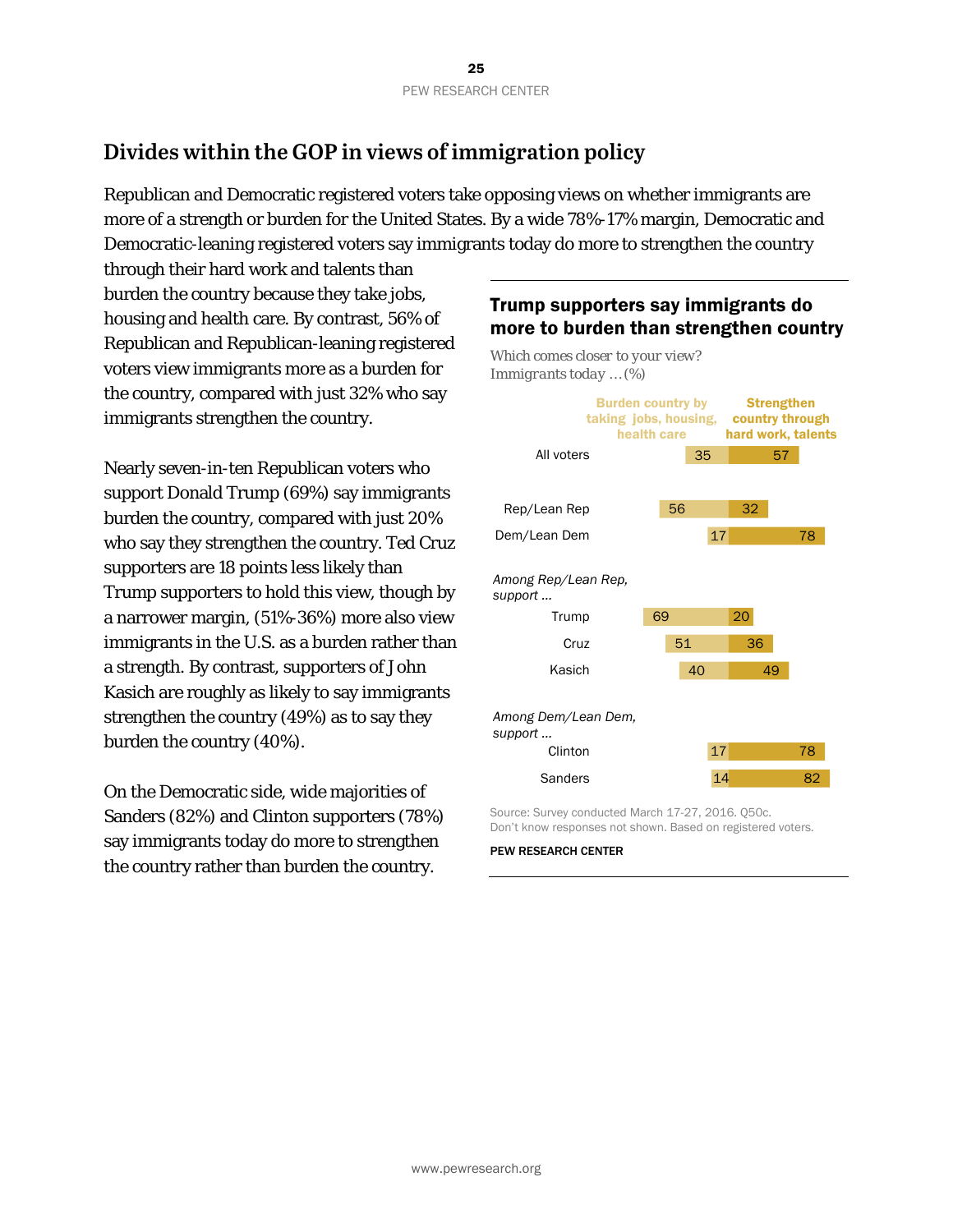## Divides within the GOP in views of immigration policy

Republican and Democratic registered voters take opposing views on whether immigrants are more of a strength or burden for the United States. By a wide 78%-17% margin, Democratic and Democratic-leaning registered voters say immigrants today do more to strengthen the country through their hard work and talents than burden the country because they take jobs, housing and health care. By contrast, 56% of Republican and Republican-leaning registered voters view immigrants more as a burden for the country, compared with just 32% who say immigrants strengthen the country.

Nearly seven-in-ten Republican voters who support Donald Trump (69%) say immigrants burden the country, compared with just 20% who say they strengthen the country. Ted Cruz supporters are 18 points less likely than Trump supporters to hold this view, though by a narrower margin, (51%-36%) more also view immigrants in the U.S. as a burden rather than a strength. By contrast, supporters of John Kasich are roughly as likely to say immigrants strengthen the country (49%) as to say they burden the country (40%).

On the Democratic side, wide majorities of Sanders (82%) and Clinton supporters (78%) say immigrants today do more to strengthen the country rather than burden the country.

**Trump supporters say immigrants do more to burden than strengthen country**

*Which comes closer to your view? Immigrants today …(%)*

| | Burden country by taking jobs, housing, health care | Strengthen country through hard work, talents |
|---|---|---|
| All voters | 35 | 57 |
| Rep/Lean Rep | 56 | 32 |
| Dem/Lean Dem | 17 | 78 |
| *Among Rep/Lean Rep, support …* | | |
| Trump | 69 | 20 |
| Cruz | 51 | 36 |
| Kasich | 40 | 49 |
| *Among Dem/Lean Dem, support …* | | |
| Clinton | 17 | 78 |
| Sanders | 14 | 82 |

Source: Survey conducted March 17-27, 2016. Q50c.
Don't know responses not shown. Based on registered voters.

PEW RESEARCH CENTER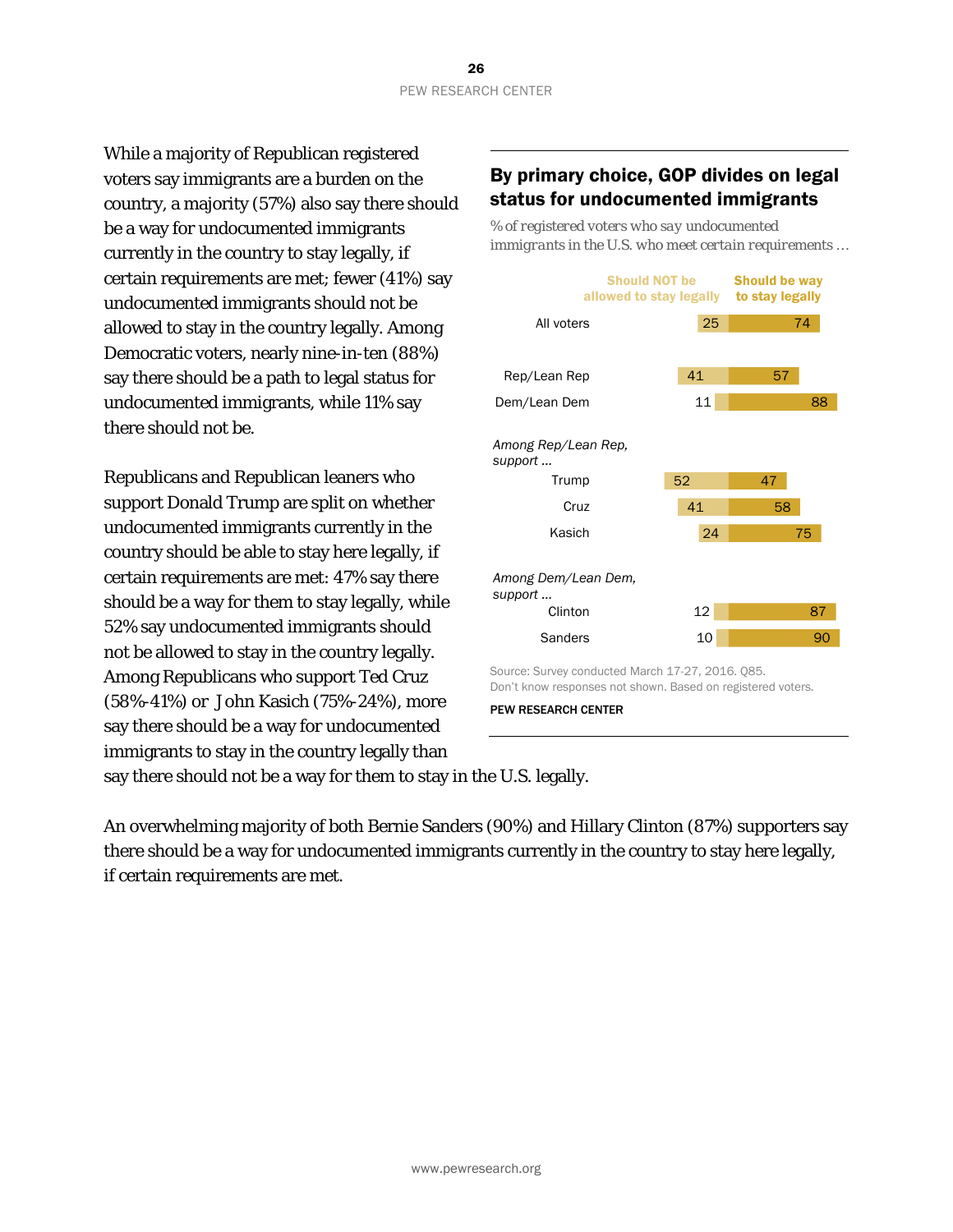While a majority of Republican registered voters say immigrants are a burden on the country, a majority (57%) also say there should be a way for undocumented immigrants currently in the country to stay legally, if certain requirements are met; fewer (41%) say undocumented immigrants should not be allowed to stay in the country legally. Among Democratic voters, nearly nine-in-ten (88%) say there should be a path to legal status for undocumented immigrants, while 11% say there should not be.

## By primary choice, GOP divides on legal status for undocumented immigrants

*% of registered voters who say undocumented immigrants in the U.S. who meet certain requirements …*

| | Should NOT be allowed to stay legally | Should be way to stay legally |
|---|---|---|
| All voters | 25 | 74 |
| Rep/Lean Rep | 41 | 57 |
| Dem/Lean Dem | 11 | 88 |
| *Among Rep/Lean Rep, support …* | | |
| Trump | 52 | 47 |
| Cruz | 41 | 58 |
| Kasich | 24 | 75 |
| *Among Dem/Lean Dem, support …* | | |
| Clinton | 12 | 87 |
| Sanders | 10 | 90 |

Source: Survey conducted March 17-27, 2016. Q85.
Don't know responses not shown. Based on registered voters.

PEW RESEARCH CENTER

Republicans and Republican leaners who support Donald Trump are split on whether undocumented immigrants currently in the country should be able to stay here legally, if certain requirements are met: 47% say there should be a way for them to stay legally, while 52% say undocumented immigrants should not be allowed to stay in the country legally. Among Republicans who support Ted Cruz (58%-41%) or John Kasich (75%-24%), more say there should be a way for undocumented immigrants to stay in the country legally than say there should not be a way for them to stay in the U.S. legally.

An overwhelming majority of both Bernie Sanders (90%) and Hillary Clinton (87%) supporters say there should be a way for undocumented immigrants currently in the country to stay here legally, if certain requirements are met.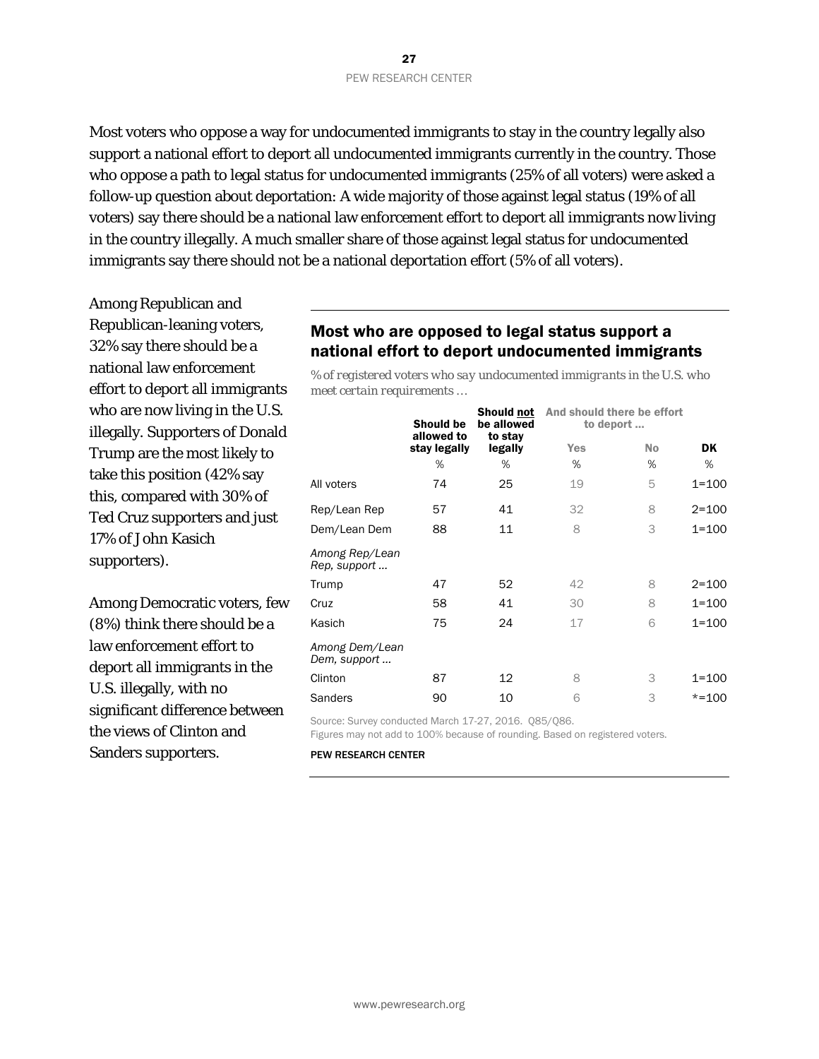Most voters who oppose a way for undocumented immigrants to stay in the country legally also support a national effort to deport all undocumented immigrants currently in the country. Those who oppose a path to legal status for undocumented immigrants (25% of all voters) were asked a follow-up question about deportation: A wide majority of those against legal status (19% of all voters) say there should be a national law enforcement effort to deport all immigrants now living in the country illegally. A much smaller share of those against legal status for undocumented immigrants say there should not be a national deportation effort (5% of all voters).

Among Republican and Republican-leaning voters, 32% say there should be a national law enforcement effort to deport all immigrants who are now living in the U.S. illegally. Supporters of Donald Trump are the most likely to take this position (42% say this, compared with 30% of Ted Cruz supporters and just 17% of John Kasich supporters).

Among Democratic voters, few (8%) think there should be a law enforcement effort to deport all immigrants in the U.S. illegally, with no significant difference between the views of Clinton and Sanders supporters.

## Most who are opposed to legal status support a national effort to deport undocumented immigrants

*% of registered voters who say undocumented immigrants in the U.S. who meet certain requirements …*

| | Should be allowed to stay legally | Should not be allowed to stay legally | And should there be effort to deport … | | |
|---|---|---|---|---|---|
| | | | Yes | No | DK |
| | % | % | % | % | % |
| All voters | 74 | 25 | 19 | 5 | 1=100 |
| Rep/Lean Rep | 57 | 41 | 32 | 8 | 2=100 |
| Dem/Lean Dem | 88 | 11 | 8 | 3 | 1=100 |
| *Among Rep/Lean Rep, support …* | | | | | |
| Trump | 47 | 52 | 42 | 8 | 2=100 |
| Cruz | 58 | 41 | 30 | 8 | 1=100 |
| Kasich | 75 | 24 | 17 | 6 | 1=100 |
| *Among Dem/Lean Dem, support …* | | | | | |
| Clinton | 87 | 12 | 8 | 3 | 1=100 |
| Sanders | 90 | 10 | 6 | 3 | *=100 |

Source: Survey conducted March 17-27, 2016. Q85/Q86.
Figures may not add to 100% because of rounding. Based on registered voters.

PEW RESEARCH CENTER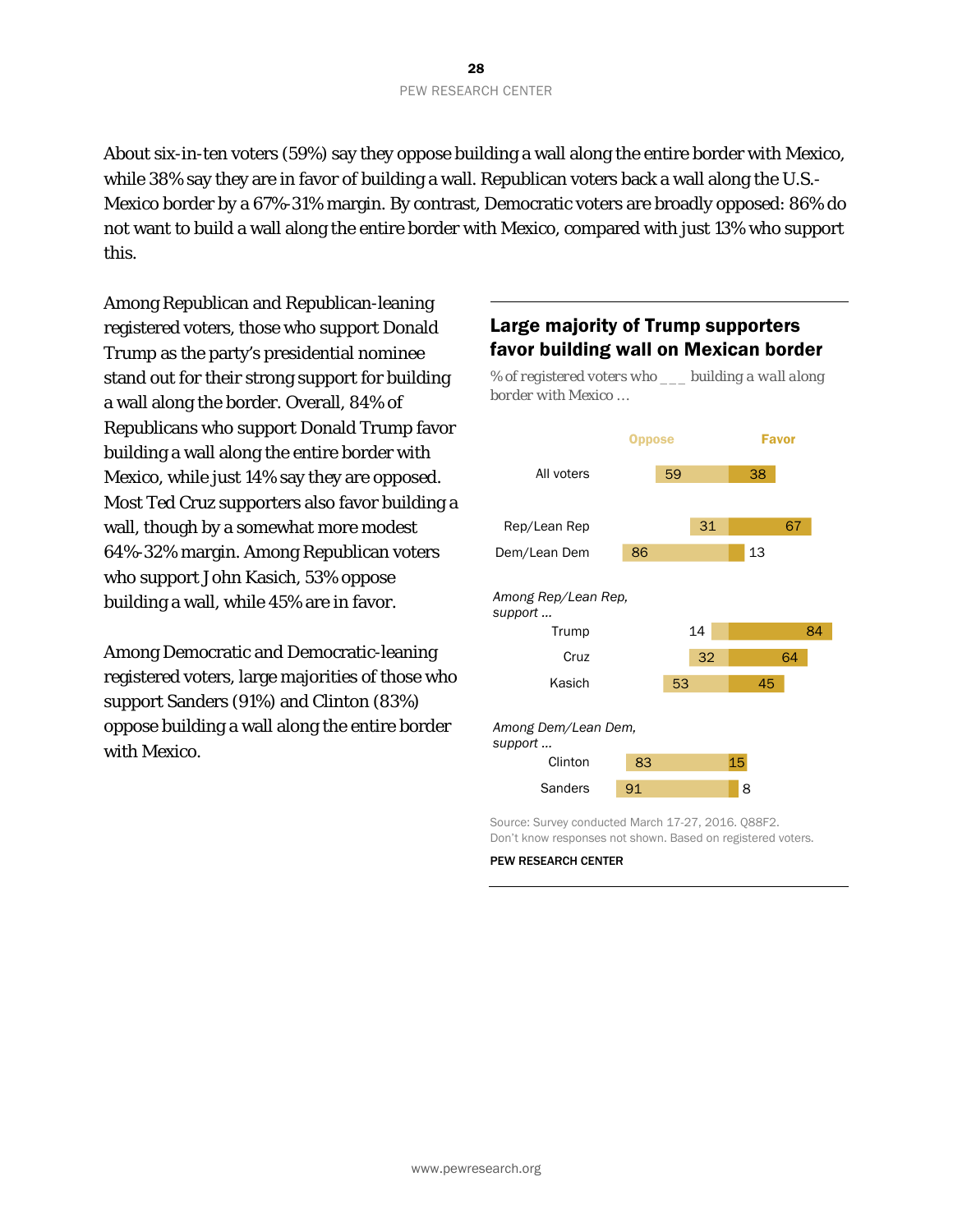About six-in-ten voters (59%) say they oppose building a wall along the entire border with Mexico, while 38% say they are in favor of building a wall. Republican voters back a wall along the U.S.-Mexico border by a 67%-31% margin. By contrast, Democratic voters are broadly opposed: 86% do not want to build a wall along the entire border with Mexico, compared with just 13% who support this.

Among Republican and Republican-leaning registered voters, those who support Donald Trump as the party's presidential nominee stand out for their strong support for building a wall along the border. Overall, 84% of Republicans who support Donald Trump favor building a wall along the entire border with Mexico, while just 14% say they are opposed. Most Ted Cruz supporters also favor building a wall, though by a somewhat more modest 64%-32% margin. Among Republican voters who support John Kasich, 53% oppose building a wall, while 45% are in favor.

Among Democratic and Democratic-leaning registered voters, large majorities of those who support Sanders (91%) and Clinton (83%) oppose building a wall along the entire border with Mexico.

## Large majority of Trump supporters favor building wall on Mexican border

*% of registered voters who ___ building a wall along border with Mexico ...*

| | Oppose | Favor |
|---|---|---|
| All voters | 59 | 38 |
| Rep/Lean Rep | 31 | 67 |
| Dem/Lean Dem | 86 | 13 |
| *Among Rep/Lean Rep, support ...* | | |
| Trump | 14 | 84 |
| Cruz | 32 | 64 |
| Kasich | 53 | 45 |
| *Among Dem/Lean Dem, support ...* | | |
| Clinton | 83 | 15 |
| Sanders | 91 | 8 |

Source: Survey conducted March 17-27, 2016. Q88F2.
Don't know responses not shown. Based on registered voters.

PEW RESEARCH CENTER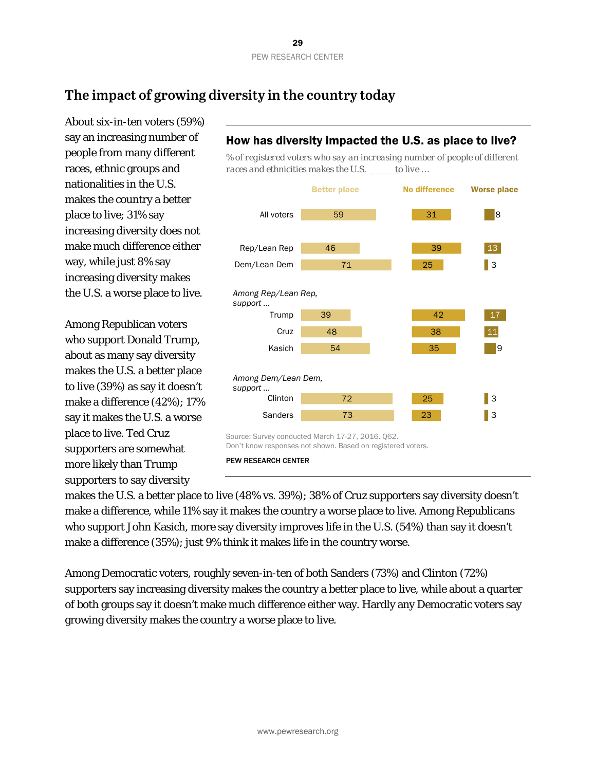## The impact of growing diversity in the country today

About six-in-ten voters (59%) say an increasing number of people from many different races, ethnic groups and nationalities in the U.S. makes the country a better place to live; 31% say increasing diversity does not make much difference either way, while just 8% say increasing diversity makes the U.S. a worse place to live.

**How has diversity impacted the U.S. as place to live?**

*% of registered voters who say an increasing number of people of different races and ethnicities makes the U.S. \_\_\_\_ to live …*

| | Better place | No difference | Worse place |
|---|---|---|---|
| All voters | 59 | 31 | 8 |
| Rep/Lean Rep | 46 | 39 | 13 |
| Dem/Lean Dem | 71 | 25 | 3 |
| *Among Rep/Lean Rep, support …* | | | |
| Trump | 39 | 42 | 17 |
| Cruz | 48 | 38 | 11 |
| Kasich | 54 | 35 | 9 |
| *Among Dem/Lean Dem, support …* | | | |
| Clinton | 72 | 25 | 3 |
| Sanders | 73 | 23 | 3 |

Source: Survey conducted March 17-27, 2016. Q62.
Don't know responses not shown. Based on registered voters.

PEW RESEARCH CENTER

Among Republican voters who support Donald Trump, about as many say diversity makes the U.S. a better place to live (39%) as say it doesn't make a difference (42%); 17% say it makes the U.S. a worse place to live. Ted Cruz supporters are somewhat more likely than Trump supporters to say diversity makes the U.S. a better place to live (48% vs. 39%); 38% of Cruz supporters say diversity doesn't make a difference, while 11% say it makes the country a worse place to live. Among Republicans who support John Kasich, more say diversity improves life in the U.S. (54%) than say it doesn't make a difference (35%); just 9% think it makes life in the country worse.

Among Democratic voters, roughly seven-in-ten of both Sanders (73%) and Clinton (72%) supporters say increasing diversity makes the country a better place to live, while about a quarter of both groups say it doesn't make much difference either way. Hardly any Democratic voters say growing diversity makes the country a worse place to live.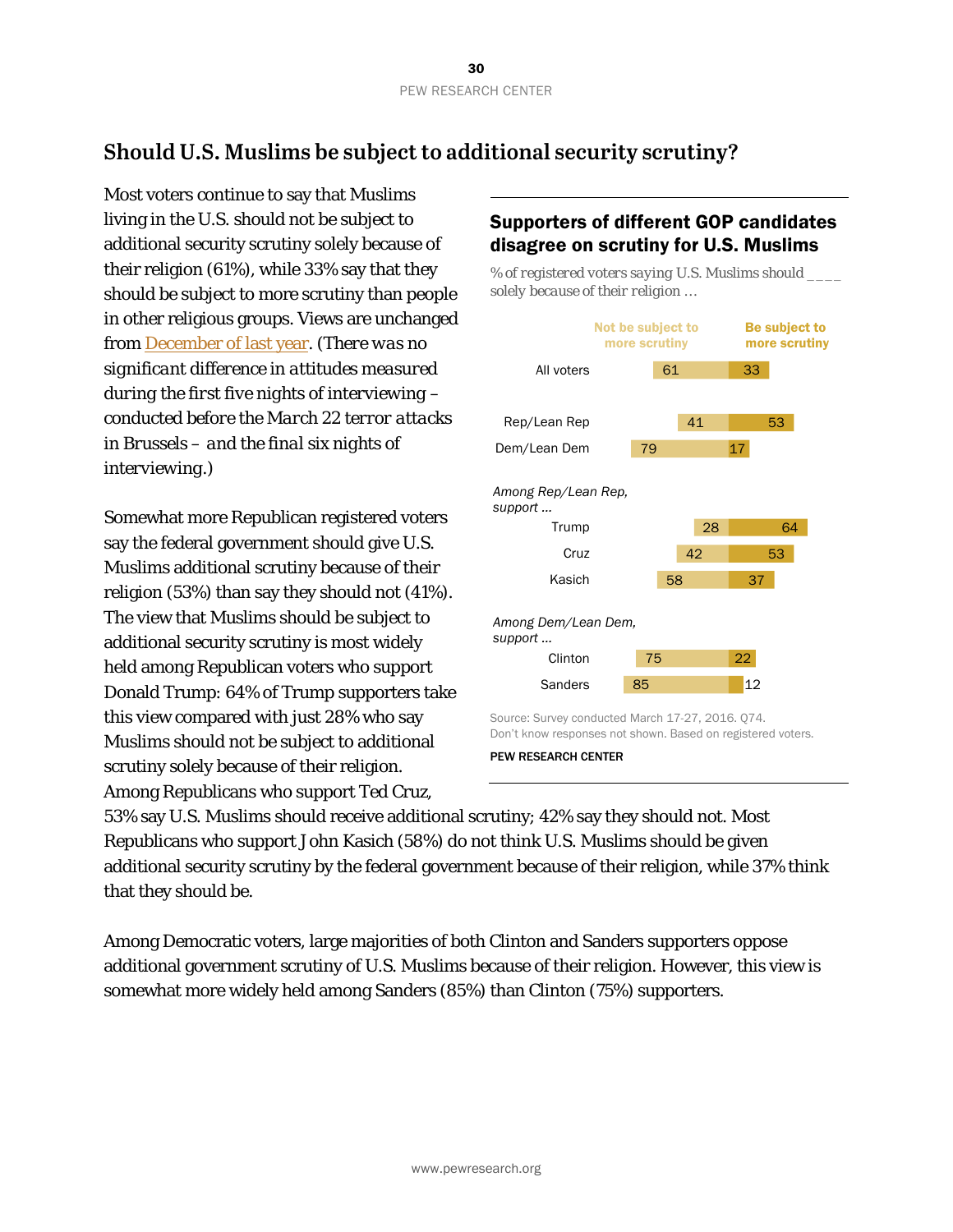## Should U.S. Muslims be subject to additional security scrutiny?

Most voters continue to say that Muslims living in the U.S. should not be subject to additional security scrutiny solely because of their religion (61%), while 33% say that they should be subject to more scrutiny than people in other religious groups. Views are unchanged from December of last year. *(There was no significant difference in attitudes measured during the first five nights of interviewing – conducted before the March 22 terror attacks in Brussels – and the final six nights of interviewing.)*

Somewhat more Republican registered voters say the federal government should give U.S. Muslims additional scrutiny because of their religion (53%) than say they should not (41%). The view that Muslims should be subject to additional security scrutiny is most widely held among Republican voters who support Donald Trump: 64% of Trump supporters take this view compared with just 28% who say Muslims should not be subject to additional scrutiny solely because of their religion. Among Republicans who support Ted Cruz, 53% say U.S. Muslims should receive additional scrutiny; 42% say they should not. Most Republicans who support John Kasich (58%) do not think U.S. Muslims should be given additional security scrutiny by the federal government because of their religion, while 37% think that they should be.

**Supporters of different GOP candidates disagree on scrutiny for U.S. Muslims**

*% of registered voters saying U.S. Muslims should ____ solely because of their religion …*

| | Not be subject to more scrutiny | Be subject to more scrutiny |
|---|---|---|
| All voters | 61 | 33 |
| Rep/Lean Rep | 41 | 53 |
| Dem/Lean Dem | 79 | 17 |
| *Among Rep/Lean Rep, support …* | | |
| Trump | 28 | 64 |
| Cruz | 42 | 53 |
| Kasich | 58 | 37 |
| *Among Dem/Lean Dem, support …* | | |
| Clinton | 75 | 22 |
| Sanders | 85 | 12 |

Source: Survey conducted March 17-27, 2016. Q74.
Don't know responses not shown. Based on registered voters.

PEW RESEARCH CENTER

Among Democratic voters, large majorities of both Clinton and Sanders supporters oppose additional government scrutiny of U.S. Muslims because of their religion. However, this view is somewhat more widely held among Sanders (85%) than Clinton (75%) supporters.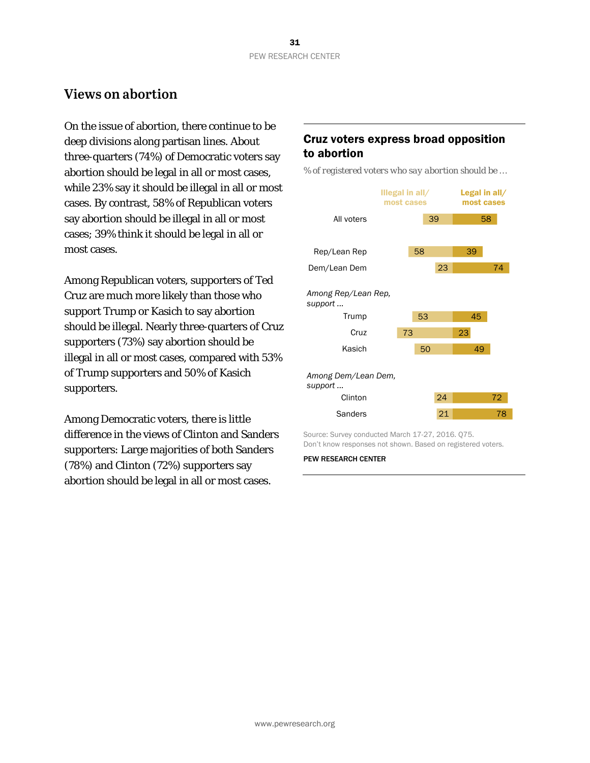## Views on abortion

On the issue of abortion, there continue to be deep divisions along partisan lines. About three-quarters (74%) of Democratic voters say abortion should be legal in all or most cases, while 23% say it should be illegal in all or most cases. By contrast, 58% of Republican voters say abortion should be illegal in all or most cases; 39% think it should be legal in all or most cases.

Among Republican voters, supporters of Ted Cruz are much more likely than those who support Trump or Kasich to say abortion should be illegal. Nearly three-quarters of Cruz supporters (73%) say abortion should be illegal in all or most cases, compared with 53% of Trump supporters and 50% of Kasich supporters.

Among Democratic voters, there is little difference in the views of Clinton and Sanders supporters: Large majorities of both Sanders (78%) and Clinton (72%) supporters say abortion should be legal in all or most cases.

### Cruz voters express broad opposition to abortion

*% of registered voters who say abortion should be …*

| | Illegal in all/ most cases | Legal in all/ most cases |
|---|---|---|
| All voters | 39 | 58 |
| Rep/Lean Rep | 58 | 39 |
| Dem/Lean Dem | 23 | 74 |
| *Among Rep/Lean Rep, support …* | | |
| Trump | 53 | 45 |
| Cruz | 73 | 23 |
| Kasich | 50 | 49 |
| *Among Dem/Lean Dem, support …* | | |
| Clinton | 24 | 72 |
| Sanders | 21 | 78 |

Source: Survey conducted March 17-27, 2016. Q75.
Don't know responses not shown. Based on registered voters.

PEW RESEARCH CENTER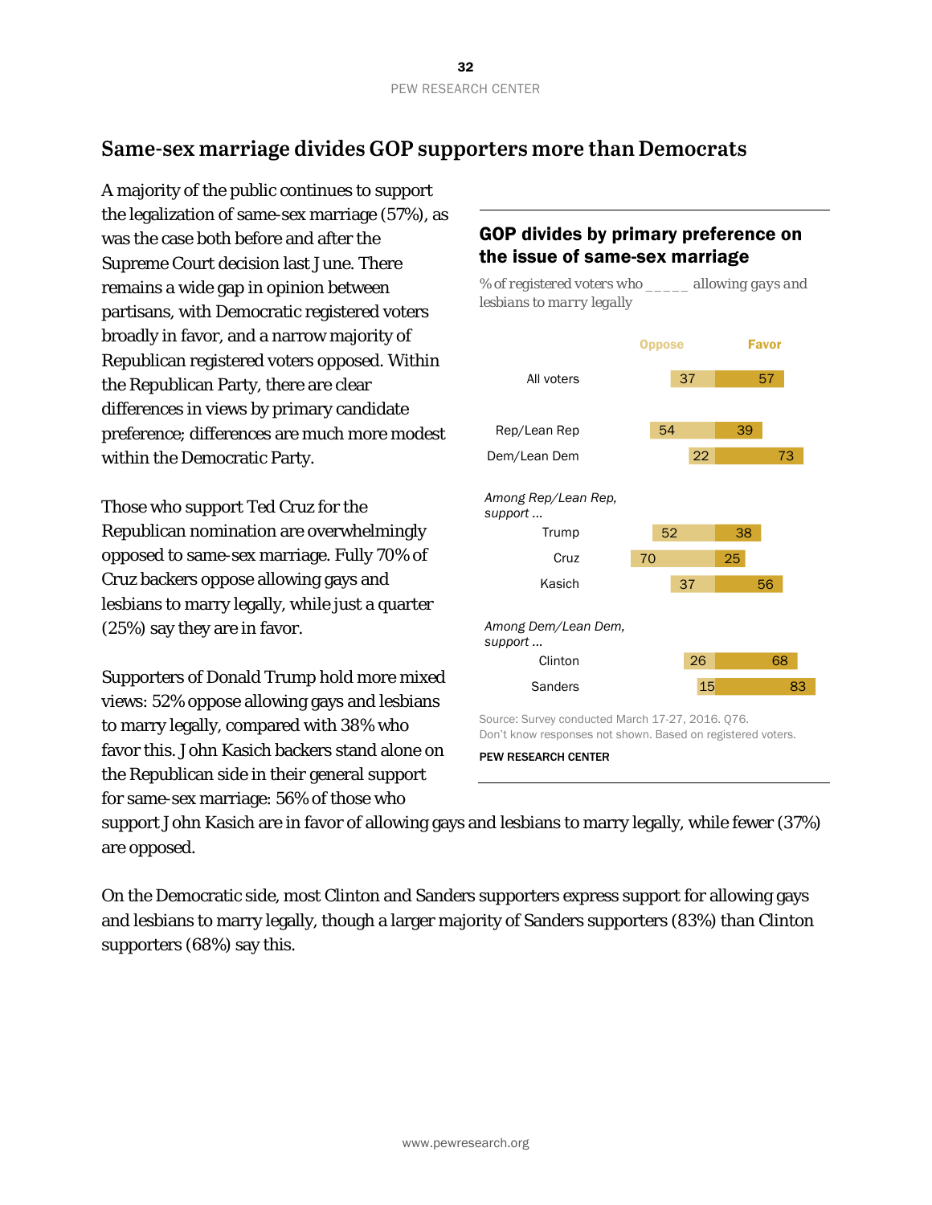## Same-sex marriage divides GOP supporters more than Democrats

A majority of the public continues to support the legalization of same-sex marriage (57%), as was the case both before and after the Supreme Court decision last June. There remains a wide gap in opinion between partisans, with Democratic registered voters broadly in favor, and a narrow majority of Republican registered voters opposed. Within the Republican Party, there are clear differences in views by primary candidate preference; differences are much more modest within the Democratic Party.

Those who support Ted Cruz for the Republican nomination are overwhelmingly opposed to same-sex marriage. Fully 70% of Cruz backers oppose allowing gays and lesbians to marry legally, while just a quarter (25%) say they are in favor.

Supporters of Donald Trump hold more mixed views: 52% oppose allowing gays and lesbians to marry legally, compared with 38% who favor this. John Kasich backers stand alone on the Republican side in their general support for same-sex marriage: 56% of those who support John Kasich are in favor of allowing gays and lesbians to marry legally, while fewer (37%) are opposed.

On the Democratic side, most Clinton and Sanders supporters express support for allowing gays and lesbians to marry legally, though a larger majority of Sanders supporters (83%) than Clinton supporters (68%) say this.

### GOP divides by primary preference on the issue of same-sex marriage

*% of registered voters who _____ allowing gays and lesbians to marry legally*

| | Oppose | Favor |
|---|---|---|
| All voters | 37 | 57 |
| Rep/Lean Rep | 54 | 39 |
| Dem/Lean Dem | 22 | 73 |
| *Among Rep/Lean Rep, support ...* | | |
| Trump | 52 | 38 |
| Cruz | 70 | 25 |
| Kasich | 37 | 56 |
| *Among Dem/Lean Dem, support ...* | | |
| Clinton | 26 | 68 |
| Sanders | 15 | 83 |

Source: Survey conducted March 17-27, 2016. Q76.
Don't know responses not shown. Based on registered voters.

PEW RESEARCH CENTER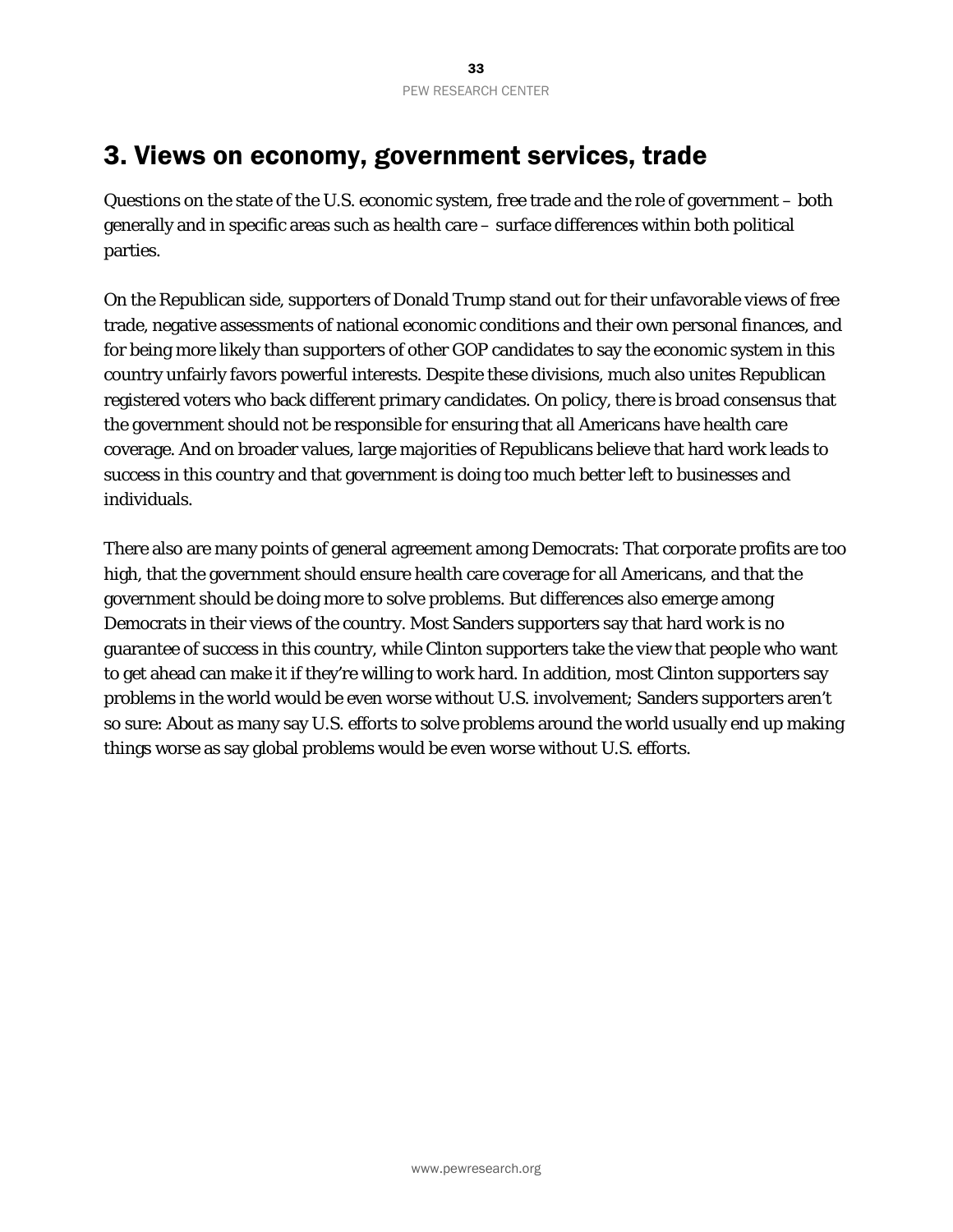## 3. Views on economy, government services, trade

Questions on the state of the U.S. economic system, free trade and the role of government – both generally and in specific areas such as health care – surface differences within both political parties.

On the Republican side, supporters of Donald Trump stand out for their unfavorable views of free trade, negative assessments of national economic conditions and their own personal finances, and for being more likely than supporters of other GOP candidates to say the economic system in this country unfairly favors powerful interests. Despite these divisions, much also unites Republican registered voters who back different primary candidates. On policy, there is broad consensus that the government should not be responsible for ensuring that all Americans have health care coverage. And on broader values, large majorities of Republicans believe that hard work leads to success in this country and that government is doing too much better left to businesses and individuals.

There also are many points of general agreement among Democrats: That corporate profits are too high, that the government should ensure health care coverage for all Americans, and that the government should be doing more to solve problems. But differences also emerge among Democrats in their views of the country. Most Sanders supporters say that hard work is no guarantee of success in this country, while Clinton supporters take the view that people who want to get ahead can make it if they're willing to work hard. In addition, most Clinton supporters say problems in the world would be even worse without U.S. involvement; Sanders supporters aren't so sure: About as many say U.S. efforts to solve problems around the world usually end up making things worse as say global problems would be even worse without U.S. efforts.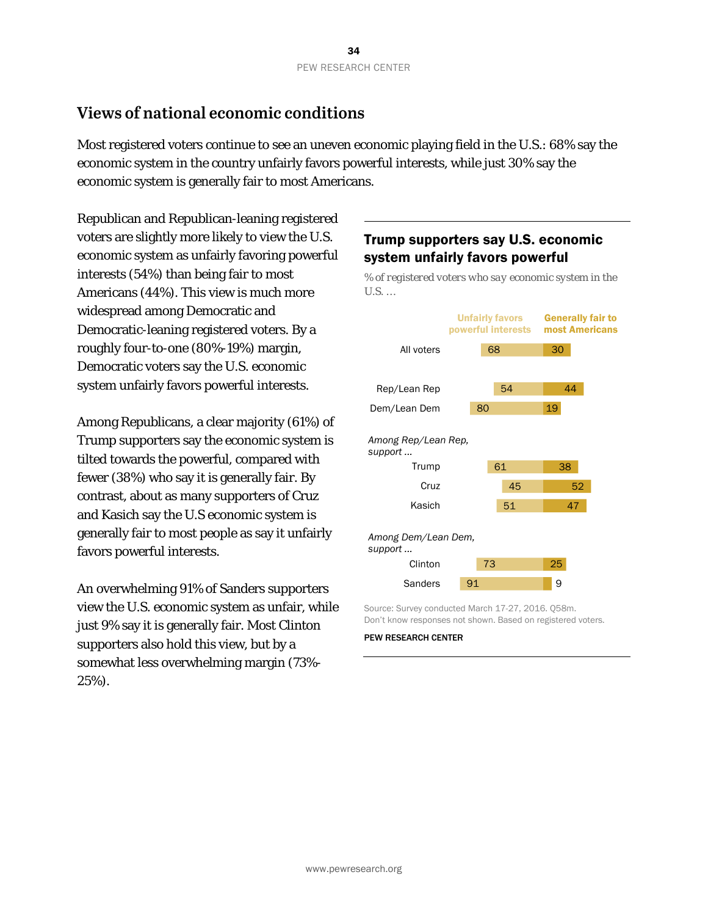## Views of national economic conditions

Most registered voters continue to see an uneven economic playing field in the U.S.: 68% say the economic system in the country unfairly favors powerful interests, while just 30% say the economic system is generally fair to most Americans.

Republican and Republican-leaning registered voters are slightly more likely to view the U.S. economic system as unfairly favoring powerful interests (54%) than being fair to most Americans (44%). This view is much more widespread among Democratic and Democratic-leaning registered voters. By a roughly four-to-one (80%-19%) margin, Democratic voters say the U.S. economic system unfairly favors powerful interests.

Among Republicans, a clear majority (61%) of Trump supporters say the economic system is tilted towards the powerful, compared with fewer (38%) who say it is generally fair. By contrast, about as many supporters of Cruz and Kasich say the U.S economic system is generally fair to most people as say it unfairly favors powerful interests.

An overwhelming 91% of Sanders supporters view the U.S. economic system as unfair, while just 9% say it is generally fair. Most Clinton supporters also hold this view, but by a somewhat less overwhelming margin (73%-25%).

### Trump supporters say U.S. economic system unfairly favors powerful

*% of registered voters who say economic system in the U.S. …*

| | Unfairly favors powerful interests | Generally fair to most Americans |
|---|---|---|
| All voters | 68 | 30 |
| Rep/Lean Rep | 54 | 44 |
| Dem/Lean Dem | 80 | 19 |
| *Among Rep/Lean Rep, support …* | | |
| Trump | 61 | 38 |
| Cruz | 45 | 52 |
| Kasich | 51 | 47 |
| *Among Dem/Lean Dem, support …* | | |
| Clinton | 73 | 25 |
| Sanders | 91 | 9 |

Source: Survey conducted March 17-27, 2016. Q58m.
Don't know responses not shown. Based on registered voters.

PEW RESEARCH CENTER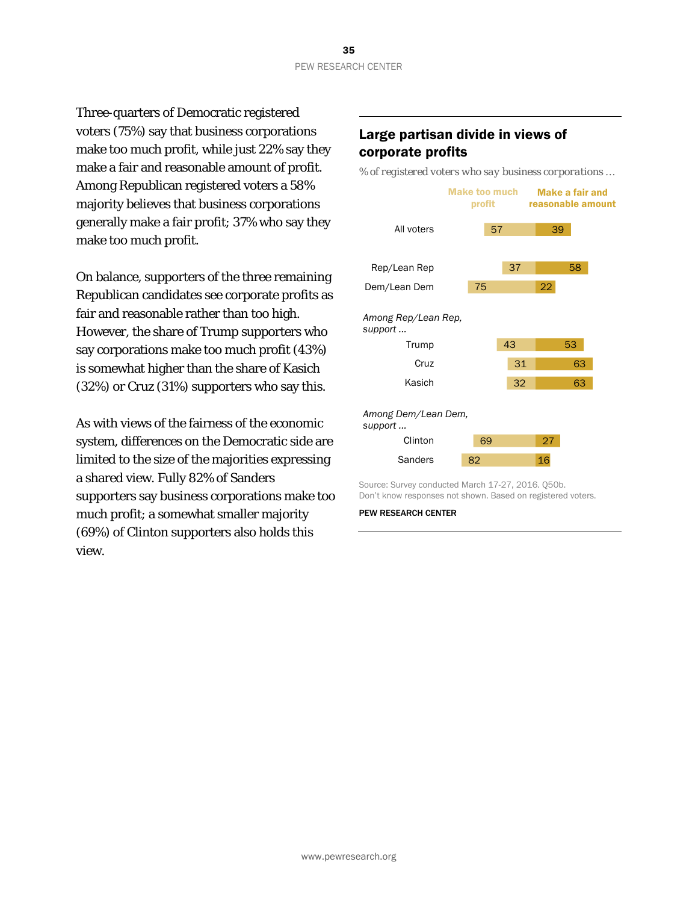Three-quarters of Democratic registered voters (75%) say that business corporations make too much profit, while just 22% say they make a fair and reasonable amount of profit. Among Republican registered voters a 58% majority believes that business corporations generally make a fair profit; 37% who say they make too much profit.

On balance, supporters of the three remaining Republican candidates see corporate profits as fair and reasonable rather than too high. However, the share of Trump supporters who say corporations make too much profit (43%) is somewhat higher than the share of Kasich (32%) or Cruz (31%) supporters who say this.

As with views of the fairness of the economic system, differences on the Democratic side are limited to the size of the majorities expressing a shared view. Fully 82% of Sanders supporters say business corporations make too much profit; a somewhat smaller majority (69%) of Clinton supporters also holds this view.

## Large partisan divide in views of corporate profits

*% of registered voters who say business corporations …*

| | Make too much profit | Make a fair and reasonable amount |
|---|---|---|
| All voters | 57 | 39 |
| Rep/Lean Rep | 37 | 58 |
| Dem/Lean Dem | 75 | 22 |
| *Among Rep/Lean Rep, support …* | | |
| Trump | 43 | 53 |
| Cruz | 31 | 63 |
| Kasich | 32 | 63 |
| *Among Dem/Lean Dem, support …* | | |
| Clinton | 69 | 27 |
| Sanders | 82 | 16 |

Source: Survey conducted March 17-27, 2016. Q50b.
Don't know responses not shown. Based on registered voters.

PEW RESEARCH CENTER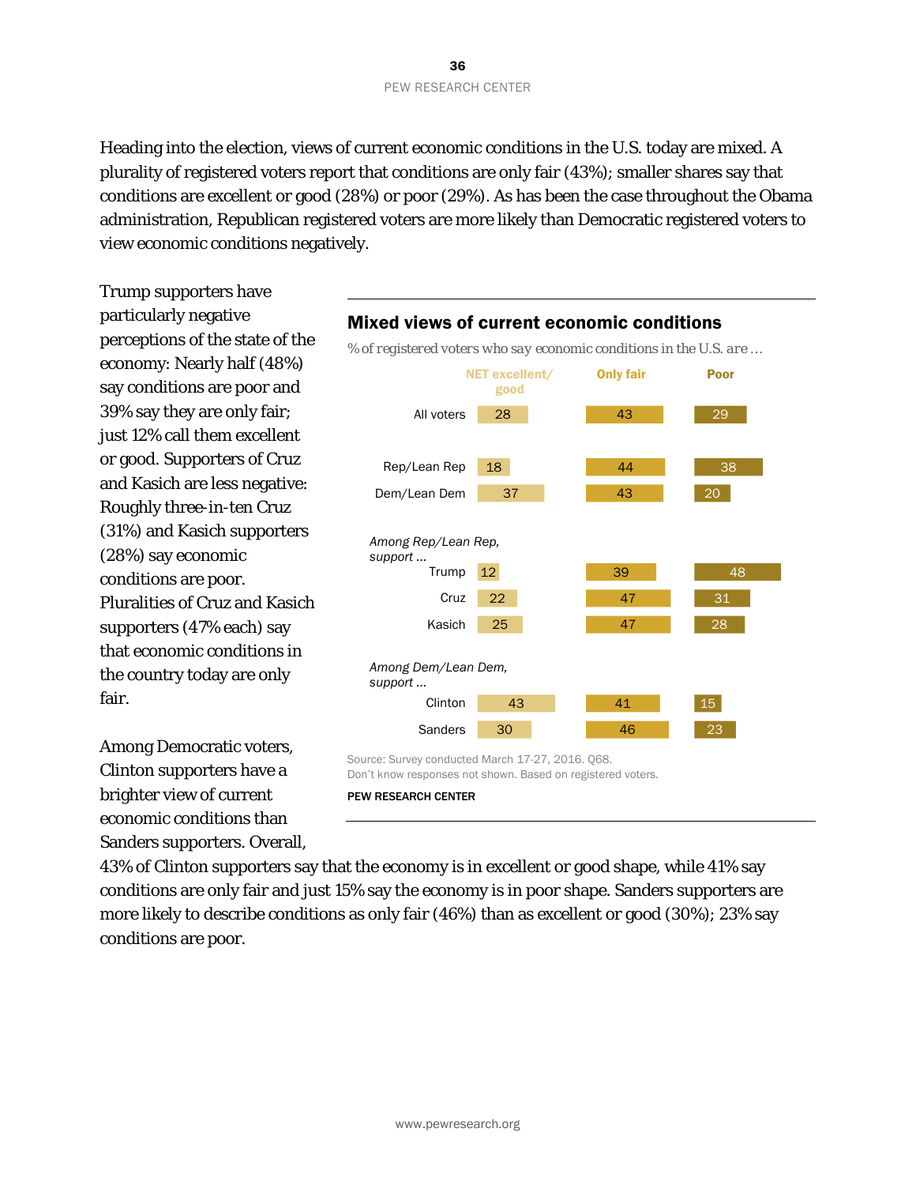Heading into the election, views of current economic conditions in the U.S. today are mixed. A plurality of registered voters report that conditions are only fair (43%); smaller shares say that conditions are excellent or good (28%) or poor (29%). As has been the case throughout the Obama administration, Republican registered voters are more likely than Democratic registered voters to view economic conditions negatively.

Trump supporters have particularly negative perceptions of the state of the economy: Nearly half (48%) say conditions are poor and 39% say they are only fair; just 12% call them excellent or good. Supporters of Cruz and Kasich are less negative: Roughly three-in-ten Cruz (31%) and Kasich supporters (28%) say economic conditions are poor. Pluralities of Cruz and Kasich supporters (47% each) say that economic conditions in the country today are only fair.

**Mixed views of current economic conditions**

*% of registered voters who say economic conditions in the U.S. are …*

| | NET excellent/ good | Only fair | Poor |
|---|---|---|---|
| All voters | 28 | 43 | 29 |
| Rep/Lean Rep | 18 | 44 | 38 |
| Dem/Lean Dem | 37 | 43 | 20 |
| *Among Rep/Lean Rep, support …* | | | |
| Trump | 12 | 39 | 48 |
| Cruz | 22 | 47 | 31 |
| Kasich | 25 | 47 | 28 |
| *Among Dem/Lean Dem, support …* | | | |
| Clinton | 43 | 41 | 15 |
| Sanders | 30 | 46 | 23 |

Source: Survey conducted March 17-27, 2016. Q68.
Don't know responses not shown. Based on registered voters.

PEW RESEARCH CENTER

Among Democratic voters, Clinton supporters have a brighter view of current economic conditions than Sanders supporters. Overall, 43% of Clinton supporters say that the economy is in excellent or good shape, while 41% say conditions are only fair and just 15% say the economy is in poor shape. Sanders supporters are more likely to describe conditions as only fair (46%) than as excellent or good (30%); 23% say conditions are poor.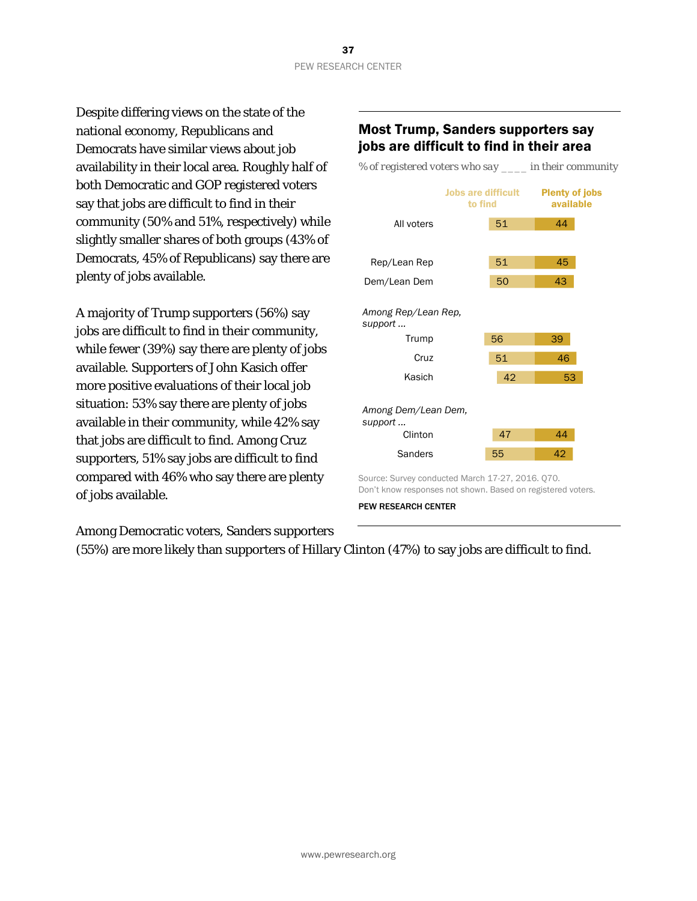Despite differing views on the state of the national economy, Republicans and Democrats have similar views about job availability in their local area. Roughly half of both Democratic and GOP registered voters say that jobs are difficult to find in their community (50% and 51%, respectively) while slightly smaller shares of both groups (43% of Democrats, 45% of Republicans) say there are plenty of jobs available.

A majority of Trump supporters (56%) say jobs are difficult to find in their community, while fewer (39%) say there are plenty of jobs available. Supporters of John Kasich offer more positive evaluations of their local job situation: 53% say there are plenty of jobs available in their community, while 42% say that jobs are difficult to find. Among Cruz supporters, 51% say jobs are difficult to find compared with 46% who say there are plenty of jobs available.

Among Democratic voters, Sanders supporters (55%) are more likely than supporters of Hillary Clinton (47%) to say jobs are difficult to find.

## Most Trump, Sanders supporters say jobs are difficult to find in their area

% of registered voters who say ____ in their community

| | Jobs are difficult to find | Plenty of jobs available |
|---|---|---|
| All voters | 51 | 44 |
| Rep/Lean Rep | 51 | 45 |
| Dem/Lean Dem | 50 | 43 |
| *Among Rep/Lean Rep, support ...* | | |
| Trump | 56 | 39 |
| Cruz | 51 | 46 |
| Kasich | 42 | 53 |
| *Among Dem/Lean Dem, support ...* | | |
| Clinton | 47 | 44 |
| Sanders | 55 | 42 |

Source: Survey conducted March 17-27, 2016. Q70.
Don't know responses not shown. Based on registered voters.

PEW RESEARCH CENTER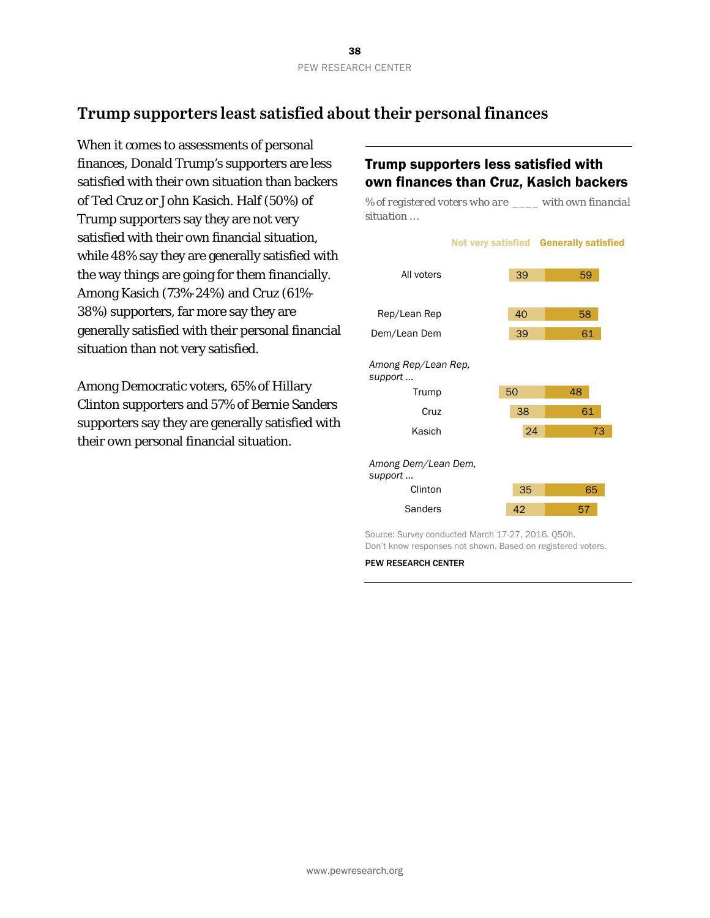## Trump supporters least satisfied about their personal finances

When it comes to assessments of personal finances, Donald Trump's supporters are less satisfied with their own situation than backers of Ted Cruz or John Kasich. Half (50%) of Trump supporters say they are not very satisfied with their own financial situation, while 48% say they are generally satisfied with the way things are going for them financially. Among Kasich (73%-24%) and Cruz (61%-38%) supporters, far more say they are generally satisfied with their personal financial situation than not very satisfied.

Among Democratic voters, 65% of Hillary Clinton supporters and 57% of Bernie Sanders supporters say they are generally satisfied with their own personal financial situation.

### Trump supporters less satisfied with own finances than Cruz, Kasich backers

*% of registered voters who are ____ with own financial situation …*

| | Not very satisfied | Generally satisfied |
|---|---|---|
| All voters | 39 | 59 |
| Rep/Lean Rep | 40 | 58 |
| Dem/Lean Dem | 39 | 61 |
| *Among Rep/Lean Rep, support …* | | |
| Trump | 50 | 48 |
| Cruz | 38 | 61 |
| Kasich | 24 | 73 |
| *Among Dem/Lean Dem, support …* | | |
| Clinton | 35 | 65 |
| Sanders | 42 | 57 |

Source: Survey conducted March 17-27, 2016. Q50h.
Don't know responses not shown. Based on registered voters.

PEW RESEARCH CENTER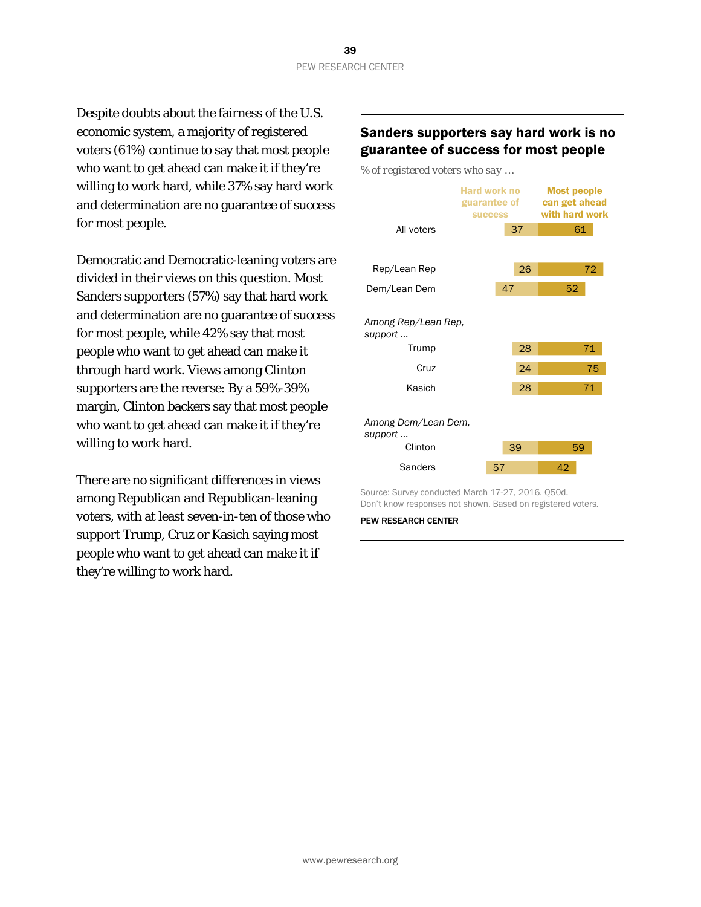Despite doubts about the fairness of the U.S. economic system, a majority of registered voters (61%) continue to say that most people who want to get ahead can make it if they're willing to work hard, while 37% say hard work and determination are no guarantee of success for most people.

Democratic and Democratic-leaning voters are divided in their views on this question. Most Sanders supporters (57%) say that hard work and determination are no guarantee of success for most people, while 42% say that most people who want to get ahead can make it through hard work. Views among Clinton supporters are the reverse: By a 59%-39% margin, Clinton backers say that most people who want to get ahead can make it if they're willing to work hard.

There are no significant differences in views among Republican and Republican-leaning voters, with at least seven-in-ten of those who support Trump, Cruz or Kasich saying most people who want to get ahead can make it if they're willing to work hard.

## Sanders supporters say hard work is no guarantee of success for most people

*% of registered voters who say …*

| | Hard work no guarantee of success | Most people can get ahead with hard work |
|---|---|---|
| All voters | 37 | 61 |
| Rep/Lean Rep | 26 | 72 |
| Dem/Lean Dem | 47 | 52 |
| *Among Rep/Lean Rep, support …* | | |
| Trump | 28 | 71 |
| Cruz | 24 | 75 |
| Kasich | 28 | 71 |
| *Among Dem/Lean Dem, support …* | | |
| Clinton | 39 | 59 |
| Sanders | 57 | 42 |

Source: Survey conducted March 17-27, 2016. Q50d.
Don't know responses not shown. Based on registered voters.

PEW RESEARCH CENTER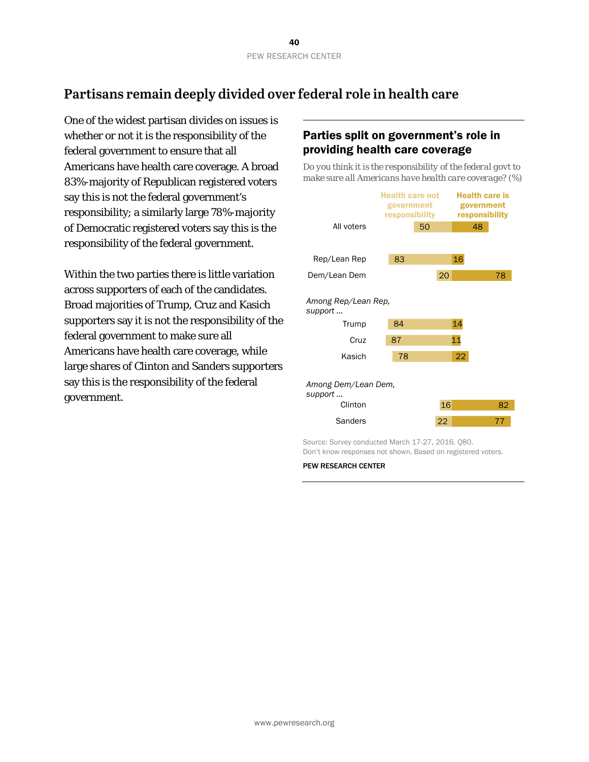## Partisans remain deeply divided over federal role in health care

One of the widest partisan divides on issues is whether or not it is the responsibility of the federal government to ensure that all Americans have health care coverage. A broad 83%-majority of Republican registered voters say this is not the federal government's responsibility; a similarly large 78%-majority of Democratic registered voters say this is the responsibility of the federal government.

Within the two parties there is little variation across supporters of each of the candidates. Broad majorities of Trump, Cruz and Kasich supporters say it is not the responsibility of the federal government to make sure all Americans have health care coverage, while large shares of Clinton and Sanders supporters say this is the responsibility of the federal government.

### Parties split on government's role in providing health care coverage

Do you think it is the responsibility of the federal govt to make sure all Americans have health care coverage? (%)

| | Health care not government responsibility | Health care is government responsibility |
|---|---|---|
| All voters | 50 | 48 |
| Rep/Lean Rep | 83 | 16 |
| Dem/Lean Dem | 20 | 78 |
| *Among Rep/Lean Rep, support ...* | | |
| Trump | 84 | 14 |
| Cruz | 87 | 11 |
| Kasich | 78 | 22 |
| *Among Dem/Lean Dem, support ...* | | |
| Clinton | 16 | 82 |
| Sanders | 22 | 77 |

Source: Survey conducted March 17-27, 2016. Q80.
Don't know responses not shown. Based on registered voters.

PEW RESEARCH CENTER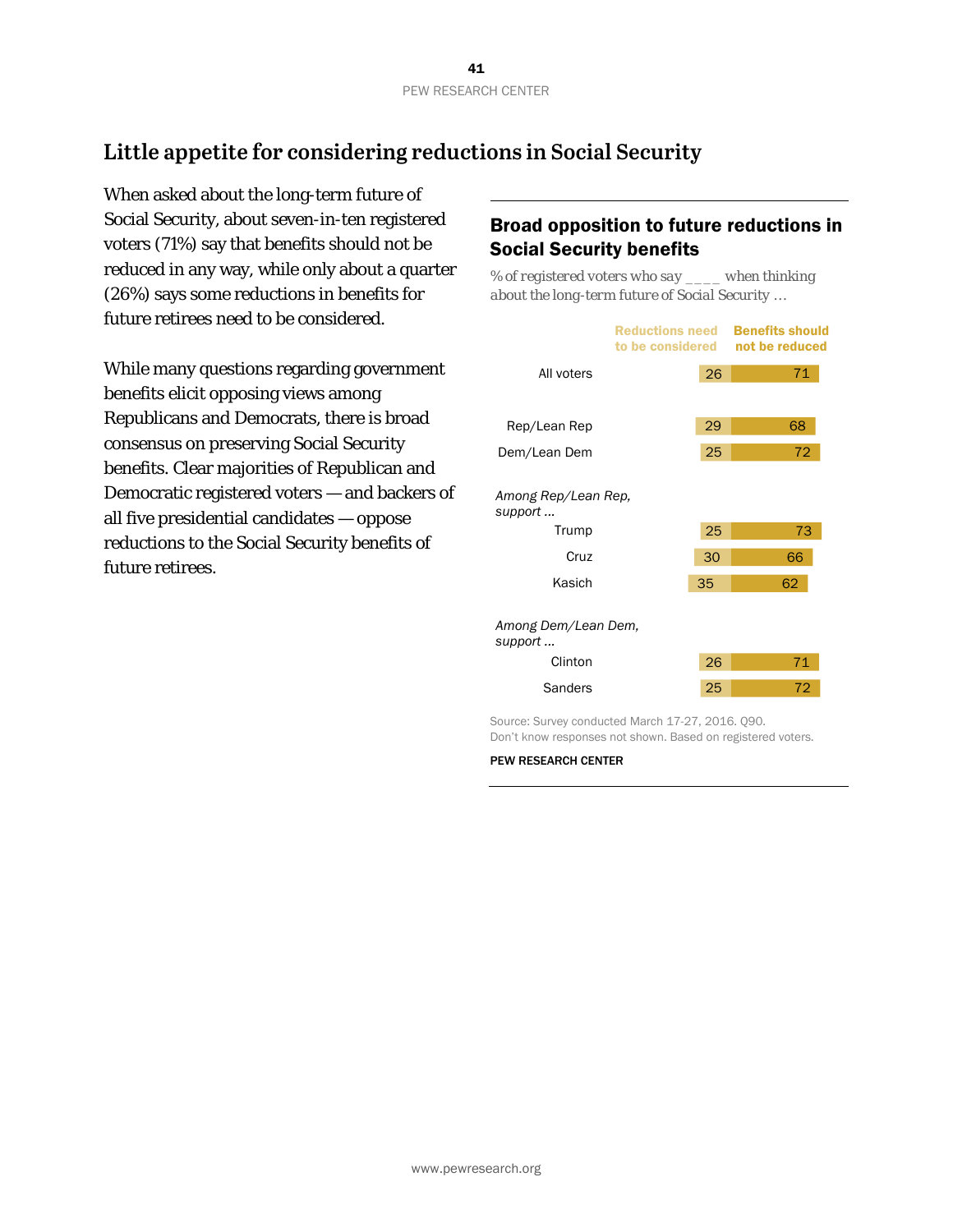## Little appetite for considering reductions in Social Security

When asked about the long-term future of Social Security, about seven-in-ten registered voters (71%) say that benefits should not be reduced in any way, while only about a quarter (26%) says some reductions in benefits for future retirees need to be considered.

While many questions regarding government benefits elicit opposing views among Republicans and Democrats, there is broad consensus on preserving Social Security benefits. Clear majorities of Republican and Democratic registered voters — and backers of all five presidential candidates — oppose reductions to the Social Security benefits of future retirees.

### Broad opposition to future reductions in Social Security benefits

*% of registered voters who say ____ when thinking about the long-term future of Social Security …*

| | Reductions need to be considered | Benefits should not be reduced |
|---|---|---|
| All voters | 26 | 71 |
| Rep/Lean Rep | 29 | 68 |
| Dem/Lean Dem | 25 | 72 |
| *Among Rep/Lean Rep, support …* | | |
| Trump | 25 | 73 |
| Cruz | 30 | 66 |
| Kasich | 35 | 62 |
| *Among Dem/Lean Dem, support …* | | |
| Clinton | 26 | 71 |
| Sanders | 25 | 72 |

Source: Survey conducted March 17-27, 2016. Q90.
Don't know responses not shown. Based on registered voters.

PEW RESEARCH CENTER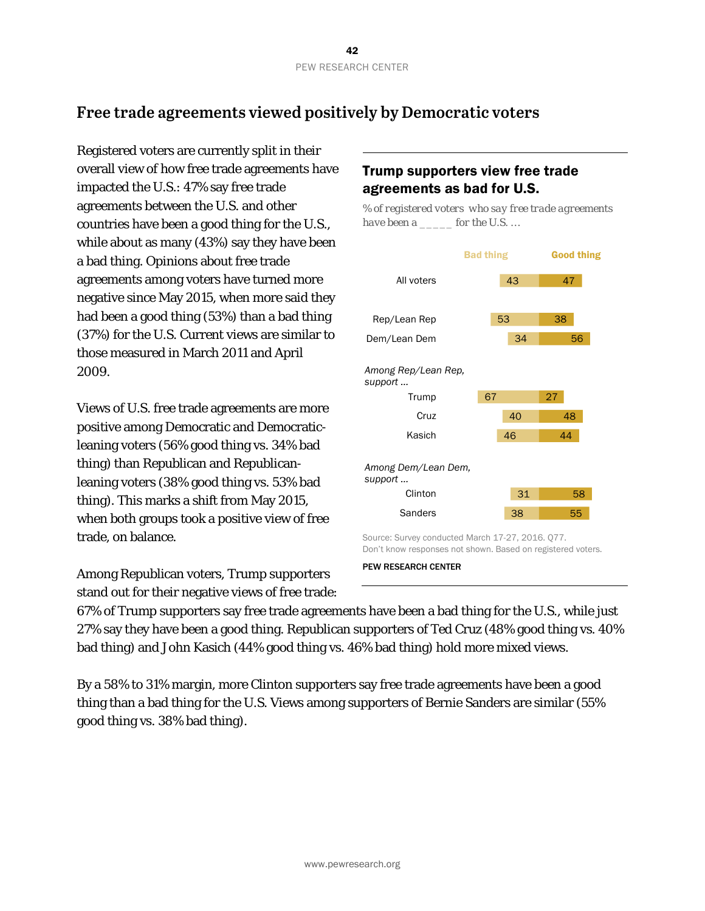## Free trade agreements viewed positively by Democratic voters

Registered voters are currently split in their overall view of how free trade agreements have impacted the U.S.: 47% say free trade agreements between the U.S. and other countries have been a good thing for the U.S., while about as many (43%) say they have been a bad thing. Opinions about free trade agreements among voters have turned more negative since May 2015, when more said they had been a good thing (53%) than a bad thing (37%) for the U.S. Current views are similar to those measured in March 2011 and April 2009.

Views of U.S. free trade agreements are more positive among Democratic and Democratic-leaning voters (56% good thing vs. 34% bad thing) than Republican and Republican-leaning voters (38% good thing vs. 53% bad thing). This marks a shift from May 2015, when both groups took a positive view of free trade, on balance.

Among Republican voters, Trump supporters stand out for their negative views of free trade: 67% of Trump supporters say free trade agreements have been a bad thing for the U.S., while just 27% say they have been a good thing. Republican supporters of Ted Cruz (48% good thing vs. 40% bad thing) and John Kasich (44% good thing vs. 46% bad thing) hold more mixed views.

By a 58% to 31% margin, more Clinton supporters say free trade agreements have been a good thing than a bad thing for the U.S. Views among supporters of Bernie Sanders are similar (55% good thing vs. 38% bad thing).

**Trump supporters view free trade agreements as bad for U.S.**

*% of registered voters who say free trade agreements have been a _____ for the U.S. …*

| | Bad thing | Good thing |
|---|---|---|
| All voters | 43 | 47 |
| Rep/Lean Rep | 53 | 38 |
| Dem/Lean Dem | 34 | 56 |
| *Among Rep/Lean Rep, support …* | | |
| Trump | 67 | 27 |
| Cruz | 40 | 48 |
| Kasich | 46 | 44 |
| *Among Dem/Lean Dem, support …* | | |
| Clinton | 31 | 58 |
| Sanders | 38 | 55 |

Source: Survey conducted March 17-27, 2016. Q77.
Don't know responses not shown. Based on registered voters.

PEW RESEARCH CENTER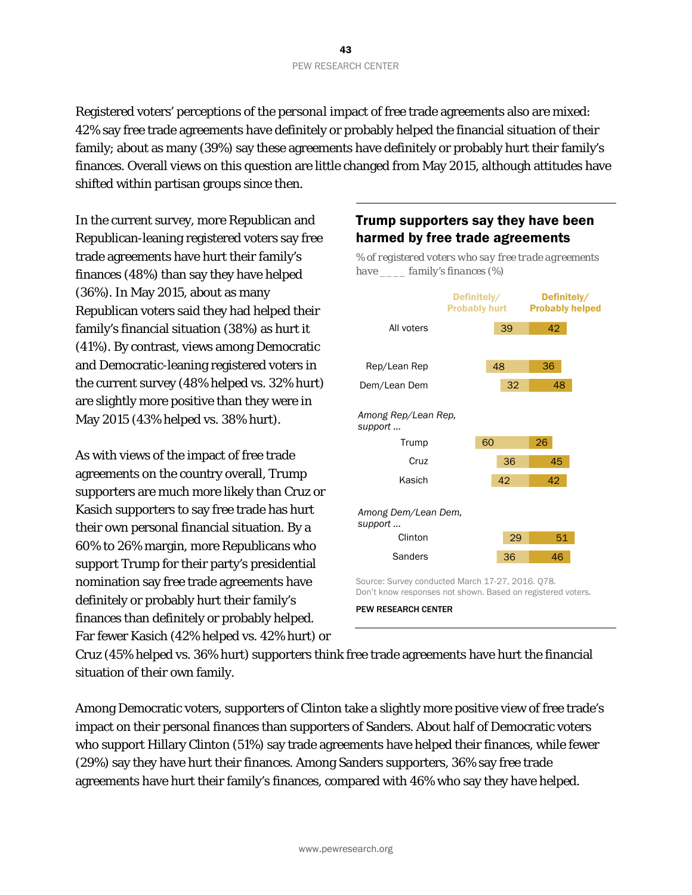Registered voters' perceptions of the personal impact of free trade agreements also are mixed: 42% say free trade agreements have definitely or probably helped the financial situation of their family; about as many (39%) say these agreements have definitely or probably hurt their family's finances. Overall views on this question are little changed from May 2015, although attitudes have shifted within partisan groups since then.

In the current survey, more Republican and Republican-leaning registered voters say free trade agreements have hurt their family's finances (48%) than say they have helped (36%). In May 2015, about as many Republican voters said they had helped their family's financial situation (38%) as hurt it (41%). By contrast, views among Democratic and Democratic-leaning registered voters in the current survey (48% helped vs. 32% hurt) are slightly more positive than they were in May 2015 (43% helped vs. 38% hurt).

### Trump supporters say they have been harmed by free trade agreements

*% of registered voters who say free trade agreements have ____ family's finances (%)*

| | Definitely/ Probably hurt | Definitely/ Probably helped |
|---|---|---|
| All voters | 39 | 42 |
| Rep/Lean Rep | 48 | 36 |
| Dem/Lean Dem | 32 | 48 |
| *Among Rep/Lean Rep, support ...* | | |
| Trump | 60 | 26 |
| Cruz | 36 | 45 |
| Kasich | 42 | 42 |
| *Among Dem/Lean Dem, support ...* | | |
| Clinton | 29 | 51 |
| Sanders | 36 | 46 |

Source: Survey conducted March 17-27, 2016. Q78. Don't know responses not shown. Based on registered voters.

PEW RESEARCH CENTER

As with views of the impact of free trade agreements on the country overall, Trump supporters are much more likely than Cruz or Kasich supporters to say free trade has hurt their own personal financial situation. By a 60% to 26% margin, more Republicans who support Trump for their party's presidential nomination say free trade agreements have definitely or probably hurt their family's finances than definitely or probably helped. Far fewer Kasich (42% helped vs. 42% hurt) or Cruz (45% helped vs. 36% hurt) supporters think free trade agreements have hurt the financial situation of their own family.

Among Democratic voters, supporters of Clinton take a slightly more positive view of free trade's impact on their personal finances than supporters of Sanders. About half of Democratic voters who support Hillary Clinton (51%) say trade agreements have helped their finances, while fewer (29%) say they have hurt their finances. Among Sanders supporters, 36% say free trade agreements have hurt their family's finances, compared with 46% who say they have helped.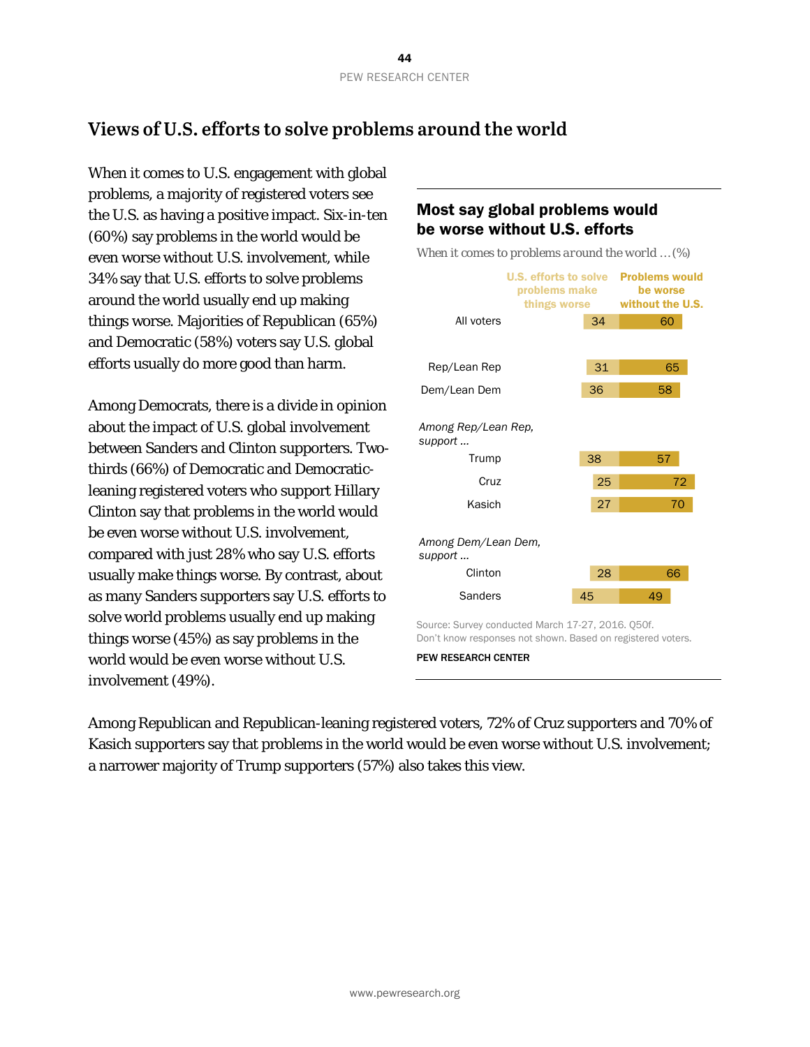## Views of U.S. efforts to solve problems around the world

When it comes to U.S. engagement with global problems, a majority of registered voters see the U.S. as having a positive impact. Six-in-ten (60%) say problems in the world would be even worse without U.S. involvement, while 34% say that U.S. efforts to solve problems around the world usually end up making things worse. Majorities of Republican (65%) and Democratic (58%) voters say U.S. global efforts usually do more good than harm.

Among Democrats, there is a divide in opinion about the impact of U.S. global involvement between Sanders and Clinton supporters. Two-thirds (66%) of Democratic and Democratic-leaning registered voters who support Hillary Clinton say that problems in the world would be even worse without U.S. involvement, compared with just 28% who say U.S. efforts usually make things worse. By contrast, about as many Sanders supporters say U.S. efforts to solve world problems usually end up making things worse (45%) as say problems in the world would be even worse without U.S. involvement (49%).

### Most say global problems would be worse without U.S. efforts

*When it comes to problems around the world … (%)*

| | U.S. efforts to solve problems make things worse | Problems would be worse without the U.S. |
|---|---|---|
| All voters | 34 | 60 |
| Rep/Lean Rep | 31 | 65 |
| Dem/Lean Dem | 36 | 58 |
| *Among Rep/Lean Rep, support …* | | |
| Trump | 38 | 57 |
| Cruz | 25 | 72 |
| Kasich | 27 | 70 |
| *Among Dem/Lean Dem, support …* | | |
| Clinton | 28 | 66 |
| Sanders | 45 | 49 |

Source: Survey conducted March 17-27, 2016. Q50f.
Don't know responses not shown. Based on registered voters.

PEW RESEARCH CENTER

Among Republican and Republican-leaning registered voters, 72% of Cruz supporters and 70% of Kasich supporters say that problems in the world would be even worse without U.S. involvement; a narrower majority of Trump supporters (57%) also takes this view.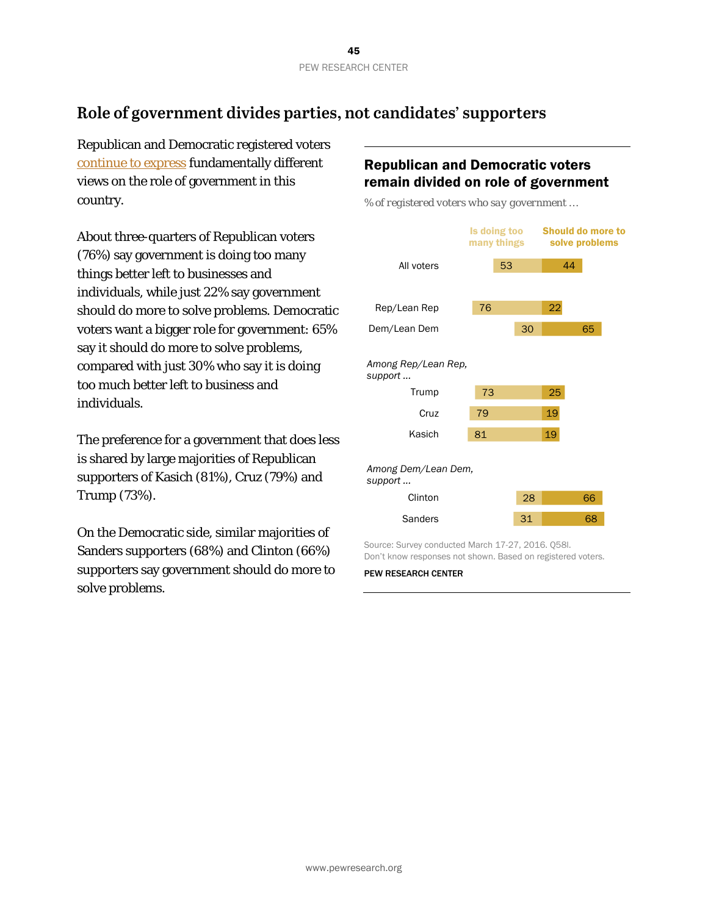## Role of government divides parties, not candidates' supporters

Republican and Democratic registered voters continue to express fundamentally different views on the role of government in this country.

About three-quarters of Republican voters (76%) say government is doing too many things better left to businesses and individuals, while just 22% say government should do more to solve problems. Democratic voters want a bigger role for government: 65% say it should do more to solve problems, compared with just 30% who say it is doing too much better left to business and individuals.

The preference for a government that does less is shared by large majorities of Republican supporters of Kasich (81%), Cruz (79%) and Trump (73%).

On the Democratic side, similar majorities of Sanders supporters (68%) and Clinton (66%) supporters say government should do more to solve problems.

### Republican and Democratic voters remain divided on role of government

*% of registered voters who say government …*

| | Is doing too many things | Should do more to solve problems |
|---|---|---|
| All voters | 53 | 44 |
| Rep/Lean Rep | 76 | 22 |
| Dem/Lean Dem | 30 | 65 |
| *Among Rep/Lean Rep, support …* | | |
| Trump | 73 | 25 |
| Cruz | 79 | 19 |
| Kasich | 81 | 19 |
| *Among Dem/Lean Dem, support …* | | |
| Clinton | 28 | 66 |
| Sanders | 31 | 68 |

Source: Survey conducted March 17-27, 2016. Q58l.
Don't know responses not shown. Based on registered voters.

PEW RESEARCH CENTER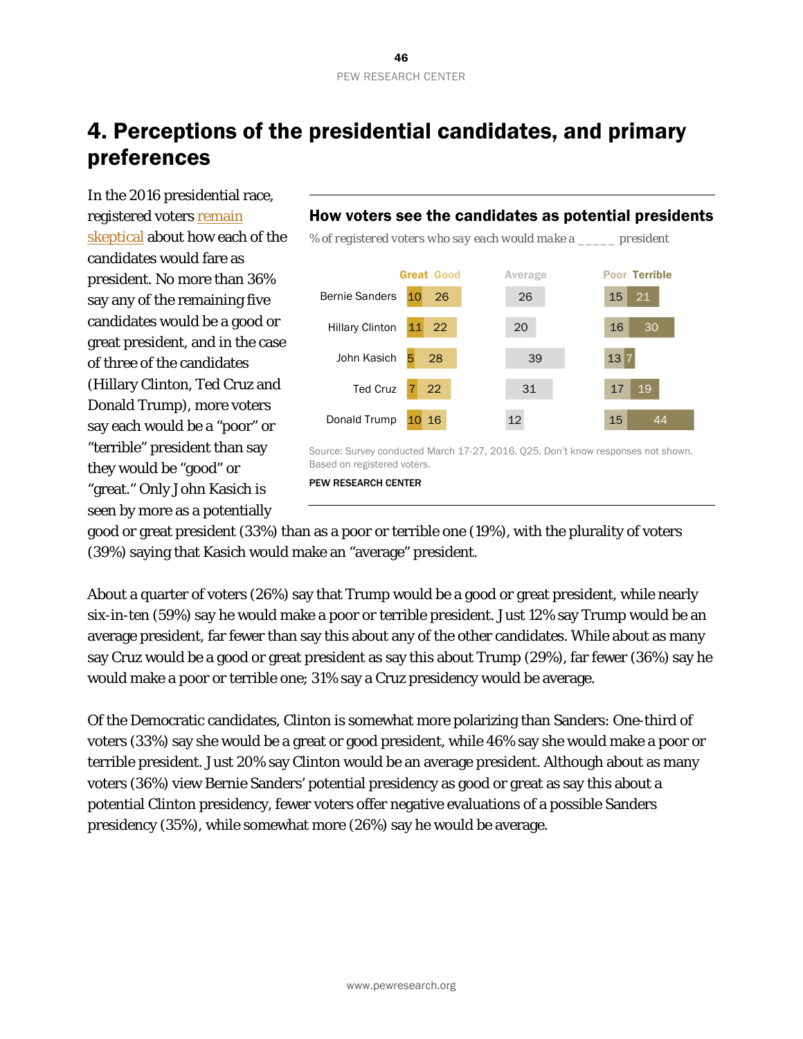# 4. Perceptions of the presidential candidates, and primary preferences

In the 2016 presidential race, registered voters remain skeptical about how each of the candidates would fare as president. No more than 36% say any of the remaining five candidates would be a good or great president, and in the case of three of the candidates (Hillary Clinton, Ted Cruz and Donald Trump), more voters say each would be a "poor" or "terrible" president than say they would be "good" or "great." Only John Kasich is seen by more as a potentially good or great president (33%) than as a poor or terrible one (19%), with the plurality of voters (39%) saying that Kasich would make an "average" president.

**How voters see the candidates as potential presidents**

*% of registered voters who say each would make a _____ president*

| | Great | Good | Average | Poor | Terrible |
|---|---|---|---|---|---|
| Bernie Sanders | 10 | 26 | 26 | 15 | 21 |
| Hillary Clinton | 11 | 22 | 20 | 16 | 30 |
| John Kasich | 5 | 28 | 39 | 13 | 7 |
| Ted Cruz | 7 | 22 | 31 | 17 | 19 |
| Donald Trump | 10 | 16 | 12 | 15 | 44 |

Source: Survey conducted March 17-27, 2016. Q25. Don't know responses not shown. Based on registered voters.

PEW RESEARCH CENTER

About a quarter of voters (26%) say that Trump would be a good or great president, while nearly six-in-ten (59%) say he would make a poor or terrible president. Just 12% say Trump would be an average president, far fewer than say this about any of the other candidates. While about as many say Cruz would be a good or great president as say this about Trump (29%), far fewer (36%) say he would make a poor or terrible one; 31% say a Cruz presidency would be average.

Of the Democratic candidates, Clinton is somewhat more polarizing than Sanders: One-third of voters (33%) say she would be a great or good president, while 46% say she would make a poor or terrible president. Just 20% say Clinton would be an average president. Although about as many voters (36%) view Bernie Sanders' potential presidency as good or great as say this about a potential Clinton presidency, fewer voters offer negative evaluations of a possible Sanders presidency (35%), while somewhat more (26%) say he would be average.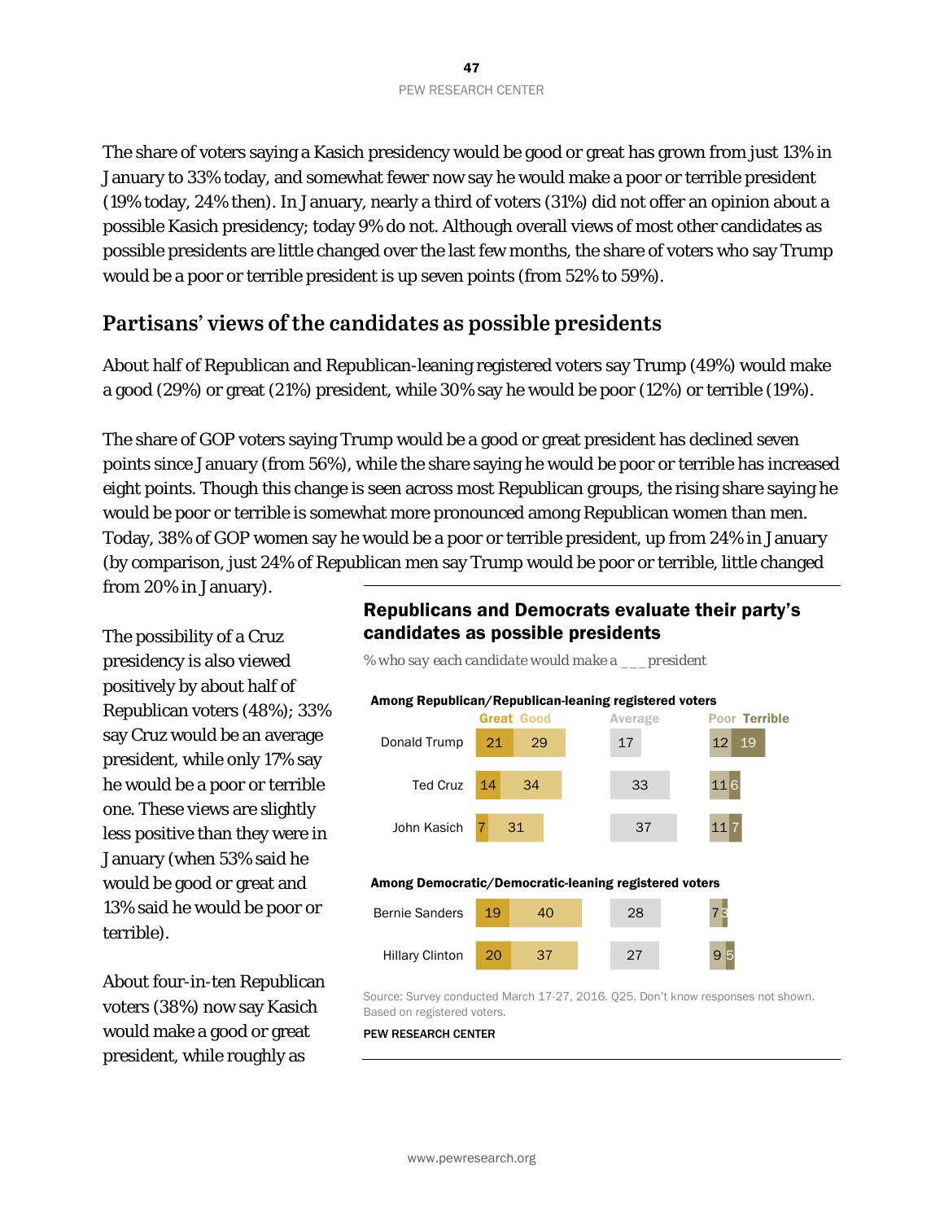The share of voters saying a Kasich presidency would be good or great has grown from just 13% in January to 33% today, and somewhat fewer now say he would make a poor or terrible president (19% today, 24% then). In January, nearly a third of voters (31%) did not offer an opinion about a possible Kasich presidency; today 9% do not. Although overall views of most other candidates as possible presidents are little changed over the last few months, the share of voters who say Trump would be a poor or terrible president is up seven points (from 52% to 59%).

## Partisans' views of the candidates as possible presidents

About half of Republican and Republican-leaning registered voters say Trump (49%) would make a good (29%) or great (21%) president, while 30% say he would be poor (12%) or terrible (19%).

The share of GOP voters saying Trump would be a good or great president has declined seven points since January (from 56%), while the share saying he would be poor or terrible has increased eight points. Though this change is seen across most Republican groups, the rising share saying he would be poor or terrible is somewhat more pronounced among Republican women than men. Today, 38% of GOP women say he would be a poor or terrible president, up from 24% in January (by comparison, just 24% of Republican men say Trump would be poor or terrible, little changed from 20% in January).

The possibility of a Cruz presidency is also viewed positively by about half of Republican voters (48%); 33% say Cruz would be an average president, while only 17% say he would be a poor or terrible one. These views are slightly less positive than they were in January (when 53% said he would be good or great and 13% said he would be poor or terrible).

About four-in-ten Republican voters (38%) now say Kasich would make a good or great president, while roughly as

**Republicans and Democrats evaluate their party's candidates as possible presidents**

*% who say each candidate would make a ___ president*

**Among Republican/Republican-leaning registered voters**

| | Great | Good | Average | Poor | Terrible |
|---|---|---|---|---|---|
| Donald Trump | 21 | 29 | 17 | 12 | 19 |
| Ted Cruz | 14 | 34 | 33 | 11 | 6 |
| John Kasich | 7 | 31 | 37 | 11 | 7 |

**Among Democratic/Democratic-leaning registered voters**

| | Great | Good | Average | Poor | Terrible |
|---|---|---|---|---|---|
| Bernie Sanders | 19 | 40 | 28 | 7 | 3 |
| Hillary Clinton | 20 | 37 | 27 | 9 | 5 |

Source: Survey conducted March 17-27, 2016. Q25. Don't know responses not shown. Based on registered voters.

PEW RESEARCH CENTER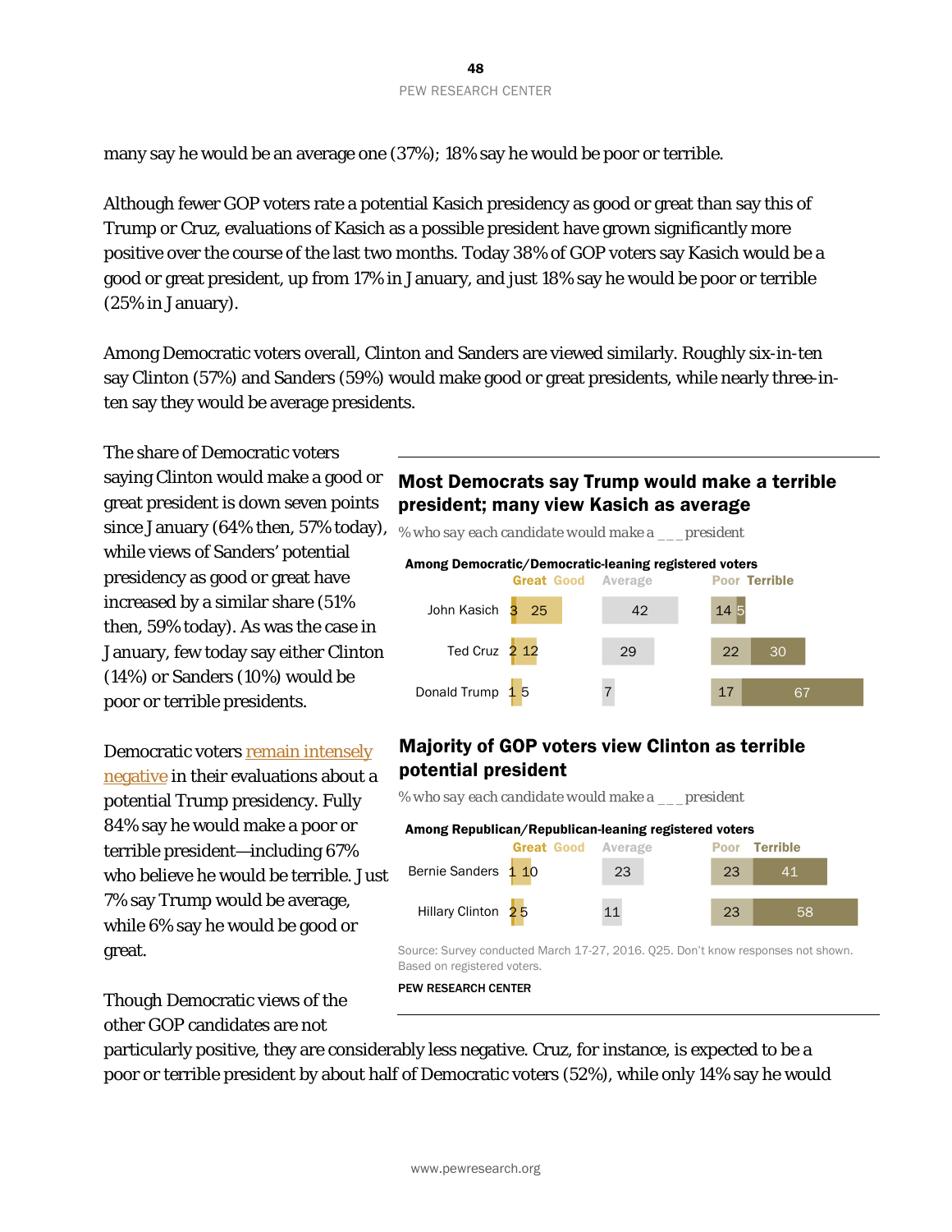many say he would be an average one (37%); 18% say he would be poor or terrible.

Although fewer GOP voters rate a potential Kasich presidency as good or great than say this of Trump or Cruz, evaluations of Kasich as a possible president have grown significantly more positive over the course of the last two months. Today 38% of GOP voters say Kasich would be a good or great president, up from 17% in January, and just 18% say he would be poor or terrible (25% in January).

Among Democratic voters overall, Clinton and Sanders are viewed similarly. Roughly six-in-ten say Clinton (57%) and Sanders (59%) would make good or great presidents, while nearly three-in-ten say they would be average presidents.

The share of Democratic voters saying Clinton would make a good or great president is down seven points since January (64% then, 57% today), while views of Sanders' potential presidency as good or great have increased by a similar share (51% then, 59% today). As was the case in January, few today say either Clinton (14%) or Sanders (10%) would be poor or terrible presidents.

Democratic voters remain intensely negative in their evaluations about a potential Trump presidency. Fully 84% say he would make a poor or terrible president—including 67% who believe he would be terrible. Just 7% say Trump would be average, while 6% say he would be good or great.

## Most Democrats say Trump would make a terrible president; many view Kasich as average

% who say each candidate would make a ___ president

**Among Democratic/Democratic-leaning registered voters**

| | Great | Good | Average | Poor | Terrible |
|---|---|---|---|---|---|
| John Kasich | 3 | 25 | 42 | 14 | 5 |
| Ted Cruz | 2 | 12 | 29 | 22 | 30 |
| Donald Trump | 1 | 5 | 7 | 17 | 67 |

## Majority of GOP voters view Clinton as terrible potential president

% who say each candidate would make a ___ president

**Among Republican/Republican-leaning registered voters**

| | Great | Good | Average | Poor | Terrible |
|---|---|---|---|---|---|
| Bernie Sanders | 1 | 10 | 23 | 23 | 41 |
| Hillary Clinton | 2 | 5 | 11 | 23 | 58 |

Source: Survey conducted March 17-27, 2016. Q25. Don't know responses not shown. Based on registered voters.

PEW RESEARCH CENTER

Though Democratic views of the other GOP candidates are not particularly positive, they are considerably less negative. Cruz, for instance, is expected to be a poor or terrible president by about half of Democratic voters (52%), while only 14% say he would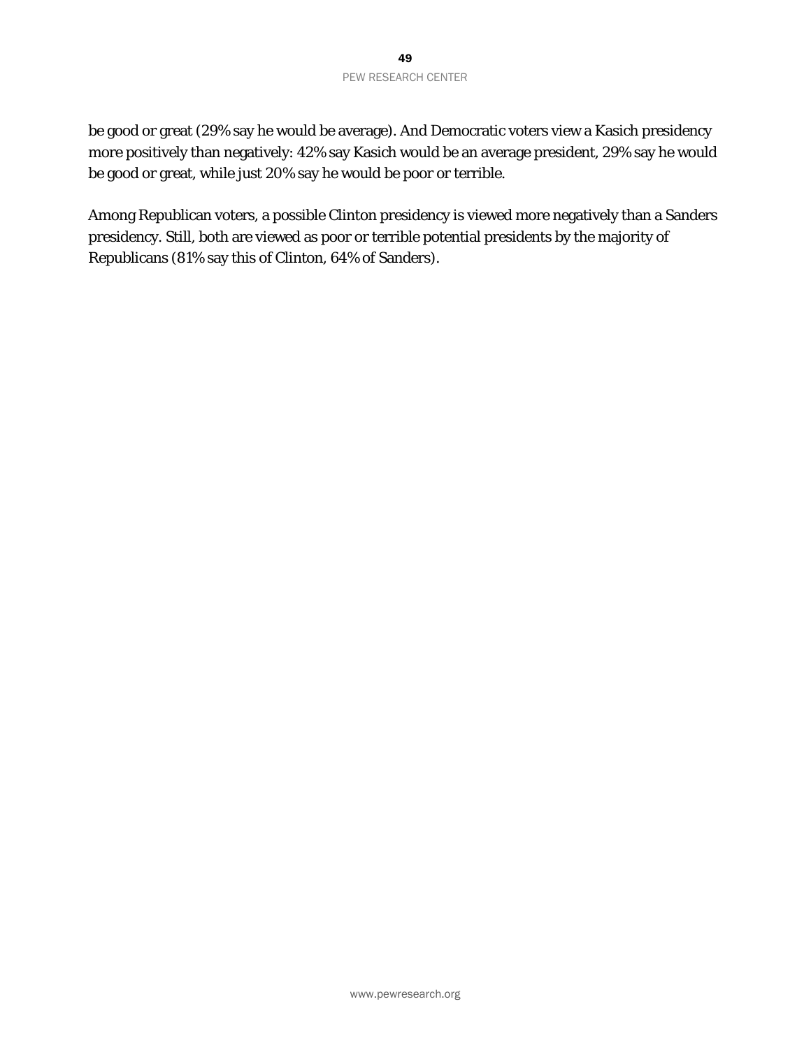be good or great (29% say he would be average). And Democratic voters view a Kasich presidency more positively than negatively: 42% say Kasich would be an average president, 29% say he would be good or great, while just 20% say he would be poor or terrible.

Among Republican voters, a possible Clinton presidency is viewed more negatively than a Sanders presidency. Still, both are viewed as poor or terrible potential presidents by the majority of Republicans (81% say this of Clinton, 64% of Sanders).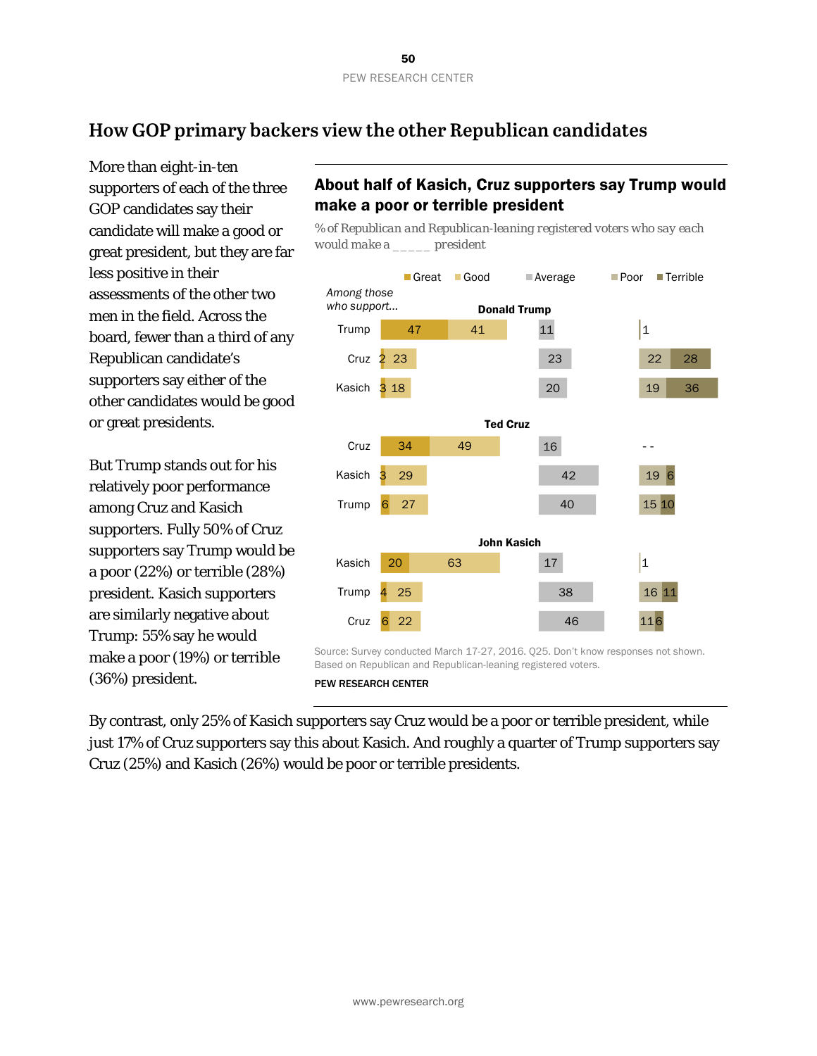## How GOP primary backers view the other Republican candidates

More than eight-in-ten supporters of each of the three GOP candidates say their candidate will make a good or great president, but they are far less positive in their assessments of the other two men in the field. Across the board, fewer than a third of any Republican candidate's supporters say either of the other candidates would be good or great presidents.

But Trump stands out for his relatively poor performance among Cruz and Kasich supporters. Fully 50% of Cruz supporters say Trump would be a poor (22%) or terrible (28%) president. Kasich supporters are similarly negative about Trump: 55% say he would make a poor (19%) or terrible (36%) president.

### About half of Kasich, Cruz supporters say Trump would make a poor or terrible president

*% of Republican and Republican-leaning registered voters who say each would make a _____ president*

| Among those who support... | Great | Good | Average | Poor | Terrible |
|---|---|---|---|---|---|
| **Donald Trump** | | | | | |
| Trump | 47 | 41 | 11 | 1 | |
| Cruz | 2 | 23 | 23 | 22 | 28 |
| Kasich | 3 | 18 | 20 | 19 | 36 |
| **Ted Cruz** | | | | | |
| Cruz | 34 | 49 | 16 | -- | |
| Kasich | 3 | 29 | 42 | 19 | 6 |
| Trump | 6 | 27 | 40 | 15 | 10 |
| **John Kasich** | | | | | |
| Kasich | 20 | 63 | 17 | 1 | |
| Trump | 4 | 25 | 38 | 16 | 11 |
| Cruz | 6 | 22 | 46 | 11 | 6 |

Source: Survey conducted March 17-27, 2016. Q25. Don't know responses not shown. Based on Republican and Republican-leaning registered voters.

PEW RESEARCH CENTER

By contrast, only 25% of Kasich supporters say Cruz would be a poor or terrible president, while just 17% of Cruz supporters say this about Kasich. And roughly a quarter of Trump supporters say Cruz (25%) and Kasich (26%) would be poor or terrible presidents.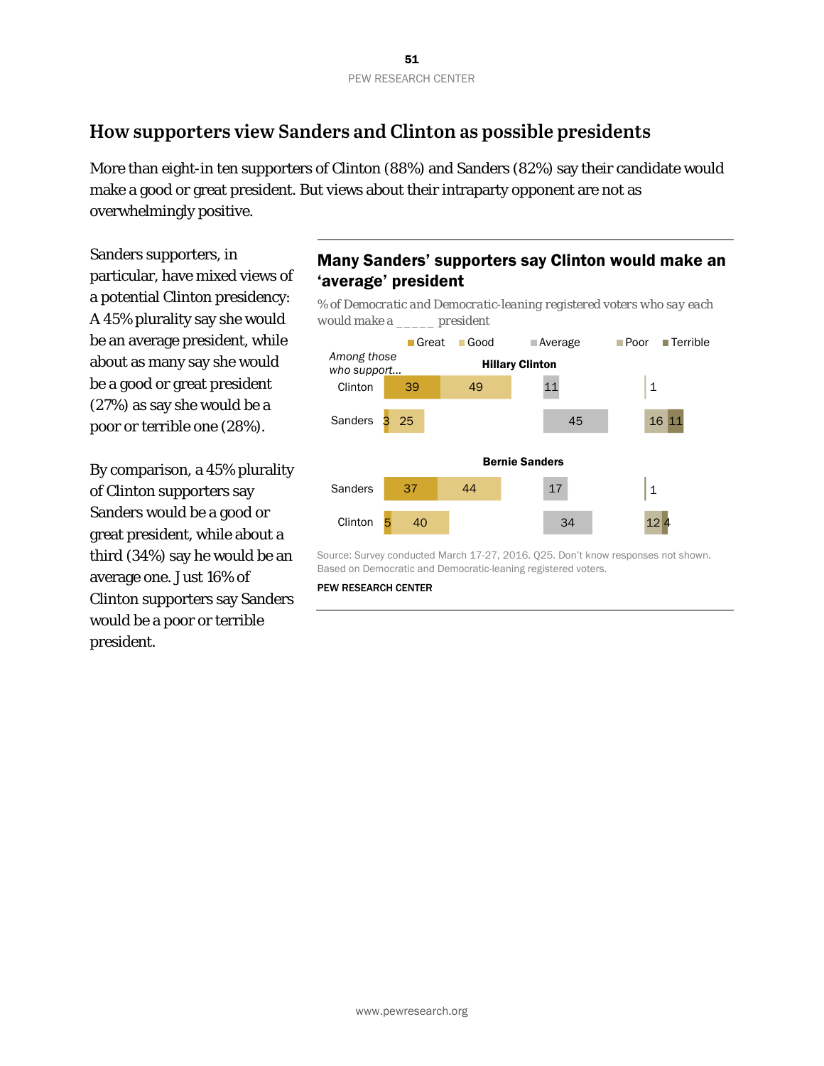## How supporters view Sanders and Clinton as possible presidents

More than eight-in ten supporters of Clinton (88%) and Sanders (82%) say their candidate would make a good or great president. But views about their intraparty opponent are not as overwhelmingly positive.

Sanders supporters, in particular, have mixed views of a potential Clinton presidency: A 45% plurality say she would be an average president, while about as many say she would be a good or great president (27%) as say she would be a poor or terrible one (28%).

By comparison, a 45% plurality of Clinton supporters say Sanders would be a good or great president, while about a third (34%) say he would be an average one. Just 16% of Clinton supporters say Sanders would be a poor or terrible president.

### Many Sanders' supporters say Clinton would make an 'average' president

*% of Democratic and Democratic-leaning registered voters who say each would make a _____ president*

**Hillary Clinton**

| Among those who support... | Great | Good | Average | Poor | Terrible |
|---|---|---|---|---|---|
| Clinton | 39 | 49 | 11 | 1 | |
| Sanders | 3 | 25 | 45 | 16 | 11 |

**Bernie Sanders**

| Among those who support... | Great | Good | Average | Poor | Terrible |
|---|---|---|---|---|---|
| Sanders | 37 | 44 | 17 | 1 | |
| Clinton | 5 | 40 | 34 | 12 | 4 |

Source: Survey conducted March 17-27, 2016. Q25. Don't know responses not shown. Based on Democratic and Democratic-leaning registered voters.

PEW RESEARCH CENTER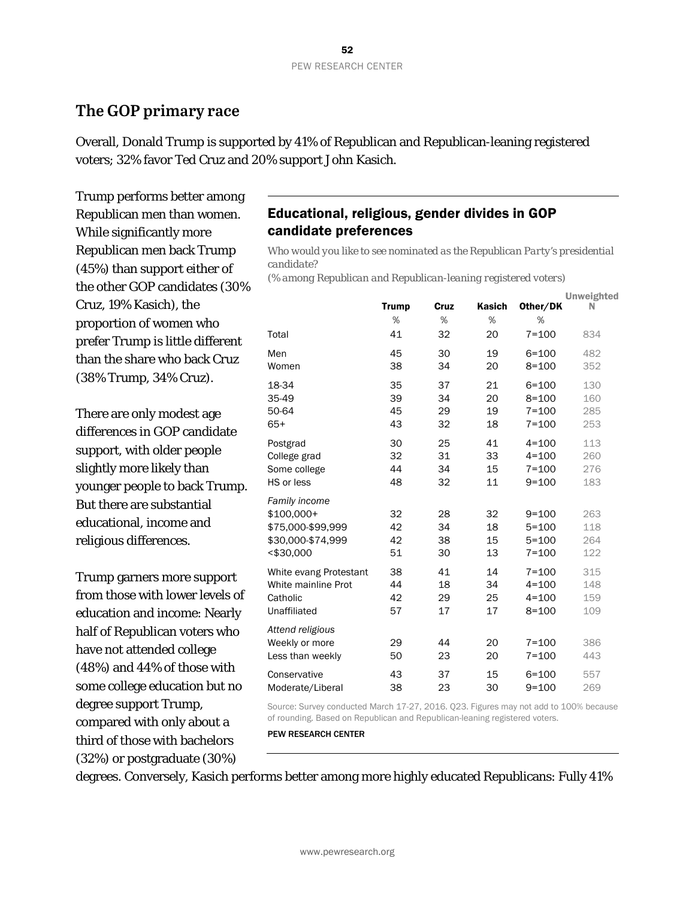## The GOP primary race

Overall, Donald Trump is supported by 41% of Republican and Republican-leaning registered voters; 32% favor Ted Cruz and 20% support John Kasich.

Trump performs better among Republican men than women. While significantly more Republican men back Trump (45%) than support either of the other GOP candidates (30% Cruz, 19% Kasich), the proportion of women who prefer Trump is little different than the share who back Cruz (38% Trump, 34% Cruz).

There are only modest age differences in GOP candidate support, with older people slightly more likely than younger people to back Trump. But there are substantial educational, income and religious differences.

Trump garners more support from those with lower levels of education and income: Nearly half of Republican voters who have not attended college (48%) and 44% of those with some college education but no degree support Trump, compared with only about a third of those with bachelors (32%) or postgraduate (30%) degrees. Conversely, Kasich performs better among more highly educated Republicans: Fully 41%

### Educational, religious, gender divides in GOP candidate preferences

*Who would you like to see nominated as the Republican Party's presidential candidate?*

*(% among Republican and Republican-leaning registered voters)*

| | Trump | Cruz | Kasich | Other/DK | Unweighted N |
|---|---|---|---|---|---|
| | % | % | % | % | |
| Total | 41 | 32 | 20 | 7=100 | 834 |
| Men | 45 | 30 | 19 | 6=100 | 482 |
| Women | 38 | 34 | 20 | 8=100 | 352 |
| 18-34 | 35 | 37 | 21 | 6=100 | 130 |
| 35-49 | 39 | 34 | 20 | 8=100 | 160 |
| 50-64 | 45 | 29 | 19 | 7=100 | 285 |
| 65+ | 43 | 32 | 18 | 7=100 | 253 |
| Postgrad | 30 | 25 | 41 | 4=100 | 113 |
| College grad | 32 | 31 | 33 | 4=100 | 260 |
| Some college | 44 | 34 | 15 | 7=100 | 276 |
| HS or less | 48 | 32 | 11 | 9=100 | 183 |
| *Family income* | | | | | |
| $100,000+ | 32 | 28 | 32 | 9=100 | 263 |
| $75,000-$99,999 | 42 | 34 | 18 | 5=100 | 118 |
| $30,000-$74,999 | 42 | 38 | 15 | 5=100 | 264 |
| <$30,000 | 51 | 30 | 13 | 7=100 | 122 |
| White evang Protestant | 38 | 41 | 14 | 7=100 | 315 |
| White mainline Prot | 44 | 18 | 34 | 4=100 | 148 |
| Catholic | 42 | 29 | 25 | 4=100 | 159 |
| Unaffiliated | 57 | 17 | 17 | 8=100 | 109 |
| *Attend religious* | | | | | |
| Weekly or more | 29 | 44 | 20 | 7=100 | 386 |
| Less than weekly | 50 | 23 | 20 | 7=100 | 443 |
| Conservative | 43 | 37 | 15 | 6=100 | 557 |
| Moderate/Liberal | 38 | 23 | 30 | 9=100 | 269 |

Source: Survey conducted March 17-27, 2016. Q23. Figures may not add to 100% because of rounding. Based on Republican and Republican-leaning registered voters.

PEW RESEARCH CENTER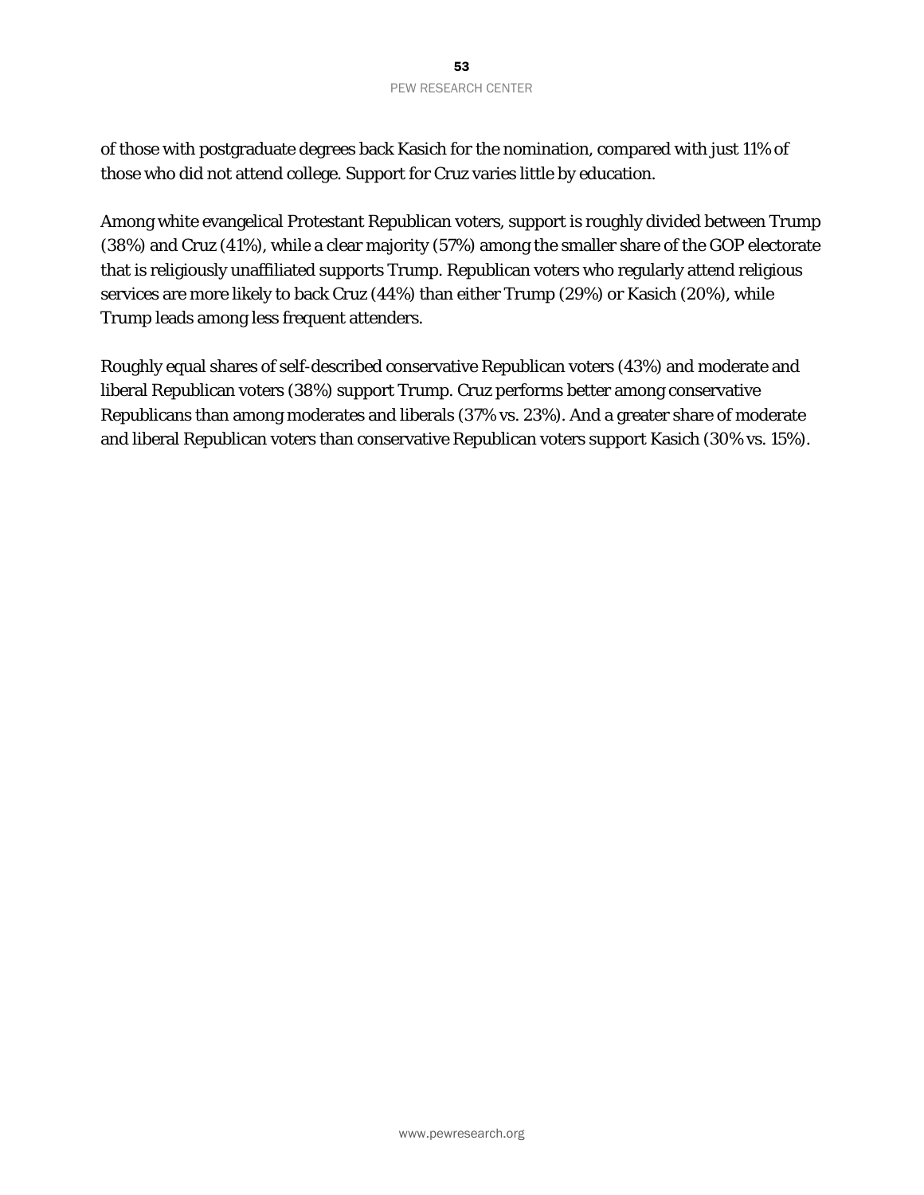of those with postgraduate degrees back Kasich for the nomination, compared with just 11% of those who did not attend college. Support for Cruz varies little by education.

Among white evangelical Protestant Republican voters, support is roughly divided between Trump (38%) and Cruz (41%), while a clear majority (57%) among the smaller share of the GOP electorate that is religiously unaffiliated supports Trump. Republican voters who regularly attend religious services are more likely to back Cruz (44%) than either Trump (29%) or Kasich (20%), while Trump leads among less frequent attenders.

Roughly equal shares of self-described conservative Republican voters (43%) and moderate and liberal Republican voters (38%) support Trump. Cruz performs better among conservative Republicans than among moderates and liberals (37% vs. 23%). And a greater share of moderate and liberal Republican voters than conservative Republican voters support Kasich (30% vs. 15%).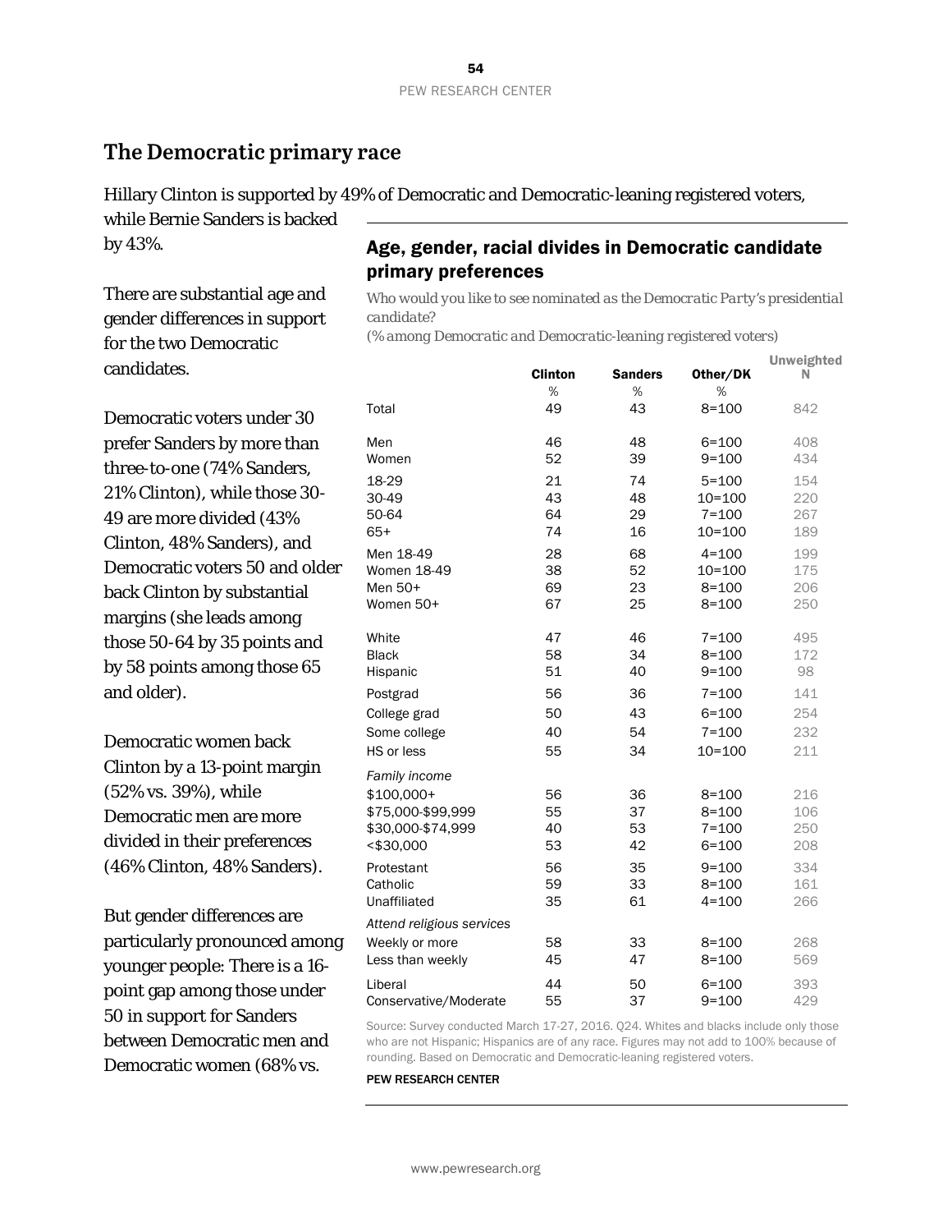## The Democratic primary race

Hillary Clinton is supported by 49% of Democratic and Democratic-leaning registered voters, while Bernie Sanders is backed by 43%.

There are substantial age and gender differences in support for the two Democratic candidates.

Democratic voters under 30 prefer Sanders by more than three-to-one (74% Sanders, 21% Clinton), while those 30-49 are more divided (43% Clinton, 48% Sanders), and Democratic voters 50 and older back Clinton by substantial margins (she leads among those 50-64 by 35 points and by 58 points among those 65 and older).

Democratic women back Clinton by a 13-point margin (52% vs. 39%), while Democratic men are more divided in their preferences (46% Clinton, 48% Sanders).

But gender differences are particularly pronounced among younger people: There is a 16-point gap among those under 50 in support for Sanders between Democratic men and Democratic women (68% vs.

### Age, gender, racial divides in Democratic candidate primary preferences

*Who would you like to see nominated as the Democratic Party's presidential candidate?*

*(% among Democratic and Democratic-leaning registered voters)*

| | Clinton | Sanders | Other/DK | Unweighted N |
|---|---|---|---|---|
| | % | % | % | |
| Total | 49 | 43 | 8=100 | 842 |
| Men | 46 | 48 | 6=100 | 408 |
| Women | 52 | 39 | 9=100 | 434 |
| 18-29 | 21 | 74 | 5=100 | 154 |
| 30-49 | 43 | 48 | 10=100 | 220 |
| 50-64 | 64 | 29 | 7=100 | 267 |
| 65+ | 74 | 16 | 10=100 | 189 |
| Men 18-49 | 28 | 68 | 4=100 | 199 |
| Women 18-49 | 38 | 52 | 10=100 | 175 |
| Men 50+ | 69 | 23 | 8=100 | 206 |
| Women 50+ | 67 | 25 | 8=100 | 250 |
| White | 47 | 46 | 7=100 | 495 |
| Black | 58 | 34 | 8=100 | 172 |
| Hispanic | 51 | 40 | 9=100 | 98 |
| Postgrad | 56 | 36 | 7=100 | 141 |
| College grad | 50 | 43 | 6=100 | 254 |
| Some college | 40 | 54 | 7=100 | 232 |
| HS or less | 55 | 34 | 10=100 | 211 |
| *Family income* | | | | |
| $100,000+ | 56 | 36 | 8=100 | 216 |
| $75,000-$99,999 | 55 | 37 | 8=100 | 106 |
| $30,000-$74,999 | 40 | 53 | 7=100 | 250 |
| <$30,000 | 53 | 42 | 6=100 | 208 |
| Protestant | 56 | 35 | 9=100 | 334 |
| Catholic | 59 | 33 | 8=100 | 161 |
| Unaffiliated | 35 | 61 | 4=100 | 266 |
| *Attend religious services* | | | | |
| Weekly or more | 58 | 33 | 8=100 | 268 |
| Less than weekly | 45 | 47 | 8=100 | 569 |
| Liberal | 44 | 50 | 6=100 | 393 |
| Conservative/Moderate | 55 | 37 | 9=100 | 429 |

Source: Survey conducted March 17-27, 2016. Q24. Whites and blacks include only those who are not Hispanic; Hispanics are of any race. Figures may not add to 100% because of rounding. Based on Democratic and Democratic-leaning registered voters.

PEW RESEARCH CENTER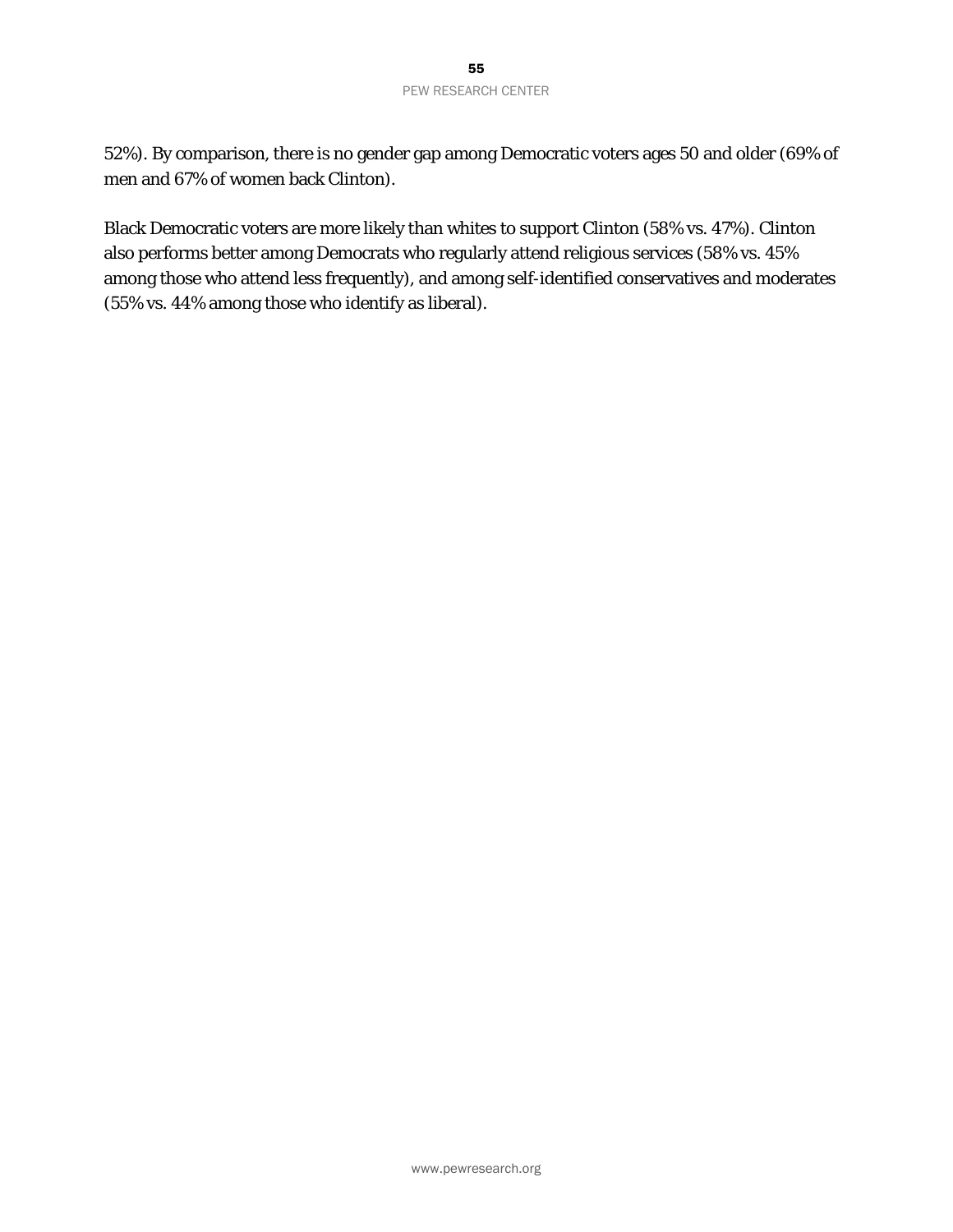52%). By comparison, there is no gender gap among Democratic voters ages 50 and older (69% of men and 67% of women back Clinton).

Black Democratic voters are more likely than whites to support Clinton (58% vs. 47%). Clinton also performs better among Democrats who regularly attend religious services (58% vs. 45% among those who attend less frequently), and among self-identified conservatives and moderates (55% vs. 44% among those who identify as liberal).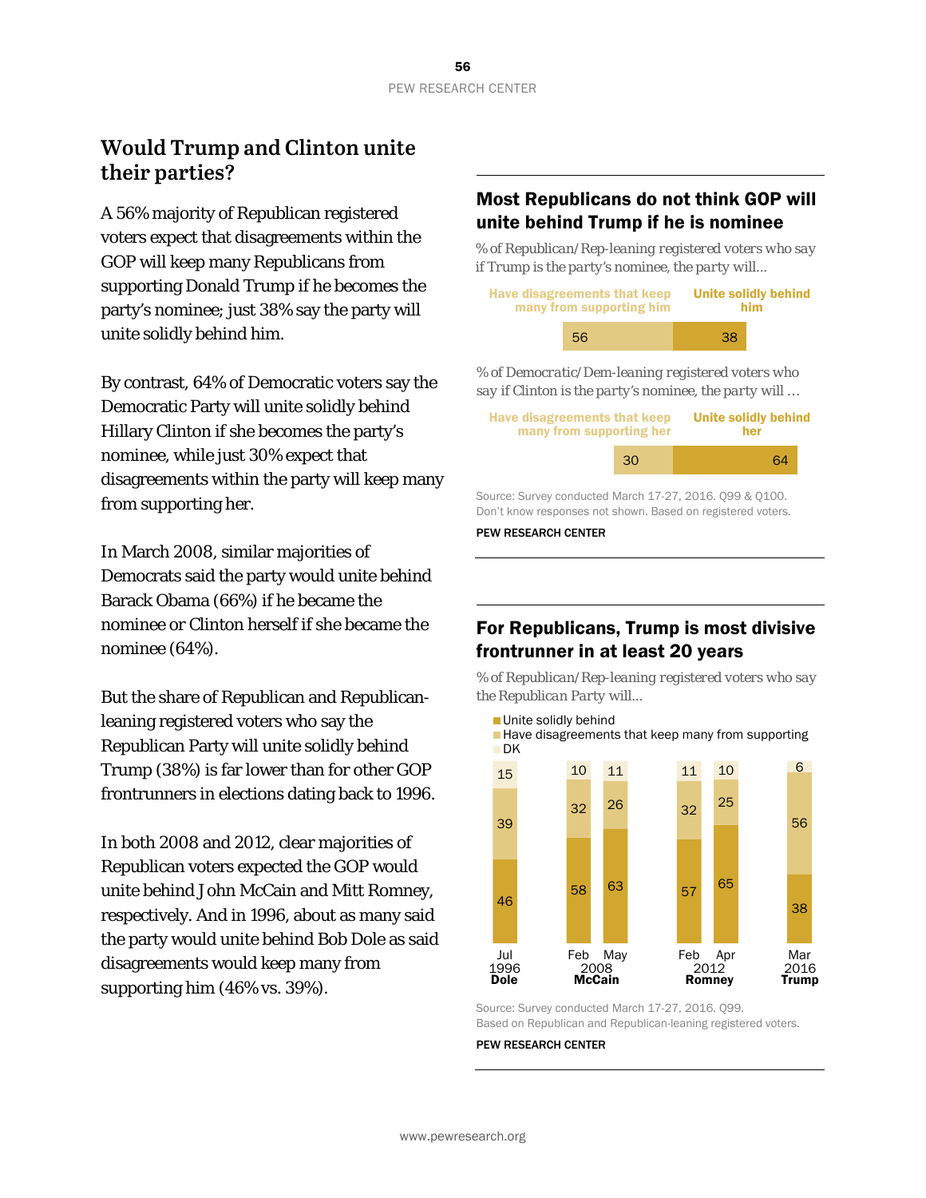## Would Trump and Clinton unite their parties?

A 56% majority of Republican registered voters expect that disagreements within the GOP will keep many Republicans from supporting Donald Trump if he becomes the party's nominee; just 38% say the party will unite solidly behind him.

By contrast, 64% of Democratic voters say the Democratic Party will unite solidly behind Hillary Clinton if she becomes the party's nominee, while just 30% expect that disagreements within the party will keep many from supporting her.

In March 2008, similar majorities of Democrats said the party would unite behind Barack Obama (66%) if he became the nominee or Clinton herself if she became the nominee (64%).

But the share of Republican and Republican-leaning registered voters who say the Republican Party will unite solidly behind Trump (38%) is far lower than for other GOP frontrunners in elections dating back to 1996.

In both 2008 and 2012, clear majorities of Republican voters expected the GOP would unite behind John McCain and Mitt Romney, respectively. And in 1996, about as many said the party would unite behind Bob Dole as said disagreements would keep many from supporting him (46% vs. 39%).

### Most Republicans do not think GOP will unite behind Trump if he is nominee

*% of Republican/Rep-leaning registered voters who say if Trump is the party's nominee, the party will…*

| Have disagreements that keep many from supporting him | Unite solidly behind him |
|---|---|
| 56 | 38 |

*% of Democratic/Dem-leaning registered voters who say if Clinton is the party's nominee, the party will …*

| Have disagreements that keep many from supporting her | Unite solidly behind her |
|---|---|
| 30 | 64 |

Source: Survey conducted March 17-27, 2016. Q99 & Q100. Don't know responses not shown. Based on registered voters.

PEW RESEARCH CENTER

### For Republicans, Trump is most divisive frontrunner in at least 20 years

*% of Republican/Rep-leaning registered voters who say the Republican Party will…*

| | Jul 1996 Dole | Feb 2008 McCain | May 2008 McCain | Feb 2012 Romney | Apr 2012 Romney | Mar 2016 Trump |
|---|---|---|---|---|---|---|
| Unite solidly behind | 46 | 58 | 63 | 57 | 65 | 38 |
| Have disagreements that keep many from supporting | 39 | 32 | 26 | 32 | 25 | 56 |
| DK | 15 | 10 | 11 | 11 | 10 | 6 |

Source: Survey conducted March 17-27, 2016. Q99. Based on Republican and Republican-leaning registered voters.

PEW RESEARCH CENTER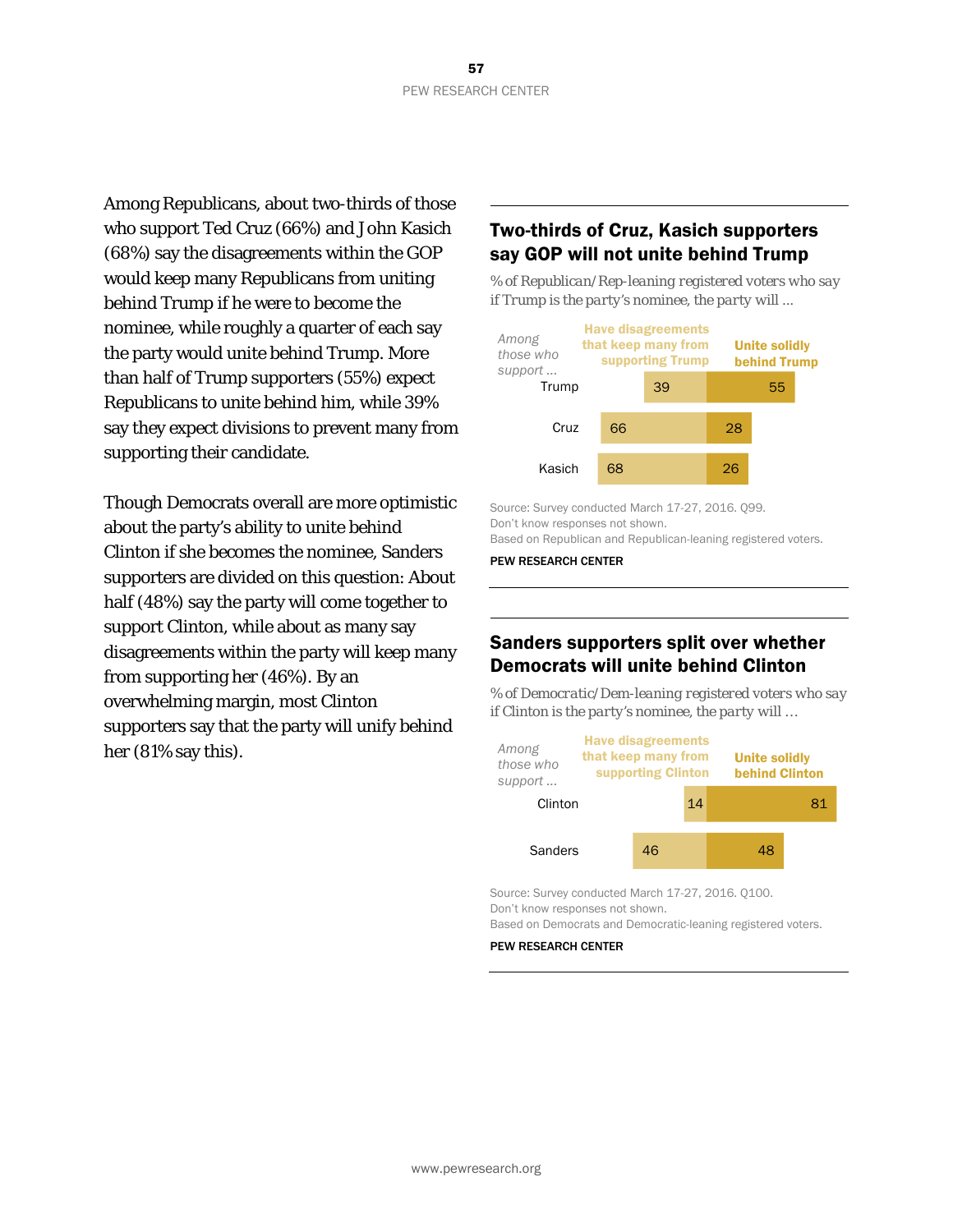Among Republicans, about two-thirds of those who support Ted Cruz (66%) and John Kasich (68%) say the disagreements within the GOP would keep many Republicans from uniting behind Trump if he were to become the nominee, while roughly a quarter of each say the party would unite behind Trump. More than half of Trump supporters (55%) expect Republicans to unite behind him, while 39% say they expect divisions to prevent many from supporting their candidate.

Though Democrats overall are more optimistic about the party's ability to unite behind Clinton if she becomes the nominee, Sanders supporters are divided on this question: About half (48%) say the party will come together to support Clinton, while about as many say disagreements within the party will keep many from supporting her (46%). By an overwhelming margin, most Clinton supporters say that the party will unify behind her (81% say this).

## Two-thirds of Cruz, Kasich supporters say GOP will not unite behind Trump

*% of Republican/Rep-leaning registered voters who say if Trump is the party's nominee, the party will ...*

| Among those who support ... | Have disagreements that keep many from supporting Trump | Unite solidly behind Trump |
|---|---|---|
| Trump | 39 | 55 |
| Cruz | 66 | 28 |
| Kasich | 68 | 26 |

Source: Survey conducted March 17-27, 2016. Q99.
Don't know responses not shown.
Based on Republican and Republican-leaning registered voters.

PEW RESEARCH CENTER

## Sanders supporters split over whether Democrats will unite behind Clinton

*% of Democratic/Dem-leaning registered voters who say if Clinton is the party's nominee, the party will ...*

| Among those who support ... | Have disagreements that keep many from supporting Clinton | Unite solidly behind Clinton |
|---|---|---|
| Clinton | 14 | 81 |
| Sanders | 46 | 48 |

Source: Survey conducted March 17-27, 2016. Q100.
Don't know responses not shown.
Based on Democrats and Democratic-leaning registered voters.

PEW RESEARCH CENTER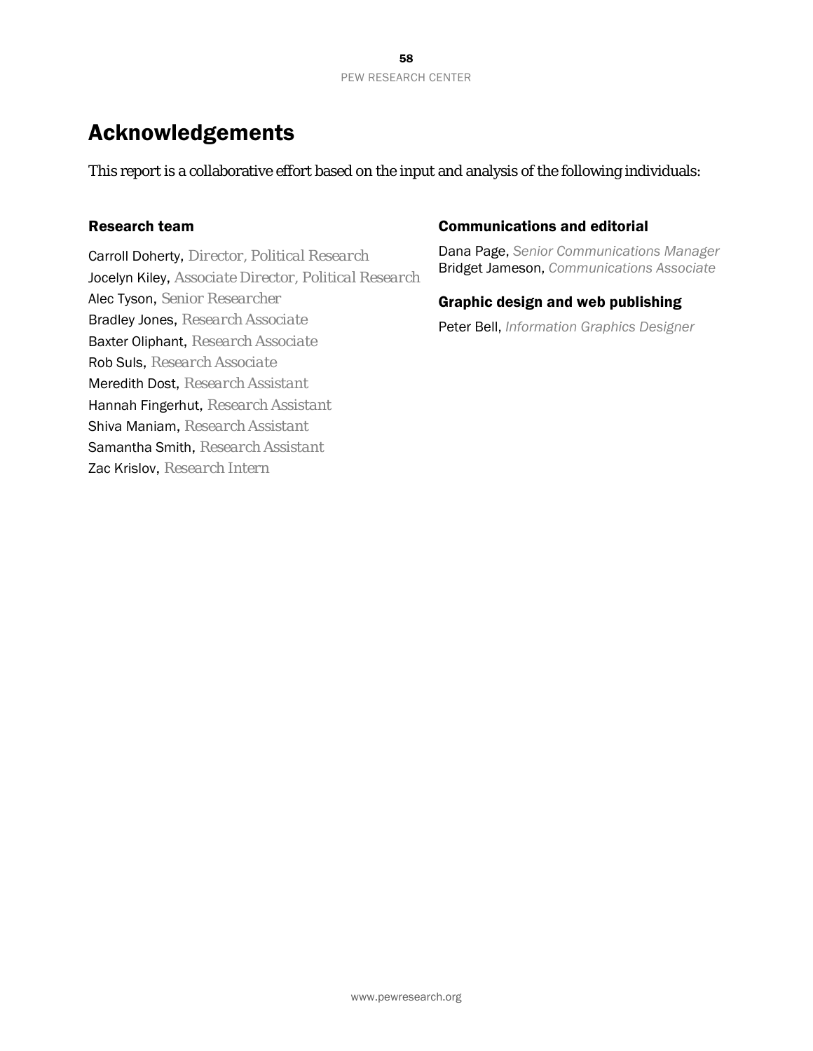# Acknowledgements

This report is a collaborative effort based on the input and analysis of the following individuals:

### Research team

Carroll Doherty, *Director, Political Research*
Jocelyn Kiley, *Associate Director, Political Research*
Alec Tyson, *Senior Researcher*
Bradley Jones, *Research Associate*
Baxter Oliphant, *Research Associate*
Rob Suls, *Research Associate*
Meredith Dost, *Research Assistant*
Hannah Fingerhut, *Research Assistant*
Shiva Maniam, *Research Assistant*
Samantha Smith, *Research Assistant*
Zac Krislov, *Research Intern*

### Communications and editorial

Dana Page, *Senior Communications Manager*
Bridget Jameson, *Communications Associate*

### Graphic design and web publishing

Peter Bell, *Information Graphics Designer*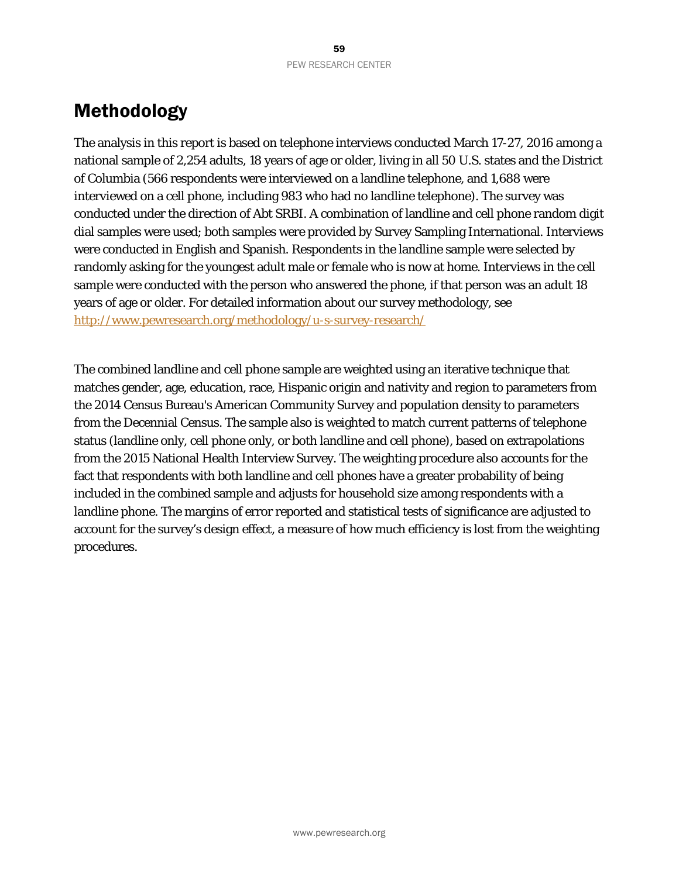# Methodology

The analysis in this report is based on telephone interviews conducted March 17-27, 2016 among a national sample of 2,254 adults, 18 years of age or older, living in all 50 U.S. states and the District of Columbia (566 respondents were interviewed on a landline telephone, and 1,688 were interviewed on a cell phone, including 983 who had no landline telephone). The survey was conducted under the direction of Abt SRBI. A combination of landline and cell phone random digit dial samples were used; both samples were provided by Survey Sampling International. Interviews were conducted in English and Spanish. Respondents in the landline sample were selected by randomly asking for the youngest adult male or female who is now at home. Interviews in the cell sample were conducted with the person who answered the phone, if that person was an adult 18 years of age or older. For detailed information about our survey methodology, see http://www.pewresearch.org/methodology/u-s-survey-research/

The combined landline and cell phone sample are weighted using an iterative technique that matches gender, age, education, race, Hispanic origin and nativity and region to parameters from the 2014 Census Bureau's American Community Survey and population density to parameters from the Decennial Census. The sample also is weighted to match current patterns of telephone status (landline only, cell phone only, or both landline and cell phone), based on extrapolations from the 2015 National Health Interview Survey. The weighting procedure also accounts for the fact that respondents with both landline and cell phones have a greater probability of being included in the combined sample and adjusts for household size among respondents with a landline phone. The margins of error reported and statistical tests of significance are adjusted to account for the survey's design effect, a measure of how much efficiency is lost from the weighting procedures.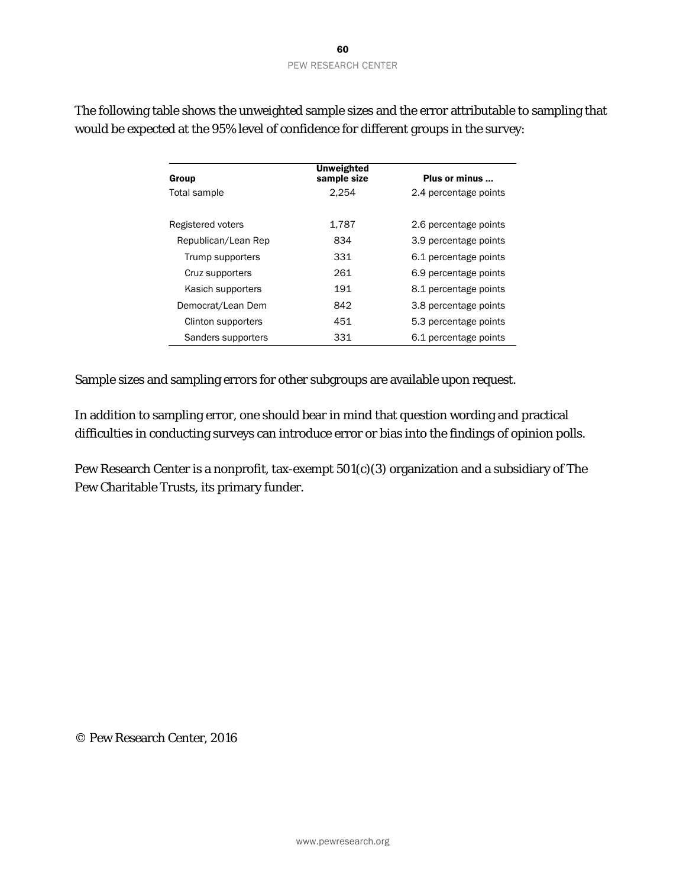The following table shows the unweighted sample sizes and the error attributable to sampling that would be expected at the 95% level of confidence for different groups in the survey:

| Group | Unweighted sample size | Plus or minus ... |
|---|---|---|
| Total sample | 2,254 | 2.4 percentage points |
| | | |
| Registered voters | 1,787 | 2.6 percentage points |
| Republican/Lean Rep | 834 | 3.9 percentage points |
| Trump supporters | 331 | 6.1 percentage points |
| Cruz supporters | 261 | 6.9 percentage points |
| Kasich supporters | 191 | 8.1 percentage points |
| Democrat/Lean Dem | 842 | 3.8 percentage points |
| Clinton supporters | 451 | 5.3 percentage points |
| Sanders supporters | 331 | 6.1 percentage points |

Sample sizes and sampling errors for other subgroups are available upon request.

In addition to sampling error, one should bear in mind that question wording and practical difficulties in conducting surveys can introduce error or bias into the findings of opinion polls.

Pew Research Center is a nonprofit, tax-exempt 501(c)(3) organization and a subsidiary of The Pew Charitable Trusts, its primary funder.

© Pew Research Center, 2016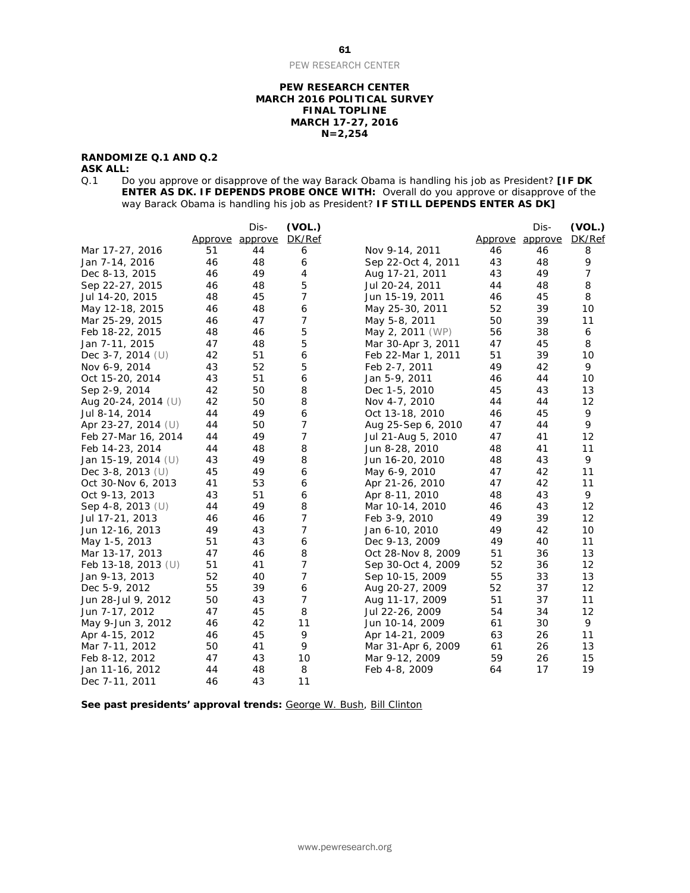**PEW RESEARCH CENTER**
**MARCH 2016 POLITICAL SURVEY**
**FINAL TOPLINE**
**MARCH 17-27, 2016**
**N=2,254**

**RANDOMIZE Q.1 AND Q.2**
**ASK ALL:**

Q.1 Do you approve or disapprove of the way Barack Obama is handling his job as President? **[IF DK ENTER AS DK. IF DEPENDS PROBE ONCE WITH:** Overall do you approve or disapprove of the way Barack Obama is handling his job as President? **IF STILL DEPENDS ENTER AS DK]**

| | Approve | Dis-approve | (VOL.) DK/Ref |
|---|---|---|---|
| Mar 17-27, 2016 | 51 | 44 | 6 |
| Jan 7-14, 2016 | 46 | 48 | 6 |
| Dec 8-13, 2015 | 46 | 49 | 4 |
| Sep 22-27, 2015 | 46 | 48 | 5 |
| Jul 14-20, 2015 | 48 | 45 | 7 |
| May 12-18, 2015 | 46 | 48 | 6 |
| Mar 25-29, 2015 | 46 | 47 | 7 |
| Feb 18-22, 2015 | 48 | 46 | 5 |
| Jan 7-11, 2015 | 47 | 48 | 5 |
| Dec 3-7, 2014 (U) | 42 | 51 | 6 |
| Nov 6-9, 2014 | 43 | 52 | 5 |
| Oct 15-20, 2014 | 43 | 51 | 6 |
| Sep 2-9, 2014 | 42 | 50 | 8 |
| Aug 20-24, 2014 (U) | 42 | 50 | 8 |
| Jul 8-14, 2014 | 44 | 49 | 6 |
| Apr 23-27, 2014 (U) | 44 | 50 | 7 |
| Feb 27-Mar 16, 2014 | 44 | 49 | 7 |
| Feb 14-23, 2014 | 44 | 48 | 8 |
| Jan 15-19, 2014 (U) | 43 | 49 | 8 |
| Dec 3-8, 2013 (U) | 45 | 49 | 6 |
| Oct 30-Nov 6, 2013 | 41 | 53 | 6 |
| Oct 9-13, 2013 | 43 | 51 | 6 |
| Sep 4-8, 2013 (U) | 44 | 49 | 8 |
| Jul 17-21, 2013 | 46 | 46 | 7 |
| Jun 12-16, 2013 | 49 | 43 | 7 |
| May 1-5, 2013 | 51 | 43 | 6 |
| Mar 13-17, 2013 | 47 | 46 | 8 |
| Feb 13-18, 2013 (U) | 51 | 41 | 7 |
| Jan 9-13, 2013 | 52 | 40 | 7 |
| Dec 5-9, 2012 | 55 | 39 | 6 |
| Jun 28-Jul 9, 2012 | 50 | 43 | 7 |
| Jun 7-17, 2012 | 47 | 45 | 8 |
| May 9-Jun 3, 2012 | 46 | 42 | 11 |
| Apr 4-15, 2012 | 46 | 45 | 9 |
| Mar 7-11, 2012 | 50 | 41 | 9 |
| Feb 8-12, 2012 | 47 | 43 | 10 |
| Jan 11-16, 2012 | 44 | 48 | 8 |
| Dec 7-11, 2011 | 46 | 43 | 11 |
| Nov 9-14, 2011 | 46 | 46 | 8 |
| Sep 22-Oct 4, 2011 | 43 | 48 | 9 |
| Aug 17-21, 2011 | 43 | 49 | 7 |
| Jul 20-24, 2011 | 44 | 48 | 8 |
| Jun 15-19, 2011 | 46 | 45 | 8 |
| May 25-30, 2011 | 52 | 39 | 10 |
| May 5-8, 2011 | 50 | 39 | 11 |
| May 2, 2011 (WP) | 56 | 38 | 6 |
| Mar 30-Apr 3, 2011 | 47 | 45 | 8 |
| Feb 22-Mar 1, 2011 | 51 | 39 | 10 |
| Feb 2-7, 2011 | 49 | 42 | 9 |
| Jan 5-9, 2011 | 46 | 44 | 10 |
| Dec 1-5, 2010 | 45 | 43 | 13 |
| Nov 4-7, 2010 | 44 | 44 | 12 |
| Oct 13-18, 2010 | 46 | 45 | 9 |
| Aug 25-Sep 6, 2010 | 47 | 44 | 9 |
| Jul 21-Aug 5, 2010 | 47 | 41 | 12 |
| Jun 8-28, 2010 | 48 | 41 | 11 |
| Jun 16-20, 2010 | 48 | 43 | 9 |
| May 6-9, 2010 | 47 | 42 | 11 |
| Apr 21-26, 2010 | 47 | 42 | 11 |
| Apr 8-11, 2010 | 48 | 43 | 9 |
| Mar 10-14, 2010 | 46 | 43 | 12 |
| Feb 3-9, 2010 | 49 | 39 | 12 |
| Jan 6-10, 2010 | 49 | 42 | 10 |
| Dec 9-13, 2009 | 49 | 40 | 11 |
| Oct 28-Nov 8, 2009 | 51 | 36 | 13 |
| Sep 30-Oct 4, 2009 | 52 | 36 | 12 |
| Sep 10-15, 2009 | 55 | 33 | 13 |
| Aug 20-27, 2009 | 52 | 37 | 12 |
| Aug 11-17, 2009 | 51 | 37 | 11 |
| Jul 22-26, 2009 | 54 | 34 | 12 |
| Jun 10-14, 2009 | 61 | 30 | 9 |
| Apr 14-21, 2009 | 63 | 26 | 11 |
| Mar 31-Apr 6, 2009 | 61 | 26 | 13 |
| Mar 9-12, 2009 | 59 | 26 | 15 |
| Feb 4-8, 2009 | 64 | 17 | 19 |

**See past presidents' approval trends:** George W. Bush, Bill Clinton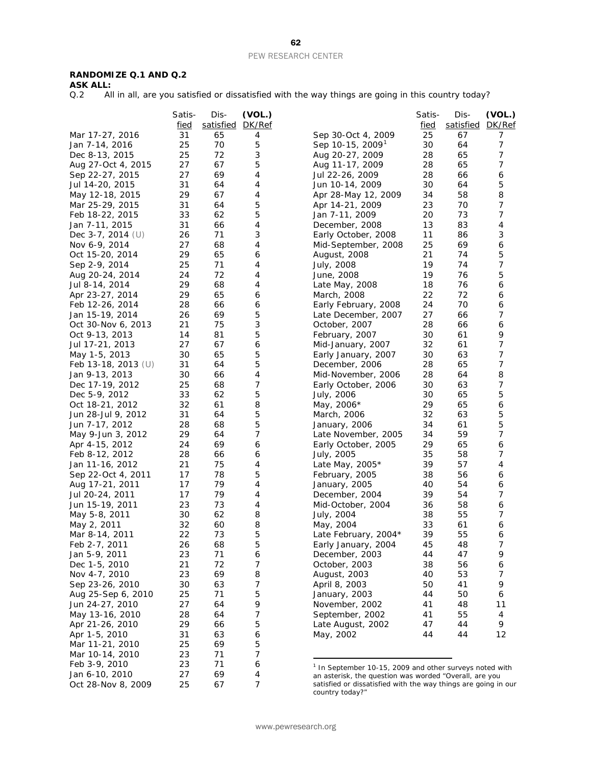**RANDOMIZE Q.1 AND Q.2**

**ASK ALL:**

Q.2 All in all, are you satisfied or dissatisfied with the way things are going in this country today?

| | Satis-fied | Dis-satisfied | (VOL.) DK/Ref |
|---|---|---|---|
| Mar 17-27, 2016 | 31 | 65 | 4 |
| Jan 7-14, 2016 | 25 | 70 | 5 |
| Dec 8-13, 2015 | 25 | 72 | 3 |
| Aug 27-Oct 4, 2015 | 27 | 67 | 5 |
| Sep 22-27, 2015 | 27 | 69 | 4 |
| Jul 14-20, 2015 | 31 | 64 | 4 |
| May 12-18, 2015 | 29 | 67 | 4 |
| Mar 25-29, 2015 | 31 | 64 | 5 |
| Feb 18-22, 2015 | 33 | 62 | 5 |
| Jan 7-11, 2015 | 31 | 66 | 4 |
| Dec 3-7, 2014 (U) | 26 | 71 | 3 |
| Nov 6-9, 2014 | 27 | 68 | 4 |
| Oct 15-20, 2014 | 29 | 65 | 6 |
| Sep 2-9, 2014 | 25 | 71 | 4 |
| Aug 20-24, 2014 | 24 | 72 | 4 |
| Jul 8-14, 2014 | 29 | 68 | 4 |
| Apr 23-27, 2014 | 29 | 65 | 6 |
| Feb 12-26, 2014 | 28 | 66 | 6 |
| Jan 15-19, 2014 | 26 | 69 | 5 |
| Oct 30-Nov 6, 2013 | 21 | 75 | 3 |
| Oct 9-13, 2013 | 14 | 81 | 5 |
| Jul 17-21, 2013 | 27 | 67 | 6 |
| May 1-5, 2013 | 30 | 65 | 5 |
| Feb 13-18, 2013 (U) | 31 | 64 | 5 |
| Jan 9-13, 2013 | 30 | 66 | 4 |
| Dec 17-19, 2012 | 25 | 68 | 7 |
| Dec 5-9, 2012 | 33 | 62 | 5 |
| Oct 18-21, 2012 | 32 | 61 | 8 |
| Jun 28-Jul 9, 2012 | 31 | 64 | 5 |
| Jun 7-17, 2012 | 28 | 68 | 5 |
| May 9-Jun 3, 2012 | 29 | 64 | 7 |
| Apr 4-15, 2012 | 24 | 69 | 6 |
| Feb 8-12, 2012 | 28 | 66 | 6 |
| Jan 11-16, 2012 | 21 | 75 | 4 |
| Sep 22-Oct 4, 2011 | 17 | 78 | 5 |
| Aug 17-21, 2011 | 17 | 79 | 4 |
| Jul 20-24, 2011 | 17 | 79 | 4 |
| Jun 15-19, 2011 | 23 | 73 | 4 |
| May 5-8, 2011 | 30 | 62 | 8 |
| May 2, 2011 | 32 | 60 | 8 |
| Mar 8-14, 2011 | 22 | 73 | 5 |
| Feb 2-7, 2011 | 26 | 68 | 5 |
| Jan 5-9, 2011 | 23 | 71 | 6 |
| Dec 1-5, 2010 | 21 | 72 | 7 |
| Nov 4-7, 2010 | 23 | 69 | 8 |
| Sep 23-26, 2010 | 30 | 63 | 7 |
| Aug 25-Sep 6, 2010 | 25 | 71 | 5 |
| Jun 24-27, 2010 | 27 | 64 | 9 |
| May 13-16, 2010 | 28 | 64 | 7 |
| Apr 21-26, 2010 | 29 | 66 | 5 |
| Apr 1-5, 2010 | 31 | 63 | 6 |
| Mar 11-21, 2010 | 25 | 69 | 5 |
| Mar 10-14, 2010 | 23 | 71 | 7 |
| Feb 3-9, 2010 | 23 | 71 | 6 |
| Jan 6-10, 2010 | 27 | 69 | 4 |
| Oct 28-Nov 8, 2009 | 25 | 67 | 7 |
| Sep 30-Oct 4, 2009 | 25 | 67 | 7 |
| Sep 10-15, 2009[1] | 30 | 64 | 7 |
| Aug 20-27, 2009 | 28 | 65 | 7 |
| Aug 11-17, 2009 | 28 | 65 | 7 |
| Jul 22-26, 2009 | 28 | 66 | 6 |
| Jun 10-14, 2009 | 30 | 64 | 5 |
| Apr 28-May 12, 2009 | 34 | 58 | 8 |
| Apr 14-21, 2009 | 23 | 70 | 7 |
| Jan 7-11, 2009 | 20 | 73 | 7 |
| December, 2008 | 13 | 83 | 4 |
| Early October, 2008 | 11 | 86 | 3 |
| Mid-September, 2008 | 25 | 69 | 6 |
| August, 2008 | 21 | 74 | 5 |
| July, 2008 | 19 | 74 | 7 |
| June, 2008 | 19 | 76 | 5 |
| Late May, 2008 | 18 | 76 | 6 |
| March, 2008 | 22 | 72 | 6 |
| Early February, 2008 | 24 | 70 | 6 |
| Late December, 2007 | 27 | 66 | 7 |
| October, 2007 | 28 | 66 | 6 |
| February, 2007 | 30 | 61 | 9 |
| Mid-January, 2007 | 32 | 61 | 7 |
| Early January, 2007 | 30 | 63 | 7 |
| December, 2006 | 28 | 65 | 7 |
| Mid-November, 2006 | 28 | 64 | 8 |
| Early October, 2006 | 30 | 63 | 7 |
| July, 2006 | 30 | 65 | 5 |
| May, 2006* | 29 | 65 | 6 |
| March, 2006 | 32 | 63 | 5 |
| January, 2006 | 34 | 61 | 5 |
| Late November, 2005 | 34 | 59 | 7 |
| Early October, 2005 | 29 | 65 | 6 |
| July, 2005 | 35 | 58 | 7 |
| Late May, 2005* | 39 | 57 | 4 |
| February, 2005 | 38 | 56 | 6 |
| January, 2005 | 40 | 54 | 6 |
| December, 2004 | 39 | 54 | 7 |
| Mid-October, 2004 | 36 | 58 | 6 |
| July, 2004 | 38 | 55 | 7 |
| May, 2004 | 33 | 61 | 6 |
| Late February, 2004* | 39 | 55 | 6 |
| Early January, 2004 | 45 | 48 | 7 |
| December, 2003 | 44 | 47 | 9 |
| October, 2003 | 38 | 56 | 6 |
| August, 2003 | 40 | 53 | 7 |
| April 8, 2003 | 50 | 41 | 9 |
| January, 2003 | 44 | 50 | 6 |
| November, 2002 | 41 | 48 | 11 |
| September, 2002 | 41 | 55 | 4 |
| Late August, 2002 | 47 | 44 | 9 |
| May, 2002 | 44 | 44 | 12 |

[1] In September 10-15, 2009 and other surveys noted with an asterisk, the question was worded "Overall, are you satisfied or dissatisfied with the way things are going in our country today?"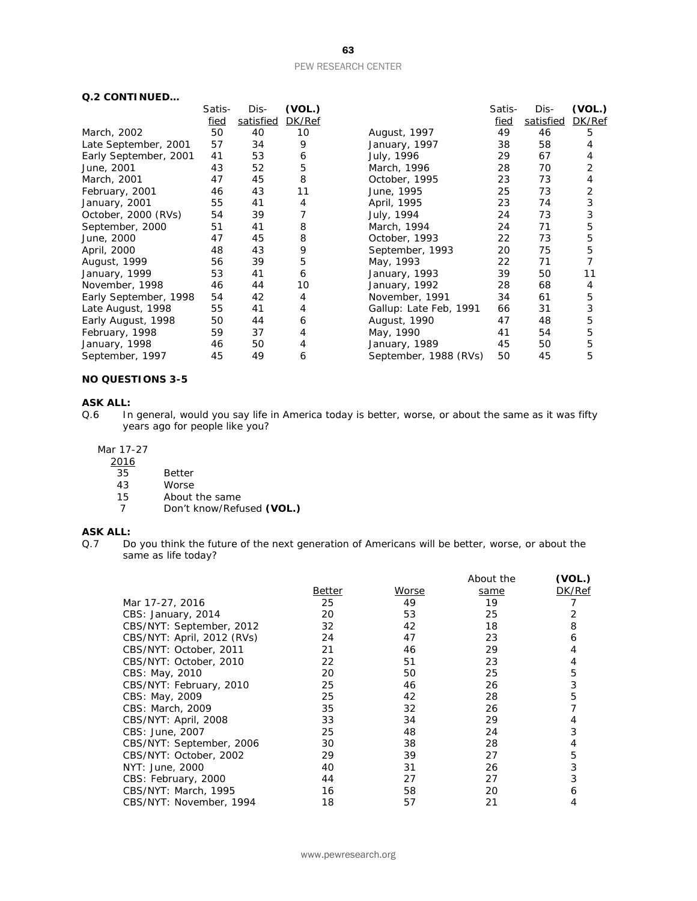**Q.2 CONTINUED…**

| | Satis-fied | Dis-satisfied | (VOL.) DK/Ref |
|---|---|---|---|
| March, 2002 | 50 | 40 | 10 |
| Late September, 2001 | 57 | 34 | 9 |
| Early September, 2001 | 41 | 53 | 6 |
| June, 2001 | 43 | 52 | 5 |
| March, 2001 | 47 | 45 | 8 |
| February, 2001 | 46 | 43 | 11 |
| January, 2001 | 55 | 41 | 4 |
| October, 2000 (RVs) | 54 | 39 | 7 |
| September, 2000 | 51 | 41 | 8 |
| June, 2000 | 47 | 45 | 8 |
| April, 2000 | 48 | 43 | 9 |
| August, 1999 | 56 | 39 | 5 |
| January, 1999 | 53 | 41 | 6 |
| November, 1998 | 46 | 44 | 10 |
| Early September, 1998 | 54 | 42 | 4 |
| Late August, 1998 | 55 | 41 | 4 |
| Early August, 1998 | 50 | 44 | 6 |
| February, 1998 | 59 | 37 | 4 |
| January, 1998 | 46 | 50 | 4 |
| September, 1997 | 45 | 49 | 6 |
| August, 1997 | 49 | 46 | 5 |
| January, 1997 | 38 | 58 | 4 |
| July, 1996 | 29 | 67 | 4 |
| March, 1996 | 28 | 70 | 2 |
| October, 1995 | 23 | 73 | 4 |
| June, 1995 | 25 | 73 | 2 |
| April, 1995 | 23 | 74 | 3 |
| July, 1994 | 24 | 73 | 3 |
| March, 1994 | 24 | 71 | 5 |
| October, 1993 | 22 | 73 | 5 |
| September, 1993 | 20 | 75 | 5 |
| May, 1993 | 22 | 71 | 7 |
| January, 1993 | 39 | 50 | 11 |
| January, 1992 | 28 | 68 | 4 |
| November, 1991 | 34 | 61 | 5 |
| Gallup: Late Feb, 1991 | 66 | 31 | 3 |
| August, 1990 | 47 | 48 | 5 |
| May, 1990 | 41 | 54 | 5 |
| January, 1989 | 45 | 50 | 5 |
| September, 1988 (RVs) | 50 | 45 | 5 |

**NO QUESTIONS 3-5**

**ASK ALL:**

Q.6 In general, would you say life in America today is better, worse, or about the same as it was fifty years ago for people like you?

| Mar 17-27 2016 | |
|---|---|
| 35 | Better |
| 43 | Worse |
| 15 | About the same |
| 7 | Don't know/Refused **(VOL.)** |

**ASK ALL:**

Q.7 Do you think the future of the next generation of Americans will be better, worse, or about the same as life today?

| | Better | Worse | About the same | (VOL.) DK/Ref |
|---|---|---|---|---|
| Mar 17-27, 2016 | 25 | 49 | 19 | 7 |
| CBS: January, 2014 | 20 | 53 | 25 | 2 |
| CBS/NYT: September, 2012 | 32 | 42 | 18 | 8 |
| CBS/NYT: April, 2012 (RVs) | 24 | 47 | 23 | 6 |
| CBS/NYT: October, 2011 | 21 | 46 | 29 | 4 |
| CBS/NYT: October, 2010 | 22 | 51 | 23 | 4 |
| CBS: May, 2010 | 20 | 50 | 25 | 5 |
| CBS/NYT: February, 2010 | 25 | 46 | 26 | 3 |
| CBS: May, 2009 | 25 | 42 | 28 | 5 |
| CBS: March, 2009 | 35 | 32 | 26 | 7 |
| CBS/NYT: April, 2008 | 33 | 34 | 29 | 4 |
| CBS: June, 2007 | 25 | 48 | 24 | 3 |
| CBS/NYT: September, 2006 | 30 | 38 | 28 | 4 |
| CBS/NYT: October, 2002 | 29 | 39 | 27 | 5 |
| NYT: June, 2000 | 40 | 31 | 26 | 3 |
| CBS: February, 2000 | 44 | 27 | 27 | 3 |
| CBS/NYT: March, 1995 | 16 | 58 | 20 | 6 |
| CBS/NYT: November, 1994 | 18 | 57 | 21 | 4 |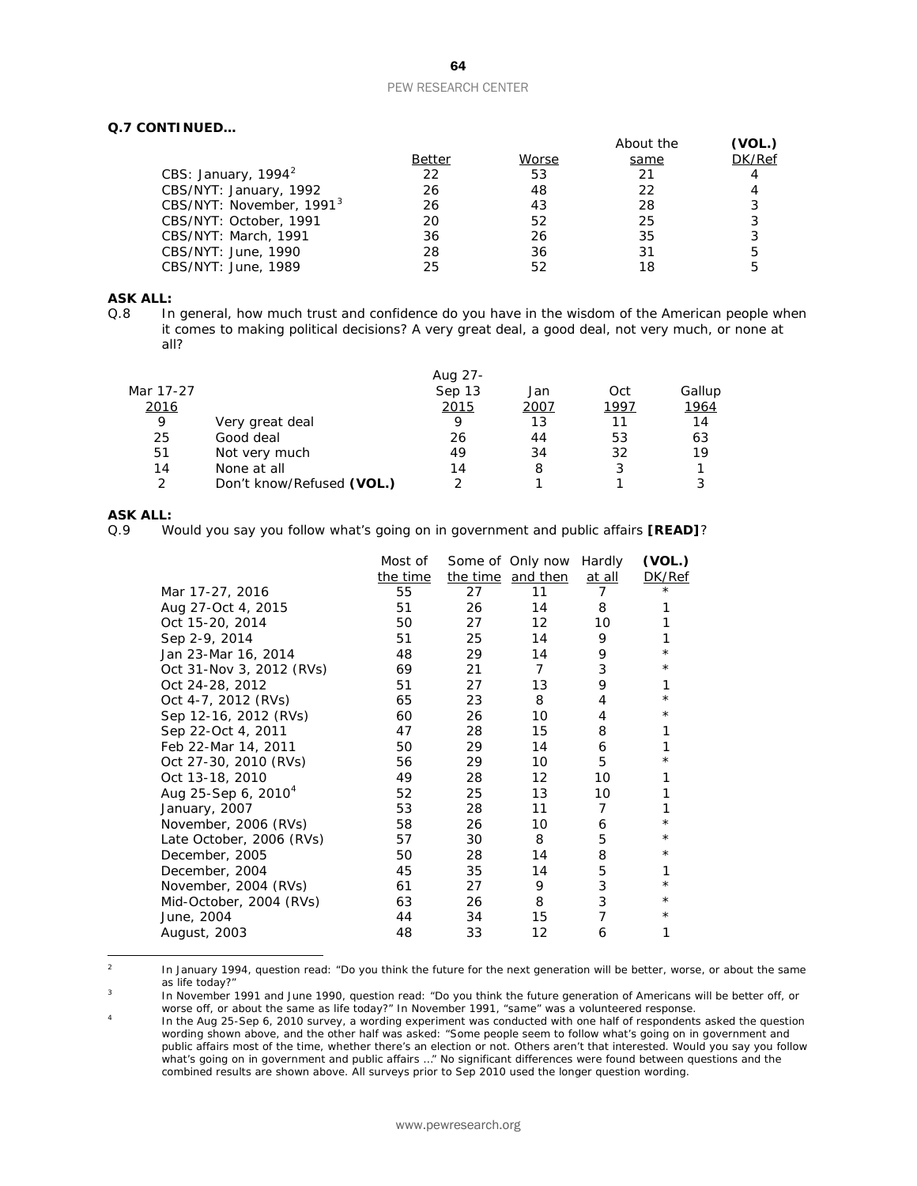**Q.7 CONTINUED…**

| | Better | Worse | About the same | (VOL.) DK/Ref |
|---|---|---|---|---|
| CBS: January, 1994[2] | 22 | 53 | 21 | 4 |
| CBS/NYT: January, 1992 | 26 | 48 | 22 | 4 |
| CBS/NYT: November, 1991[3] | 26 | 43 | 28 | 3 |
| CBS/NYT: October, 1991 | 20 | 52 | 25 | 3 |
| CBS/NYT: March, 1991 | 36 | 26 | 35 | 3 |
| CBS/NYT: June, 1990 | 28 | 36 | 31 | 5 |
| CBS/NYT: June, 1989 | 25 | 52 | 18 | 5 |

**ASK ALL:**

Q.8 In general, how much trust and confidence do you have in the wisdom of the American people when it comes to making political decisions? A very great deal, a good deal, not very much, or none at all?

| Mar 17-27 2016 | | Aug 27-Sep 13 2015 | Jan 2007 | Oct 1997 | Gallup 1964 |
|---|---|---|---|---|---|
| 9 | Very great deal | 9 | 13 | 11 | 14 |
| 25 | Good deal | 26 | 44 | 53 | 63 |
| 51 | Not very much | 49 | 34 | 32 | 19 |
| 14 | None at all | 14 | 8 | 3 | 1 |
| 2 | Don't know/Refused **(VOL.)** | 2 | 1 | 1 | 3 |

**ASK ALL:**

Q.9 Would you say you follow what's going on in government and public affairs **[READ]**?

| | Most of the time | Some of the time | Only now and then | Hardly at all | (VOL.) DK/Ref |
|---|---|---|---|---|---|
| Mar 17-27, 2016 | 55 | 27 | 11 | 7 | * |
| Aug 27-Oct 4, 2015 | 51 | 26 | 14 | 8 | 1 |
| Oct 15-20, 2014 | 50 | 27 | 12 | 10 | 1 |
| Sep 2-9, 2014 | 51 | 25 | 14 | 9 | 1 |
| Jan 23-Mar 16, 2014 | 48 | 29 | 14 | 9 | * |
| Oct 31-Nov 3, 2012 (RVs) | 69 | 21 | 7 | 3 | * |
| Oct 24-28, 2012 | 51 | 27 | 13 | 9 | 1 |
| Oct 4-7, 2012 (RVs) | 65 | 23 | 8 | 4 | * |
| Sep 12-16, 2012 (RVs) | 60 | 26 | 10 | 4 | * |
| Sep 22-Oct 4, 2011 | 47 | 28 | 15 | 8 | 1 |
| Feb 22-Mar 14, 2011 | 50 | 29 | 14 | 6 | 1 |
| Oct 27-30, 2010 (RVs) | 56 | 29 | 10 | 5 | * |
| Oct 13-18, 2010 | 49 | 28 | 12 | 10 | 1 |
| Aug 25-Sep 6, 2010[4] | 52 | 25 | 13 | 10 | 1 |
| January, 2007 | 53 | 28 | 11 | 7 | 1 |
| November, 2006 (RVs) | 58 | 26 | 10 | 6 | * |
| Late October, 2006 (RVs) | 57 | 30 | 8 | 5 | * |
| December, 2005 | 50 | 28 | 14 | 8 | * |
| December, 2004 | 45 | 35 | 14 | 5 | 1 |
| November, 2004 (RVs) | 61 | 27 | 9 | 3 | * |
| Mid-October, 2004 (RVs) | 63 | 26 | 8 | 3 | * |
| June, 2004 | 44 | 34 | 15 | 7 | * |
| August, 2003 | 48 | 33 | 12 | 6 | 1 |

---

[2] In January 1994, question read: "Do you think the future for the next generation will be better, worse, or about the same as life today?"

[3] In November 1991 and June 1990, question read: "Do you think the future generation of Americans will be better off, or worse off, or about the same as life today?" In November 1991, "same" was a volunteered response.

[4] In the Aug 25-Sep 6, 2010 survey, a wording experiment was conducted with one half of respondents asked the question wording shown above, and the other half was asked: "Some people seem to follow what's going on in government and public affairs most of the time, whether there's an election or not. Others aren't that interested. Would you say you follow what's going on in government and public affairs …" No significant differences were found between questions and the combined results are shown above. All surveys prior to Sep 2010 used the longer question wording.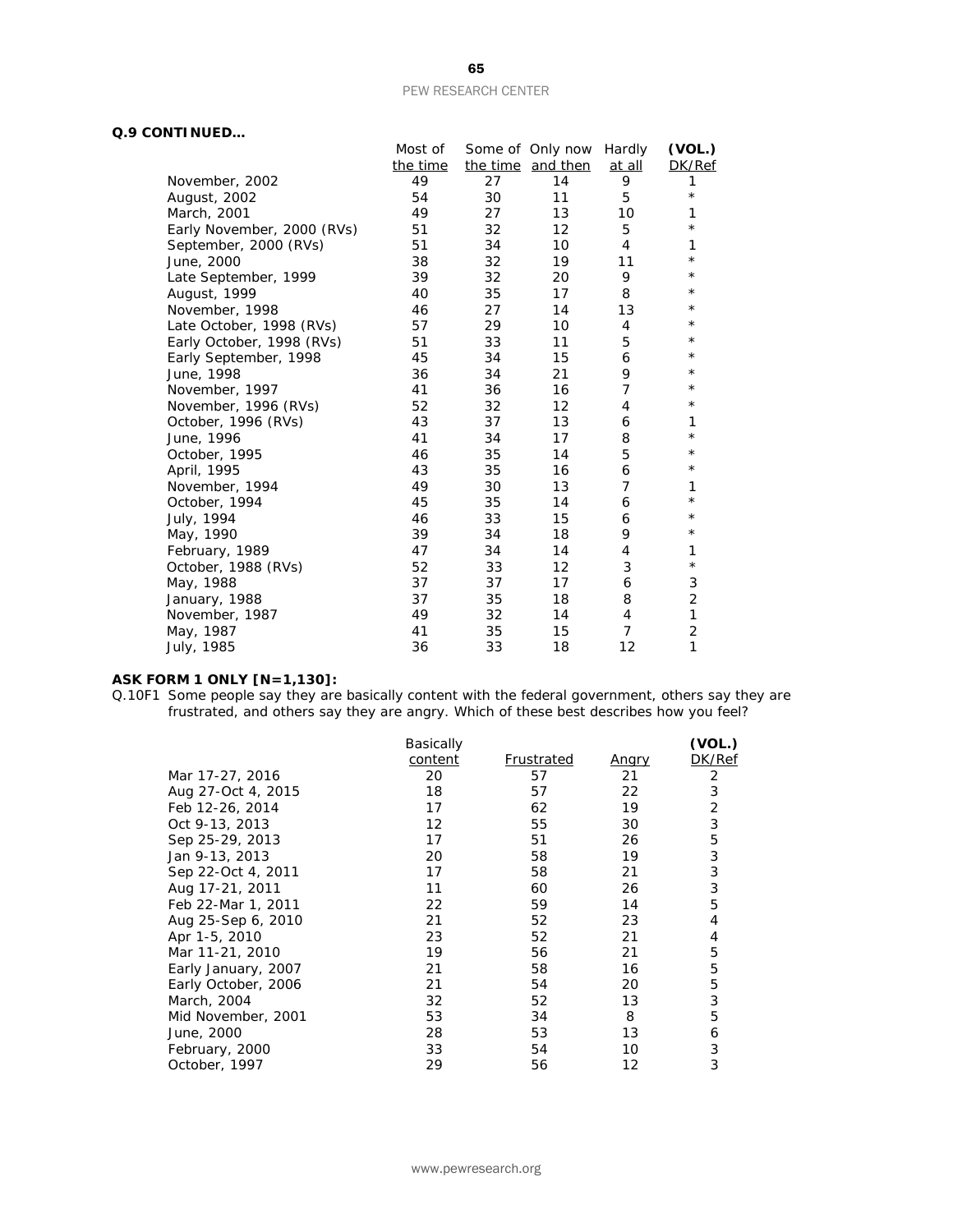**Q.9 CONTINUED…**

| | Most of the time | Some of the time | Only now and then | Hardly at all | (VOL.) DK/Ref |
|---|---|---|---|---|---|
| November, 2002 | 49 | 27 | 14 | 9 | 1 |
| August, 2002 | 54 | 30 | 11 | 5 | * |
| March, 2001 | 49 | 27 | 13 | 10 | 1 |
| Early November, 2000 (RVs) | 51 | 32 | 12 | 5 | * |
| September, 2000 (RVs) | 51 | 34 | 10 | 4 | 1 |
| June, 2000 | 38 | 32 | 19 | 11 | * |
| Late September, 1999 | 39 | 32 | 20 | 9 | * |
| August, 1999 | 40 | 35 | 17 | 8 | * |
| November, 1998 | 46 | 27 | 14 | 13 | * |
| Late October, 1998 (RVs) | 57 | 29 | 10 | 4 | * |
| Early October, 1998 (RVs) | 51 | 33 | 11 | 5 | * |
| Early September, 1998 | 45 | 34 | 15 | 6 | * |
| June, 1998 | 36 | 34 | 21 | 9 | * |
| November, 1997 | 41 | 36 | 16 | 7 | * |
| November, 1996 (RVs) | 52 | 32 | 12 | 4 | * |
| October, 1996 (RVs) | 43 | 37 | 13 | 6 | 1 |
| June, 1996 | 41 | 34 | 17 | 8 | * |
| October, 1995 | 46 | 35 | 14 | 5 | * |
| April, 1995 | 43 | 35 | 16 | 6 | * |
| November, 1994 | 49 | 30 | 13 | 7 | 1 |
| October, 1994 | 45 | 35 | 14 | 6 | * |
| July, 1994 | 46 | 33 | 15 | 6 | * |
| May, 1990 | 39 | 34 | 18 | 9 | * |
| February, 1989 | 47 | 34 | 14 | 4 | 1 |
| October, 1988 (RVs) | 52 | 33 | 12 | 3 | * |
| May, 1988 | 37 | 37 | 17 | 6 | 3 |
| January, 1988 | 37 | 35 | 18 | 8 | 2 |
| November, 1987 | 49 | 32 | 14 | 4 | 1 |
| May, 1987 | 41 | 35 | 15 | 7 | 2 |
| July, 1985 | 36 | 33 | 18 | 12 | 1 |

**ASK FORM 1 ONLY [N=1,130]:**

Q.10F1 Some people say they are basically content with the federal government, others say they are frustrated, and others say they are angry. Which of these best describes how you feel?

| | Basically content | Frustrated | Angry | (VOL.) DK/Ref |
|---|---|---|---|---|
| Mar 17-27, 2016 | 20 | 57 | 21 | 2 |
| Aug 27-Oct 4, 2015 | 18 | 57 | 22 | 3 |
| Feb 12-26, 2014 | 17 | 62 | 19 | 2 |
| Oct 9-13, 2013 | 12 | 55 | 30 | 3 |
| Sep 25-29, 2013 | 17 | 51 | 26 | 5 |
| Jan 9-13, 2013 | 20 | 58 | 19 | 3 |
| Sep 22-Oct 4, 2011 | 17 | 58 | 21 | 3 |
| Aug 17-21, 2011 | 11 | 60 | 26 | 3 |
| Feb 22-Mar 1, 2011 | 22 | 59 | 14 | 5 |
| Aug 25-Sep 6, 2010 | 21 | 52 | 23 | 4 |
| Apr 1-5, 2010 | 23 | 52 | 21 | 4 |
| Mar 11-21, 2010 | 19 | 56 | 21 | 5 |
| Early January, 2007 | 21 | 58 | 16 | 5 |
| Early October, 2006 | 21 | 54 | 20 | 5 |
| March, 2004 | 32 | 52 | 13 | 3 |
| Mid November, 2001 | 53 | 34 | 8 | 5 |
| June, 2000 | 28 | 53 | 13 | 6 |
| February, 2000 | 33 | 54 | 10 | 3 |
| October, 1997 | 29 | 56 | 12 | 3 |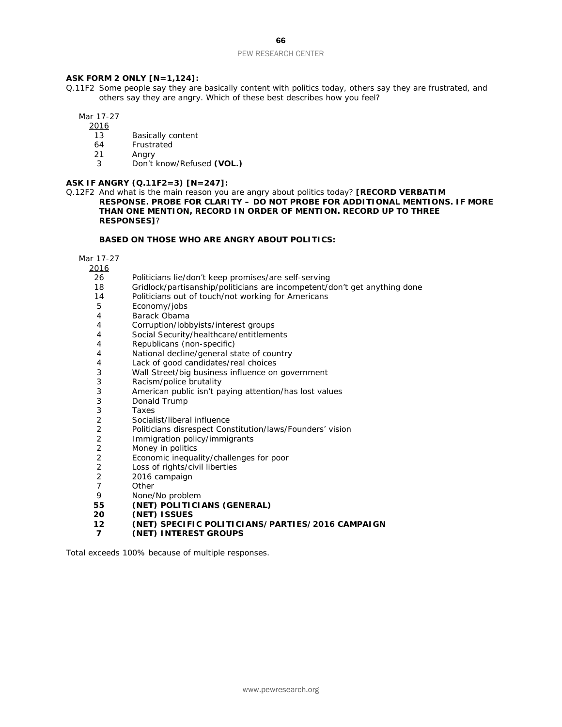**ASK FORM 2 ONLY [N=1,124]:**

Q.11F2 Some people say they are basically content with politics today, others say they are frustrated, and others say they are angry. Which of these best describes how you feel?

| Mar 17-27 2016 | |
|---|---|
| 13 | Basically content |
| 64 | Frustrated |
| 21 | Angry |
| 3 | Don't know/Refused **(VOL.)** |

**ASK IF ANGRY (Q.11F2=3) [N=247]:**

Q.12F2 And what is the main reason you are angry about politics today? **[RECORD VERBATIM RESPONSE. PROBE FOR CLARITY – DO NOT PROBE FOR ADDITIONAL MENTIONS. IF MORE THAN ONE MENTION, RECORD IN ORDER OF MENTION. RECORD UP TO THREE RESPONSES]**?

**BASED ON THOSE WHO ARE ANGRY ABOUT POLITICS:**

| Mar 17-27 2016 | |
|---|---|
| 26 | Politicians lie/don't keep promises/are self-serving |
| 18 | Gridlock/partisanship/politicians are incompetent/don't get anything done |
| 14 | Politicians out of touch/not working for Americans |
| 5 | Economy/jobs |
| 4 | Barack Obama |
| 4 | Corruption/lobbyists/interest groups |
| 4 | Social Security/healthcare/entitlements |
| 4 | Republicans (non-specific) |
| 4 | National decline/general state of country |
| 4 | Lack of good candidates/real choices |
| 3 | Wall Street/big business influence on government |
| 3 | Racism/police brutality |
| 3 | American public isn't paying attention/has lost values |
| 3 | Donald Trump |
| 3 | Taxes |
| 2 | Socialist/liberal influence |
| 2 | Politicians disrespect Constitution/laws/Founders' vision |
| 2 | Immigration policy/immigrants |
| 2 | Money in politics |
| 2 | Economic inequality/challenges for poor |
| 2 | Loss of rights/civil liberties |
| 2 | 2016 campaign |
| 7 | Other |
| 9 | None/No problem |
| **55** | **(NET) POLITICIANS (GENERAL)** |
| **20** | **(NET) ISSUES** |
| **12** | **(NET) SPECIFIC POLITICIANS/PARTIES/2016 CAMPAIGN** |
| **7** | **(NET) INTEREST GROUPS** |

Total exceeds 100% because of multiple responses.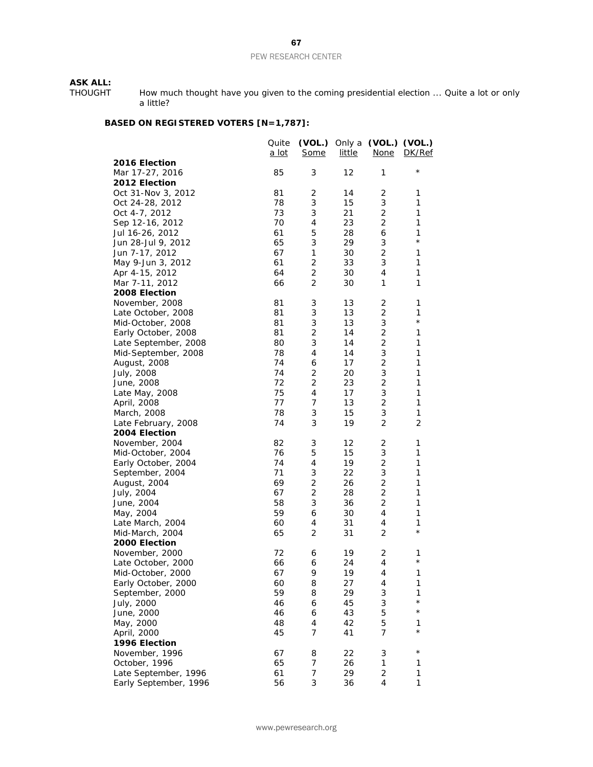**ASK ALL:**

THOUGHT How much thought have you given to the coming presidential election ... Quite a lot or only a little?

**BASED ON REGISTERED VOTERS [N=1,787]:**

| | Quite a lot | **(VOL.)** Some | Only a little | **(VOL.)** None | **(VOL.)** DK/Ref |
|---|---|---|---|---|---|
| **2016 Election** | | | | | |
| Mar 17-27, 2016 | 85 | 3 | 12 | 1 | * |
| **2012 Election** | | | | | |
| Oct 31-Nov 3, 2012 | 81 | 2 | 14 | 2 | 1 |
| Oct 24-28, 2012 | 78 | 3 | 15 | 3 | 1 |
| Oct 4-7, 2012 | 73 | 3 | 21 | 2 | 1 |
| Sep 12-16, 2012 | 70 | 4 | 23 | 2 | 1 |
| Jul 16-26, 2012 | 61 | 5 | 28 | 6 | 1 |
| Jun 28-Jul 9, 2012 | 65 | 3 | 29 | 3 | * |
| Jun 7-17, 2012 | 67 | 1 | 30 | 2 | 1 |
| May 9-Jun 3, 2012 | 61 | 2 | 33 | 3 | 1 |
| Apr 4-15, 2012 | 64 | 2 | 30 | 4 | 1 |
| Mar 7-11, 2012 | 66 | 2 | 30 | 1 | 1 |
| **2008 Election** | | | | | |
| November, 2008 | 81 | 3 | 13 | 2 | 1 |
| Late October, 2008 | 81 | 3 | 13 | 2 | 1 |
| Mid-October, 2008 | 81 | 3 | 13 | 3 | * |
| Early October, 2008 | 81 | 2 | 14 | 2 | 1 |
| Late September, 2008 | 80 | 3 | 14 | 2 | 1 |
| Mid-September, 2008 | 78 | 4 | 14 | 3 | 1 |
| August, 2008 | 74 | 6 | 17 | 2 | 1 |
| July, 2008 | 74 | 2 | 20 | 3 | 1 |
| June, 2008 | 72 | 2 | 23 | 2 | 1 |
| Late May, 2008 | 75 | 4 | 17 | 3 | 1 |
| April, 2008 | 77 | 7 | 13 | 2 | 1 |
| March, 2008 | 78 | 3 | 15 | 3 | 1 |
| Late February, 2008 | 74 | 3 | 19 | 2 | 2 |
| **2004 Election** | | | | | |
| November, 2004 | 82 | 3 | 12 | 2 | 1 |
| Mid-October, 2004 | 76 | 5 | 15 | 3 | 1 |
| Early October, 2004 | 74 | 4 | 19 | 2 | 1 |
| September, 2004 | 71 | 3 | 22 | 3 | 1 |
| August, 2004 | 69 | 2 | 26 | 2 | 1 |
| July, 2004 | 67 | 2 | 28 | 2 | 1 |
| June, 2004 | 58 | 3 | 36 | 2 | 1 |
| May, 2004 | 59 | 6 | 30 | 4 | 1 |
| Late March, 2004 | 60 | 4 | 31 | 4 | 1 |
| Mid-March, 2004 | 65 | 2 | 31 | 2 | * |
| **2000 Election** | | | | | |
| November, 2000 | 72 | 6 | 19 | 2 | 1 |
| Late October, 2000 | 66 | 6 | 24 | 4 | * |
| Mid-October, 2000 | 67 | 9 | 19 | 4 | 1 |
| Early October, 2000 | 60 | 8 | 27 | 4 | 1 |
| September, 2000 | 59 | 8 | 29 | 3 | 1 |
| July, 2000 | 46 | 6 | 45 | 3 | * |
| June, 2000 | 46 | 6 | 43 | 5 | * |
| May, 2000 | 48 | 4 | 42 | 5 | 1 |
| April, 2000 | 45 | 7 | 41 | 7 | * |
| **1996 Election** | | | | | |
| November, 1996 | 67 | 8 | 22 | 3 | * |
| October, 1996 | 65 | 7 | 26 | 1 | 1 |
| Late September, 1996 | 61 | 7 | 29 | 2 | 1 |
| Early September, 1996 | 56 | 3 | 36 | 4 | 1 |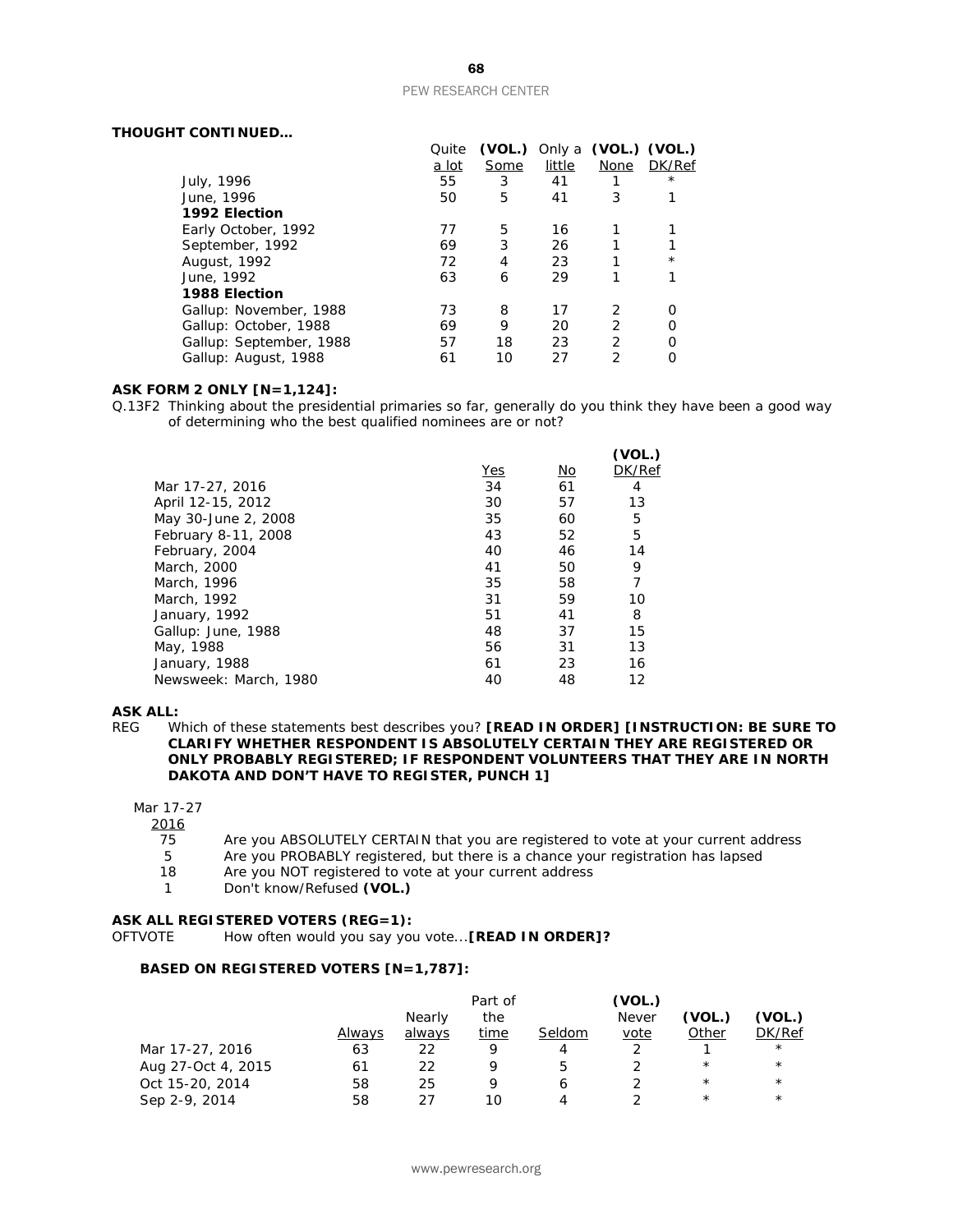**THOUGHT CONTINUED…**

| | Quite a lot | (VOL.) Some | Only a little | (VOL.) None | (VOL.) DK/Ref |
|---|---|---|---|---|---|
| July, 1996 | 55 | 3 | 41 | 1 | * |
| June, 1996 | 50 | 5 | 41 | 3 | 1 |
| **1992 Election** | | | | | |
| Early October, 1992 | 77 | 5 | 16 | 1 | 1 |
| September, 1992 | 69 | 3 | 26 | 1 | 1 |
| August, 1992 | 72 | 4 | 23 | 1 | * |
| June, 1992 | 63 | 6 | 29 | 1 | 1 |
| **1988 Election** | | | | | |
| Gallup: November, 1988 | 73 | 8 | 17 | 2 | 0 |
| Gallup: October, 1988 | 69 | 9 | 20 | 2 | 0 |
| Gallup: September, 1988 | 57 | 18 | 23 | 2 | 0 |
| Gallup: August, 1988 | 61 | 10 | 27 | 2 | 0 |

**ASK FORM 2 ONLY [N=1,124]:**

Q.13F2 Thinking about the presidential primaries so far, generally do you think they have been a good way of determining who the best qualified nominees are or not?

| | Yes | No | (VOL.) DK/Ref |
|---|---|---|---|
| Mar 17-27, 2016 | 34 | 61 | 4 |
| April 12-15, 2012 | 30 | 57 | 13 |
| May 30-June 2, 2008 | 35 | 60 | 5 |
| February 8-11, 2008 | 43 | 52 | 5 |
| February, 2004 | 40 | 46 | 14 |
| March, 2000 | 41 | 50 | 9 |
| March, 1996 | 35 | 58 | 7 |
| March, 1992 | 31 | 59 | 10 |
| January, 1992 | 51 | 41 | 8 |
| Gallup: June, 1988 | 48 | 37 | 15 |
| May, 1988 | 56 | 31 | 13 |
| January, 1988 | 61 | 23 | 16 |
| Newsweek: March, 1980 | 40 | 48 | 12 |

**ASK ALL:**

REG Which of these statements best describes you? **[READ IN ORDER] [INSTRUCTION: BE SURE TO CLARIFY WHETHER RESPONDENT IS ABSOLUTELY CERTAIN THEY ARE REGISTERED OR ONLY PROBABLY REGISTERED; IF RESPONDENT VOLUNTEERS THAT THEY ARE IN NORTH DAKOTA AND DON'T HAVE TO REGISTER, PUNCH 1]**

| Mar 17-27 2016 | |
|---|---|
| 75 | Are you ABSOLUTELY CERTAIN that you are registered to vote at your current address |
| 5 | Are you PROBABLY registered, but there is a chance your registration has lapsed |
| 18 | Are you NOT registered to vote at your current address |
| 1 | Don't know/Refused **(VOL.)** |

**ASK ALL REGISTERED VOTERS (REG=1):**

OFTVOTE How often would you say you vote... **[READ IN ORDER]?**

**BASED ON REGISTERED VOTERS [N=1,787]:**

| | Always | Nearly always | Part of the time | Seldom | (VOL.) Never vote | (VOL.) Other | (VOL.) DK/Ref |
|---|---|---|---|---|---|---|---|
| Mar 17-27, 2016 | 63 | 22 | 9 | 4 | 2 | 1 | * |
| Aug 27-Oct 4, 2015 | 61 | 22 | 9 | 5 | 2 | * | * |
| Oct 15-20, 2014 | 58 | 25 | 9 | 6 | 2 | * | * |
| Sep 2-9, 2014 | 58 | 27 | 10 | 4 | 2 | * | * |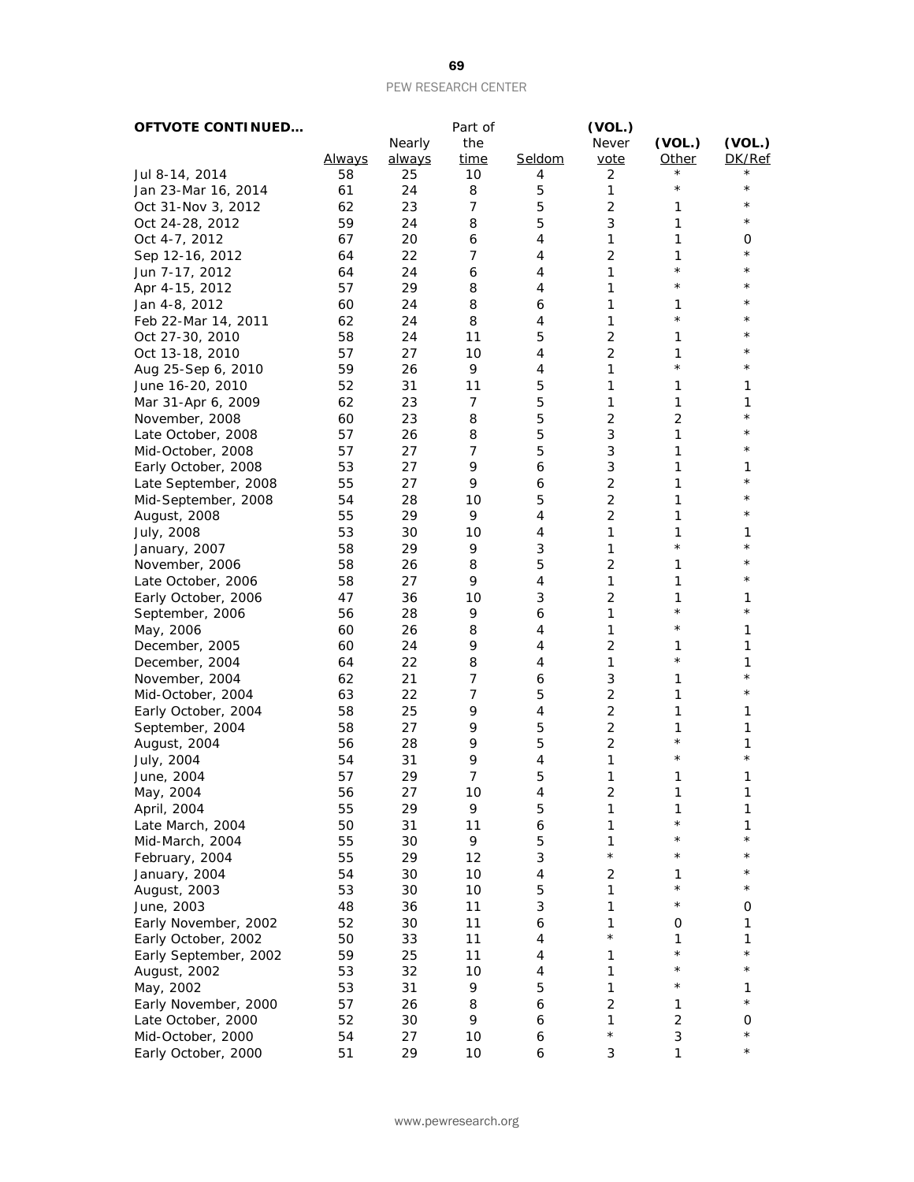**OFTVOTE CONTINUED…**

| | Always | Nearly always | Part of the time | Seldom | (VOL.) Never vote | (VOL.) Other | (VOL.) DK/Ref |
|---|---|---|---|---|---|---|---|
| Jul 8-14, 2014 | 58 | 25 | 10 | 4 | 2 | * | * |
| Jan 23-Mar 16, 2014 | 61 | 24 | 8 | 5 | 1 | * | * |
| Oct 31-Nov 3, 2012 | 62 | 23 | 7 | 5 | 2 | 1 | * |
| Oct 24-28, 2012 | 59 | 24 | 8 | 5 | 3 | 1 | * |
| Oct 4-7, 2012 | 67 | 20 | 6 | 4 | 1 | 1 | 0 |
| Sep 12-16, 2012 | 64 | 22 | 7 | 4 | 2 | 1 | * |
| Jun 7-17, 2012 | 64 | 24 | 6 | 4 | 1 | * | * |
| Apr 4-15, 2012 | 57 | 29 | 8 | 4 | 1 | * | * |
| Jan 4-8, 2012 | 60 | 24 | 8 | 6 | 1 | 1 | * |
| Feb 22-Mar 14, 2011 | 62 | 24 | 8 | 4 | 1 | * | * |
| Oct 27-30, 2010 | 58 | 24 | 11 | 5 | 2 | 1 | * |
| Oct 13-18, 2010 | 57 | 27 | 10 | 4 | 2 | 1 | * |
| Aug 25-Sep 6, 2010 | 59 | 26 | 9 | 4 | 1 | * | * |
| June 16-20, 2010 | 52 | 31 | 11 | 5 | 1 | 1 | 1 |
| Mar 31-Apr 6, 2009 | 62 | 23 | 7 | 5 | 1 | 1 | 1 |
| November, 2008 | 60 | 23 | 8 | 5 | 2 | 2 | * |
| Late October, 2008 | 57 | 26 | 8 | 5 | 3 | 1 | * |
| Mid-October, 2008 | 57 | 27 | 7 | 5 | 3 | 1 | * |
| Early October, 2008 | 53 | 27 | 9 | 6 | 3 | 1 | 1 |
| Late September, 2008 | 55 | 27 | 9 | 6 | 2 | 1 | * |
| Mid-September, 2008 | 54 | 28 | 10 | 5 | 2 | 1 | * |
| August, 2008 | 55 | 29 | 9 | 4 | 2 | 1 | * |
| July, 2008 | 53 | 30 | 10 | 4 | 1 | 1 | 1 |
| January, 2007 | 58 | 29 | 9 | 3 | 1 | * | * |
| November, 2006 | 58 | 26 | 8 | 5 | 2 | 1 | * |
| Late October, 2006 | 58 | 27 | 9 | 4 | 1 | 1 | * |
| Early October, 2006 | 47 | 36 | 10 | 3 | 2 | 1 | 1 |
| September, 2006 | 56 | 28 | 9 | 6 | 1 | * | * |
| May, 2006 | 60 | 26 | 8 | 4 | 1 | * | 1 |
| December, 2005 | 60 | 24 | 9 | 4 | 2 | 1 | 1 |
| December, 2004 | 64 | 22 | 8 | 4 | 1 | * | 1 |
| November, 2004 | 62 | 21 | 7 | 6 | 3 | 1 | * |
| Mid-October, 2004 | 63 | 22 | 7 | 5 | 2 | 1 | * |
| Early October, 2004 | 58 | 25 | 9 | 4 | 2 | 1 | 1 |
| September, 2004 | 58 | 27 | 9 | 5 | 2 | 1 | 1 |
| August, 2004 | 56 | 28 | 9 | 5 | 2 | * | 1 |
| July, 2004 | 54 | 31 | 9 | 4 | 1 | * | * |
| June, 2004 | 57 | 29 | 7 | 5 | 1 | 1 | 1 |
| May, 2004 | 56 | 27 | 10 | 4 | 2 | 1 | 1 |
| April, 2004 | 55 | 29 | 9 | 5 | 1 | 1 | 1 |
| Late March, 2004 | 50 | 31 | 11 | 6 | 1 | * | 1 |
| Mid-March, 2004 | 55 | 30 | 9 | 5 | 1 | * | * |
| February, 2004 | 55 | 29 | 12 | 3 | * | * | * |
| January, 2004 | 54 | 30 | 10 | 4 | 2 | 1 | * |
| August, 2003 | 53 | 30 | 10 | 5 | 1 | * | * |
| June, 2003 | 48 | 36 | 11 | 3 | 1 | * | 0 |
| Early November, 2002 | 52 | 30 | 11 | 6 | 1 | 0 | 1 |
| Early October, 2002 | 50 | 33 | 11 | 4 | * | 1 | 1 |
| Early September, 2002 | 59 | 25 | 11 | 4 | 1 | * | * |
| August, 2002 | 53 | 32 | 10 | 4 | 1 | * | * |
| May, 2002 | 53 | 31 | 9 | 5 | 1 | * | 1 |
| Early November, 2000 | 57 | 26 | 8 | 6 | 2 | 1 | * |
| Late October, 2000 | 52 | 30 | 9 | 6 | 1 | 2 | 0 |
| Mid-October, 2000 | 54 | 27 | 10 | 6 | * | 3 | * |
| Early October, 2000 | 51 | 29 | 10 | 6 | 3 | 1 | * |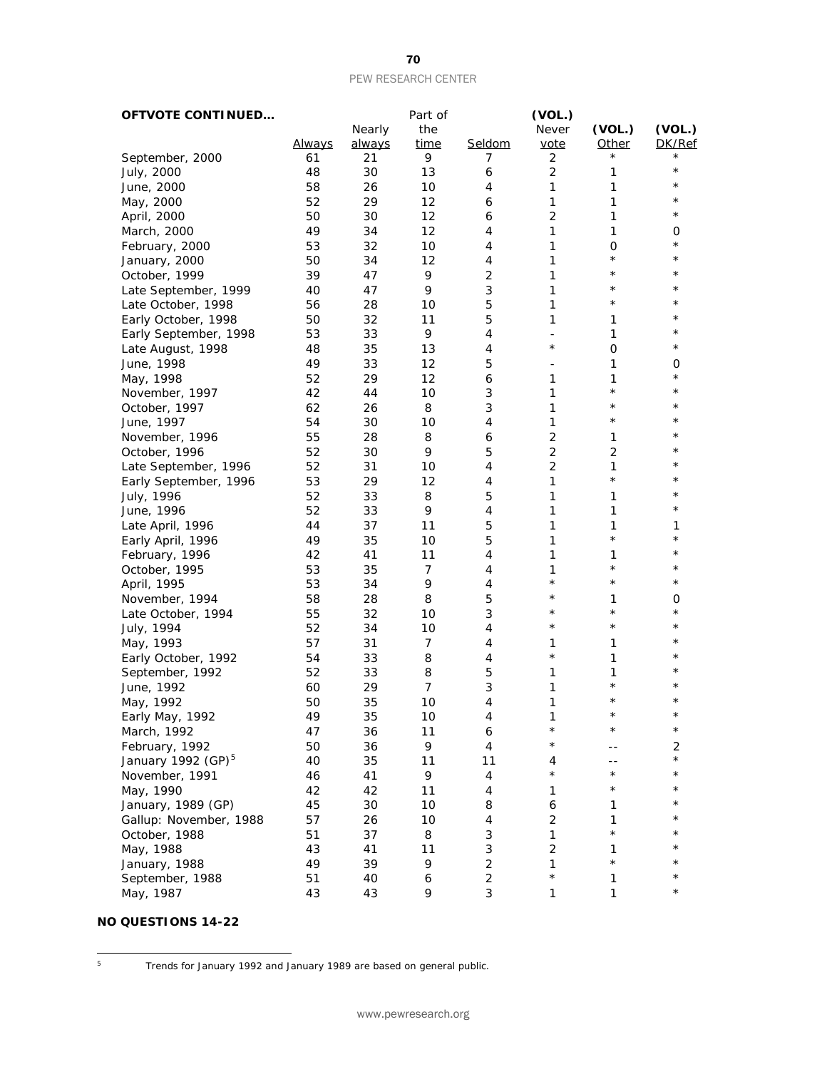**OFTVOTE CONTINUED…**

| | Always | Nearly always | Part of the time | Seldom | (VOL.) Never vote | (VOL.) Other | (VOL.) DK/Ref |
|---|---|---|---|---|---|---|---|
| September, 2000 | 61 | 21 | 9 | 7 | 2 | * | * |
| July, 2000 | 48 | 30 | 13 | 6 | 2 | 1 | * |
| June, 2000 | 58 | 26 | 10 | 4 | 1 | 1 | * |
| May, 2000 | 52 | 29 | 12 | 6 | 1 | 1 | * |
| April, 2000 | 50 | 30 | 12 | 6 | 2 | 1 | * |
| March, 2000 | 49 | 34 | 12 | 4 | 1 | 1 | 0 |
| February, 2000 | 53 | 32 | 10 | 4 | 1 | 0 | * |
| January, 2000 | 50 | 34 | 12 | 4 | 1 | * | * |
| October, 1999 | 39 | 47 | 9 | 2 | 1 | * | * |
| Late September, 1999 | 40 | 47 | 9 | 3 | 1 | * | * |
| Late October, 1998 | 56 | 28 | 10 | 5 | 1 | * | * |
| Early October, 1998 | 50 | 32 | 11 | 5 | 1 | 1 | * |
| Early September, 1998 | 53 | 33 | 9 | 4 | - | 1 | * |
| Late August, 1998 | 48 | 35 | 13 | 4 | * | 0 | * |
| June, 1998 | 49 | 33 | 12 | 5 | - | 1 | 0 |
| May, 1998 | 52 | 29 | 12 | 6 | 1 | 1 | * |
| November, 1997 | 42 | 44 | 10 | 3 | 1 | * | * |
| October, 1997 | 62 | 26 | 8 | 3 | 1 | * | * |
| June, 1997 | 54 | 30 | 10 | 4 | 1 | * | * |
| November, 1996 | 55 | 28 | 8 | 6 | 2 | 1 | * |
| October, 1996 | 52 | 30 | 9 | 5 | 2 | 2 | * |
| Late September, 1996 | 52 | 31 | 10 | 4 | 2 | 1 | * |
| Early September, 1996 | 53 | 29 | 12 | 4 | 1 | * | * |
| July, 1996 | 52 | 33 | 8 | 5 | 1 | 1 | * |
| June, 1996 | 52 | 33 | 9 | 4 | 1 | 1 | * |
| Late April, 1996 | 44 | 37 | 11 | 5 | 1 | 1 | 1 |
| Early April, 1996 | 49 | 35 | 10 | 5 | 1 | * | * |
| February, 1996 | 42 | 41 | 11 | 4 | 1 | 1 | * |
| October, 1995 | 53 | 35 | 7 | 4 | 1 | * | * |
| April, 1995 | 53 | 34 | 9 | 4 | * | * | * |
| November, 1994 | 58 | 28 | 8 | 5 | * | 1 | 0 |
| Late October, 1994 | 55 | 32 | 10 | 3 | * | * | * |
| July, 1994 | 52 | 34 | 10 | 4 | * | * | * |
| May, 1993 | 57 | 31 | 7 | 4 | 1 | 1 | * |
| Early October, 1992 | 54 | 33 | 8 | 4 | * | 1 | * |
| September, 1992 | 52 | 33 | 8 | 5 | 1 | 1 | * |
| June, 1992 | 60 | 29 | 7 | 3 | 1 | * | * |
| May, 1992 | 50 | 35 | 10 | 4 | 1 | * | * |
| Early May, 1992 | 49 | 35 | 10 | 4 | 1 | * | * |
| March, 1992 | 47 | 36 | 11 | 6 | * | * | * |
| February, 1992 | 50 | 36 | 9 | 4 | * | -- | 2 |
| January 1992 (GP)[5] | 40 | 35 | 11 | 11 | 4 | -- | * |
| November, 1991 | 46 | 41 | 9 | 4 | * | * | * |
| May, 1990 | 42 | 42 | 11 | 4 | 1 | * | * |
| January, 1989 (GP) | 45 | 30 | 10 | 8 | 6 | 1 | * |
| Gallup: November, 1988 | 57 | 26 | 10 | 4 | 2 | 1 | * |
| October, 1988 | 51 | 37 | 8 | 3 | 1 | * | * |
| May, 1988 | 43 | 41 | 11 | 3 | 2 | 1 | * |
| January, 1988 | 49 | 39 | 9 | 2 | 1 | * | * |
| September, 1988 | 51 | 40 | 6 | 2 | * | 1 | * |
| May, 1987 | 43 | 43 | 9 | 3 | 1 | 1 | * |

**NO QUESTIONS 14-22**

[5] Trends for January 1992 and January 1989 are based on general public.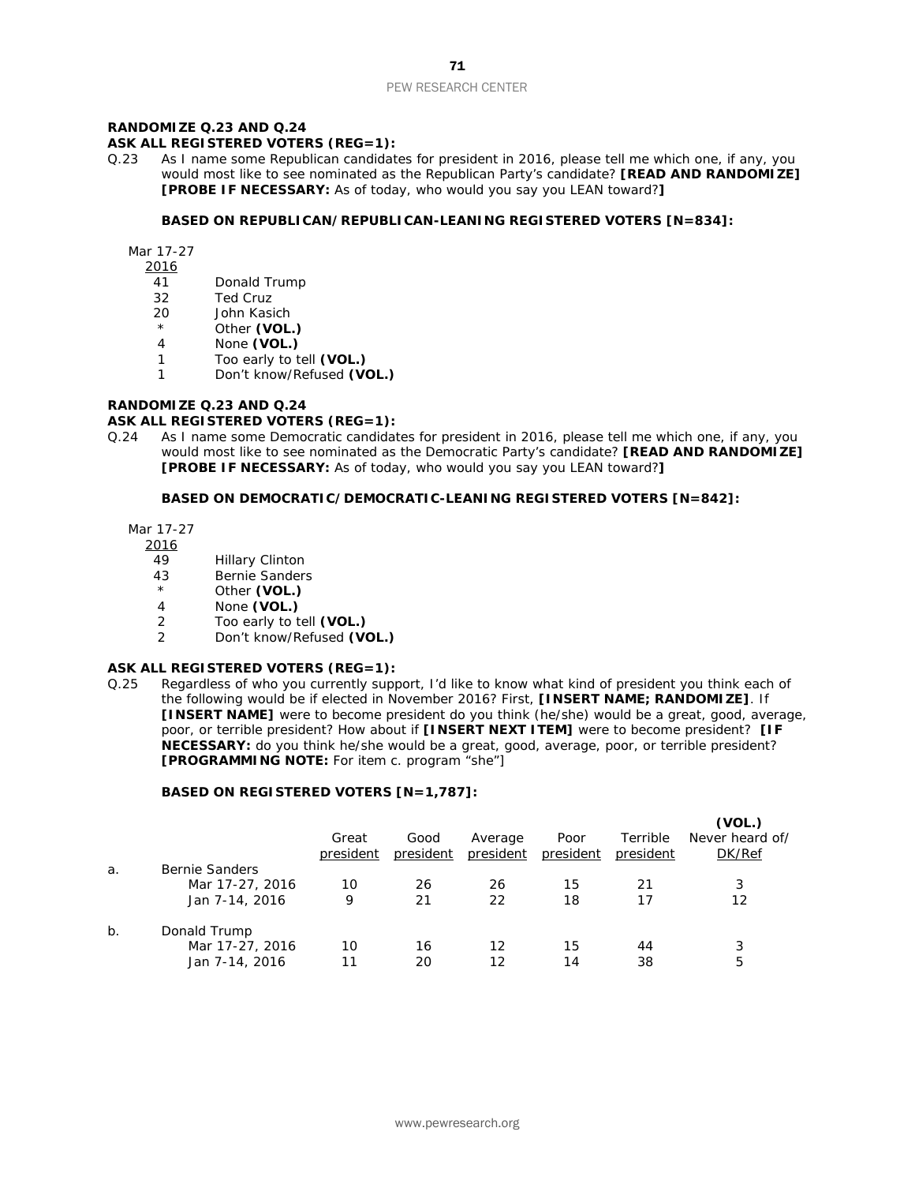**RANDOMIZE Q.23 AND Q.24**
**ASK ALL REGISTERED VOTERS (REG=1):**

Q.23 As I name some Republican candidates for president in 2016, please tell me which one, if any, you would most like to see nominated as the Republican Party's candidate? **[READ AND RANDOMIZE] [PROBE IF NECESSARY:** As of today, who would you say you LEAN toward?**]**

**BASED ON REPUBLICAN/REPUBLICAN-LEANING REGISTERED VOTERS [N=834]:**

| Mar 17-27 2016 | |
|---|---|
| 41 | Donald Trump |
| 32 | Ted Cruz |
| 20 | John Kasich |
| * | Other **(VOL.)** |
| 4 | None **(VOL.)** |
| 1 | Too early to tell **(VOL.)** |
| 1 | Don't know/Refused **(VOL.)** |

**RANDOMIZE Q.23 AND Q.24**
**ASK ALL REGISTERED VOTERS (REG=1):**

Q.24 As I name some Democratic candidates for president in 2016, please tell me which one, if any, you would most like to see nominated as the Democratic Party's candidate? **[READ AND RANDOMIZE] [PROBE IF NECESSARY:** As of today, who would you say you LEAN toward?**]**

**BASED ON DEMOCRATIC/DEMOCRATIC-LEANING REGISTERED VOTERS [N=842]:**

| Mar 17-27 2016 | |
|---|---|
| 49 | Hillary Clinton |
| 43 | Bernie Sanders |
| * | Other **(VOL.)** |
| 4 | None **(VOL.)** |
| 2 | Too early to tell **(VOL.)** |
| 2 | Don't know/Refused **(VOL.)** |

**ASK ALL REGISTERED VOTERS (REG=1):**

Q.25 Regardless of who you currently support, I'd like to know what kind of president you think each of the following would be if elected in November 2016? First, **[INSERT NAME; RANDOMIZE]**. If **[INSERT NAME]** were to become president do you think (he/she) would be a great, good, average, poor, or terrible president? How about if **[INSERT NEXT ITEM]** were to become president? **[IF NECESSARY:** do you think he/she would be a great, good, average, poor, or terrible president? **[PROGRAMMING NOTE:** For item c. program "she"]

**BASED ON REGISTERED VOTERS [N=1,787]:**

| | | Great president | Good president | Average president | Poor president | Terrible president | (VOL.) Never heard of/ DK/Ref |
|---|---|---|---|---|---|---|---|
| a. | Bernie Sanders | | | | | | |
| | Mar 17-27, 2016 | 10 | 26 | 26 | 15 | 21 | 3 |
| | Jan 7-14, 2016 | 9 | 21 | 22 | 18 | 17 | 12 |
| b. | Donald Trump | | | | | | |
| | Mar 17-27, 2016 | 10 | 16 | 12 | 15 | 44 | 3 |
| | Jan 7-14, 2016 | 11 | 20 | 12 | 14 | 38 | 5 |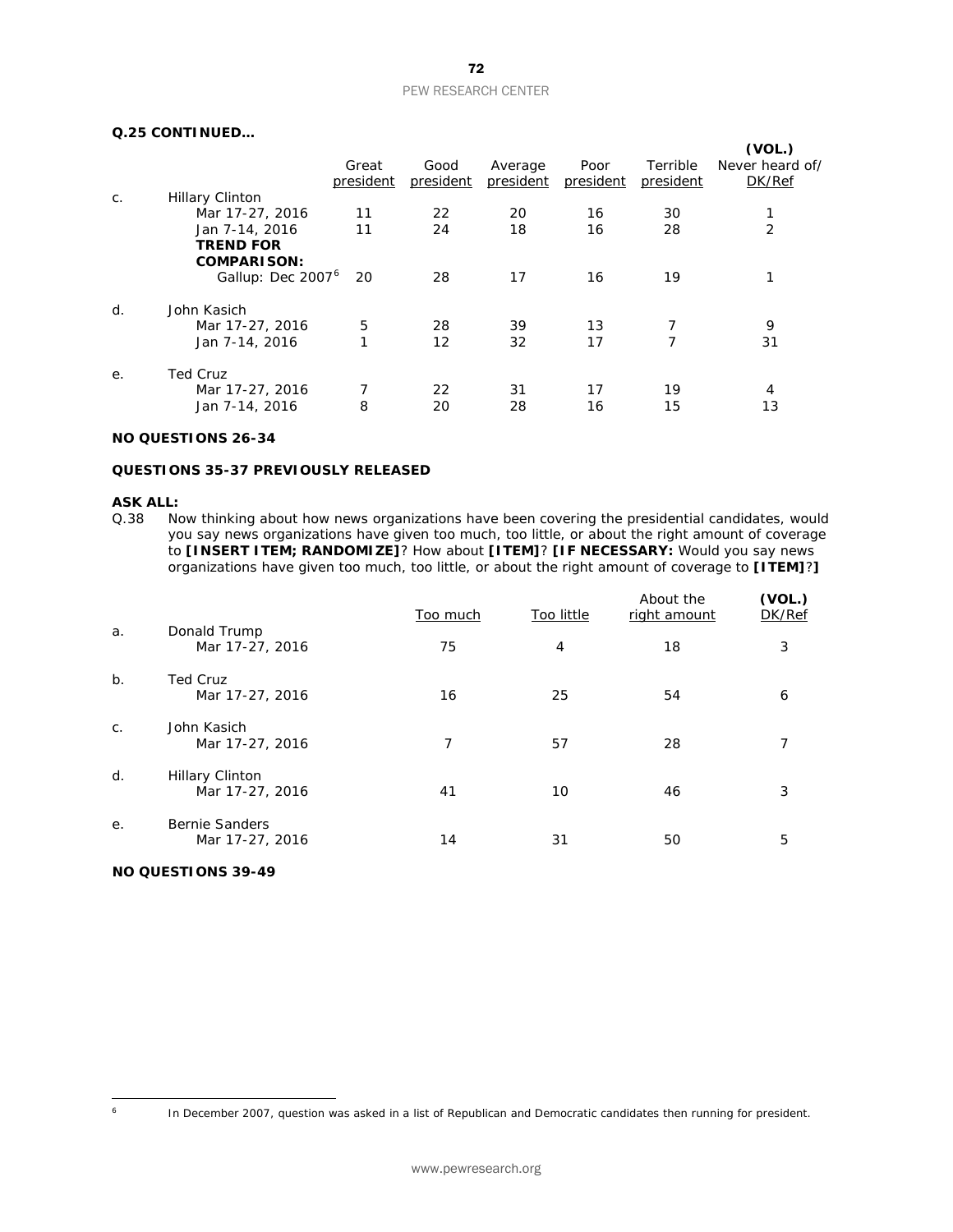**Q.25 CONTINUED…**

| | | Great president | Good president | Average president | Poor president | Terrible president | (VOL.) Never heard of/ DK/Ref |
|---|---|---|---|---|---|---|---|
| c. | Hillary Clinton | | | | | | |
| | Mar 17-27, 2016 | 11 | 22 | 20 | 16 | 30 | 1 |
| | Jan 7-14, 2016 | 11 | 24 | 18 | 16 | 28 | 2 |
| | **TREND FOR COMPARISON:** | | | | | | |
| | Gallup: Dec 2007[6] | 20 | 28 | 17 | 16 | 19 | 1 |
| d. | John Kasich | | | | | | |
| | Mar 17-27, 2016 | 5 | 28 | 39 | 13 | 7 | 9 |
| | Jan 7-14, 2016 | 1 | 12 | 32 | 17 | 7 | 31 |
| e. | Ted Cruz | | | | | | |
| | Mar 17-27, 2016 | 7 | 22 | 31 | 17 | 19 | 4 |
| | Jan 7-14, 2016 | 8 | 20 | 28 | 16 | 15 | 13 |

**NO QUESTIONS 26-34**

**QUESTIONS 35-37 PREVIOUSLY RELEASED**

**ASK ALL:**

Q.38 Now thinking about how news organizations have been covering the presidential candidates, would you say news organizations have given too much, too little, or about the right amount of coverage to **[INSERT ITEM; RANDOMIZE]**? How about **[ITEM]**? **[IF NECESSARY:** Would you say news organizations have given too much, too little, or about the right amount of coverage to **[ITEM]**?**]**

| | | Too much | Too little | About the right amount | (VOL.) DK/Ref |
|---|---|---|---|---|---|
| a. | Donald Trump | | | | |
| | Mar 17-27, 2016 | 75 | 4 | 18 | 3 |
| b. | Ted Cruz | | | | |
| | Mar 17-27, 2016 | 16 | 25 | 54 | 6 |
| c. | John Kasich | | | | |
| | Mar 17-27, 2016 | 7 | 57 | 28 | 7 |
| d. | Hillary Clinton | | | | |
| | Mar 17-27, 2016 | 41 | 10 | 46 | 3 |
| e. | Bernie Sanders | | | | |
| | Mar 17-27, 2016 | 14 | 31 | 50 | 5 |

**NO QUESTIONS 39-49**

[6] In December 2007, question was asked in a list of Republican and Democratic candidates then running for president.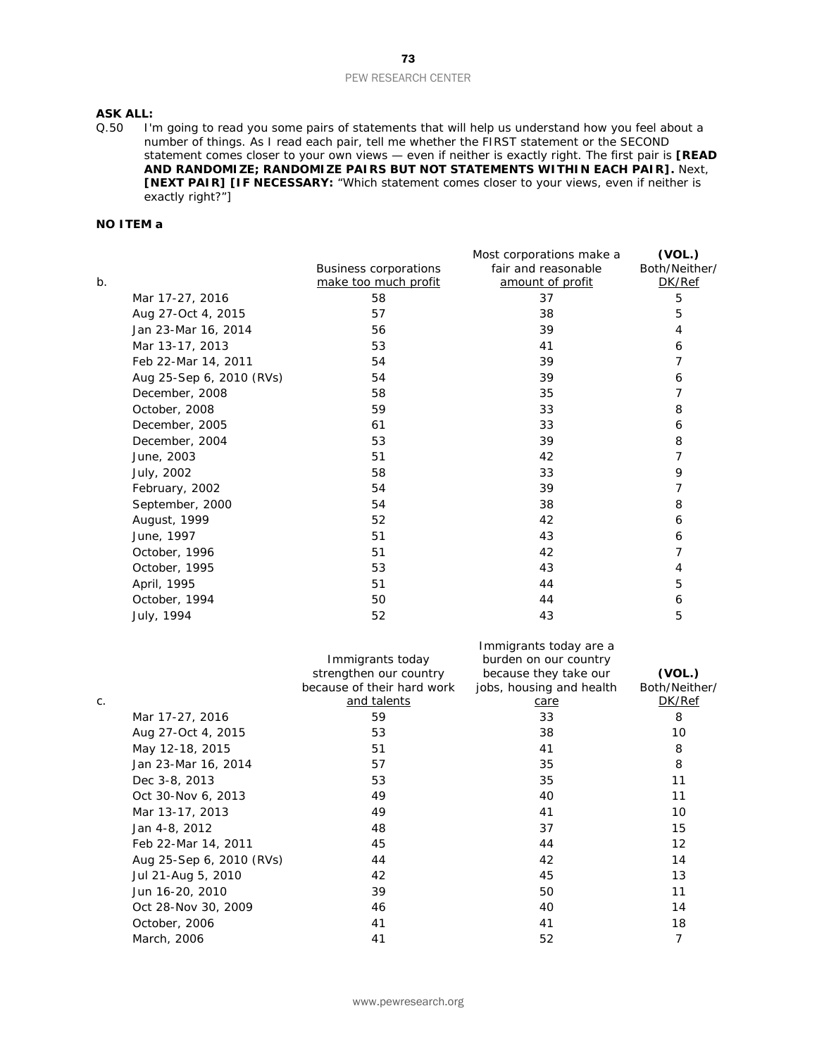**ASK ALL:**

Q.50 I'm going to read you some pairs of statements that will help us understand how you feel about a number of things. As I read each pair, tell me whether the FIRST statement or the SECOND statement comes closer to your own views — even if neither is exactly right. The first pair is **[READ AND RANDOMIZE; RANDOMIZE PAIRS BUT NOT STATEMENTS WITHIN EACH PAIR].** Next, **[NEXT PAIR] [IF NECESSARY:** "Which statement comes closer to your views, even if neither is exactly right?"]

**NO ITEM a**

| b. | Business corporations make too much profit | Most corporations make a fair and reasonable amount of profit | (VOL.) Both/Neither/ DK/Ref |
|---|---|---|---|
| Mar 17-27, 2016 | 58 | 37 | 5 |
| Aug 27-Oct 4, 2015 | 57 | 38 | 5 |
| Jan 23-Mar 16, 2014 | 56 | 39 | 4 |
| Mar 13-17, 2013 | 53 | 41 | 6 |
| Feb 22-Mar 14, 2011 | 54 | 39 | 7 |
| Aug 25-Sep 6, 2010 (RVs) | 54 | 39 | 6 |
| December, 2008 | 58 | 35 | 7 |
| October, 2008 | 59 | 33 | 8 |
| December, 2005 | 61 | 33 | 6 |
| December, 2004 | 53 | 39 | 8 |
| June, 2003 | 51 | 42 | 7 |
| July, 2002 | 58 | 33 | 9 |
| February, 2002 | 54 | 39 | 7 |
| September, 2000 | 54 | 38 | 8 |
| August, 1999 | 52 | 42 | 6 |
| June, 1997 | 51 | 43 | 6 |
| October, 1996 | 51 | 42 | 7 |
| October, 1995 | 53 | 43 | 4 |
| April, 1995 | 51 | 44 | 5 |
| October, 1994 | 50 | 44 | 6 |
| July, 1994 | 52 | 43 | 5 |

| c. | Immigrants today strengthen our country because of their hard work and talents | Immigrants today are a burden on our country because they take our jobs, housing and health care | (VOL.) Both/Neither/ DK/Ref |
|---|---|---|---|
| Mar 17-27, 2016 | 59 | 33 | 8 |
| Aug 27-Oct 4, 2015 | 53 | 38 | 10 |
| May 12-18, 2015 | 51 | 41 | 8 |
| Jan 23-Mar 16, 2014 | 57 | 35 | 8 |
| Dec 3-8, 2013 | 53 | 35 | 11 |
| Oct 30-Nov 6, 2013 | 49 | 40 | 11 |
| Mar 13-17, 2013 | 49 | 41 | 10 |
| Jan 4-8, 2012 | 48 | 37 | 15 |
| Feb 22-Mar 14, 2011 | 45 | 44 | 12 |
| Aug 25-Sep 6, 2010 (RVs) | 44 | 42 | 14 |
| Jul 21-Aug 5, 2010 | 42 | 45 | 13 |
| Jun 16-20, 2010 | 39 | 50 | 11 |
| Oct 28-Nov 30, 2009 | 46 | 40 | 14 |
| October, 2006 | 41 | 41 | 18 |
| March, 2006 | 41 | 52 | 7 |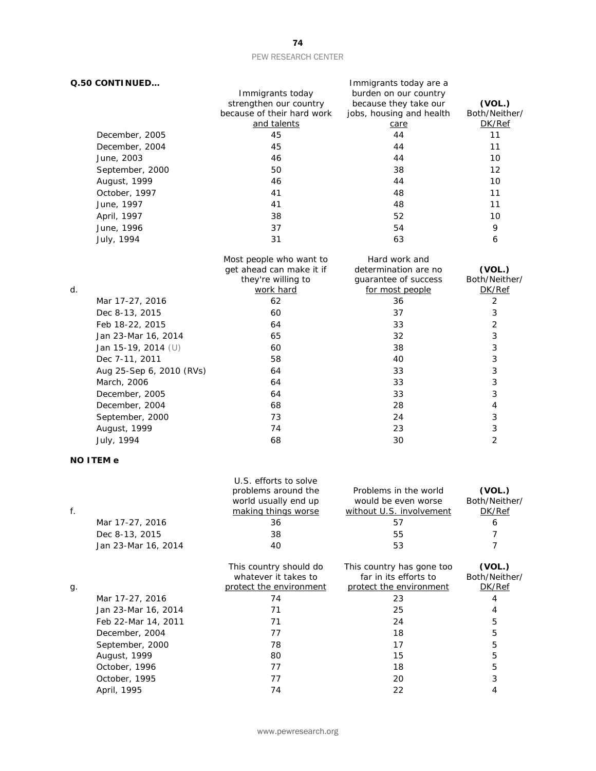**Q.50 CONTINUED…**

| | Immigrants today strengthen our country because of their hard work and talents | Immigrants today are a burden on our country because they take our jobs, housing and health care | **(VOL.)** Both/Neither/ DK/Ref |
|---|---|---|---|
| December, 2005 | 45 | 44 | 11 |
| December, 2004 | 45 | 44 | 11 |
| June, 2003 | 46 | 44 | 10 |
| September, 2000 | 50 | 38 | 12 |
| August, 1999 | 46 | 44 | 10 |
| October, 1997 | 41 | 48 | 11 |
| June, 1997 | 41 | 48 | 11 |
| April, 1997 | 38 | 52 | 10 |
| June, 1996 | 37 | 54 | 9 |
| July, 1994 | 31 | 63 | 6 |

| d. | Most people who want to get ahead can make it if they're willing to work hard | Hard work and determination are no guarantee of success for most people | **(VOL.)** Both/Neither/ DK/Ref |
|---|---|---|---|
| Mar 17-27, 2016 | 62 | 36 | 2 |
| Dec 8-13, 2015 | 60 | 37 | 3 |
| Feb 18-22, 2015 | 64 | 33 | 2 |
| Jan 23-Mar 16, 2014 | 65 | 32 | 3 |
| Jan 15-19, 2014 (U) | 60 | 38 | 3 |
| Dec 7-11, 2011 | 58 | 40 | 3 |
| Aug 25-Sep 6, 2010 (RVs) | 64 | 33 | 3 |
| March, 2006 | 64 | 33 | 3 |
| December, 2005 | 64 | 33 | 3 |
| December, 2004 | 68 | 28 | 4 |
| September, 2000 | 73 | 24 | 3 |
| August, 1999 | 74 | 23 | 3 |
| July, 1994 | 68 | 30 | 2 |

**NO ITEM e**

| f. | U.S. efforts to solve problems around the world usually end up making things worse | Problems in the world would be even worse without U.S. involvement | **(VOL.)** Both/Neither/ DK/Ref |
|---|---|---|---|
| Mar 17-27, 2016 | 36 | 57 | 6 |
| Dec 8-13, 2015 | 38 | 55 | 7 |
| Jan 23-Mar 16, 2014 | 40 | 53 | 7 |

| g. | This country should do whatever it takes to protect the environment | This country has gone too far in its efforts to protect the environment | **(VOL.)** Both/Neither/ DK/Ref |
|---|---|---|---|
| Mar 17-27, 2016 | 74 | 23 | 4 |
| Jan 23-Mar 16, 2014 | 71 | 25 | 4 |
| Feb 22-Mar 14, 2011 | 71 | 24 | 5 |
| December, 2004 | 77 | 18 | 5 |
| September, 2000 | 78 | 17 | 5 |
| August, 1999 | 80 | 15 | 5 |
| October, 1996 | 77 | 18 | 5 |
| October, 1995 | 77 | 20 | 3 |
| April, 1995 | 74 | 22 | 4 |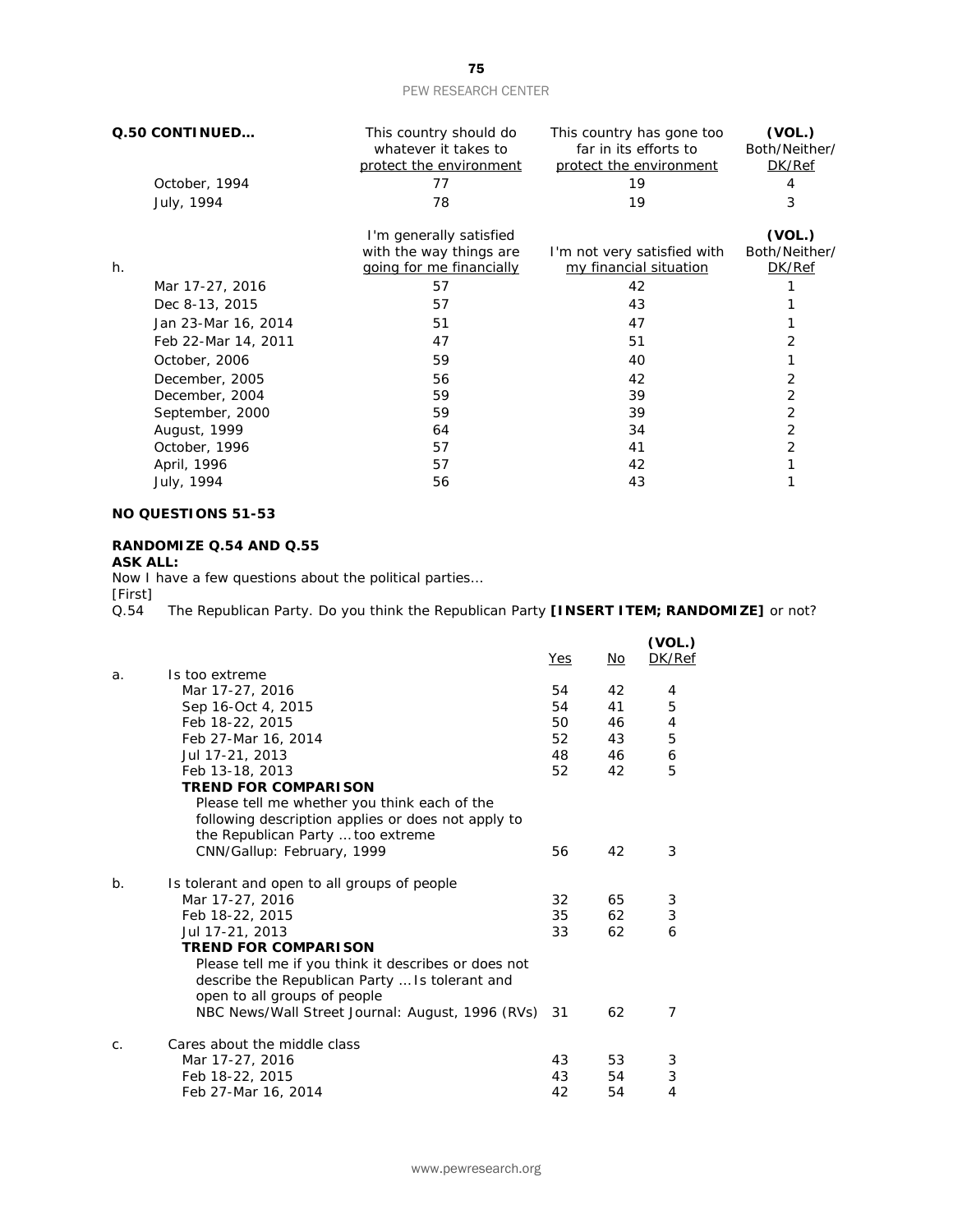**Q.50 CONTINUED…**

| | This country should do whatever it takes to protect the environment | This country has gone too far in its efforts to protect the environment | (VOL.) Both/Neither/ DK/Ref |
|---|---|---|---|
| October, 1994 | 77 | 19 | 4 |
| July, 1994 | 78 | 19 | 3 |

| h. | I'm generally satisfied with the way things are going for me financially | I'm not very satisfied with my financial situation | (VOL.) Both/Neither/ DK/Ref |
|---|---|---|---|
| Mar 17-27, 2016 | 57 | 42 | 1 |
| Dec 8-13, 2015 | 57 | 43 | 1 |
| Jan 23-Mar 16, 2014 | 51 | 47 | 1 |
| Feb 22-Mar 14, 2011 | 47 | 51 | 2 |
| October, 2006 | 59 | 40 | 1 |
| December, 2005 | 56 | 42 | 2 |
| December, 2004 | 59 | 39 | 2 |
| September, 2000 | 59 | 39 | 2 |
| August, 1999 | 64 | 34 | 2 |
| October, 1996 | 57 | 41 | 2 |
| April, 1996 | 57 | 42 | 1 |
| July, 1994 | 56 | 43 | 1 |

**NO QUESTIONS 51-53**

**RANDOMIZE Q.54 AND Q.55**
**ASK ALL:**
Now I have a few questions about the political parties...
[First]
Q.54 The Republican Party. Do you think the Republican Party **[INSERT ITEM; RANDOMIZE]** or not?

| | Yes | No | (VOL.) DK/Ref |
|---|---|---|---|
| a. Is too extreme | | | |
| Mar 17-27, 2016 | 54 | 42 | 4 |
| Sep 16-Oct 4, 2015 | 54 | 41 | 5 |
| Feb 18-22, 2015 | 50 | 46 | 4 |
| Feb 27-Mar 16, 2014 | 52 | 43 | 5 |
| Jul 17-21, 2013 | 48 | 46 | 6 |
| Feb 13-18, 2013 | 52 | 42 | 5 |
| **TREND FOR COMPARISON** | | | |
| Please tell me whether you think each of the following description applies or does not apply to the Republican Party … too extreme | | | |
| CNN/Gallup: February, 1999 | 56 | 42 | 3 |
| b. Is tolerant and open to all groups of people | | | |
| Mar 17-27, 2016 | 32 | 65 | 3 |
| Feb 18-22, 2015 | 35 | 62 | 3 |
| Jul 17-21, 2013 | 33 | 62 | 6 |
| **TREND FOR COMPARISON** | | | |
| Please tell me if you think it describes or does not describe the Republican Party … Is tolerant and open to all groups of people | | | |
| NBC News/Wall Street Journal: August, 1996 (RVs) | 31 | 62 | 7 |
| c. Cares about the middle class | | | |
| Mar 17-27, 2016 | 43 | 53 | 3 |
| Feb 18-22, 2015 | 43 | 54 | 3 |
| Feb 27-Mar 16, 2014 | 42 | 54 | 4 |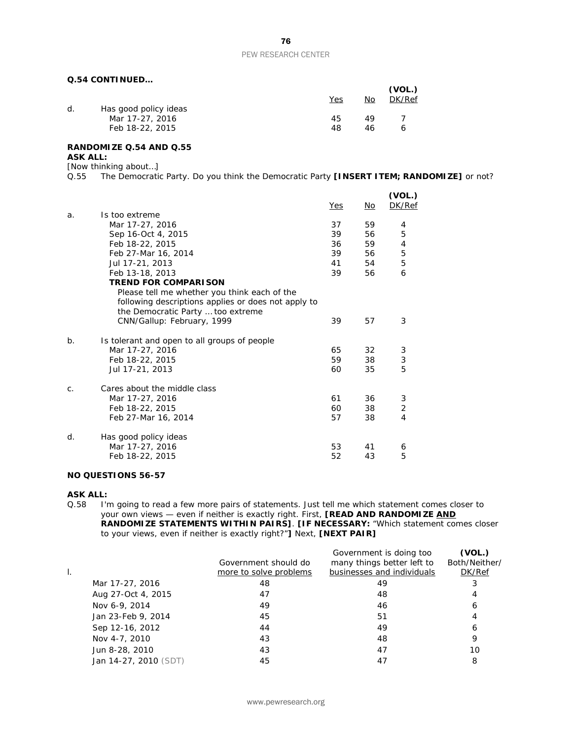**Q.54 CONTINUED…**

| | | Yes | No | (VOL.) DK/Ref |
|---|---|---|---|---|
| d. | Has good policy ideas | | | |
| | Mar 17-27, 2016 | 45 | 49 | 7 |
| | Feb 18-22, 2015 | 48 | 46 | 6 |

**RANDOMIZE Q.54 AND Q.55**
**ASK ALL:**
[Now thinking about…]
Q.55 The Democratic Party. Do you think the Democratic Party **[INSERT ITEM; RANDOMIZE]** or not?

| | | Yes | No | (VOL.) DK/Ref |
|---|---|---|---|---|
| a. | Is too extreme | | | |
| | Mar 17-27, 2016 | 37 | 59 | 4 |
| | Sep 16-Oct 4, 2015 | 39 | 56 | 5 |
| | Feb 18-22, 2015 | 36 | 59 | 4 |
| | Feb 27-Mar 16, 2014 | 39 | 56 | 5 |
| | Jul 17-21, 2013 | 41 | 54 | 5 |
| | Feb 13-18, 2013 | 39 | 56 | 6 |
| | **TREND FOR COMPARISON** | | | |
| | Please tell me whether you think each of the following descriptions applies or does not apply to the Democratic Party … too extreme | | | |
| | CNN/Gallup: February, 1999 | 39 | 57 | 3 |
| b. | Is tolerant and open to all groups of people | | | |
| | Mar 17-27, 2016 | 65 | 32 | 3 |
| | Feb 18-22, 2015 | 59 | 38 | 3 |
| | Jul 17-21, 2013 | 60 | 35 | 5 |
| c. | Cares about the middle class | | | |
| | Mar 17-27, 2016 | 61 | 36 | 3 |
| | Feb 18-22, 2015 | 60 | 38 | 2 |
| | Feb 27-Mar 16, 2014 | 57 | 38 | 4 |
| d. | Has good policy ideas | | | |
| | Mar 17-27, 2016 | 53 | 41 | 6 |
| | Feb 18-22, 2015 | 52 | 43 | 5 |

**NO QUESTIONS 56-57**

**ASK ALL:**
Q.58 I'm going to read a few more pairs of statements. Just tell me which statement comes closer to your own views — even if neither is exactly right. First, **[READ AND RANDOMIZE AND RANDOMIZE STATEMENTS WITHIN PAIRS]**. **[IF NECESSARY:** "Which statement comes closer to your views, even if neither is exactly right?"**]** Next, **[NEXT PAIR]**

| l. | Government should do more to solve problems | Government is doing too many things better left to businesses and individuals | (VOL.) Both/Neither/ DK/Ref |
|---|---|---|---|
| Mar 17-27, 2016 | 48 | 49 | 3 |
| Aug 27-Oct 4, 2015 | 47 | 48 | 4 |
| Nov 6-9, 2014 | 49 | 46 | 6 |
| Jan 23-Feb 9, 2014 | 45 | 51 | 4 |
| Sep 12-16, 2012 | 44 | 49 | 6 |
| Nov 4-7, 2010 | 43 | 48 | 9 |
| Jun 8-28, 2010 | 43 | 47 | 10 |
| Jan 14-27, 2010 (SDT) | 45 | 47 | 8 |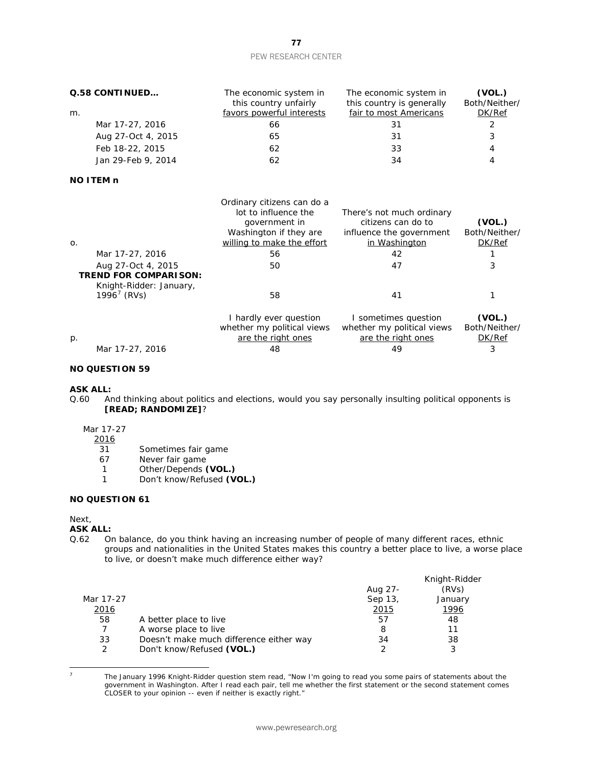**Q.58 CONTINUED…**

| m. | The economic system in this country unfairly favors powerful interests | The economic system in this country is generally fair to most Americans | (VOL.) Both/Neither/ DK/Ref |
|---|---|---|---|
| Mar 17-27, 2016 | 66 | 31 | 2 |
| Aug 27-Oct 4, 2015 | 65 | 31 | 3 |
| Feb 18-22, 2015 | 62 | 33 | 4 |
| Jan 29-Feb 9, 2014 | 62 | 34 | 4 |

**NO ITEM n**

| o. | Ordinary citizens can do a lot to influence the government in Washington if they are willing to make the effort | There's not much ordinary citizens can do to influence the government in Washington | (VOL.) Both/Neither/ DK/Ref |
|---|---|---|---|
| Mar 17-27, 2016 | 56 | 42 | 1 |
| Aug 27-Oct 4, 2015 | 50 | 47 | 3 |
| **TREND FOR COMPARISON:** | | | |
| Knight-Ridder: January, 1996[7] (RVs) | 58 | 41 | 1 |

| p. | I hardly ever question whether my political views are the right ones | I sometimes question whether my political views are the right ones | (VOL.) Both/Neither/ DK/Ref |
|---|---|---|---|
| Mar 17-27, 2016 | 48 | 49 | 3 |

**NO QUESTION 59**

**ASK ALL:**

Q.60 And thinking about politics and elections, would you say personally insulting political opponents is **[READ; RANDOMIZE]**?

| Mar 17-27 2016 | |
|---|---|
| 31 | Sometimes fair game |
| 67 | Never fair game |
| 1 | Other/Depends **(VOL.)** |
| 1 | Don't know/Refused **(VOL.)** |

**NO QUESTION 61**

Next,

**ASK ALL:**

Q.62 On balance, do you think having an increasing number of people of many different races, ethnic groups and nationalities in the United States makes this country a better place to live, a worse place to live, or doesn't make much difference either way?

| Mar 17-27 2016 | | Aug 27-Sep 13, 2015 | Knight-Ridder (RVs) January 1996 |
|---|---|---|---|
| 58 | A better place to live | 57 | 48 |
| 7 | A worse place to live | 8 | 11 |
| 33 | Doesn't make much difference either way | 34 | 38 |
| 2 | Don't know/Refused **(VOL.)** | 2 | 3 |

---

7 The January 1996 Knight-Ridder question stem read, "Now I'm going to read you some pairs of statements about the government in Washington. After I read each pair, tell me whether the first statement or the second statement comes CLOSER to your opinion -- even if neither is exactly right."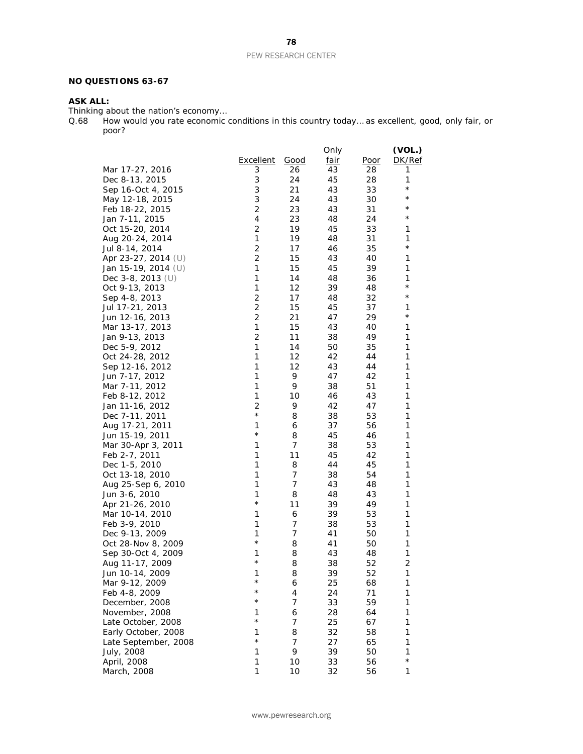**NO QUESTIONS 63-67**

**ASK ALL:**
Thinking about the nation's economy…
Q.68 How would you rate economic conditions in this country today… as excellent, good, only fair, or poor?

| | Excellent | Good | Only fair | Poor | (VOL.) DK/Ref |
|---|---|---|---|---|---|
| Mar 17-27, 2016 | 3 | 26 | 43 | 28 | 1 |
| Dec 8-13, 2015 | 3 | 24 | 45 | 28 | 1 |
| Sep 16-Oct 4, 2015 | 3 | 21 | 43 | 33 | * |
| May 12-18, 2015 | 3 | 24 | 43 | 30 | * |
| Feb 18-22, 2015 | 2 | 23 | 43 | 31 | * |
| Jan 7-11, 2015 | 4 | 23 | 48 | 24 | * |
| Oct 15-20, 2014 | 2 | 19 | 45 | 33 | 1 |
| Aug 20-24, 2014 | 1 | 19 | 48 | 31 | 1 |
| Jul 8-14, 2014 | 2 | 17 | 46 | 35 | * |
| Apr 23-27, 2014 (U) | 2 | 15 | 43 | 40 | 1 |
| Jan 15-19, 2014 (U) | 1 | 15 | 45 | 39 | 1 |
| Dec 3-8, 2013 (U) | 1 | 14 | 48 | 36 | 1 |
| Oct 9-13, 2013 | 1 | 12 | 39 | 48 | * |
| Sep 4-8, 2013 | 2 | 17 | 48 | 32 | * |
| Jul 17-21, 2013 | 2 | 15 | 45 | 37 | 1 |
| Jun 12-16, 2013 | 2 | 21 | 47 | 29 | * |
| Mar 13-17, 2013 | 1 | 15 | 43 | 40 | 1 |
| Jan 9-13, 2013 | 2 | 11 | 38 | 49 | 1 |
| Dec 5-9, 2012 | 1 | 14 | 50 | 35 | 1 |
| Oct 24-28, 2012 | 1 | 12 | 42 | 44 | 1 |
| Sep 12-16, 2012 | 1 | 12 | 43 | 44 | 1 |
| Jun 7-17, 2012 | 1 | 9 | 47 | 42 | 1 |
| Mar 7-11, 2012 | 1 | 9 | 38 | 51 | 1 |
| Feb 8-12, 2012 | 1 | 10 | 46 | 43 | 1 |
| Jan 11-16, 2012 | 2 | 9 | 42 | 47 | 1 |
| Dec 7-11, 2011 | * | 8 | 38 | 53 | 1 |
| Aug 17-21, 2011 | 1 | 6 | 37 | 56 | 1 |
| Jun 15-19, 2011 | * | 8 | 45 | 46 | 1 |
| Mar 30-Apr 3, 2011 | 1 | 7 | 38 | 53 | 1 |
| Feb 2-7, 2011 | 1 | 11 | 45 | 42 | 1 |
| Dec 1-5, 2010 | 1 | 8 | 44 | 45 | 1 |
| Oct 13-18, 2010 | 1 | 7 | 38 | 54 | 1 |
| Aug 25-Sep 6, 2010 | 1 | 7 | 43 | 48 | 1 |
| Jun 3-6, 2010 | 1 | 8 | 48 | 43 | 1 |
| Apr 21-26, 2010 | * | 11 | 39 | 49 | 1 |
| Mar 10-14, 2010 | 1 | 6 | 39 | 53 | 1 |
| Feb 3-9, 2010 | 1 | 7 | 38 | 53 | 1 |
| Dec 9-13, 2009 | 1 | 7 | 41 | 50 | 1 |
| Oct 28-Nov 8, 2009 | * | 8 | 41 | 50 | 1 |
| Sep 30-Oct 4, 2009 | 1 | 8 | 43 | 48 | 1 |
| Aug 11-17, 2009 | * | 8 | 38 | 52 | 2 |
| Jun 10-14, 2009 | 1 | 8 | 39 | 52 | 1 |
| Mar 9-12, 2009 | * | 6 | 25 | 68 | 1 |
| Feb 4-8, 2009 | * | 4 | 24 | 71 | 1 |
| December, 2008 | * | 7 | 33 | 59 | 1 |
| November, 2008 | 1 | 6 | 28 | 64 | 1 |
| Late October, 2008 | * | 7 | 25 | 67 | 1 |
| Early October, 2008 | 1 | 8 | 32 | 58 | 1 |
| Late September, 2008 | * | 7 | 27 | 65 | 1 |
| July, 2008 | 1 | 9 | 39 | 50 | 1 |
| April, 2008 | 1 | 10 | 33 | 56 | * |
| March, 2008 | 1 | 10 | 32 | 56 | 1 |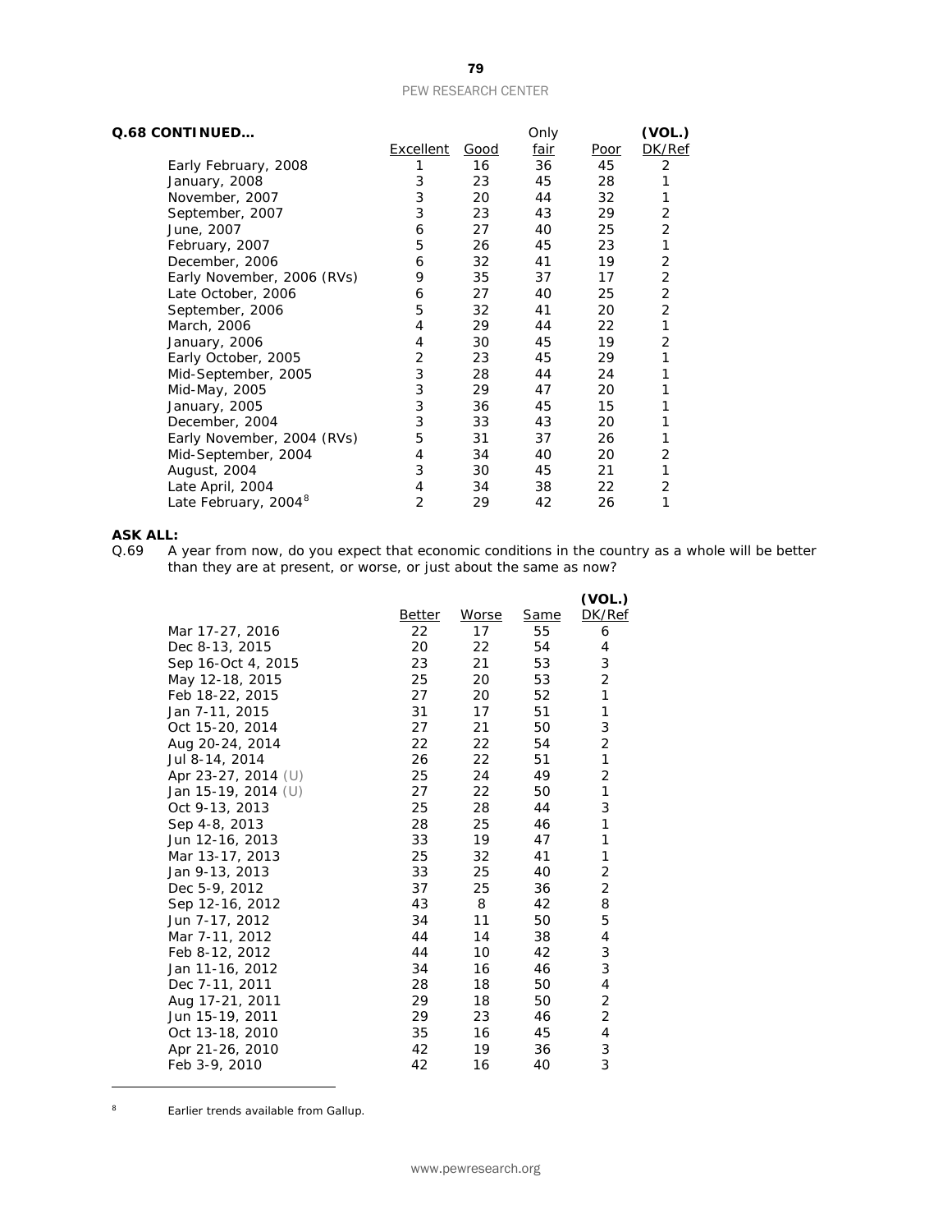**Q.68 CONTINUED…**

| | Excellent | Good | Only fair | Poor | (VOL.) DK/Ref |
|---|---|---|---|---|---|
| Early February, 2008 | 1 | 16 | 36 | 45 | 2 |
| January, 2008 | 3 | 23 | 45 | 28 | 1 |
| November, 2007 | 3 | 20 | 44 | 32 | 1 |
| September, 2007 | 3 | 23 | 43 | 29 | 2 |
| June, 2007 | 6 | 27 | 40 | 25 | 2 |
| February, 2007 | 5 | 26 | 45 | 23 | 1 |
| December, 2006 | 6 | 32 | 41 | 19 | 2 |
| Early November, 2006 (RVs) | 9 | 35 | 37 | 17 | 2 |
| Late October, 2006 | 6 | 27 | 40 | 25 | 2 |
| September, 2006 | 5 | 32 | 41 | 20 | 2 |
| March, 2006 | 4 | 29 | 44 | 22 | 1 |
| January, 2006 | 4 | 30 | 45 | 19 | 2 |
| Early October, 2005 | 2 | 23 | 45 | 29 | 1 |
| Mid-September, 2005 | 3 | 28 | 44 | 24 | 1 |
| Mid-May, 2005 | 3 | 29 | 47 | 20 | 1 |
| January, 2005 | 3 | 36 | 45 | 15 | 1 |
| December, 2004 | 3 | 33 | 43 | 20 | 1 |
| Early November, 2004 (RVs) | 5 | 31 | 37 | 26 | 1 |
| Mid-September, 2004 | 4 | 34 | 40 | 20 | 2 |
| August, 2004 | 3 | 30 | 45 | 21 | 1 |
| Late April, 2004 | 4 | 34 | 38 | 22 | 2 |
| Late February, 2004[8] | 2 | 29 | 42 | 26 | 1 |

**ASK ALL:**

Q.69 A year from now, do you expect that economic conditions in the country as a whole will be better than they are at present, or worse, or just about the same as now?

| | Better | Worse | Same | (VOL.) DK/Ref |
|---|---|---|---|---|
| Mar 17-27, 2016 | 22 | 17 | 55 | 6 |
| Dec 8-13, 2015 | 20 | 22 | 54 | 4 |
| Sep 16-Oct 4, 2015 | 23 | 21 | 53 | 3 |
| May 12-18, 2015 | 25 | 20 | 53 | 2 |
| Feb 18-22, 2015 | 27 | 20 | 52 | 1 |
| Jan 7-11, 2015 | 31 | 17 | 51 | 1 |
| Oct 15-20, 2014 | 27 | 21 | 50 | 3 |
| Aug 20-24, 2014 | 22 | 22 | 54 | 2 |
| Jul 8-14, 2014 | 26 | 22 | 51 | 1 |
| Apr 23-27, 2014 (U) | 25 | 24 | 49 | 2 |
| Jan 15-19, 2014 (U) | 27 | 22 | 50 | 1 |
| Oct 9-13, 2013 | 25 | 28 | 44 | 3 |
| Sep 4-8, 2013 | 28 | 25 | 46 | 1 |
| Jun 12-16, 2013 | 33 | 19 | 47 | 1 |
| Mar 13-17, 2013 | 25 | 32 | 41 | 1 |
| Jan 9-13, 2013 | 33 | 25 | 40 | 2 |
| Dec 5-9, 2012 | 37 | 25 | 36 | 2 |
| Sep 12-16, 2012 | 43 | 8 | 42 | 8 |
| Jun 7-17, 2012 | 34 | 11 | 50 | 5 |
| Mar 7-11, 2012 | 44 | 14 | 38 | 4 |
| Feb 8-12, 2012 | 44 | 10 | 42 | 3 |
| Jan 11-16, 2012 | 34 | 16 | 46 | 3 |
| Dec 7-11, 2011 | 28 | 18 | 50 | 4 |
| Aug 17-21, 2011 | 29 | 18 | 50 | 2 |
| Jun 15-19, 2011 | 29 | 23 | 46 | 2 |
| Oct 13-18, 2010 | 35 | 16 | 45 | 4 |
| Apr 21-26, 2010 | 42 | 19 | 36 | 3 |
| Feb 3-9, 2010 | 42 | 16 | 40 | 3 |

[8] Earlier trends available from Gallup.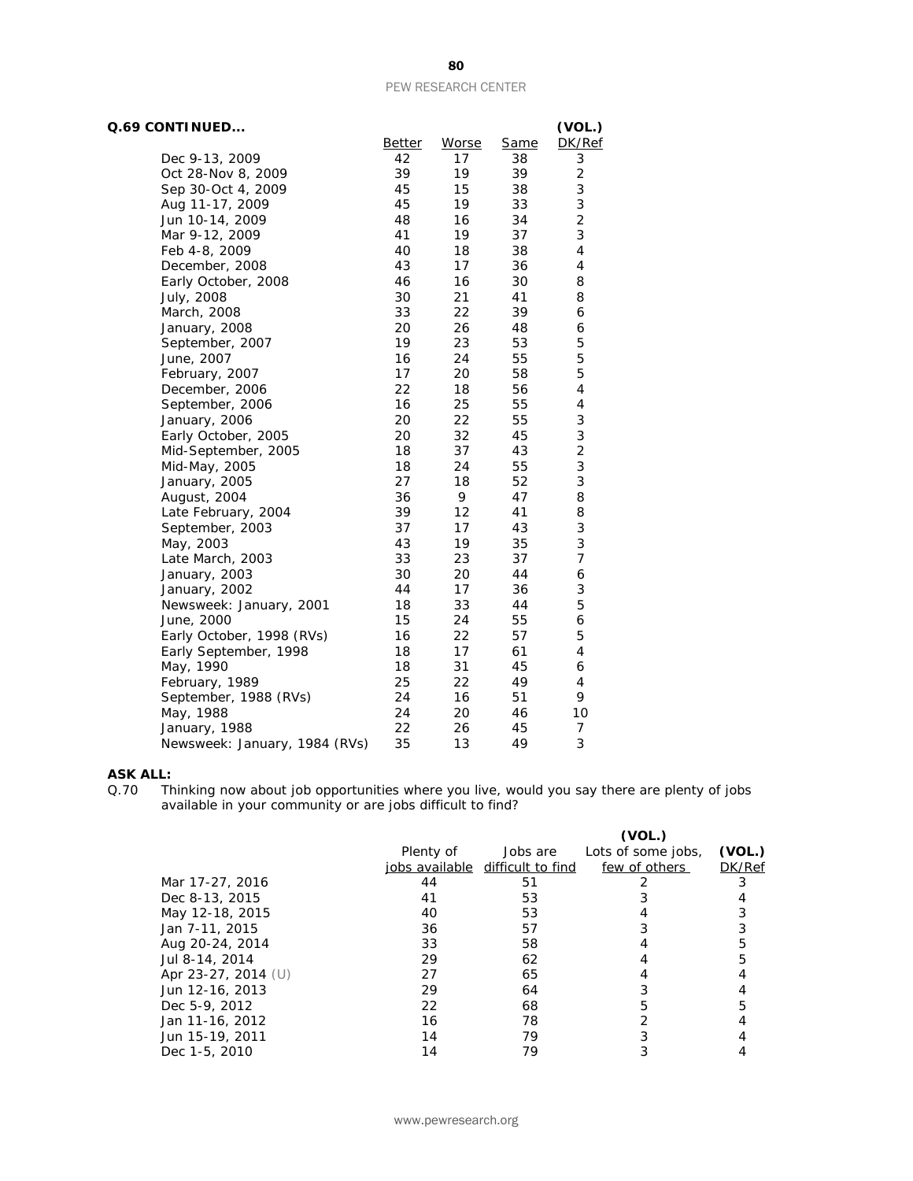**Q.69 CONTINUED...**

| | Better | Worse | Same | (VOL.) DK/Ref |
|---|---|---|---|---|
| Dec 9-13, 2009 | 42 | 17 | 38 | 3 |
| Oct 28-Nov 8, 2009 | 39 | 19 | 39 | 2 |
| Sep 30-Oct 4, 2009 | 45 | 15 | 38 | 3 |
| Aug 11-17, 2009 | 45 | 19 | 33 | 3 |
| Jun 10-14, 2009 | 48 | 16 | 34 | 2 |
| Mar 9-12, 2009 | 41 | 19 | 37 | 3 |
| Feb 4-8, 2009 | 40 | 18 | 38 | 4 |
| December, 2008 | 43 | 17 | 36 | 4 |
| Early October, 2008 | 46 | 16 | 30 | 8 |
| July, 2008 | 30 | 21 | 41 | 8 |
| March, 2008 | 33 | 22 | 39 | 6 |
| January, 2008 | 20 | 26 | 48 | 6 |
| September, 2007 | 19 | 23 | 53 | 5 |
| June, 2007 | 16 | 24 | 55 | 5 |
| February, 2007 | 17 | 20 | 58 | 5 |
| December, 2006 | 22 | 18 | 56 | 4 |
| September, 2006 | 16 | 25 | 55 | 4 |
| January, 2006 | 20 | 22 | 55 | 3 |
| Early October, 2005 | 20 | 32 | 45 | 3 |
| Mid-September, 2005 | 18 | 37 | 43 | 2 |
| Mid-May, 2005 | 18 | 24 | 55 | 3 |
| January, 2005 | 27 | 18 | 52 | 3 |
| August, 2004 | 36 | 9 | 47 | 8 |
| Late February, 2004 | 39 | 12 | 41 | 8 |
| September, 2003 | 37 | 17 | 43 | 3 |
| May, 2003 | 43 | 19 | 35 | 3 |
| Late March, 2003 | 33 | 23 | 37 | 7 |
| January, 2003 | 30 | 20 | 44 | 6 |
| January, 2002 | 44 | 17 | 36 | 3 |
| Newsweek: January, 2001 | 18 | 33 | 44 | 5 |
| June, 2000 | 15 | 24 | 55 | 6 |
| Early October, 1998 (RVs) | 16 | 22 | 57 | 5 |
| Early September, 1998 | 18 | 17 | 61 | 4 |
| May, 1990 | 18 | 31 | 45 | 6 |
| February, 1989 | 25 | 22 | 49 | 4 |
| September, 1988 (RVs) | 24 | 16 | 51 | 9 |
| May, 1988 | 24 | 20 | 46 | 10 |
| January, 1988 | 22 | 26 | 45 | 7 |
| Newsweek: January, 1984 (RVs) | 35 | 13 | 49 | 3 |

**ASK ALL:**

Q.70 Thinking now about job opportunities where you live, would you say there are plenty of jobs available in your community or are jobs difficult to find?

| | Plenty of jobs available | Jobs are difficult to find | (VOL.) Lots of some jobs, few of others | (VOL.) DK/Ref |
|---|---|---|---|---|
| Mar 17-27, 2016 | 44 | 51 | 2 | 3 |
| Dec 8-13, 2015 | 41 | 53 | 3 | 4 |
| May 12-18, 2015 | 40 | 53 | 4 | 3 |
| Jan 7-11, 2015 | 36 | 57 | 3 | 3 |
| Aug 20-24, 2014 | 33 | 58 | 4 | 5 |
| Jul 8-14, 2014 | 29 | 62 | 4 | 5 |
| Apr 23-27, 2014 (U) | 27 | 65 | 4 | 4 |
| Jun 12-16, 2013 | 29 | 64 | 3 | 4 |
| Dec 5-9, 2012 | 22 | 68 | 5 | 5 |
| Jan 11-16, 2012 | 16 | 78 | 2 | 4 |
| Jun 15-19, 2011 | 14 | 79 | 3 | 4 |
| Dec 1-5, 2010 | 14 | 79 | 3 | 4 |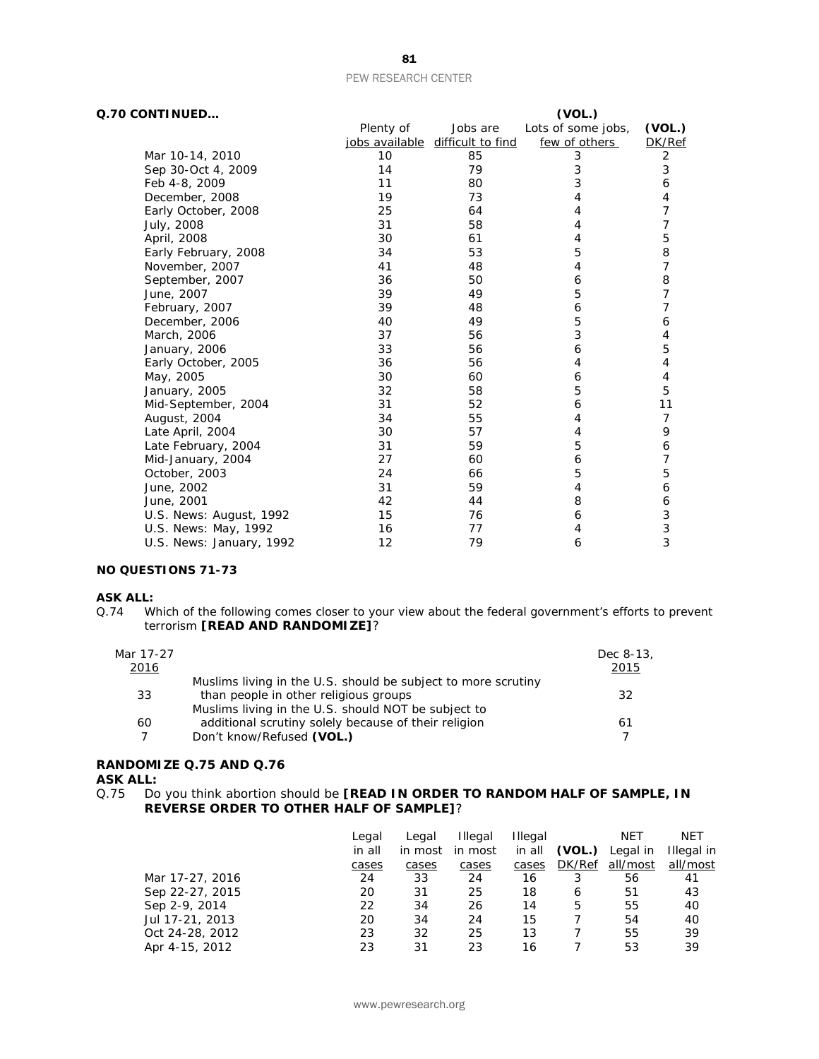**Q.70 CONTINUED…**

| | Plenty of jobs available | Jobs are difficult to find | (VOL.) Lots of some jobs, few of others | (VOL.) DK/Ref |
|---|---|---|---|---|
| Mar 10-14, 2010 | 10 | 85 | 3 | 2 |
| Sep 30-Oct 4, 2009 | 14 | 79 | 3 | 3 |
| Feb 4-8, 2009 | 11 | 80 | 3 | 6 |
| December, 2008 | 19 | 73 | 4 | 4 |
| Early October, 2008 | 25 | 64 | 4 | 7 |
| July, 2008 | 31 | 58 | 4 | 7 |
| April, 2008 | 30 | 61 | 4 | 5 |
| Early February, 2008 | 34 | 53 | 5 | 8 |
| November, 2007 | 41 | 48 | 4 | 7 |
| September, 2007 | 36 | 50 | 6 | 8 |
| June, 2007 | 39 | 49 | 5 | 7 |
| February, 2007 | 39 | 48 | 6 | 7 |
| December, 2006 | 40 | 49 | 5 | 6 |
| March, 2006 | 37 | 56 | 3 | 4 |
| January, 2006 | 33 | 56 | 6 | 5 |
| Early October, 2005 | 36 | 56 | 4 | 4 |
| May, 2005 | 30 | 60 | 6 | 4 |
| January, 2005 | 32 | 58 | 5 | 5 |
| Mid-September, 2004 | 31 | 52 | 6 | 11 |
| August, 2004 | 34 | 55 | 4 | 7 |
| Late April, 2004 | 30 | 57 | 4 | 9 |
| Late February, 2004 | 31 | 59 | 5 | 6 |
| Mid-January, 2004 | 27 | 60 | 6 | 7 |
| October, 2003 | 24 | 66 | 5 | 5 |
| June, 2002 | 31 | 59 | 4 | 6 |
| June, 2001 | 42 | 44 | 8 | 6 |
| U.S. News: August, 1992 | 15 | 76 | 6 | 3 |
| U.S. News: May, 1992 | 16 | 77 | 4 | 3 |
| U.S. News: January, 1992 | 12 | 79 | 6 | 3 |

**NO QUESTIONS 71-73**

**ASK ALL:**

Q.74 Which of the following comes closer to your view about the federal government's efforts to prevent terrorism **[READ AND RANDOMIZE]**?

| Mar 17-27 2016 | | Dec 8-13, 2015 |
|---|---|---|
| 33 | Muslims living in the U.S. should be subject to more scrutiny than people in other religious groups | 32 |
| 60 | Muslims living in the U.S. should NOT be subject to additional scrutiny solely because of their religion | 61 |
| 7 | Don't know/Refused **(VOL.)** | 7 |

**RANDOMIZE Q.75 AND Q.76**

**ASK ALL:**

Q.75 Do you think abortion should be **[READ IN ORDER TO RANDOM HALF OF SAMPLE, IN REVERSE ORDER TO OTHER HALF OF SAMPLE]**?

| | Legal in all cases | Legal in most cases | Illegal in most cases | Illegal in all cases | (VOL.) DK/Ref | NET Legal in all/most | NET Illegal in all/most |
|---|---|---|---|---|---|---|---|
| Mar 17-27, 2016 | 24 | 33 | 24 | 16 | 3 | 56 | 41 |
| Sep 22-27, 2015 | 20 | 31 | 25 | 18 | 6 | 51 | 43 |
| Sep 2-9, 2014 | 22 | 34 | 26 | 14 | 5 | 55 | 40 |
| Jul 17-21, 2013 | 20 | 34 | 24 | 15 | 7 | 54 | 40 |
| Oct 24-28, 2012 | 23 | 32 | 25 | 13 | 7 | 55 | 39 |
| Apr 4-15, 2012 | 23 | 31 | 23 | 16 | 7 | 53 | 39 |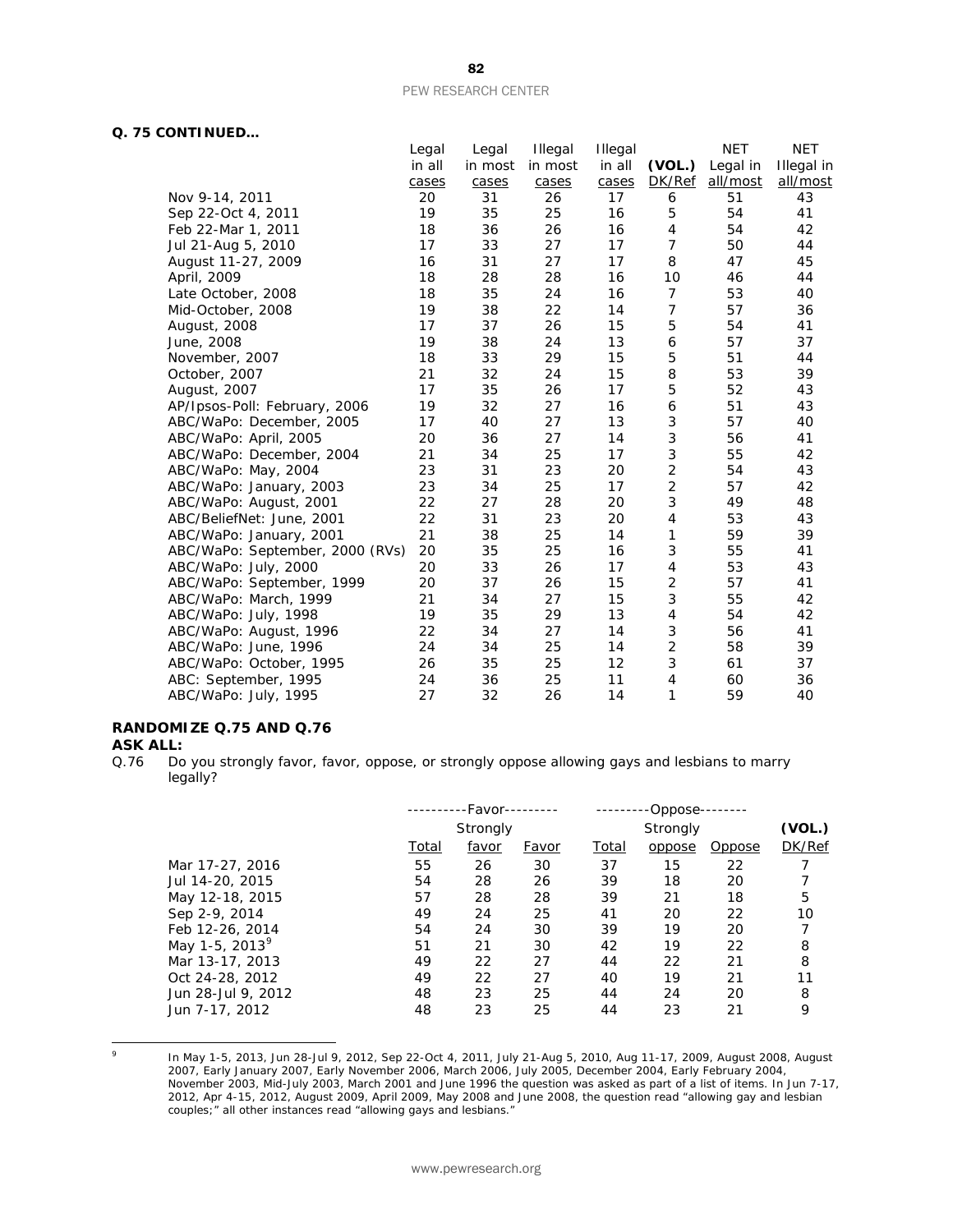**Q. 75 CONTINUED…**

| | Legal in all cases | Legal in most cases | Illegal in most cases | Illegal in all cases | (VOL.) DK/Ref | NET Legal in all/most | NET Illegal in all/most |
|---|---|---|---|---|---|---|---|
| Nov 9-14, 2011 | 20 | 31 | 26 | 17 | 6 | 51 | 43 |
| Sep 22-Oct 4, 2011 | 19 | 35 | 25 | 16 | 5 | 54 | 41 |
| Feb 22-Mar 1, 2011 | 18 | 36 | 26 | 16 | 4 | 54 | 42 |
| Jul 21-Aug 5, 2010 | 17 | 33 | 27 | 17 | 7 | 50 | 44 |
| August 11-27, 2009 | 16 | 31 | 27 | 17 | 8 | 47 | 45 |
| April, 2009 | 18 | 28 | 28 | 16 | 10 | 46 | 44 |
| Late October, 2008 | 18 | 35 | 24 | 16 | 7 | 53 | 40 |
| Mid-October, 2008 | 19 | 38 | 22 | 14 | 7 | 57 | 36 |
| August, 2008 | 17 | 37 | 26 | 15 | 5 | 54 | 41 |
| June, 2008 | 19 | 38 | 24 | 13 | 6 | 57 | 37 |
| November, 2007 | 18 | 33 | 29 | 15 | 5 | 51 | 44 |
| October, 2007 | 21 | 32 | 24 | 15 | 8 | 53 | 39 |
| August, 2007 | 17 | 35 | 26 | 17 | 5 | 52 | 43 |
| AP/Ipsos-Poll: February, 2006 | 19 | 32 | 27 | 16 | 6 | 51 | 43 |
| ABC/WaPo: December, 2005 | 17 | 40 | 27 | 13 | 3 | 57 | 40 |
| ABC/WaPo: April, 2005 | 20 | 36 | 27 | 14 | 3 | 56 | 41 |
| ABC/WaPo: December, 2004 | 21 | 34 | 25 | 17 | 3 | 55 | 42 |
| ABC/WaPo: May, 2004 | 23 | 31 | 23 | 20 | 2 | 54 | 43 |
| ABC/WaPo: January, 2003 | 23 | 34 | 25 | 17 | 2 | 57 | 42 |
| ABC/WaPo: August, 2001 | 22 | 27 | 28 | 20 | 3 | 49 | 48 |
| ABC/BeliefNet: June, 2001 | 22 | 31 | 23 | 20 | 4 | 53 | 43 |
| ABC/WaPo: January, 2001 | 21 | 38 | 25 | 14 | 1 | 59 | 39 |
| ABC/WaPo: September, 2000 (RVs) | 20 | 35 | 25 | 16 | 3 | 55 | 41 |
| ABC/WaPo: July, 2000 | 20 | 33 | 26 | 17 | 4 | 53 | 43 |
| ABC/WaPo: September, 1999 | 20 | 37 | 26 | 15 | 2 | 57 | 41 |
| ABC/WaPo: March, 1999 | 21 | 34 | 27 | 15 | 3 | 55 | 42 |
| ABC/WaPo: July, 1998 | 19 | 35 | 29 | 13 | 4 | 54 | 42 |
| ABC/WaPo: August, 1996 | 22 | 34 | 27 | 14 | 3 | 56 | 41 |
| ABC/WaPo: June, 1996 | 24 | 34 | 25 | 14 | 2 | 58 | 39 |
| ABC/WaPo: October, 1995 | 26 | 35 | 25 | 12 | 3 | 61 | 37 |
| ABC: September, 1995 | 24 | 36 | 25 | 11 | 4 | 60 | 36 |
| ABC/WaPo: July, 1995 | 27 | 32 | 26 | 14 | 1 | 59 | 40 |

**RANDOMIZE Q.75 AND Q.76**

**ASK ALL:**

Q.76 Do you strongly favor, favor, oppose, or strongly oppose allowing gays and lesbians to marry legally?

| | ----------Favor--------- | | | ---------Oppose-------- | | | |
|---|---|---|---|---|---|---|---|
| | Total | Strongly favor | Favor | Total | Strongly oppose | Oppose | (VOL.) DK/Ref |
| Mar 17-27, 2016 | 55 | 26 | 30 | 37 | 15 | 22 | 7 |
| Jul 14-20, 2015 | 54 | 28 | 26 | 39 | 18 | 20 | 7 |
| May 12-18, 2015 | 57 | 28 | 28 | 39 | 21 | 18 | 5 |
| Sep 2-9, 2014 | 49 | 24 | 25 | 41 | 20 | 22 | 10 |
| Feb 12-26, 2014 | 54 | 24 | 30 | 39 | 19 | 20 | 7 |
| May 1-5, 2013[9] | 51 | 21 | 30 | 42 | 19 | 22 | 8 |
| Mar 13-17, 2013 | 49 | 22 | 27 | 44 | 22 | 21 | 8 |
| Oct 24-28, 2012 | 49 | 22 | 27 | 40 | 19 | 21 | 11 |
| Jun 28-Jul 9, 2012 | 48 | 23 | 25 | 44 | 24 | 20 | 8 |
| Jun 7-17, 2012 | 48 | 23 | 25 | 44 | 23 | 21 | 9 |

[9] In May 1-5, 2013, Jun 28-Jul 9, 2012, Sep 22-Oct 4, 2011, July 21-Aug 5, 2010, Aug 11-17, 2009, August 2008, August 2007, Early January 2007, Early November 2006, March 2006, July 2005, December 2004, Early February 2004, November 2003, Mid-July 2003, March 2001 and June 1996 the question was asked as part of a list of items. In Jun 7-17, 2012, Apr 4-15, 2012, August 2009, April 2009, May 2008 and June 2008, the question read "allowing gay and lesbian couples;" all other instances read "allowing gays and lesbians."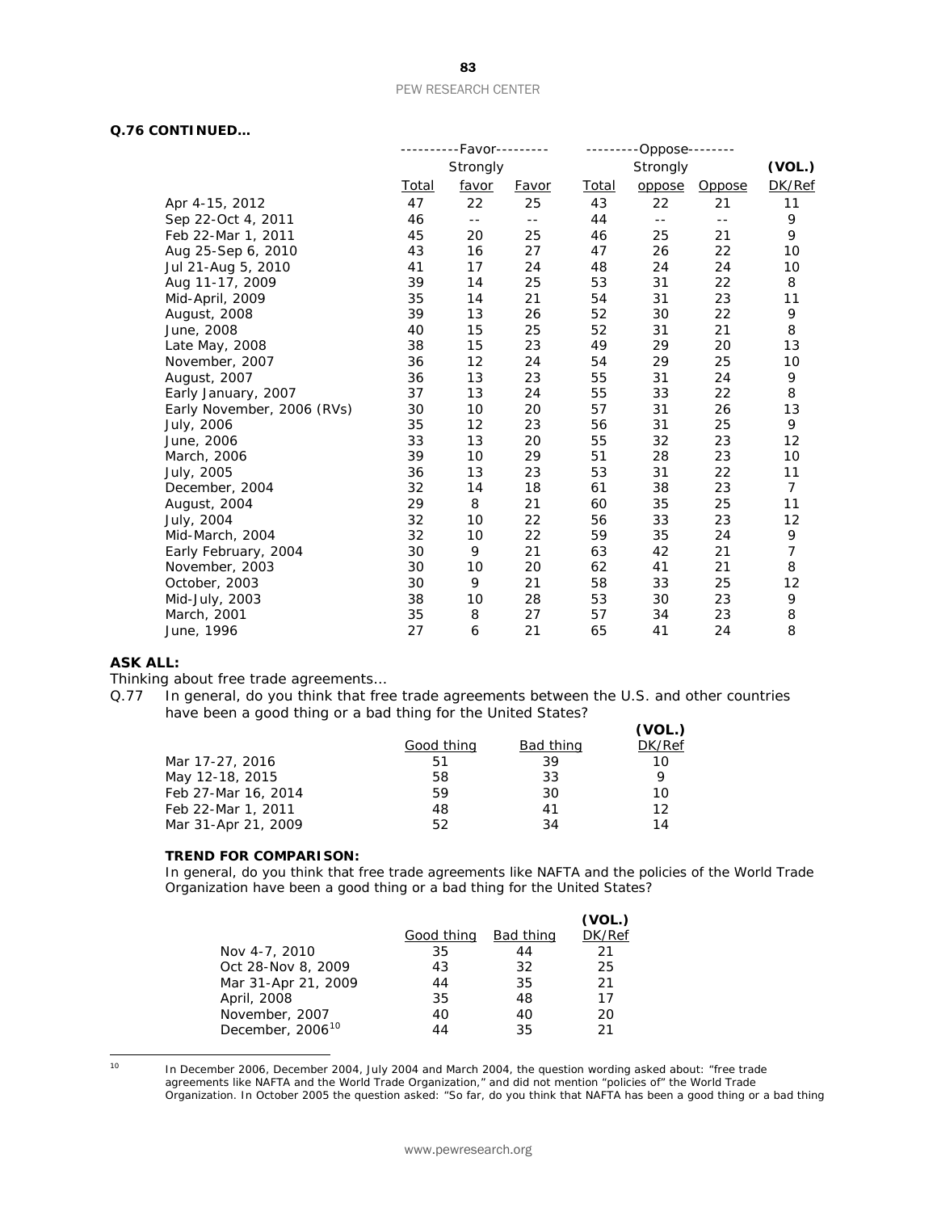**Q.76 CONTINUED…**

| | ----------Favor--------- | | | ---------Oppose-------- | | | (VOL.) |
|---|---|---|---|---|---|---|---|
| | Total | Strongly favor | Favor | Total | Strongly oppose | Oppose | DK/Ref |
| Apr 4-15, 2012 | 47 | 22 | 25 | 43 | 22 | 21 | 11 |
| Sep 22-Oct 4, 2011 | 46 | -- | -- | 44 | -- | -- | 9 |
| Feb 22-Mar 1, 2011 | 45 | 20 | 25 | 46 | 25 | 21 | 9 |
| Aug 25-Sep 6, 2010 | 43 | 16 | 27 | 47 | 26 | 22 | 10 |
| Jul 21-Aug 5, 2010 | 41 | 17 | 24 | 48 | 24 | 24 | 10 |
| Aug 11-17, 2009 | 39 | 14 | 25 | 53 | 31 | 22 | 8 |
| Mid-April, 2009 | 35 | 14 | 21 | 54 | 31 | 23 | 11 |
| August, 2008 | 39 | 13 | 26 | 52 | 30 | 22 | 9 |
| June, 2008 | 40 | 15 | 25 | 52 | 31 | 21 | 8 |
| Late May, 2008 | 38 | 15 | 23 | 49 | 29 | 20 | 13 |
| November, 2007 | 36 | 12 | 24 | 54 | 29 | 25 | 10 |
| August, 2007 | 36 | 13 | 23 | 55 | 31 | 24 | 9 |
| Early January, 2007 | 37 | 13 | 24 | 55 | 33 | 22 | 8 |
| Early November, 2006 (RVs) | 30 | 10 | 20 | 57 | 31 | 26 | 13 |
| July, 2006 | 35 | 12 | 23 | 56 | 31 | 25 | 9 |
| June, 2006 | 33 | 13 | 20 | 55 | 32 | 23 | 12 |
| March, 2006 | 39 | 10 | 29 | 51 | 28 | 23 | 10 |
| July, 2005 | 36 | 13 | 23 | 53 | 31 | 22 | 11 |
| December, 2004 | 32 | 14 | 18 | 61 | 38 | 23 | 7 |
| August, 2004 | 29 | 8 | 21 | 60 | 35 | 25 | 11 |
| July, 2004 | 32 | 10 | 22 | 56 | 33 | 23 | 12 |
| Mid-March, 2004 | 32 | 10 | 22 | 59 | 35 | 24 | 9 |
| Early February, 2004 | 30 | 9 | 21 | 63 | 42 | 21 | 7 |
| November, 2003 | 30 | 10 | 20 | 62 | 41 | 21 | 8 |
| October, 2003 | 30 | 9 | 21 | 58 | 33 | 25 | 12 |
| Mid-July, 2003 | 38 | 10 | 28 | 53 | 30 | 23 | 9 |
| March, 2001 | 35 | 8 | 27 | 57 | 34 | 23 | 8 |
| June, 1996 | 27 | 6 | 21 | 65 | 41 | 24 | 8 |

**ASK ALL:**

*Thinking about free trade agreements…*

Q.77 In general, do you think that free trade agreements between the U.S. and other countries have been a good thing or a bad thing for the United States?

| | Good thing | Bad thing | (VOL.) DK/Ref |
|---|---|---|---|
| Mar 17-27, 2016 | 51 | 39 | 10 |
| May 12-18, 2015 | 58 | 33 | 9 |
| Feb 27-Mar 16, 2014 | 59 | 30 | 10 |
| Feb 22-Mar 1, 2011 | 48 | 41 | 12 |
| Mar 31-Apr 21, 2009 | 52 | 34 | 14 |

**TREND FOR COMPARISON:**

In general, do you think that free trade agreements like NAFTA and the policies of the World Trade Organization have been a good thing or a bad thing for the United States?

| | Good thing | Bad thing | (VOL.) DK/Ref |
|---|---|---|---|
| Nov 4-7, 2010 | 35 | 44 | 21 |
| Oct 28-Nov 8, 2009 | 43 | 32 | 25 |
| Mar 31-Apr 21, 2009 | 44 | 35 | 21 |
| April, 2008 | 35 | 48 | 17 |
| November, 2007 | 40 | 40 | 20 |
| December, 2006[10] | 44 | 35 | 21 |

[10] In December 2006, December 2004, July 2004 and March 2004, the question wording asked about: "free trade agreements like NAFTA and the World Trade Organization," and did not mention "policies of" the World Trade Organization. In October 2005 the question asked: "So far, do you think that NAFTA has been a good thing or a bad thing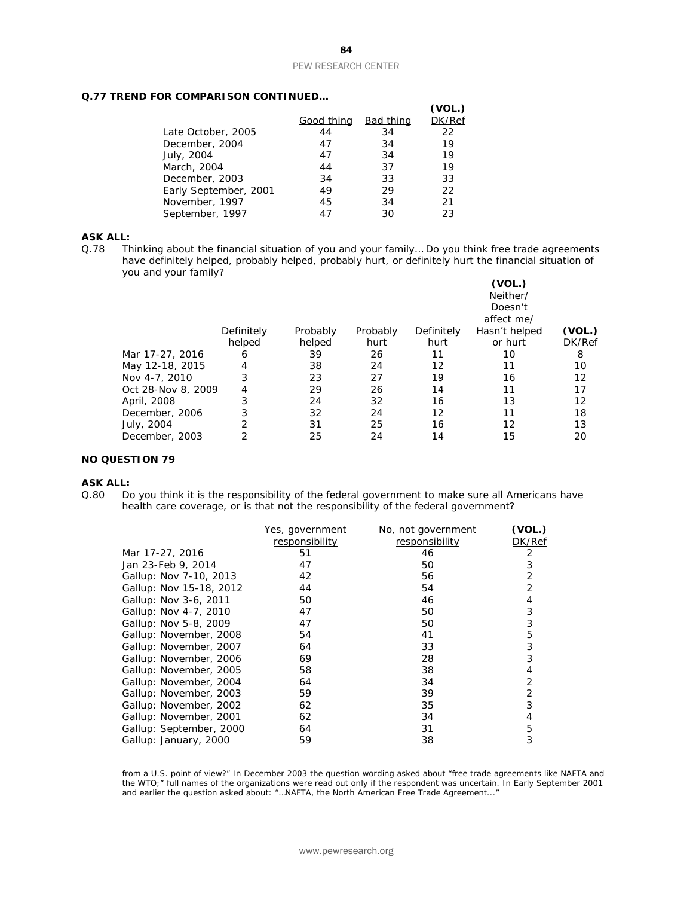**Q.77 TREND FOR COMPARISON CONTINUED…**

| | Good thing | Bad thing | (VOL.) DK/Ref |
|---|---|---|---|
| Late October, 2005 | 44 | 34 | 22 |
| December, 2004 | 47 | 34 | 19 |
| July, 2004 | 47 | 34 | 19 |
| March, 2004 | 44 | 37 | 19 |
| December, 2003 | 34 | 33 | 33 |
| Early September, 2001 | 49 | 29 | 22 |
| November, 1997 | 45 | 34 | 21 |
| September, 1997 | 47 | 30 | 23 |

**ASK ALL:**

Q.78 Thinking about the financial situation of you and your family… Do you think free trade agreements have definitely helped, probably helped, probably hurt, or definitely hurt the financial situation of you and your family?

| | Definitely helped | Probably helped | Probably hurt | Definitely hurt | (VOL.) Neither/ Doesn't affect me/ Hasn't helped or hurt | (VOL.) DK/Ref |
|---|---|---|---|---|---|---|
| Mar 17-27, 2016 | 6 | 39 | 26 | 11 | 10 | 8 |
| May 12-18, 2015 | 4 | 38 | 24 | 12 | 11 | 10 |
| Nov 4-7, 2010 | 3 | 23 | 27 | 19 | 16 | 12 |
| Oct 28-Nov 8, 2009 | 4 | 29 | 26 | 14 | 11 | 17 |
| April, 2008 | 3 | 24 | 32 | 16 | 13 | 12 |
| December, 2006 | 3 | 32 | 24 | 12 | 11 | 18 |
| July, 2004 | 2 | 31 | 25 | 16 | 12 | 13 |
| December, 2003 | 2 | 25 | 24 | 14 | 15 | 20 |

**NO QUESTION 79**

**ASK ALL:**

Q.80 Do you think it is the responsibility of the federal government to make sure all Americans have health care coverage, or is that not the responsibility of the federal government?

| | Yes, government responsibility | No, not government responsibility | (VOL.) DK/Ref |
|---|---|---|---|
| Mar 17-27, 2016 | 51 | 46 | 2 |
| Jan 23-Feb 9, 2014 | 47 | 50 | 3 |
| Gallup: Nov 7-10, 2013 | 42 | 56 | 2 |
| Gallup: Nov 15-18, 2012 | 44 | 54 | 2 |
| Gallup: Nov 3-6, 2011 | 50 | 46 | 4 |
| Gallup: Nov 4-7, 2010 | 47 | 50 | 3 |
| Gallup: Nov 5-8, 2009 | 47 | 50 | 3 |
| Gallup: November, 2008 | 54 | 41 | 5 |
| Gallup: November, 2007 | 64 | 33 | 3 |
| Gallup: November, 2006 | 69 | 28 | 3 |
| Gallup: November, 2005 | 58 | 38 | 4 |
| Gallup: November, 2004 | 64 | 34 | 2 |
| Gallup: November, 2003 | 59 | 39 | 2 |
| Gallup: November, 2002 | 62 | 35 | 3 |
| Gallup: November, 2001 | 62 | 34 | 4 |
| Gallup: September, 2000 | 64 | 31 | 5 |
| Gallup: January, 2000 | 59 | 38 | 3 |

---

from a U.S. point of view?" In December 2003 the question wording asked about "free trade agreements like NAFTA and the WTO;" full names of the organizations were read out only if the respondent was uncertain. In Early September 2001 and earlier the question asked about: "…NAFTA, the North American Free Trade Agreement..."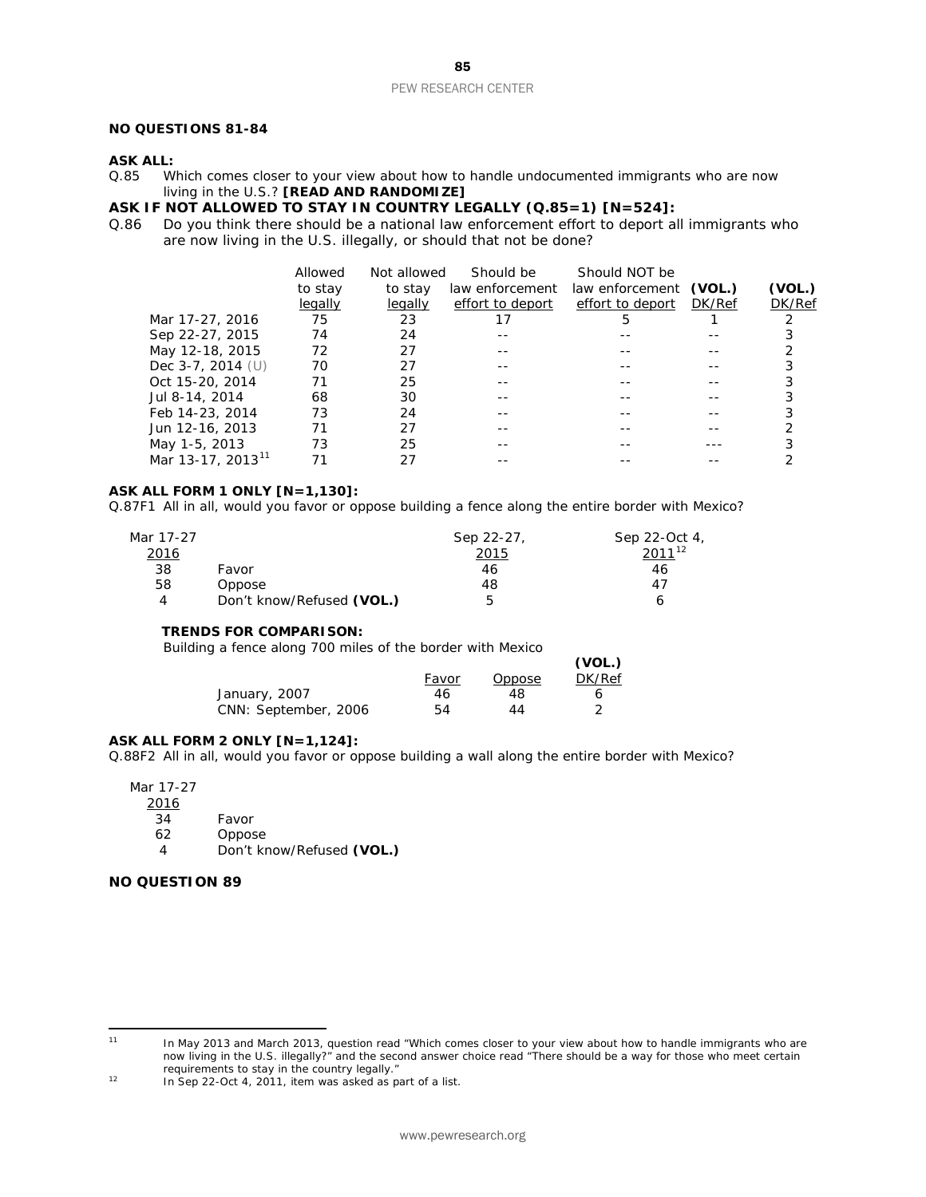**NO QUESTIONS 81-84**

**ASK ALL:**

Q.85 Which comes closer to your view about how to handle undocumented immigrants who are now living in the U.S.? **[READ AND RANDOMIZE]**

**ASK IF NOT ALLOWED TO STAY IN COUNTRY LEGALLY (Q.85=1) [N=524]:**

Q.86 Do you think there should be a national law enforcement effort to deport all immigrants who are now living in the U.S. illegally, or should that not be done?

| | Allowed to stay legally | Not allowed to stay legally | Should be law enforcement effort to deport | Should NOT be law enforcement effort to deport | (VOL.) DK/Ref | (VOL.) DK/Ref |
|---|---|---|---|---|---|---|
| Mar 17-27, 2016 | 75 | 23 | 17 | 5 | 1 | 2 |
| Sep 22-27, 2015 | 74 | 24 | -- | -- | -- | 3 |
| May 12-18, 2015 | 72 | 27 | -- | -- | -- | 2 |
| Dec 3-7, 2014 (U) | 70 | 27 | -- | -- | -- | 3 |
| Oct 15-20, 2014 | 71 | 25 | -- | -- | -- | 3 |
| Jul 8-14, 2014 | 68 | 30 | -- | -- | -- | 3 |
| Feb 14-23, 2014 | 73 | 24 | -- | -- | -- | 3 |
| Jun 12-16, 2013 | 71 | 27 | -- | -- | -- | 2 |
| May 1-5, 2013 | 73 | 25 | -- | -- | --- | 3 |
| Mar 13-17, 2013[11] | 71 | 27 | -- | -- | -- | 2 |

**ASK ALL FORM 1 ONLY [N=1,130]:**

Q.87F1 All in all, would you favor or oppose building a fence along the entire border with Mexico?

| Mar 17-27 2016 | | Sep 22-27, 2015 | Sep 22-Oct 4, 2011[12] |
|---|---|---|---|
| 38 | Favor | 46 | 46 |
| 58 | Oppose | 48 | 47 |
| 4 | Don't know/Refused **(VOL.)** | 5 | 6 |

**TRENDS FOR COMPARISON:**

Building a fence along 700 miles of the border with Mexico

| | Favor | Oppose | (VOL.) DK/Ref |
|---|---|---|---|
| January, 2007 | 46 | 48 | 6 |
| CNN: September, 2006 | 54 | 44 | 2 |

**ASK ALL FORM 2 ONLY [N=1,124]:**

Q.88F2 All in all, would you favor or oppose building a wall along the entire border with Mexico?

| Mar 17-27 2016 | |
|---|---|
| 34 | Favor |
| 62 | Oppose |
| 4 | Don't know/Refused **(VOL.)** |

**NO QUESTION 89**

---

[11] In May 2013 and March 2013, question read "Which comes closer to your view about how to handle immigrants who are now living in the U.S. illegally?" and the second answer choice read "There should be a way for those who meet certain requirements to stay in the country legally."

[12] In Sep 22-Oct 4, 2011, item was asked as part of a list.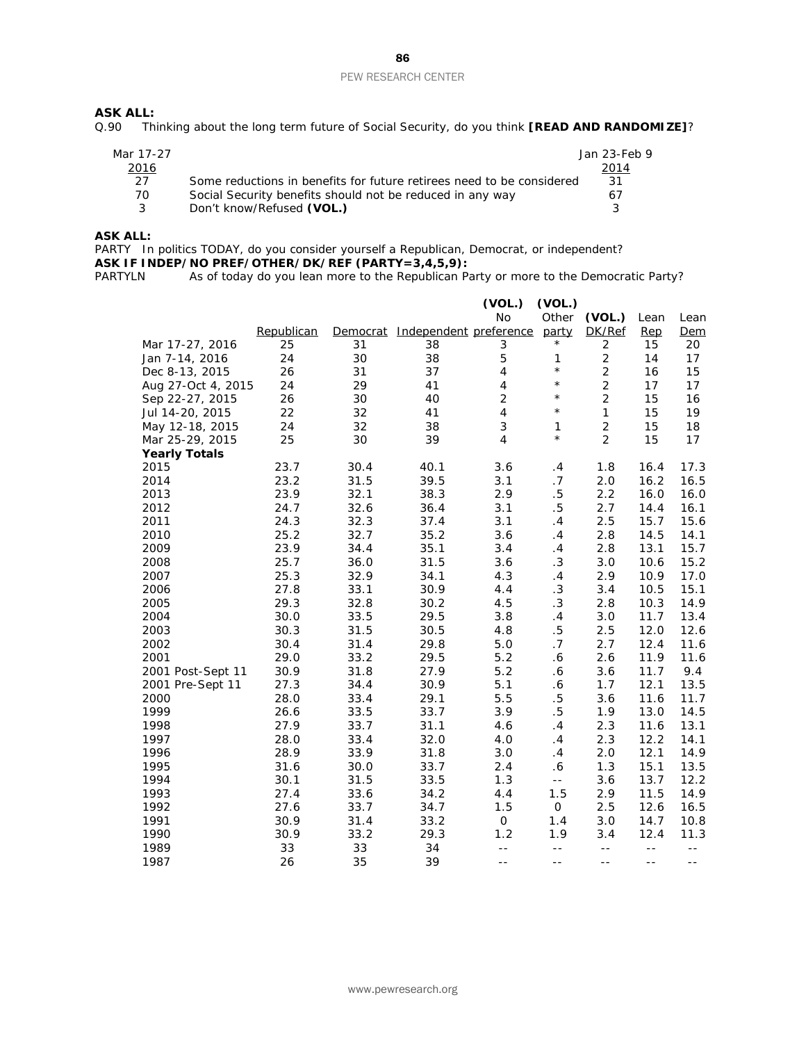**ASK ALL:**
Q.90 Thinking about the long term future of Social Security, do you think **[READ AND RANDOMIZE]**?

| Mar 17-27 2016 | | Jan 23-Feb 9 2014 |
|---|---|---|
| 27 | Some reductions in benefits for future retirees need to be considered | 31 |
| 70 | Social Security benefits should not be reduced in any way | 67 |
| 3 | Don't know/Refused **(VOL.)** | 3 |

**ASK ALL:**
PARTY In politics TODAY, do you consider yourself a Republican, Democrat, or independent?
**ASK IF INDEP/NO PREF/OTHER/DK/REF (PARTY=3,4,5,9):**
PARTYLN As of today do you lean more to the Republican Party or more to the Democratic Party?

| | Republican | Democrat | Independent | **(VOL.)** No preference | **(VOL.)** Other party | **(VOL.)** DK/Ref | Lean Rep | Lean Dem |
|---|---|---|---|---|---|---|---|---|
| Mar 17-27, 2016 | 25 | 31 | 38 | 3 | * | 2 | 15 | 20 |
| Jan 7-14, 2016 | 24 | 30 | 38 | 5 | 1 | 2 | 14 | 17 |
| Dec 8-13, 2015 | 26 | 31 | 37 | 4 | * | 2 | 16 | 15 |
| Aug 27-Oct 4, 2015 | 24 | 29 | 41 | 4 | * | 2 | 17 | 17 |
| Sep 22-27, 2015 | 26 | 30 | 40 | 2 | * | 2 | 15 | 16 |
| Jul 14-20, 2015 | 22 | 32 | 41 | 4 | * | 1 | 15 | 19 |
| May 12-18, 2015 | 24 | 32 | 38 | 3 | 1 | 2 | 15 | 18 |
| Mar 25-29, 2015 | 25 | 30 | 39 | 4 | * | 2 | 15 | 17 |
| **Yearly Totals** | | | | | | | | |
| 2015 | 23.7 | 30.4 | 40.1 | 3.6 | .4 | 1.8 | 16.4 | 17.3 |
| 2014 | 23.2 | 31.5 | 39.5 | 3.1 | .7 | 2.0 | 16.2 | 16.5 |
| 2013 | 23.9 | 32.1 | 38.3 | 2.9 | .5 | 2.2 | 16.0 | 16.0 |
| 2012 | 24.7 | 32.6 | 36.4 | 3.1 | .5 | 2.7 | 14.4 | 16.1 |
| 2011 | 24.3 | 32.3 | 37.4 | 3.1 | .4 | 2.5 | 15.7 | 15.6 |
| 2010 | 25.2 | 32.7 | 35.2 | 3.6 | .4 | 2.8 | 14.5 | 14.1 |
| 2009 | 23.9 | 34.4 | 35.1 | 3.4 | .4 | 2.8 | 13.1 | 15.7 |
| 2008 | 25.7 | 36.0 | 31.5 | 3.6 | .3 | 3.0 | 10.6 | 15.2 |
| 2007 | 25.3 | 32.9 | 34.1 | 4.3 | .4 | 2.9 | 10.9 | 17.0 |
| 2006 | 27.8 | 33.1 | 30.9 | 4.4 | .3 | 3.4 | 10.5 | 15.1 |
| 2005 | 29.3 | 32.8 | 30.2 | 4.5 | .3 | 2.8 | 10.3 | 14.9 |
| 2004 | 30.0 | 33.5 | 29.5 | 3.8 | .4 | 3.0 | 11.7 | 13.4 |
| 2003 | 30.3 | 31.5 | 30.5 | 4.8 | .5 | 2.5 | 12.0 | 12.6 |
| 2002 | 30.4 | 31.4 | 29.8 | 5.0 | .7 | 2.7 | 12.4 | 11.6 |
| 2001 | 29.0 | 33.2 | 29.5 | 5.2 | .6 | 2.6 | 11.9 | 11.6 |
| 2001 Post-Sept 11 | 30.9 | 31.8 | 27.9 | 5.2 | .6 | 3.6 | 11.7 | 9.4 |
| 2001 Pre-Sept 11 | 27.3 | 34.4 | 30.9 | 5.1 | .6 | 1.7 | 12.1 | 13.5 |
| 2000 | 28.0 | 33.4 | 29.1 | 5.5 | .5 | 3.6 | 11.6 | 11.7 |
| 1999 | 26.6 | 33.5 | 33.7 | 3.9 | .5 | 1.9 | 13.0 | 14.5 |
| 1998 | 27.9 | 33.7 | 31.1 | 4.6 | .4 | 2.3 | 11.6 | 13.1 |
| 1997 | 28.0 | 33.4 | 32.0 | 4.0 | .4 | 2.3 | 12.2 | 14.1 |
| 1996 | 28.9 | 33.9 | 31.8 | 3.0 | .4 | 2.0 | 12.1 | 14.9 |
| 1995 | 31.6 | 30.0 | 33.7 | 2.4 | .6 | 1.3 | 15.1 | 13.5 |
| 1994 | 30.1 | 31.5 | 33.5 | 1.3 | -- | 3.6 | 13.7 | 12.2 |
| 1993 | 27.4 | 33.6 | 34.2 | 4.4 | 1.5 | 2.9 | 11.5 | 14.9 |
| 1992 | 27.6 | 33.7 | 34.7 | 1.5 | 0 | 2.5 | 12.6 | 16.5 |
| 1991 | 30.9 | 31.4 | 33.2 | 0 | 1.4 | 3.0 | 14.7 | 10.8 |
| 1990 | 30.9 | 33.2 | 29.3 | 1.2 | 1.9 | 3.4 | 12.4 | 11.3 |
| 1989 | 33 | 33 | 34 | -- | -- | -- | -- | -- |
| 1987 | 26 | 35 | 39 | -- | -- | -- | -- | -- |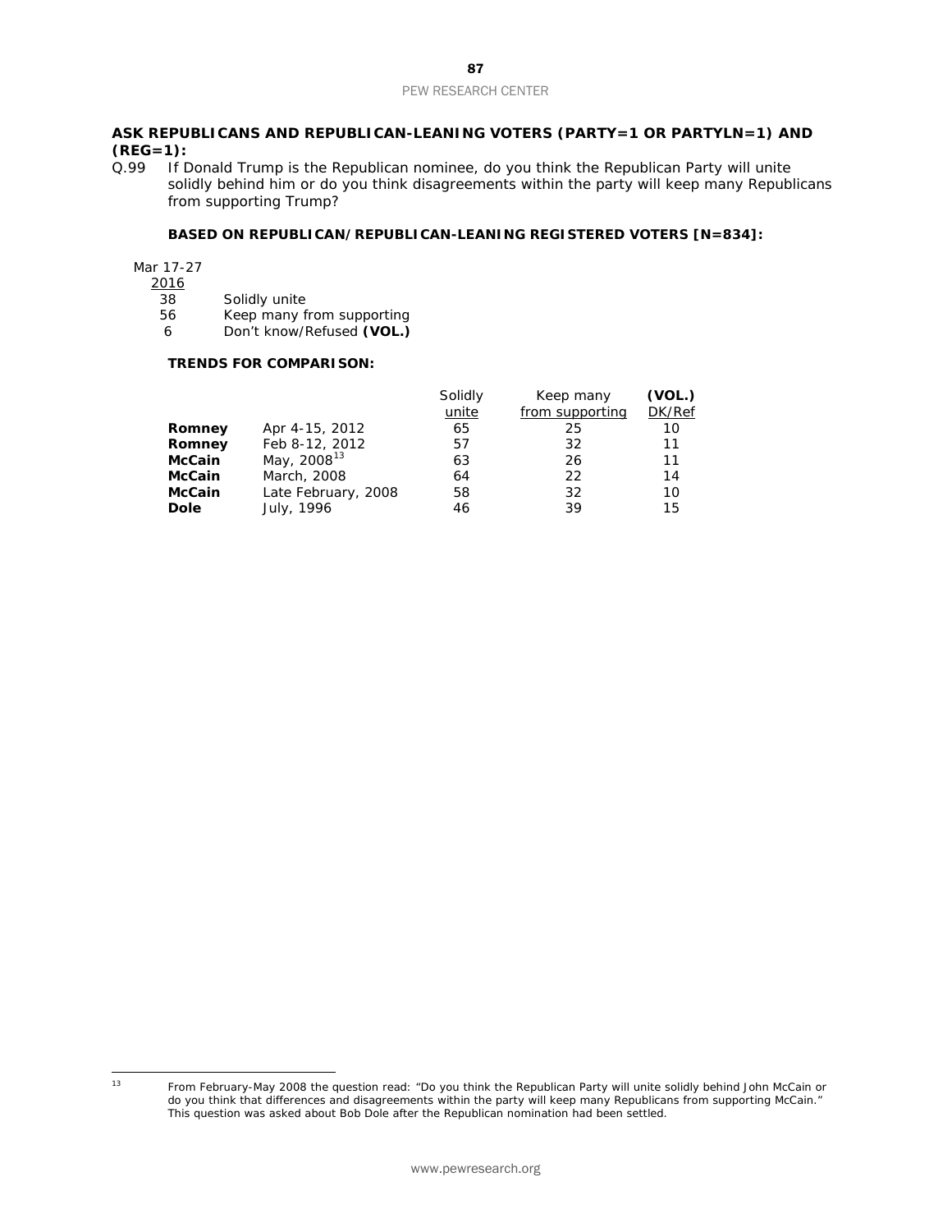**ASK REPUBLICANS AND REPUBLICAN-LEANING VOTERS (PARTY=1 OR PARTYLN=1) AND (REG=1):**

Q.99 If Donald Trump is the Republican nominee, do you think the Republican Party will unite solidly behind him or do you think disagreements within the party will keep many Republicans from supporting Trump?

**BASED ON REPUBLICAN/REPUBLICAN-LEANING REGISTERED VOTERS [N=834]:**

| Mar 17-27 2016 | |
|---|---|
| 38 | Solidly unite |
| 56 | Keep many from supporting |
| 6 | Don't know/Refused **(VOL.)** |

**TRENDS FOR COMPARISON:**

| | | Solidly unite | Keep many from supporting | **(VOL.)** DK/Ref |
|---|---|---|---|---|
| **Romney** | Apr 4-15, 2012 | 65 | 25 | 10 |
| **Romney** | Feb 8-12, 2012 | 57 | 32 | 11 |
| **McCain** | May, 2008[13] | 63 | 26 | 11 |
| **McCain** | March, 2008 | 64 | 22 | 14 |
| **McCain** | Late February, 2008 | 58 | 32 | 10 |
| **Dole** | July, 1996 | 46 | 39 | 15 |

[13] From February-May 2008 the question read: "Do you think the Republican Party will unite solidly behind John McCain or do you think that differences and disagreements within the party will keep many Republicans from supporting McCain." This question was asked about Bob Dole after the Republican nomination had been settled.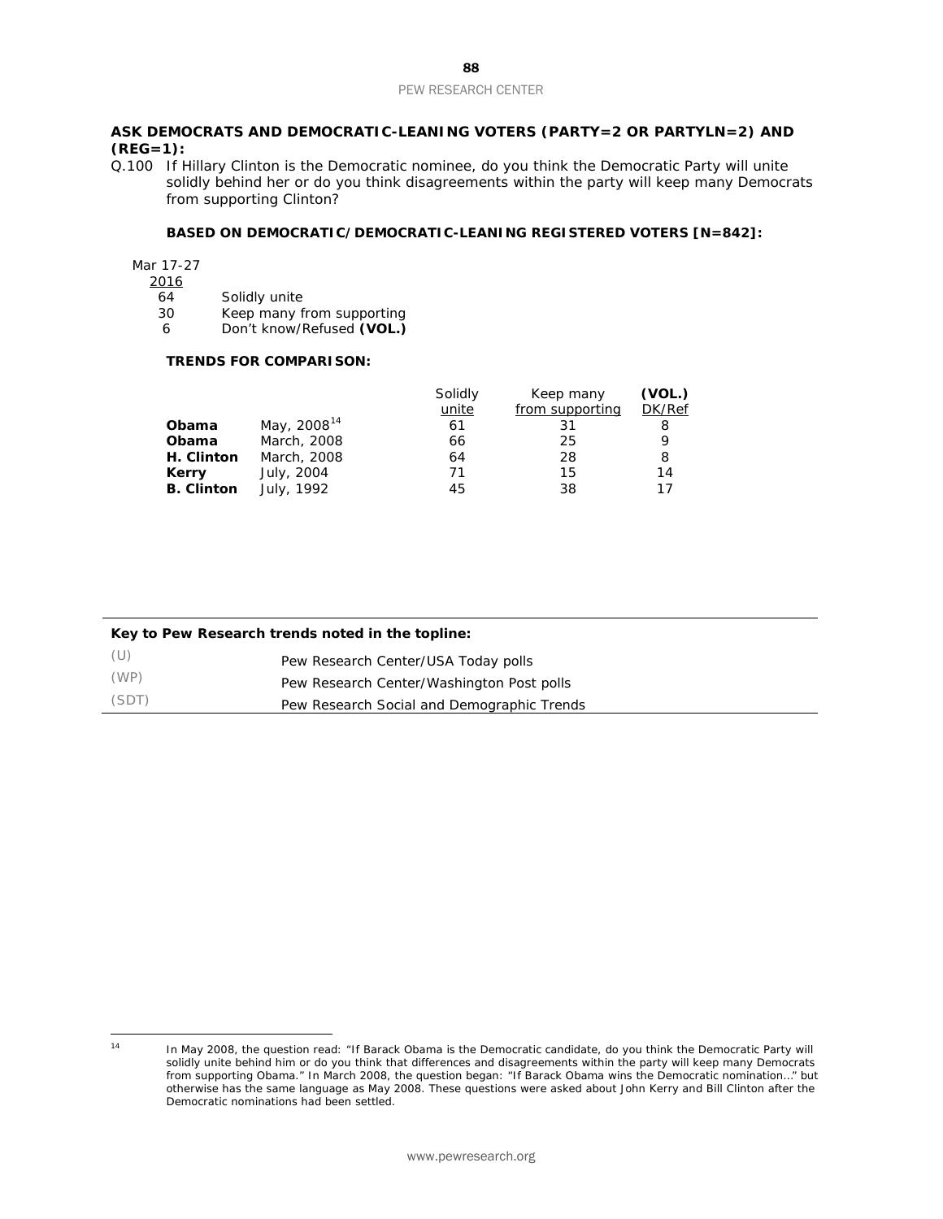**ASK DEMOCRATS AND DEMOCRATIC-LEANING VOTERS (PARTY=2 OR PARTYLN=2) AND (REG=1):**

Q.100 If Hillary Clinton is the Democratic nominee, do you think the Democratic Party will unite solidly behind her or do you think disagreements within the party will keep many Democrats from supporting Clinton?

**BASED ON DEMOCRATIC/DEMOCRATIC-LEANING REGISTERED VOTERS [N=842]:**

| Mar 17-27 2016 | |
|---|---|
| 64 | Solidly unite |
| 30 | Keep many from supporting |
| 6 | Don't know/Refused **(VOL.)** |

**TRENDS FOR COMPARISON:**

| | | Solidly unite | Keep many from supporting | **(VOL.)** DK/Ref |
|---|---|---|---|---|
| **Obama** | May, 2008[14] | 61 | 31 | 8 |
| **Obama** | March, 2008 | 66 | 25 | 9 |
| **H. Clinton** | March, 2008 | 64 | 28 | 8 |
| **Kerry** | July, 2004 | 71 | 15 | 14 |
| **B. Clinton** | July, 1992 | 45 | 38 | 17 |

**Key to Pew Research trends noted in the topline:**

| | |
|---|---|
| (U) | Pew Research Center/USA Today polls |
| (WP) | Pew Research Center/Washington Post polls |
| (SDT) | Pew Research Social and Demographic Trends |

[14] In May 2008, the question read: "If Barack Obama is the Democratic candidate, do you think the Democratic Party will solidly unite behind him or do you think that differences and disagreements within the party will keep many Democrats from supporting Obama." In March 2008, the question began: "If Barack Obama wins the Democratic nomination…" but otherwise has the same language as May 2008. These questions were asked about John Kerry and Bill Clinton after the Democratic nominations had been settled.